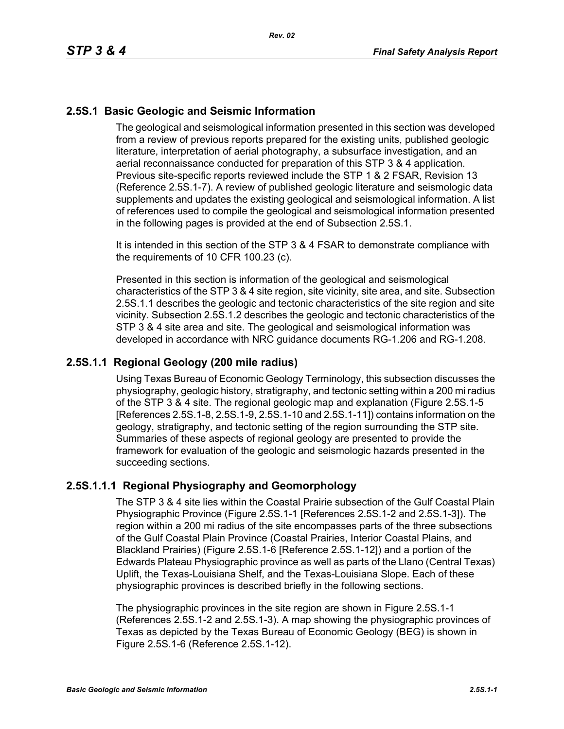## 2.5S.1 Basic Geologic and Seismic Information

The geological and seismological information presented in this section was developed from a review of previous reports prepared for the existing units, published geologic literature, interpretation of aerial photography, a subsurface investigation, and an aerial reconnaissance conducted for preparation of this STP 3 & 4 application. Previous site-specific reports reviewed include the STP 1 & 2 FSAR, Revision 13 (Reference 2.5S.1-7). A review of published geologic literature and seismologic data supplements and updates the existing geological and seismological information. A list of references used to compile the geological and seismological information presented in the following pages is provided at the end of Subsection 2.5S.1.

It is intended in this section of the STP 3 & 4 FSAR to demonstrate compliance with the requirements of 10 CFR 100.23 (c).

Presented in this section is information of the geological and seismological characteristics of the STP 3 & 4 site region, site vicinity, site area, and site. Subsection 2.5S.1.1 describes the geologic and tectonic characteristics of the site region and site vicinity. Subsection 2.5S.1.2 describes the geologic and tectonic characteristics of the STP 3 & 4 site area and site. The geological and seismological information was developed in accordance with NRC guidance documents RG-1.206 and RG-1.208.

### 2.5S.1.1 Regional Geology (200 mile radius)

Using Texas Bureau of Economic Geology Terminology, this subsection discusses the physiography, geologic history, stratigraphy, and tectonic setting within a 200 mi radius of the STP 3 & 4 site. The regional geologic map and explanation (Figure 2.5S.1-5 [References 2.5S.1-8, 2.5S.1-9, 2.5S.1-10 and 2.5S.1-11]) contains information on the geology, stratigraphy, and tectonic setting of the region surrounding the STP site. Summaries of these aspects of regional geology are presented to provide the framework for evaluation of the geologic and seismologic hazards presented in the succeeding sections.

#### 2.5S.1.1.1 Regional Physiography and Geomorphology

The STP 3 & 4 site lies within the Coastal Prairie subsection of the Gulf Coastal Plain Physiographic Province (Figure 2.5S.1-1 [References 2.5S.1-2 and 2.5S.1-3]). The region within a 200 mi radius of the site encompasses parts of the three subsections of the Gulf Coastal Plain Province (Coastal Prairies, Interior Coastal Plains, and Blackland Prairies) (Figure 2.5S.1-6 [Reference 2.5S.1-12]) and a portion of the Edwards Plateau Physiographic province as well as parts of the Llano (Central Texas) Uplift, the Texas-Louisiana Shelf, and the Texas-Louisiana Slope. Each of these physiographic provinces is described briefly in the following sections.

The physiographic provinces in the site region are shown in Figure 2.5S.1-1 (References 2.5S.1-2 and 2.5S.1-3). A map showing the physiographic provinces of Texas as depicted by the Texas Bureau of Economic Geology (BEG) is shown in Figure 2.5S.1-6 (Reference 2.5S.1-12).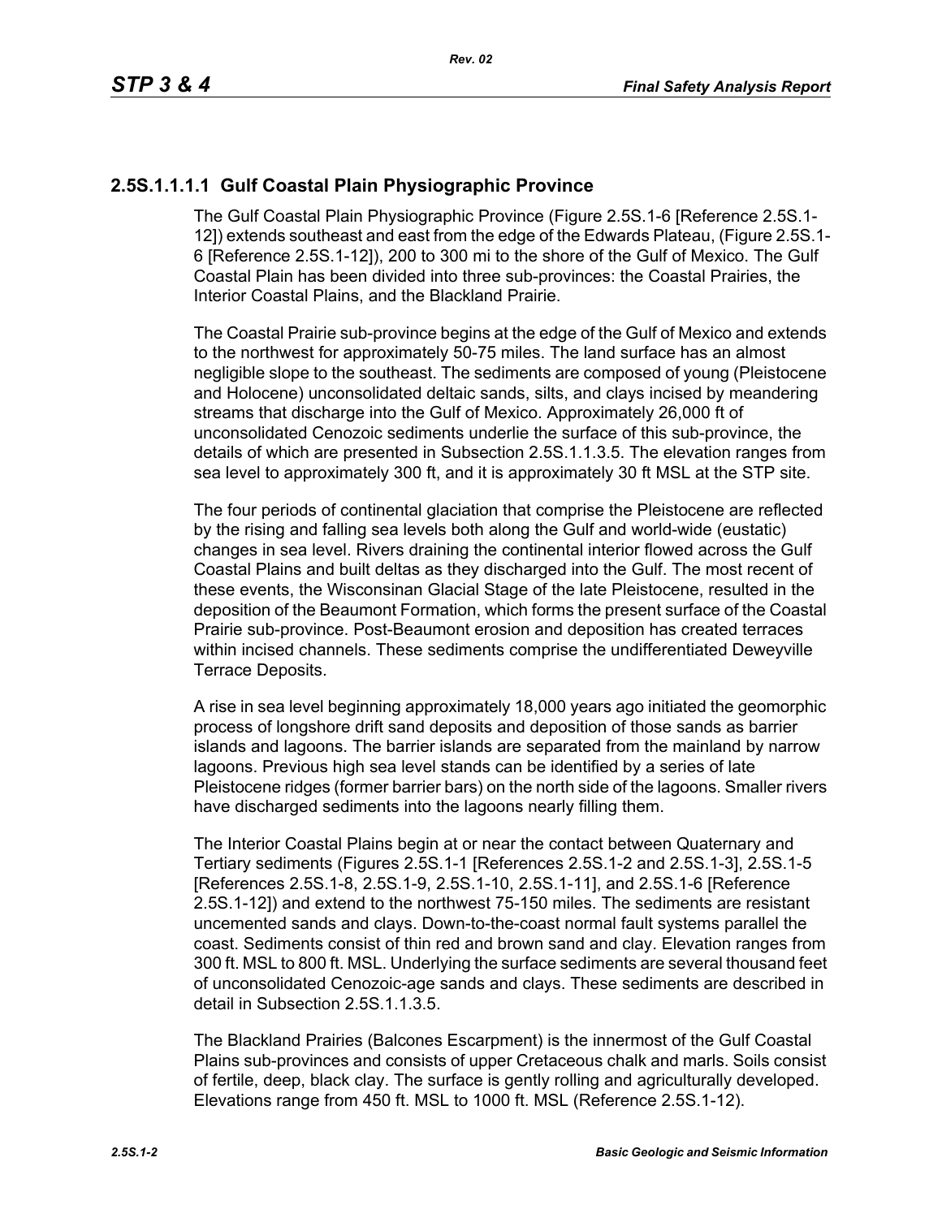#### 2.5S.1.1.1.1 Gulf Coastal Plain Physiographic Province

The Gulf Coastal Plain Physiographic Province (Figure 2.5S.1-6 [Reference 2.5S.1-12]) extends southeast and east from the edge of the Edwards Plateau, (Figure 2.5S.1-6 [Reference 2.5S.1-12]), 200 to 300 mi to the shore of the Gulf of Mexico. The Gulf Coastal Plain has been divided into three sub-provinces: the Coastal Prairies, the Interior Coastal Plains, and the Blackland Prairie.

The Coastal Prairie sub-province begins at the edge of the Gulf of Mexico and extends to the northwest for approximately 50-75 miles. The land surface has an almost negligible slope to the southeast. The sediments are composed of young (Pleistocene and Holocene) unconsolidated deltaic sands, silts, and clays incised by meandering streams that discharge into the Gulf of Mexico. Approximately 26,000 ft of unconsolidated Cenozoic sediments underlie the surface of this sub-province, the details of which are presented in Subsection 2.5S.1.1.3.5. The elevation ranges from sea level to approximately 300 ft, and it is approximately 30 ft MSL at the STP site.

The four periods of continental glaciation that comprise the Pleistocene are reflected by the rising and falling sea levels both along the Gulf and world-wide (eustatic) changes in sea level. Rivers draining the continental interior flowed across the Gulf Coastal Plains and built deltas as they discharged into the Gulf. The most recent of these events, the Wisconsinan Glacial Stage of the late Pleistocene, resulted in the deposition of the Beaumont Formation, which forms the present surface of the Coastal Prairie sub-province. Post-Beaumont erosion and deposition has created terraces within incised channels. These sediments comprise the undifferentiated Deweyville Terrace Deposits.

A rise in sea level beginning approximately 18,000 years ago initiated the geomorphic process of longshore drift sand deposits and deposition of those sands as barrier islands and lagoons. The barrier islands are separated from the mainland by narrow lagoons. Previous high sea level stands can be identified by a series of late Pleistocene ridges (former barrier bars) on the north side of the lagoons. Smaller rivers have discharged sediments into the lagoons nearly filling them.

The Interior Coastal Plains begin at or near the contact between Quaternary and Tertiary sediments (Figures 2.5S.1-1 [References 2.5S.1-2 and 2.5S.1-3], 2.5S.1-5 [References 2.5S.1-8, 2.5S.1-9, 2.5S.1-10, 2.5S.1-11], and 2.5S.1-6 [Reference 2.5S.1-12]) and extend to the northwest 75-150 miles. The sediments are resistant uncemented sands and clays. Down-to-the-coast normal fault systems parallel the coast. Sediments consist of thin red and brown sand and clay. Elevation ranges from 300 ft. MSL to 800 ft. MSL. Underlying the surface sediments are several thousand feet of unconsolidated Cenozoic-age sands and clays. These sediments are described in detail in Subsection 2.5S.1.1.3.5.

The Blackland Prairies (Balcones Escarpment) is the innermost of the Gulf Coastal Plains sub-provinces and consists of upper Cretaceous chalk and marls. Soils consist of fertile, deep, black clay. The surface is gently rolling and agriculturally developed. Elevations range from 450 ft. MSL to 1000 ft. MSL (Reference 2.5S.1-12).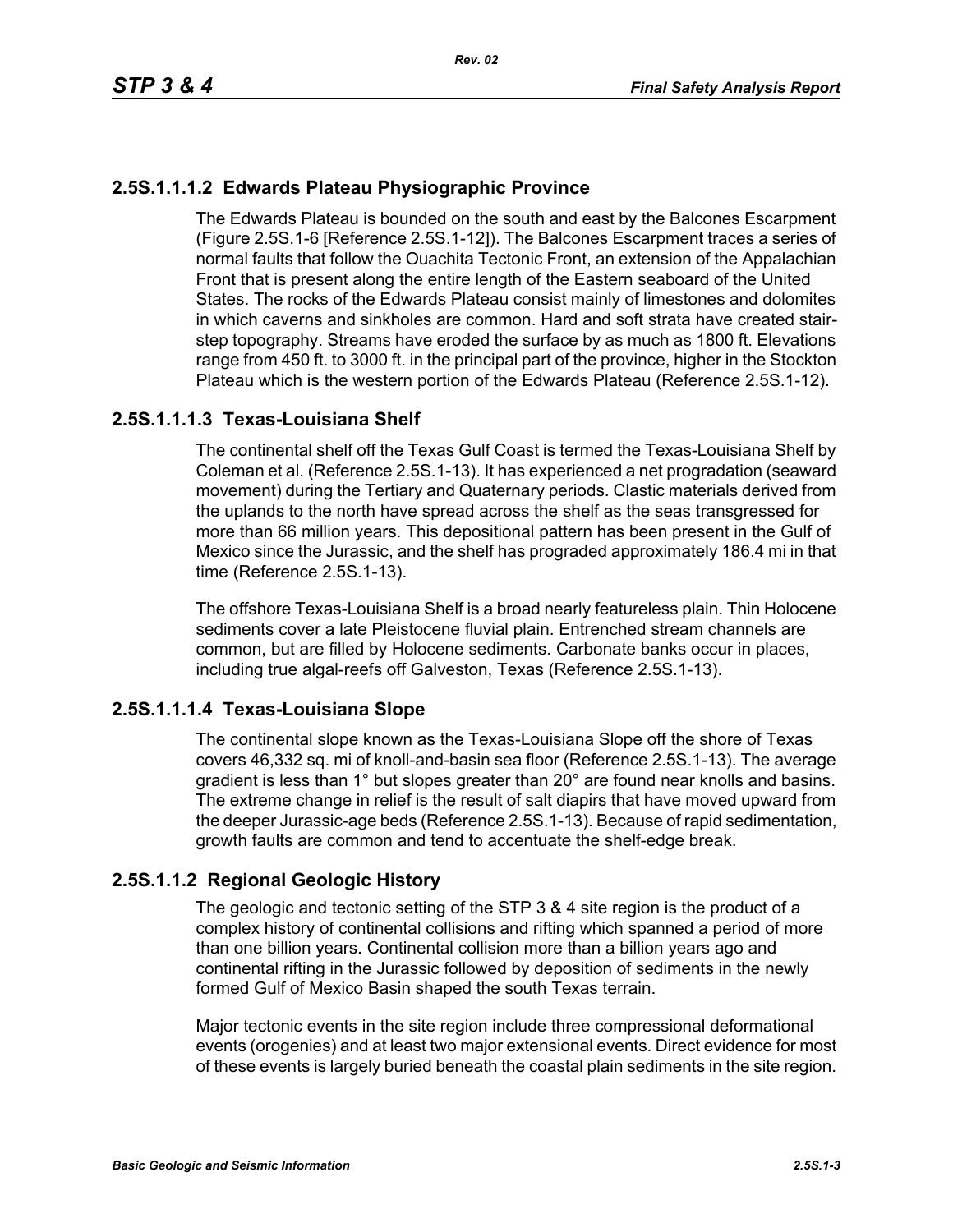#### 2.5S.1.1.1.2 Edwards Plateau Physiographic Province

The Edwards Plateau is bounded on the south and east by the Balcones Escarpment (Figure 2.5S.1-6 [Reference 2.5S.1-12]). The Balcones Escarpment traces a series of normal faults that follow the Ouachita Tectonic Front, an extension of the Appalachian Front that is present along the entire length of the Eastern seaboard of the United States. The rocks of the Edwards Plateau consist mainly of limestones and dolomites in which caverns and sinkholes are common. Hard and soft strata have created stair-step topography. Streams have eroded the surface by as much as 1800 ft. Elevations range from 450 ft. to 3000 ft. in the principal part of the province, higher in the Stockton Plateau which is the western portion of the Edwards Plateau (Reference 2.5S.1-12).

#### 2.5S.1.1.1.3 Texas-Louisiana Shelf

The continental shelf off the Texas Gulf Coast is termed the Texas-Louisiana Shelf by Coleman et al. (Reference 2.5S.1-13). It has experienced a net progradation (seaward movement) during the Tertiary and Quaternary periods. Clastic materials derived from the uplands to the north have spread across the shelf as the seas transgressed for more than 66 million years. This depositional pattern has been present in the Gulf of Mexico since the Jurassic, and the shelf has prograded approximately 186.4 mi in that time (Reference 2.5S.1-13).

The offshore Texas-Louisiana Shelf is a broad nearly featureless plain. Thin Holocene sediments cover a late Pleistocene fluvial plain. Entrenched stream channels are common, but are filled by Holocene sediments. Carbonate banks occur in places, including true algal-reefs off Galveston, Texas (Reference 2.5S.1-13).

#### 2.5S.1.1.1.4 Texas-Louisiana Slope

The continental slope known as the Texas-Louisiana Slope off the shore of Texas covers 46,332 sq. mi of knoll-and-basin sea floor (Reference 2.5S.1-13). The average gradient is less than 1° but slopes greater than 20° are found near knolls and basins. The extreme change in relief is the result of salt diapirs that have moved upward from the deeper Jurassic-age beds (Reference 2.5S.1-13). Because of rapid sedimentation, growth faults are common and tend to accentuate the shelf-edge break.

### 2.5S.1.1.2 Regional Geologic History

The geologic and tectonic setting of the STP 3 & 4 site region is the product of a complex history of continental collisions and rifting which spanned a period of more than one billion years. Continental collision more than a billion years ago and continental rifting in the Jurassic followed by deposition of sediments in the newly formed Gulf of Mexico Basin shaped the south Texas terrain.

Major tectonic events in the site region include three compressional deformational events (orogenies) and at least two major extensional events. Direct evidence for most of these events is largely buried beneath the coastal plain sediments in the site region.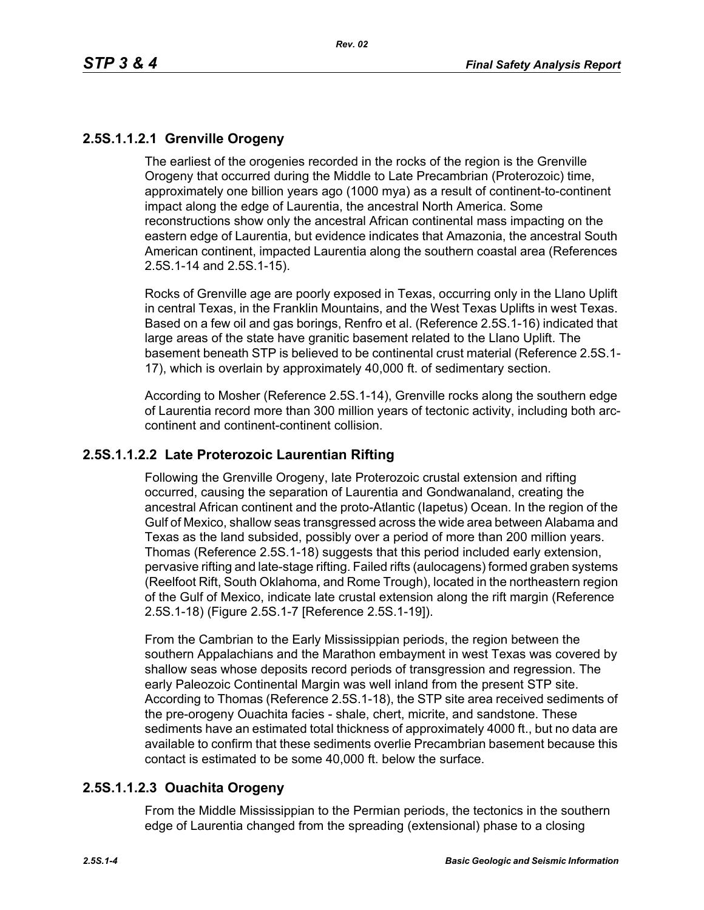### 2.5S.1.1.2.1 Grenville Orogeny

The earliest of the orogenies recorded in the rocks of the region is the Grenville Orogeny that occurred during the Middle to Late Precambrian (Proterozoic) time, approximately one billion years ago (1000 mya) as a result of continent-to-continent impact along the edge of Laurentia, the ancestral North America. Some reconstructions show only the ancestral African continental mass impacting on the eastern edge of Laurentia, but evidence indicates that Amazonia, the ancestral South American continent, impacted Laurentia along the southern coastal area (References 2.5S.1-14 and 2.5S.1-15).

Rocks of Grenville age are poorly exposed in Texas, occurring only in the Llano Uplift in central Texas, in the Franklin Mountains, and the West Texas Uplifts in west Texas. Based on a few oil and gas borings, Renfro et al. (Reference 2.5S.1-16) indicated that large areas of the state have granitic basement related to the Llano Uplift. The basement beneath STP is believed to be continental crust material (Reference 2.5S.1-17), which is overlain by approximately 40,000 ft. of sedimentary section.

According to Mosher (Reference 2.5S.1-14), Grenville rocks along the southern edge of Laurentia record more than 300 million years of tectonic activity, including both arc-continent and continent-continent collision.

### 2.5S.1.1.2.2 Late Proterozoic Laurentian Rifting

Following the Grenville Orogeny, late Proterozoic crustal extension and rifting occurred, causing the separation of Laurentia and Gondwanaland, creating the ancestral African continent and the proto-Atlantic (Iapetus) Ocean. In the region of the Gulf of Mexico, shallow seas transgressed across the wide area between Alabama and Texas as the land subsided, possibly over a period of more than 200 million years. Thomas (Reference 2.5S.1-18) suggests that this period included early extension, pervasive rifting and late-stage rifting. Failed rifts (aulocagens) formed graben systems (Reelfoot Rift, South Oklahoma, and Rome Trough), located in the northeastern region of the Gulf of Mexico, indicate late crustal extension along the rift margin (Reference 2.5S.1-18) (Figure 2.5S.1-7 [Reference 2.5S.1-19]).

From the Cambrian to the Early Mississippian periods, the region between the southern Appalachians and the Marathon embayment in west Texas was covered by shallow seas whose deposits record periods of transgression and regression. The early Paleozoic Continental Margin was well inland from the present STP site. According to Thomas (Reference 2.5S.1-18), the STP site area received sediments of the pre-orogeny Ouachita facies - shale, chert, micrite, and sandstone. These sediments have an estimated total thickness of approximately 4000 ft., but no data are available to confirm that these sediments overlie Precambrian basement because this contact is estimated to be some 40,000 ft. below the surface.

### 2.5S.1.1.2.3 Ouachita Orogeny

From the Middle Mississippian to the Permian periods, the tectonics in the southern edge of Laurentia changed from the spreading (extensional) phase to a closing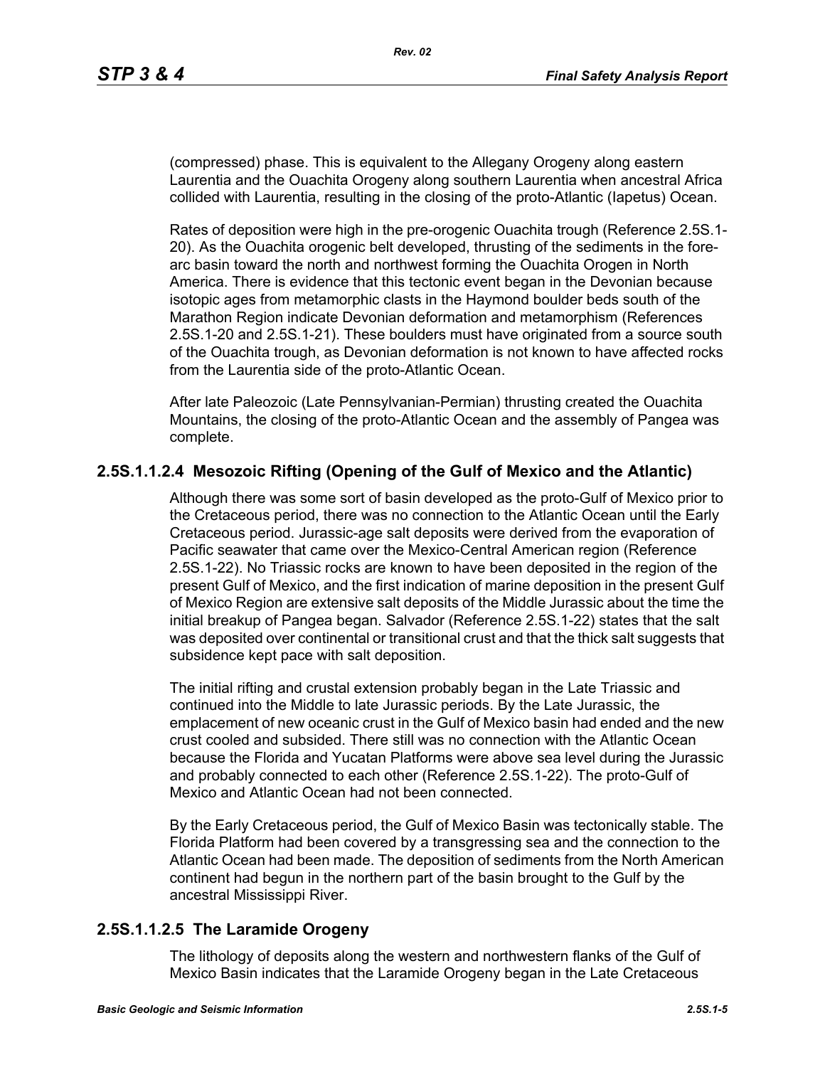(compressed) phase. This is equivalent to the Allegany Orogeny along eastern Laurentia and the Ouachita Orogeny along southern Laurentia when ancestral Africa collided with Laurentia, resulting in the closing of the proto-Atlantic (Iapetus) Ocean.

Rates of deposition were high in the pre-orogenic Ouachita trough (Reference 2.5S.1-20). As the Ouachita orogenic belt developed, thrusting of the sediments in the fore-arc basin toward the north and northwest forming the Ouachita Orogen in North America. There is evidence that this tectonic event began in the Devonian because isotopic ages from metamorphic clasts in the Haymond boulder beds south of the Marathon Region indicate Devonian deformation and metamorphism (References 2.5S.1-20 and 2.5S.1-21). These boulders must have originated from a source south of the Ouachita trough, as Devonian deformation is not known to have affected rocks from the Laurentia side of the proto-Atlantic Ocean.

After late Paleozoic (Late Pennsylvanian-Permian) thrusting created the Ouachita Mountains, the closing of the proto-Atlantic Ocean and the assembly of Pangea was complete.

### 2.5S.1.1.2.4 Mesozoic Rifting (Opening of the Gulf of Mexico and the Atlantic)

Although there was some sort of basin developed as the proto-Gulf of Mexico prior to the Cretaceous period, there was no connection to the Atlantic Ocean until the Early Cretaceous period. Jurassic-age salt deposits were derived from the evaporation of Pacific seawater that came over the Mexico-Central American region (Reference 2.5S.1-22). No Triassic rocks are known to have been deposited in the region of the present Gulf of Mexico, and the first indication of marine deposition in the present Gulf of Mexico Region are extensive salt deposits of the Middle Jurassic about the time the initial breakup of Pangea began. Salvador (Reference 2.5S.1-22) states that the salt was deposited over continental or transitional crust and that the thick salt suggests that subsidence kept pace with salt deposition.

The initial rifting and crustal extension probably began in the Late Triassic and continued into the Middle to late Jurassic periods. By the Late Jurassic, the emplacement of new oceanic crust in the Gulf of Mexico basin had ended and the new crust cooled and subsided. There still was no connection with the Atlantic Ocean because the Florida and Yucatan Platforms were above sea level during the Jurassic and probably connected to each other (Reference 2.5S.1-22). The proto-Gulf of Mexico and Atlantic Ocean had not been connected.

By the Early Cretaceous period, the Gulf of Mexico Basin was tectonically stable. The Florida Platform had been covered by a transgressing sea and the connection to the Atlantic Ocean had been made. The deposition of sediments from the North American continent had begun in the northern part of the basin brought to the Gulf by the ancestral Mississippi River.

### 2.5S.1.1.2.5 The Laramide Orogeny

The lithology of deposits along the western and northwestern flanks of the Gulf of Mexico Basin indicates that the Laramide Orogeny began in the Late Cretaceous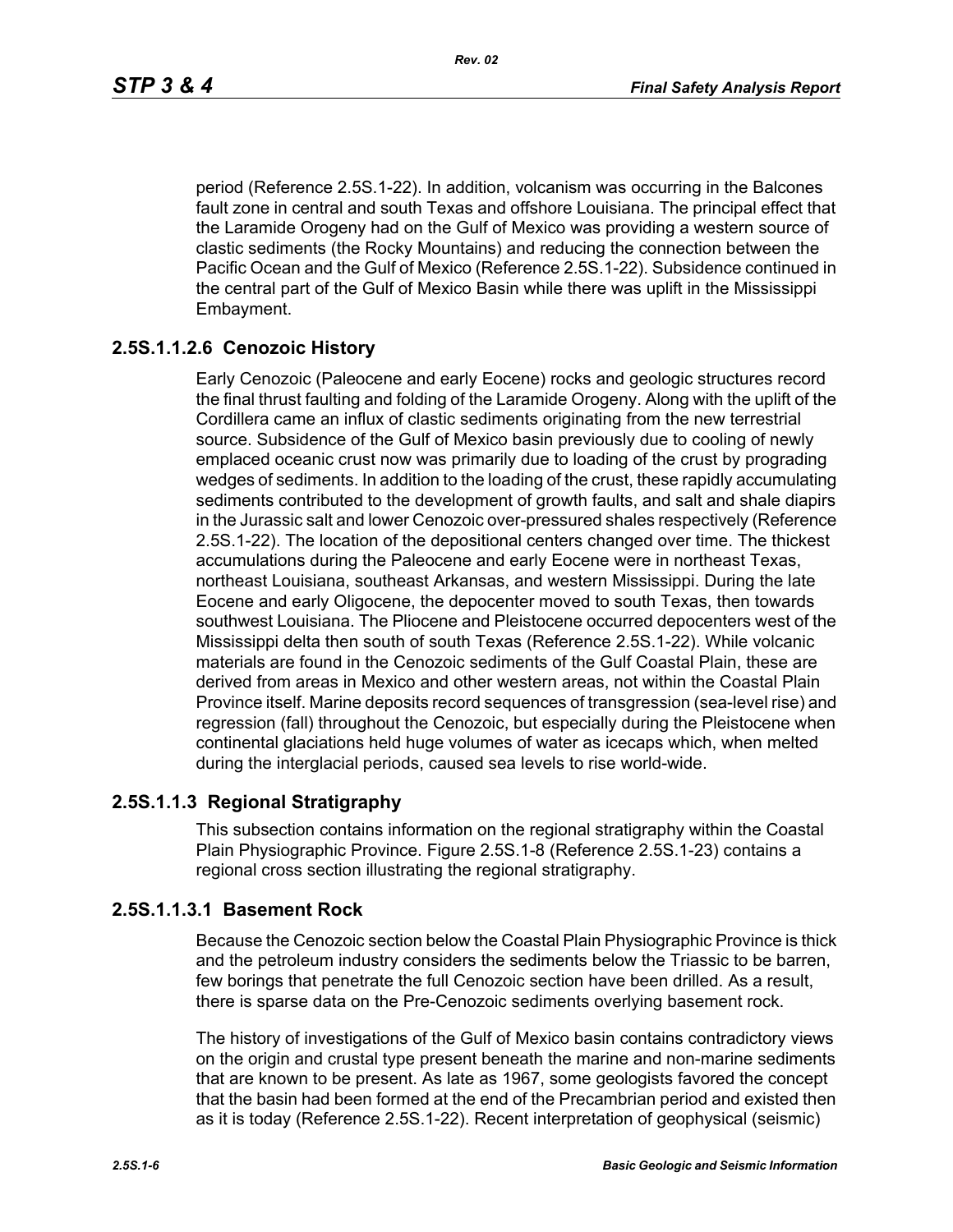period (Reference 2.5S.1-22). In addition, volcanism was occurring in the Balcones fault zone in central and south Texas and offshore Louisiana. The principal effect that the Laramide Orogeny had on the Gulf of Mexico was providing a western source of clastic sediments (the Rocky Mountains) and reducing the connection between the Pacific Ocean and the Gulf of Mexico (Reference 2.5S.1-22). Subsidence continued in the central part of the Gulf of Mexico Basin while there was uplift in the Mississippi Embayment.

#### 2.5S.1.1.2.6 Cenozoic History

Early Cenozoic (Paleocene and early Eocene) rocks and geologic structures record the final thrust faulting and folding of the Laramide Orogeny. Along with the uplift of the Cordillera came an influx of clastic sediments originating from the new terrestrial source. Subsidence of the Gulf of Mexico basin previously due to cooling of newly emplaced oceanic crust now was primarily due to loading of the crust by prograding wedges of sediments. In addition to the loading of the crust, these rapidly accumulating sediments contributed to the development of growth faults, and salt and shale diapirs in the Jurassic salt and lower Cenozoic over-pressured shales respectively (Reference 2.5S.1-22). The location of the depositional centers changed over time. The thickest accumulations during the Paleocene and early Eocene were in northeast Texas, northeast Louisiana, southeast Arkansas, and western Mississippi. During the late Eocene and early Oligocene, the depocenter moved to south Texas, then towards southwest Louisiana. The Pliocene and Pleistocene occurred depocenters west of the Mississippi delta then south of south Texas (Reference 2.5S.1-22). While volcanic materials are found in the Cenozoic sediments of the Gulf Coastal Plain, these are derived from areas in Mexico and other western areas, not within the Coastal Plain Province itself. Marine deposits record sequences of transgression (sea-level rise) and regression (fall) throughout the Cenozoic, but especially during the Pleistocene when continental glaciations held huge volumes of water as icecaps which, when melted during the interglacial periods, caused sea levels to rise world-wide.

### 2.5S.1.1.3 Regional Stratigraphy

This subsection contains information on the regional stratigraphy within the Coastal Plain Physiographic Province. Figure 2.5S.1-8 (Reference 2.5S.1-23) contains a regional cross section illustrating the regional stratigraphy.

#### 2.5S.1.1.3.1 Basement Rock

Because the Cenozoic section below the Coastal Plain Physiographic Province is thick and the petroleum industry considers the sediments below the Triassic to be barren, few borings that penetrate the full Cenozoic section have been drilled. As a result, there is sparse data on the Pre-Cenozoic sediments overlying basement rock.

The history of investigations of the Gulf of Mexico basin contains contradictory views on the origin and crustal type present beneath the marine and non-marine sediments that are known to be present. As late as 1967, some geologists favored the concept that the basin had been formed at the end of the Precambrian period and existed then as it is today (Reference 2.5S.1-22). Recent interpretation of geophysical (seismic)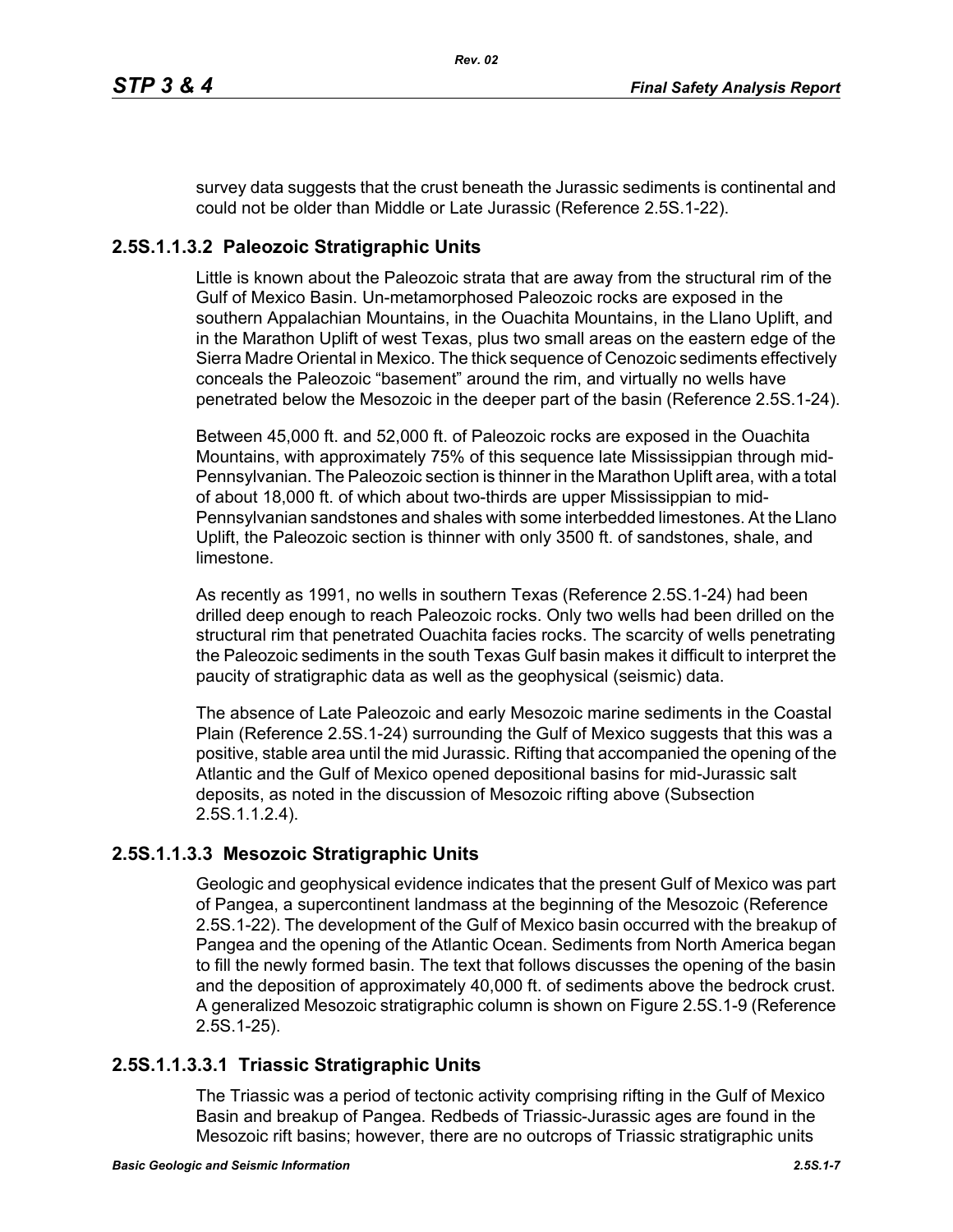survey data suggests that the crust beneath the Jurassic sediments is continental and could not be older than Middle or Late Jurassic (Reference 2.5S.1-22).

### 2.5S.1.1.3.2 Paleozoic Stratigraphic Units

Little is known about the Paleozoic strata that are away from the structural rim of the Gulf of Mexico Basin. Un-metamorphosed Paleozoic rocks are exposed in the southern Appalachian Mountains, in the Ouachita Mountains, in the Llano Uplift, and in the Marathon Uplift of west Texas, plus two small areas on the eastern edge of the Sierra Madre Oriental in Mexico. The thick sequence of Cenozoic sediments effectively conceals the Paleozoic "basement" around the rim, and virtually no wells have penetrated below the Mesozoic in the deeper part of the basin (Reference 2.5S.1-24).

Between 45,000 ft. and 52,000 ft. of Paleozoic rocks are exposed in the Ouachita Mountains, with approximately 75% of this sequence late Mississippian through mid-Pennsylvanian. The Paleozoic section is thinner in the Marathon Uplift area, with a total of about 18,000 ft. of which about two-thirds are upper Mississippian to mid-Pennsylvanian sandstones and shales with some interbedded limestones. At the Llano Uplift, the Paleozoic section is thinner with only 3500 ft. of sandstones, shale, and limestone.

As recently as 1991, no wells in southern Texas (Reference 2.5S.1-24) had been drilled deep enough to reach Paleozoic rocks. Only two wells had been drilled on the structural rim that penetrated Ouachita facies rocks. The scarcity of wells penetrating the Paleozoic sediments in the south Texas Gulf basin makes it difficult to interpret the paucity of stratigraphic data as well as the geophysical (seismic) data.

The absence of Late Paleozoic and early Mesozoic marine sediments in the Coastal Plain (Reference 2.5S.1-24) surrounding the Gulf of Mexico suggests that this was a positive, stable area until the mid Jurassic. Rifting that accompanied the opening of the Atlantic and the Gulf of Mexico opened depositional basins for mid-Jurassic salt deposits, as noted in the discussion of Mesozoic rifting above (Subsection 2.5S.1.1.2.4).

### 2.5S.1.1.3.3 Mesozoic Stratigraphic Units

Geologic and geophysical evidence indicates that the present Gulf of Mexico was part of Pangea, a supercontinent landmass at the beginning of the Mesozoic (Reference 2.5S.1-22). The development of the Gulf of Mexico basin occurred with the breakup of Pangea and the opening of the Atlantic Ocean. Sediments from North America began to fill the newly formed basin. The text that follows discusses the opening of the basin and the deposition of approximately 40,000 ft. of sediments above the bedrock crust. A generalized Mesozoic stratigraphic column is shown on Figure 2.5S.1-9 (Reference 2.5S.1-25).

### 2.5S.1.1.3.3.1 Triassic Stratigraphic Units

The Triassic was a period of tectonic activity comprising rifting in the Gulf of Mexico Basin and breakup of Pangea. Redbeds of Triassic-Jurassic ages are found in the Mesozoic rift basins; however, there are no outcrops of Triassic stratigraphic units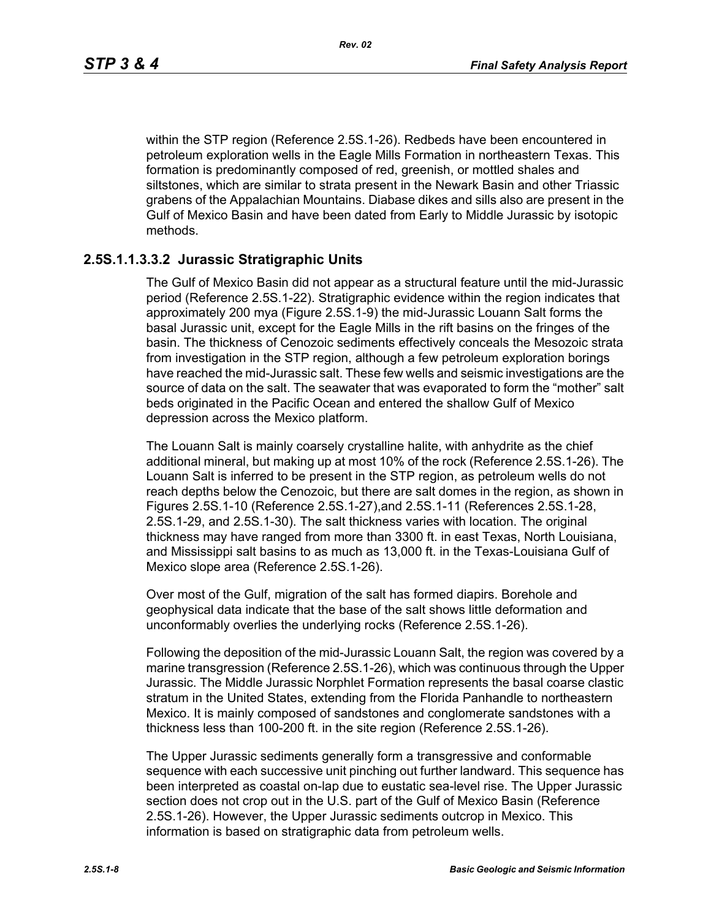within the STP region (Reference 2.5S.1-26). Redbeds have been encountered in petroleum exploration wells in the Eagle Mills Formation in northeastern Texas. This formation is predominantly composed of red, greenish, or mottled shales and siltstones, which are similar to strata present in the Newark Basin and other Triassic grabens of the Appalachian Mountains. Diabase dikes and sills also are present in the Gulf of Mexico Basin and have been dated from Early to Middle Jurassic by isotopic methods.

### 2.5S.1.1.3.3.2 Jurassic Stratigraphic Units

The Gulf of Mexico Basin did not appear as a structural feature until the mid-Jurassic period (Reference 2.5S.1-22). Stratigraphic evidence within the region indicates that approximately 200 mya (Figure 2.5S.1-9) the mid-Jurassic Louann Salt forms the basal Jurassic unit, except for the Eagle Mills in the rift basins on the fringes of the basin. The thickness of Cenozoic sediments effectively conceals the Mesozoic strata from investigation in the STP region, although a few petroleum exploration borings have reached the mid-Jurassic salt. These few wells and seismic investigations are the source of data on the salt. The seawater that was evaporated to form the "mother" salt beds originated in the Pacific Ocean and entered the shallow Gulf of Mexico depression across the Mexico platform.

The Louann Salt is mainly coarsely crystalline halite, with anhydrite as the chief additional mineral, but making up at most 10% of the rock (Reference 2.5S.1-26). The Louann Salt is inferred to be present in the STP region, as petroleum wells do not reach depths below the Cenozoic, but there are salt domes in the region, as shown in Figures 2.5S.1-10 (Reference 2.5S.1-27),and 2.5S.1-11 (References 2.5S.1-28, 2.5S.1-29, and 2.5S.1-30). The salt thickness varies with location. The original thickness may have ranged from more than 3300 ft. in east Texas, North Louisiana, and Mississippi salt basins to as much as 13,000 ft. in the Texas-Louisiana Gulf of Mexico slope area (Reference 2.5S.1-26).

Over most of the Gulf, migration of the salt has formed diapirs. Borehole and geophysical data indicate that the base of the salt shows little deformation and unconformably overlies the underlying rocks (Reference 2.5S.1-26).

Following the deposition of the mid-Jurassic Louann Salt, the region was covered by a marine transgression (Reference 2.5S.1-26), which was continuous through the Upper Jurassic. The Middle Jurassic Norphlet Formation represents the basal coarse clastic stratum in the United States, extending from the Florida Panhandle to northeastern Mexico. It is mainly composed of sandstones and conglomerate sandstones with a thickness less than 100-200 ft. in the site region (Reference 2.5S.1-26).

The Upper Jurassic sediments generally form a transgressive and conformable sequence with each successive unit pinching out further landward. This sequence has been interpreted as coastal on-lap due to eustatic sea-level rise. The Upper Jurassic section does not crop out in the U.S. part of the Gulf of Mexico Basin (Reference 2.5S.1-26). However, the Upper Jurassic sediments outcrop in Mexico. This information is based on stratigraphic data from petroleum wells.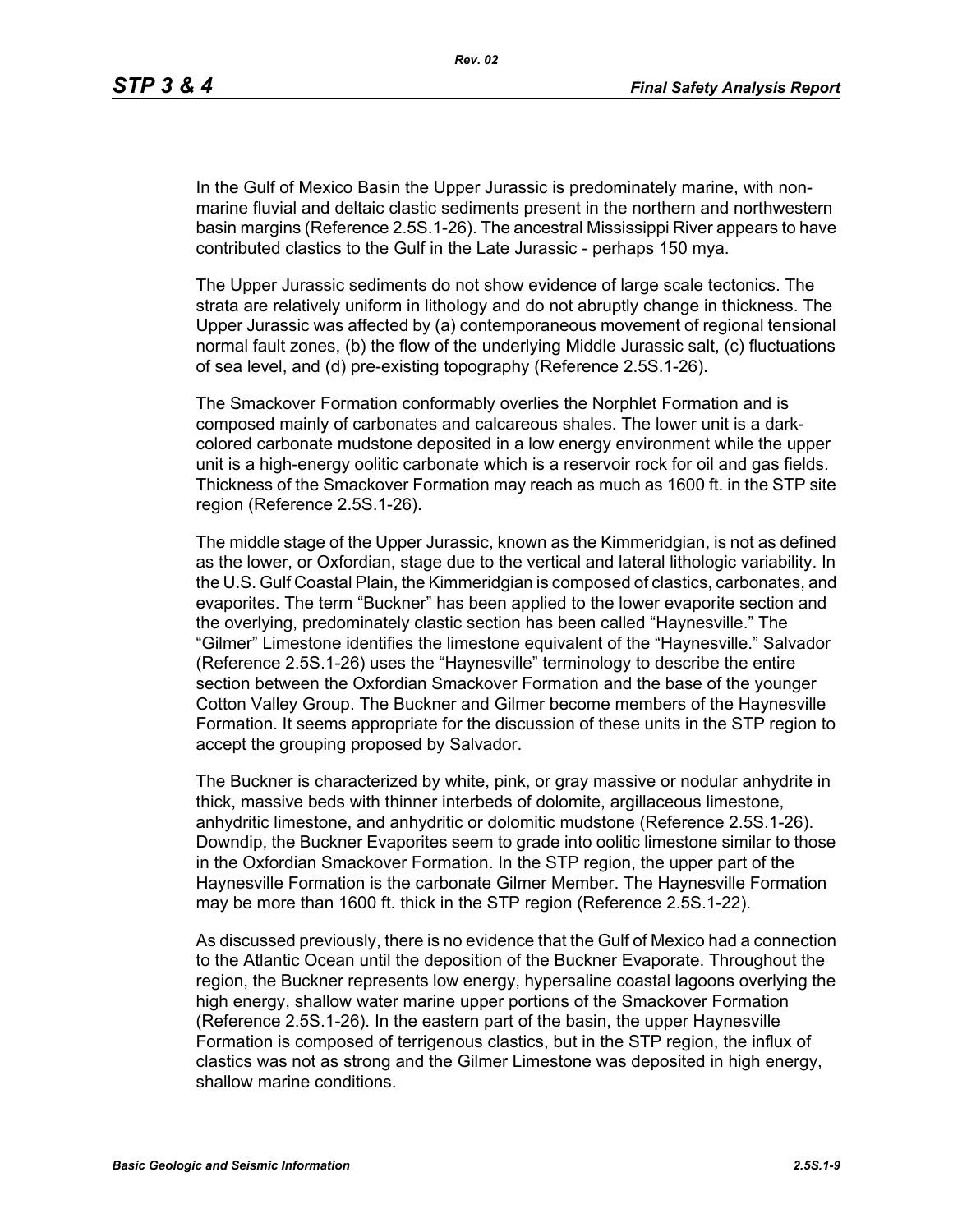In the Gulf of Mexico Basin the Upper Jurassic is predominately marine, with non-marine fluvial and deltaic clastic sediments present in the northern and northwestern basin margins (Reference 2.5S.1-26). The ancestral Mississippi River appears to have contributed clastics to the Gulf in the Late Jurassic - perhaps 150 mya.

The Upper Jurassic sediments do not show evidence of large scale tectonics. The strata are relatively uniform in lithology and do not abruptly change in thickness. The Upper Jurassic was affected by (a) contemporaneous movement of regional tensional normal fault zones, (b) the flow of the underlying Middle Jurassic salt, (c) fluctuations of sea level, and (d) pre-existing topography (Reference 2.5S.1-26).

The Smackover Formation conformably overlies the Norphlet Formation and is composed mainly of carbonates and calcareous shales. The lower unit is a dark-colored carbonate mudstone deposited in a low energy environment while the upper unit is a high-energy oolitic carbonate which is a reservoir rock for oil and gas fields. Thickness of the Smackover Formation may reach as much as 1600 ft. in the STP site region (Reference 2.5S.1-26).

The middle stage of the Upper Jurassic, known as the Kimmeridgian, is not as defined as the lower, or Oxfordian, stage due to the vertical and lateral lithologic variability. In the U.S. Gulf Coastal Plain, the Kimmeridgian is composed of clastics, carbonates, and evaporites. The term "Buckner" has been applied to the lower evaporite section and the overlying, predominately clastic section has been called "Haynesville." The "Gilmer" Limestone identifies the limestone equivalent of the "Haynesville." Salvador (Reference 2.5S.1-26) uses the "Haynesville" terminology to describe the entire section between the Oxfordian Smackover Formation and the base of the younger Cotton Valley Group. The Buckner and Gilmer become members of the Haynesville Formation. It seems appropriate for the discussion of these units in the STP region to accept the grouping proposed by Salvador.

The Buckner is characterized by white, pink, or gray massive or nodular anhydrite in thick, massive beds with thinner interbeds of dolomite, argillaceous limestone, anhydritic limestone, and anhydritic or dolomitic mudstone (Reference 2.5S.1-26). Downdip, the Buckner Evaporites seem to grade into oolitic limestone similar to those in the Oxfordian Smackover Formation. In the STP region, the upper part of the Haynesville Formation is the carbonate Gilmer Member. The Haynesville Formation may be more than 1600 ft. thick in the STP region (Reference 2.5S.1-22).

As discussed previously, there is no evidence that the Gulf of Mexico had a connection to the Atlantic Ocean until the deposition of the Buckner Evaporate. Throughout the region, the Buckner represents low energy, hypersaline coastal lagoons overlying the high energy, shallow water marine upper portions of the Smackover Formation (Reference 2.5S.1-26). In the eastern part of the basin, the upper Haynesville Formation is composed of terrigenous clastics, but in the STP region, the influx of clastics was not as strong and the Gilmer Limestone was deposited in high energy, shallow marine conditions.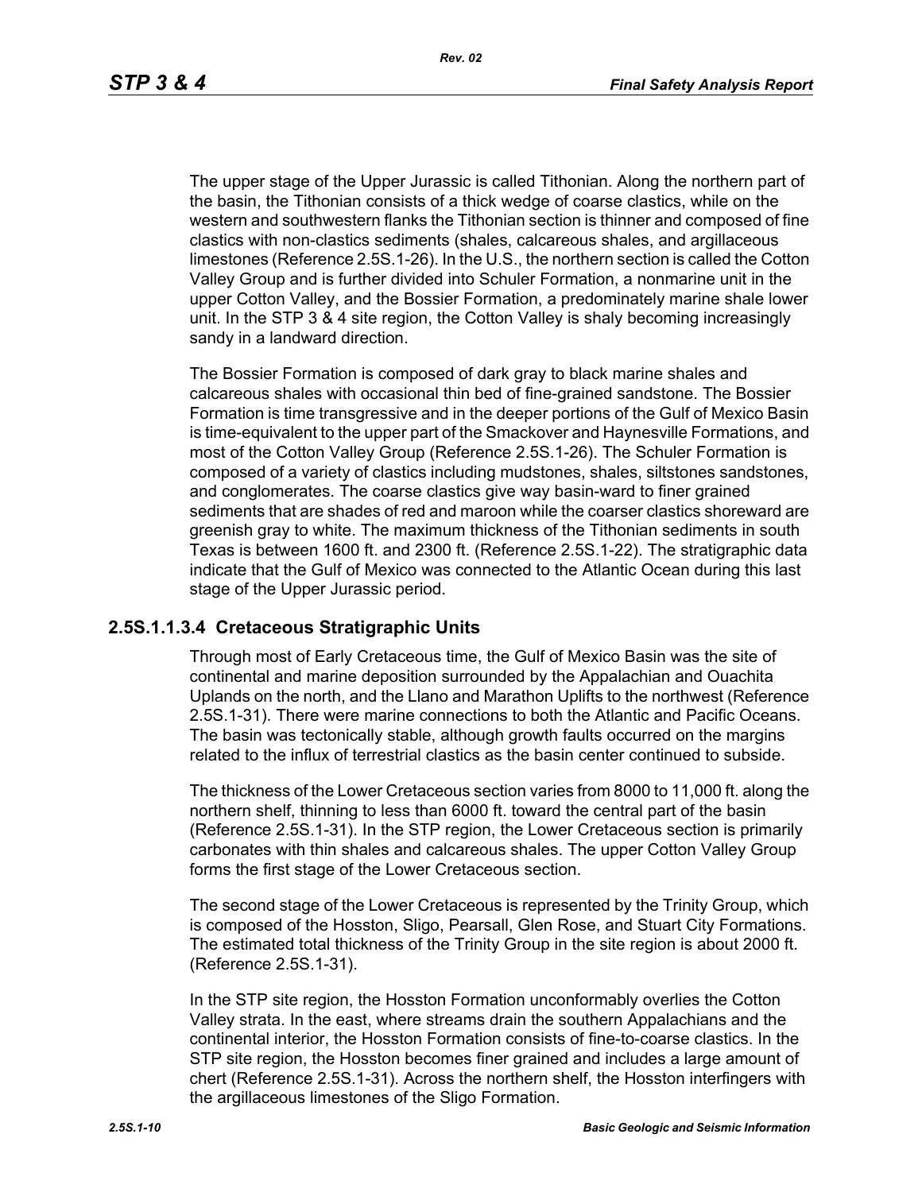The upper stage of the Upper Jurassic is called Tithonian. Along the northern part of the basin, the Tithonian consists of a thick wedge of coarse clastics, while on the western and southwestern flanks the Tithonian section is thinner and composed of fine clastics with non-clastics sediments (shales, calcareous shales, and argillaceous limestones (Reference 2.5S.1-26). In the U.S., the northern section is called the Cotton Valley Group and is further divided into Schuler Formation, a nonmarine unit in the upper Cotton Valley, and the Bossier Formation, a predominately marine shale lower unit. In the STP 3 & 4 site region, the Cotton Valley is shaly becoming increasingly sandy in a landward direction.

The Bossier Formation is composed of dark gray to black marine shales and calcareous shales with occasional thin bed of fine-grained sandstone. The Bossier Formation is time transgressive and in the deeper portions of the Gulf of Mexico Basin is time-equivalent to the upper part of the Smackover and Haynesville Formations, and most of the Cotton Valley Group (Reference 2.5S.1-26). The Schuler Formation is composed of a variety of clastics including mudstones, shales, siltstones sandstones, and conglomerates. The coarse clastics give way basin-ward to finer grained sediments that are shades of red and maroon while the coarser clastics shoreward are greenish gray to white. The maximum thickness of the Tithonian sediments in south Texas is between 1600 ft. and 2300 ft. (Reference 2.5S.1-22). The stratigraphic data indicate that the Gulf of Mexico was connected to the Atlantic Ocean during this last stage of the Upper Jurassic period.

### 2.5S.1.1.3.4 Cretaceous Stratigraphic Units

Through most of Early Cretaceous time, the Gulf of Mexico Basin was the site of continental and marine deposition surrounded by the Appalachian and Ouachita Uplands on the north, and the Llano and Marathon Uplifts to the northwest (Reference 2.5S.1-31). There were marine connections to both the Atlantic and Pacific Oceans. The basin was tectonically stable, although growth faults occurred on the margins related to the influx of terrestrial clastics as the basin center continued to subside.

The thickness of the Lower Cretaceous section varies from 8000 to 11,000 ft. along the northern shelf, thinning to less than 6000 ft. toward the central part of the basin (Reference 2.5S.1-31). In the STP region, the Lower Cretaceous section is primarily carbonates with thin shales and calcareous shales. The upper Cotton Valley Group forms the first stage of the Lower Cretaceous section.

The second stage of the Lower Cretaceous is represented by the Trinity Group, which is composed of the Hosston, Sligo, Pearsall, Glen Rose, and Stuart City Formations. The estimated total thickness of the Trinity Group in the site region is about 2000 ft. (Reference 2.5S.1-31).

In the STP site region, the Hosston Formation unconformably overlies the Cotton Valley strata. In the east, where streams drain the southern Appalachians and the continental interior, the Hosston Formation consists of fine-to-coarse clastics. In the STP site region, the Hosston becomes finer grained and includes a large amount of chert (Reference 2.5S.1-31). Across the northern shelf, the Hosston interfingers with the argillaceous limestones of the Sligo Formation.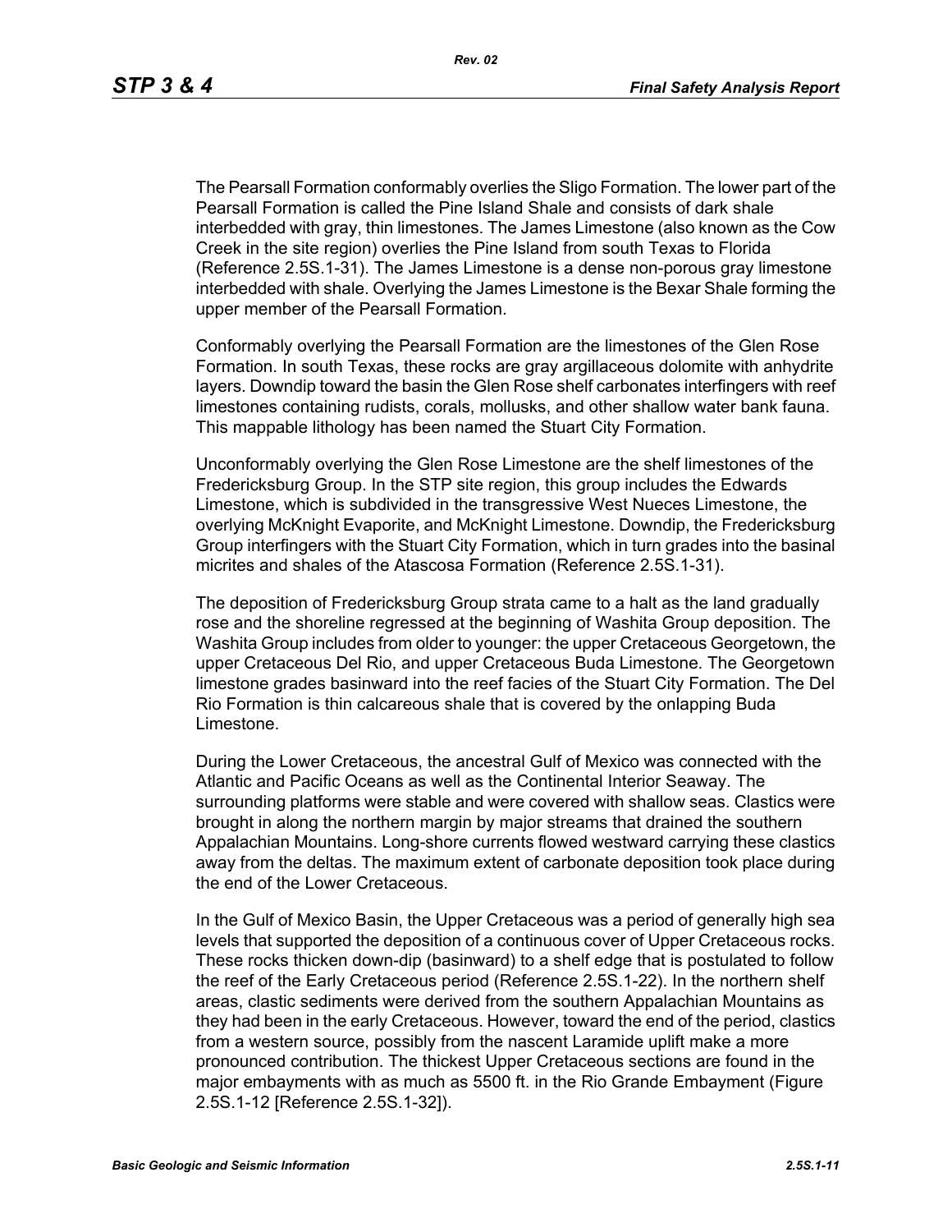The Pearsall Formation conformably overlies the Sligo Formation. The lower part of the Pearsall Formation is called the Pine Island Shale and consists of dark shale interbedded with gray, thin limestones. The James Limestone (also known as the Cow Creek in the site region) overlies the Pine Island from south Texas to Florida (Reference 2.5S.1-31). The James Limestone is a dense non-porous gray limestone interbedded with shale. Overlying the James Limestone is the Bexar Shale forming the upper member of the Pearsall Formation.

Conformably overlying the Pearsall Formation are the limestones of the Glen Rose Formation. In south Texas, these rocks are gray argillaceous dolomite with anhydrite layers. Downdip toward the basin the Glen Rose shelf carbonates interfingers with reef limestones containing rudists, corals, mollusks, and other shallow water bank fauna. This mappable lithology has been named the Stuart City Formation.

Unconformably overlying the Glen Rose Limestone are the shelf limestones of the Fredericksburg Group. In the STP site region, this group includes the Edwards Limestone, which is subdivided in the transgressive West Nueces Limestone, the overlying McKnight Evaporite, and McKnight Limestone. Downdip, the Fredericksburg Group interfingers with the Stuart City Formation, which in turn grades into the basinal micrites and shales of the Atascosa Formation (Reference 2.5S.1-31).

The deposition of Fredericksburg Group strata came to a halt as the land gradually rose and the shoreline regressed at the beginning of Washita Group deposition. The Washita Group includes from older to younger: the upper Cretaceous Georgetown, the upper Cretaceous Del Rio, and upper Cretaceous Buda Limestone. The Georgetown limestone grades basinward into the reef facies of the Stuart City Formation. The Del Rio Formation is thin calcareous shale that is covered by the onlapping Buda Limestone.

During the Lower Cretaceous, the ancestral Gulf of Mexico was connected with the Atlantic and Pacific Oceans as well as the Continental Interior Seaway. The surrounding platforms were stable and were covered with shallow seas. Clastics were brought in along the northern margin by major streams that drained the southern Appalachian Mountains. Long-shore currents flowed westward carrying these clastics away from the deltas. The maximum extent of carbonate deposition took place during the end of the Lower Cretaceous.

In the Gulf of Mexico Basin, the Upper Cretaceous was a period of generally high sea levels that supported the deposition of a continuous cover of Upper Cretaceous rocks. These rocks thicken down-dip (basinward) to a shelf edge that is postulated to follow the reef of the Early Cretaceous period (Reference 2.5S.1-22). In the northern shelf areas, clastic sediments were derived from the southern Appalachian Mountains as they had been in the early Cretaceous. However, toward the end of the period, clastics from a western source, possibly from the nascent Laramide uplift make a more pronounced contribution. The thickest Upper Cretaceous sections are found in the major embayments with as much as 5500 ft. in the Rio Grande Embayment (Figure 2.5S.1-12 [Reference 2.5S.1-32]).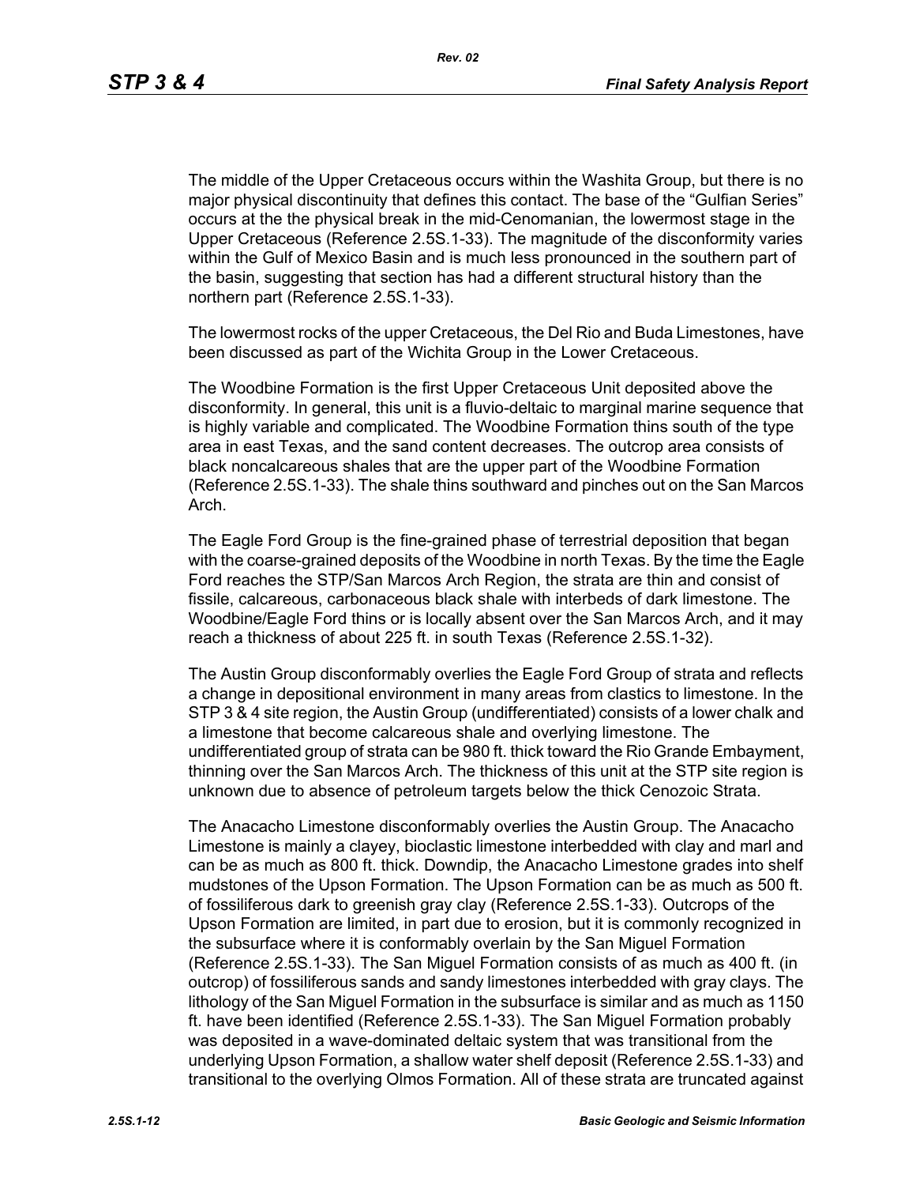The middle of the Upper Cretaceous occurs within the Washita Group, but there is no major physical discontinuity that defines this contact. The base of the "Gulfian Series" occurs at the the physical break in the mid-Cenomanian, the lowermost stage in the Upper Cretaceous (Reference 2.5S.1-33). The magnitude of the disconformity varies within the Gulf of Mexico Basin and is much less pronounced in the southern part of the basin, suggesting that section has had a different structural history than the northern part (Reference 2.5S.1-33).

The lowermost rocks of the upper Cretaceous, the Del Rio and Buda Limestones, have been discussed as part of the Wichita Group in the Lower Cretaceous.

The Woodbine Formation is the first Upper Cretaceous Unit deposited above the disconformity. In general, this unit is a fluvio-deltaic to marginal marine sequence that is highly variable and complicated. The Woodbine Formation thins south of the type area in east Texas, and the sand content decreases. The outcrop area consists of black noncalcareous shales that are the upper part of the Woodbine Formation (Reference 2.5S.1-33). The shale thins southward and pinches out on the San Marcos Arch.

The Eagle Ford Group is the fine-grained phase of terrestrial deposition that began with the coarse-grained deposits of the Woodbine in north Texas. By the time the Eagle Ford reaches the STP/San Marcos Arch Region, the strata are thin and consist of fissile, calcareous, carbonaceous black shale with interbeds of dark limestone. The Woodbine/Eagle Ford thins or is locally absent over the San Marcos Arch, and it may reach a thickness of about 225 ft. in south Texas (Reference 2.5S.1-32).

The Austin Group disconformably overlies the Eagle Ford Group of strata and reflects a change in depositional environment in many areas from clastics to limestone. In the STP 3 & 4 site region, the Austin Group (undifferentiated) consists of a lower chalk and a limestone that become calcareous shale and overlying limestone. The undifferentiated group of strata can be 980 ft. thick toward the Rio Grande Embayment, thinning over the San Marcos Arch. The thickness of this unit at the STP site region is unknown due to absence of petroleum targets below the thick Cenozoic Strata.

The Anacacho Limestone disconformably overlies the Austin Group. The Anacacho Limestone is mainly a clayey, bioclastic limestone interbedded with clay and marl and can be as much as 800 ft. thick. Downdip, the Anacacho Limestone grades into shelf mudstones of the Upson Formation. The Upson Formation can be as much as 500 ft. of fossiliferous dark to greenish gray clay (Reference 2.5S.1-33). Outcrops of the Upson Formation are limited, in part due to erosion, but it is commonly recognized in the subsurface where it is conformably overlain by the San Miguel Formation (Reference 2.5S.1-33). The San Miguel Formation consists of as much as 400 ft. (in outcrop) of fossiliferous sands and sandy limestones interbedded with gray clays. The lithology of the San Miguel Formation in the subsurface is similar and as much as 1150 ft. have been identified (Reference 2.5S.1-33). The San Miguel Formation probably was deposited in a wave-dominated deltaic system that was transitional from the underlying Upson Formation, a shallow water shelf deposit (Reference 2.5S.1-33) and transitional to the overlying Olmos Formation. All of these strata are truncated against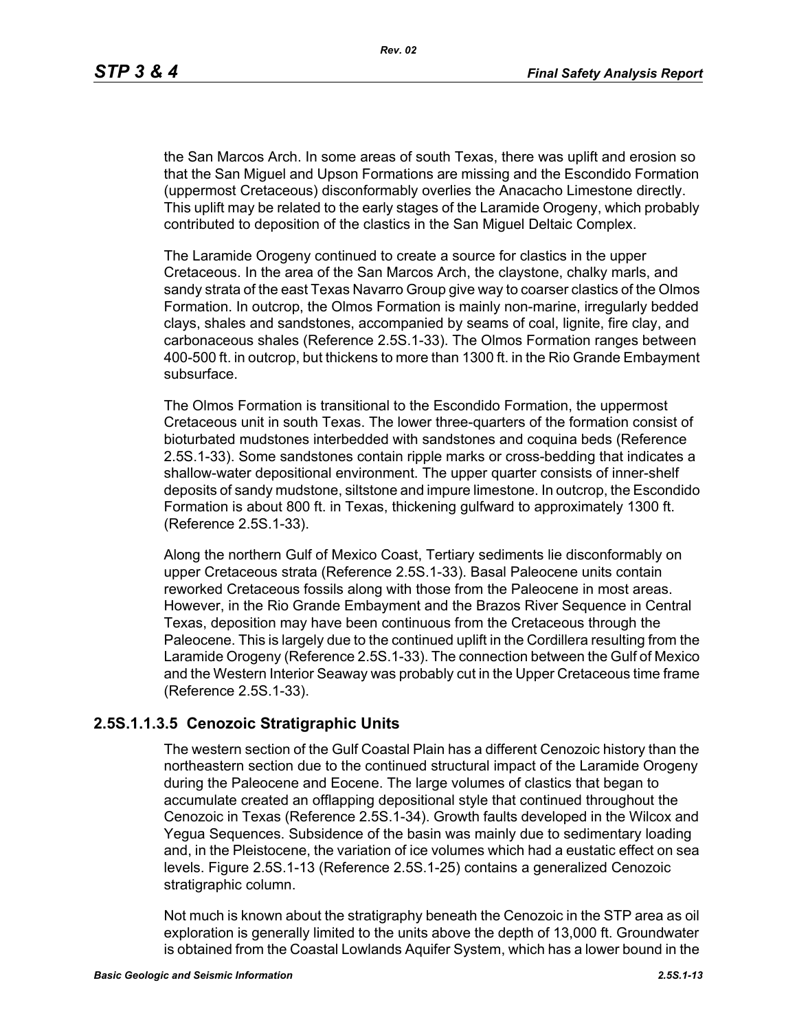the San Marcos Arch. In some areas of south Texas, there was uplift and erosion so that the San Miguel and Upson Formations are missing and the Escondido Formation (uppermost Cretaceous) disconformably overlies the Anacacho Limestone directly. This uplift may be related to the early stages of the Laramide Orogeny, which probably contributed to deposition of the clastics in the San Miguel Deltaic Complex.

The Laramide Orogeny continued to create a source for clastics in the upper Cretaceous. In the area of the San Marcos Arch, the claystone, chalky marls, and sandy strata of the east Texas Navarro Group give way to coarser clastics of the Olmos Formation. In outcrop, the Olmos Formation is mainly non-marine, irregularly bedded clays, shales and sandstones, accompanied by seams of coal, lignite, fire clay, and carbonaceous shales (Reference 2.5S.1-33). The Olmos Formation ranges between 400-500 ft. in outcrop, but thickens to more than 1300 ft. in the Rio Grande Embayment subsurface.

The Olmos Formation is transitional to the Escondido Formation, the uppermost Cretaceous unit in south Texas. The lower three-quarters of the formation consist of bioturbated mudstones interbedded with sandstones and coquina beds (Reference 2.5S.1-33). Some sandstones contain ripple marks or cross-bedding that indicates a shallow-water depositional environment. The upper quarter consists of inner-shelf deposits of sandy mudstone, siltstone and impure limestone. In outcrop, the Escondido Formation is about 800 ft. in Texas, thickening gulfward to approximately 1300 ft. (Reference 2.5S.1-33).

Along the northern Gulf of Mexico Coast, Tertiary sediments lie disconformably on upper Cretaceous strata (Reference 2.5S.1-33). Basal Paleocene units contain reworked Cretaceous fossils along with those from the Paleocene in most areas. However, in the Rio Grande Embayment and the Brazos River Sequence in Central Texas, deposition may have been continuous from the Cretaceous through the Paleocene. This is largely due to the continued uplift in the Cordillera resulting from the Laramide Orogeny (Reference 2.5S.1-33). The connection between the Gulf of Mexico and the Western Interior Seaway was probably cut in the Upper Cretaceous time frame (Reference 2.5S.1-33).

### 2.5S.1.1.3.5 Cenozoic Stratigraphic Units

The western section of the Gulf Coastal Plain has a different Cenozoic history than the northeastern section due to the continued structural impact of the Laramide Orogeny during the Paleocene and Eocene. The large volumes of clastics that began to accumulate created an offlapping depositional style that continued throughout the Cenozoic in Texas (Reference 2.5S.1-34). Growth faults developed in the Wilcox and Yegua Sequences. Subsidence of the basin was mainly due to sedimentary loading and, in the Pleistocene, the variation of ice volumes which had a eustatic effect on sea levels. Figure 2.5S.1-13 (Reference 2.5S.1-25) contains a generalized Cenozoic stratigraphic column.

Not much is known about the stratigraphy beneath the Cenozoic in the STP area as oil exploration is generally limited to the units above the depth of 13,000 ft. Groundwater is obtained from the Coastal Lowlands Aquifer System, which has a lower bound in the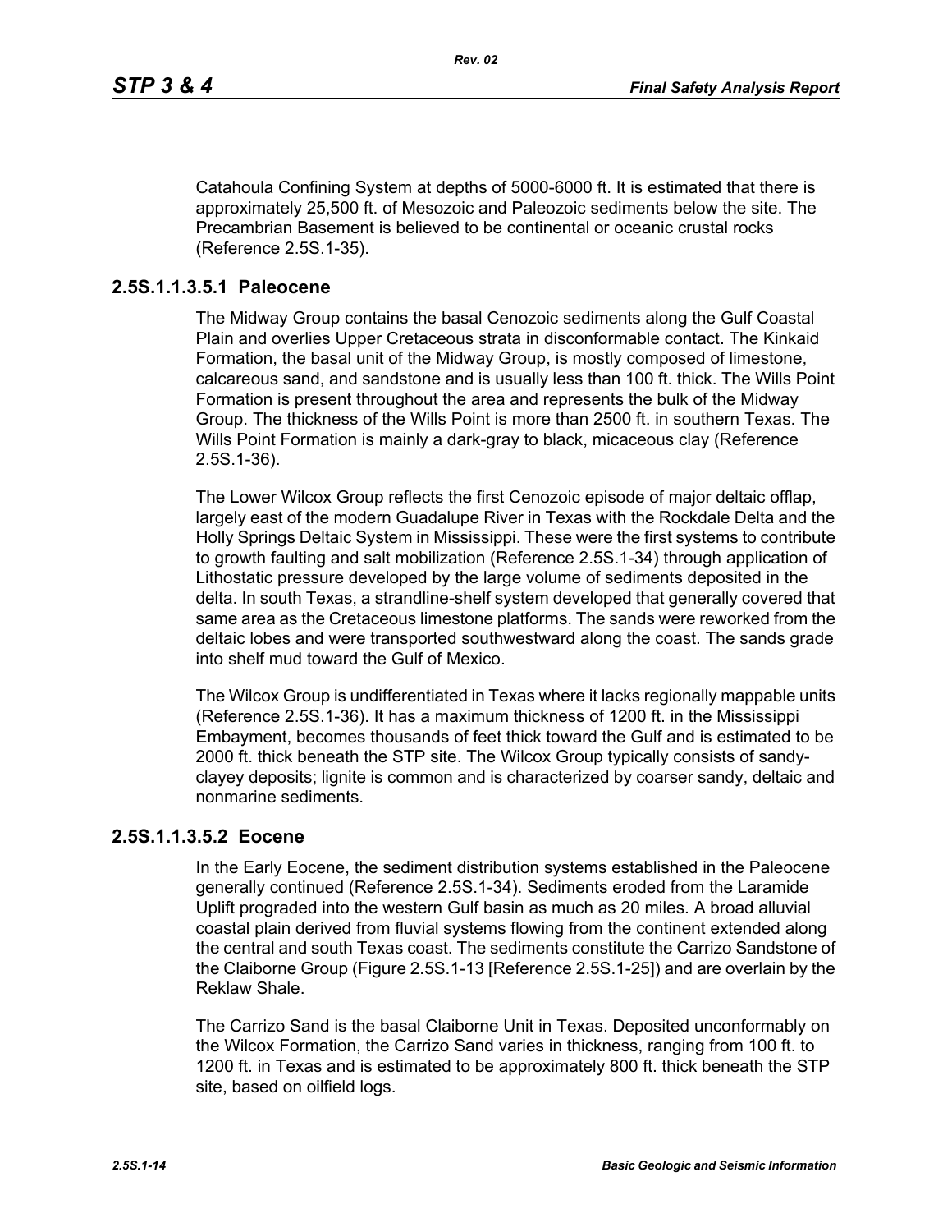Catahoula Confining System at depths of 5000-6000 ft. It is estimated that there is approximately 25,500 ft. of Mesozoic and Paleozoic sediments below the site. The Precambrian Basement is believed to be continental or oceanic crustal rocks (Reference 2.5S.1-35).

### 2.5S.1.1.3.5.1 Paleocene

The Midway Group contains the basal Cenozoic sediments along the Gulf Coastal Plain and overlies Upper Cretaceous strata in disconformable contact. The Kinkaid Formation, the basal unit of the Midway Group, is mostly composed of limestone, calcareous sand, and sandstone and is usually less than 100 ft. thick. The Wills Point Formation is present throughout the area and represents the bulk of the Midway Group. The thickness of the Wills Point is more than 2500 ft. in southern Texas. The Wills Point Formation is mainly a dark-gray to black, micaceous clay (Reference 2.5S.1-36).

The Lower Wilcox Group reflects the first Cenozoic episode of major deltaic offlap, largely east of the modern Guadalupe River in Texas with the Rockdale Delta and the Holly Springs Deltaic System in Mississippi. These were the first systems to contribute to growth faulting and salt mobilization (Reference 2.5S.1-34) through application of Lithostatic pressure developed by the large volume of sediments deposited in the delta. In south Texas, a strandline-shelf system developed that generally covered that same area as the Cretaceous limestone platforms. The sands were reworked from the deltaic lobes and were transported southwestward along the coast. The sands grade into shelf mud toward the Gulf of Mexico.

The Wilcox Group is undifferentiated in Texas where it lacks regionally mappable units (Reference 2.5S.1-36). It has a maximum thickness of 1200 ft. in the Mississippi Embayment, becomes thousands of feet thick toward the Gulf and is estimated to be 2000 ft. thick beneath the STP site. The Wilcox Group typically consists of sandy-clayey deposits; lignite is common and is characterized by coarser sandy, deltaic and nonmarine sediments.

### 2.5S.1.1.3.5.2 Eocene

In the Early Eocene, the sediment distribution systems established in the Paleocene generally continued (Reference 2.5S.1-34). Sediments eroded from the Laramide Uplift prograded into the western Gulf basin as much as 20 miles. A broad alluvial coastal plain derived from fluvial systems flowing from the continent extended along the central and south Texas coast. The sediments constitute the Carrizo Sandstone of the Claiborne Group (Figure 2.5S.1-13 [Reference 2.5S.1-25]) and are overlain by the Reklaw Shale.

The Carrizo Sand is the basal Claiborne Unit in Texas. Deposited unconformably on the Wilcox Formation, the Carrizo Sand varies in thickness, ranging from 100 ft. to 1200 ft. in Texas and is estimated to be approximately 800 ft. thick beneath the STP site, based on oilfield logs.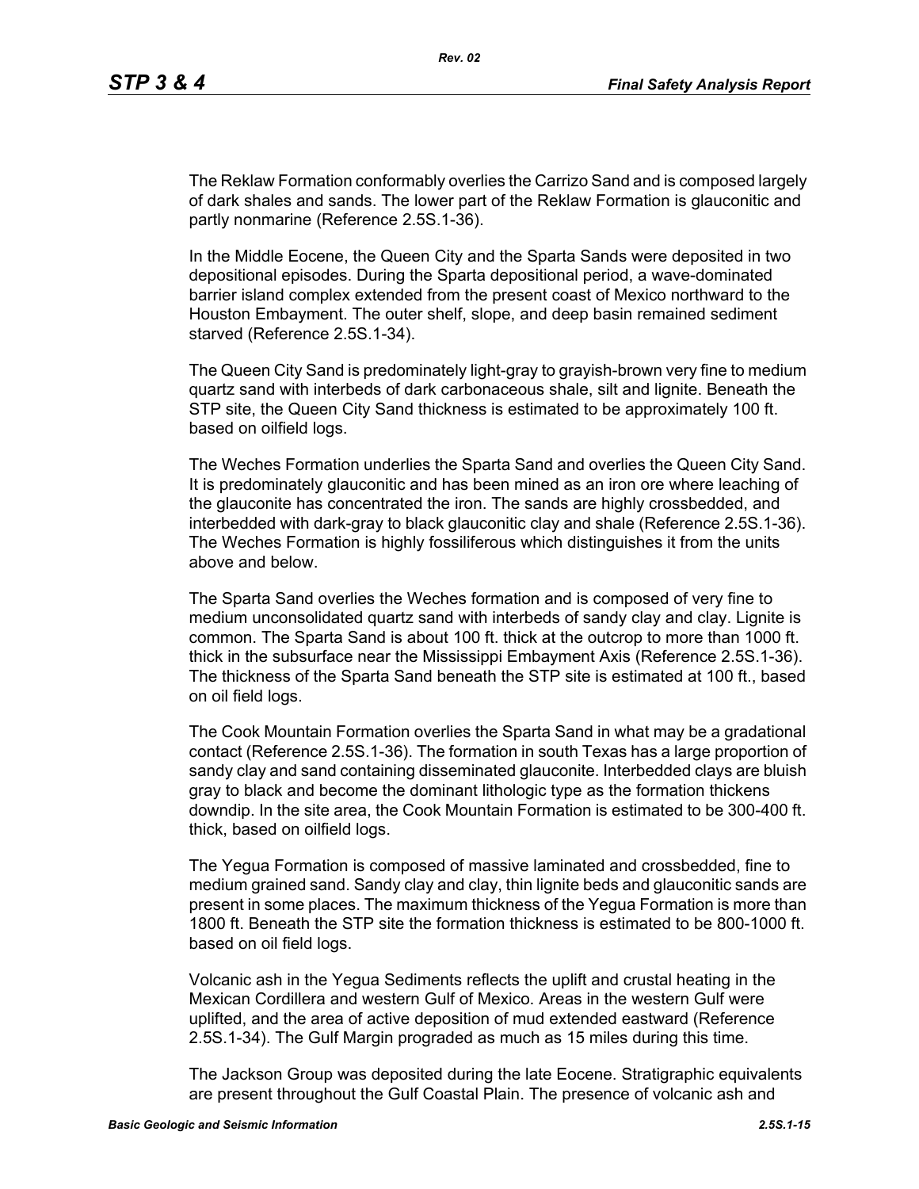The Reklaw Formation conformably overlies the Carrizo Sand and is composed largely of dark shales and sands. The lower part of the Reklaw Formation is glauconitic and partly nonmarine (Reference 2.5S.1-36).

In the Middle Eocene, the Queen City and the Sparta Sands were deposited in two depositional episodes. During the Sparta depositional period, a wave-dominated barrier island complex extended from the present coast of Mexico northward to the Houston Embayment. The outer shelf, slope, and deep basin remained sediment starved (Reference 2.5S.1-34).

The Queen City Sand is predominately light-gray to grayish-brown very fine to medium quartz sand with interbeds of dark carbonaceous shale, silt and lignite. Beneath the STP site, the Queen City Sand thickness is estimated to be approximately 100 ft. based on oilfield logs.

The Weches Formation underlies the Sparta Sand and overlies the Queen City Sand. It is predominately glauconitic and has been mined as an iron ore where leaching of the glauconite has concentrated the iron. The sands are highly crossbedded, and interbedded with dark-gray to black glauconitic clay and shale (Reference 2.5S.1-36). The Weches Formation is highly fossiliferous which distinguishes it from the units above and below.

The Sparta Sand overlies the Weches formation and is composed of very fine to medium unconsolidated quartz sand with interbeds of sandy clay and clay. Lignite is common. The Sparta Sand is about 100 ft. thick at the outcrop to more than 1000 ft. thick in the subsurface near the Mississippi Embayment Axis (Reference 2.5S.1-36). The thickness of the Sparta Sand beneath the STP site is estimated at 100 ft., based on oil field logs.

The Cook Mountain Formation overlies the Sparta Sand in what may be a gradational contact (Reference 2.5S.1-36). The formation in south Texas has a large proportion of sandy clay and sand containing disseminated glauconite. Interbedded clays are bluish gray to black and become the dominant lithologic type as the formation thickens downdip. In the site area, the Cook Mountain Formation is estimated to be 300-400 ft. thick, based on oilfield logs.

The Yegua Formation is composed of massive laminated and crossbedded, fine to medium grained sand. Sandy clay and clay, thin lignite beds and glauconitic sands are present in some places. The maximum thickness of the Yegua Formation is more than 1800 ft. Beneath the STP site the formation thickness is estimated to be 800-1000 ft. based on oil field logs.

Volcanic ash in the Yegua Sediments reflects the uplift and crustal heating in the Mexican Cordillera and western Gulf of Mexico. Areas in the western Gulf were uplifted, and the area of active deposition of mud extended eastward (Reference 2.5S.1-34). The Gulf Margin prograded as much as 15 miles during this time.

The Jackson Group was deposited during the late Eocene. Stratigraphic equivalents are present throughout the Gulf Coastal Plain. The presence of volcanic ash and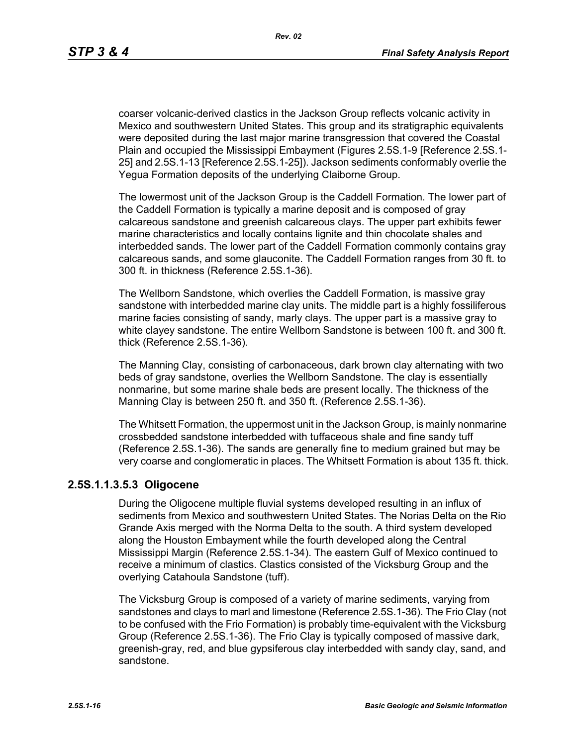coarser volcanic-derived clastics in the Jackson Group reflects volcanic activity in Mexico and southwestern United States. This group and its stratigraphic equivalents were deposited during the last major marine transgression that covered the Coastal Plain and occupied the Mississippi Embayment (Figures 2.5S.1-9 [Reference 2.5S.1-25] and 2.5S.1-13 [Reference 2.5S.1-25]). Jackson sediments conformably overlie the Yegua Formation deposits of the underlying Claiborne Group.

The lowermost unit of the Jackson Group is the Caddell Formation. The lower part of the Caddell Formation is typically a marine deposit and is composed of gray calcareous sandstone and greenish calcareous clays. The upper part exhibits fewer marine characteristics and locally contains lignite and thin chocolate shales and interbedded sands. The lower part of the Caddell Formation commonly contains gray calcareous sands, and some glauconite. The Caddell Formation ranges from 30 ft. to 300 ft. in thickness (Reference 2.5S.1-36).

The Wellborn Sandstone, which overlies the Caddell Formation, is massive gray sandstone with interbedded marine clay units. The middle part is a highly fossiliferous marine facies consisting of sandy, marly clays. The upper part is a massive gray to white clayey sandstone. The entire Wellborn Sandstone is between 100 ft. and 300 ft. thick (Reference 2.5S.1-36).

The Manning Clay, consisting of carbonaceous, dark brown clay alternating with two beds of gray sandstone, overlies the Wellborn Sandstone. The clay is essentially nonmarine, but some marine shale beds are present locally. The thickness of the Manning Clay is between 250 ft. and 350 ft. (Reference 2.5S.1-36).

The Whitsett Formation, the uppermost unit in the Jackson Group, is mainly nonmarine crossbedded sandstone interbedded with tuffaceous shale and fine sandy tuff (Reference 2.5S.1-36). The sands are generally fine to medium grained but may be very coarse and conglomeratic in places. The Whitsett Formation is about 135 ft. thick.

### 2.5S.1.1.3.5.3 Oligocene

During the Oligocene multiple fluvial systems developed resulting in an influx of sediments from Mexico and southwestern United States. The Norias Delta on the Rio Grande Axis merged with the Norma Delta to the south. A third system developed along the Houston Embayment while the fourth developed along the Central Mississippi Margin (Reference 2.5S.1-34). The eastern Gulf of Mexico continued to receive a minimum of clastics. Clastics consisted of the Vicksburg Group and the overlying Catahoula Sandstone (tuff).

The Vicksburg Group is composed of a variety of marine sediments, varying from sandstones and clays to marl and limestone (Reference 2.5S.1-36). The Frio Clay (not to be confused with the Frio Formation) is probably time-equivalent with the Vicksburg Group (Reference 2.5S.1-36). The Frio Clay is typically composed of massive dark, greenish-gray, red, and blue gypsiferous clay interbedded with sandy clay, sand, and sandstone.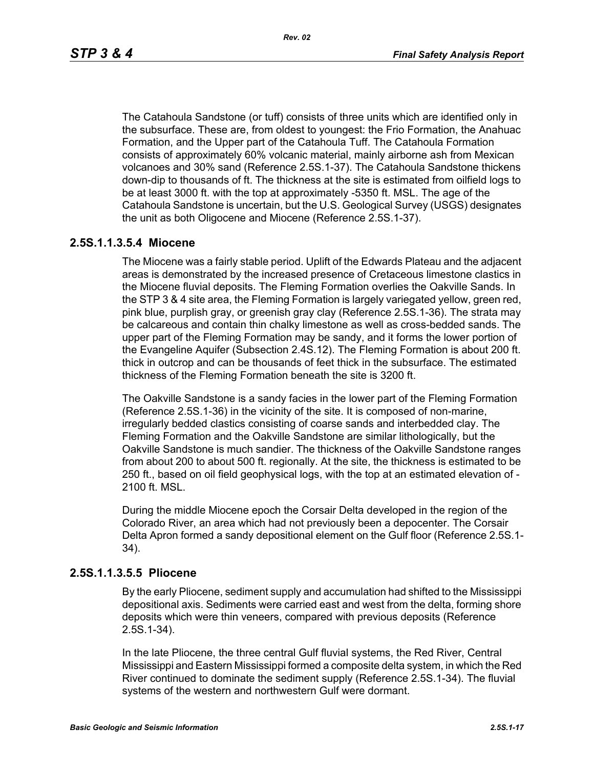The Catahoula Sandstone (or tuff) consists of three units which are identified only in the subsurface. These are, from oldest to youngest: the Frio Formation, the Anahuac Formation, and the Upper part of the Catahoula Tuff. The Catahoula Formation consists of approximately 60% volcanic material, mainly airborne ash from Mexican volcanoes and 30% sand (Reference 2.5S.1-37). The Catahoula Sandstone thickens down-dip to thousands of ft. The thickness at the site is estimated from oilfield logs to be at least 3000 ft. with the top at approximately -5350 ft. MSL. The age of the Catahoula Sandstone is uncertain, but the U.S. Geological Survey (USGS) designates the unit as both Oligocene and Miocene (Reference 2.5S.1-37).

### 2.5S.1.1.3.5.4 Miocene

The Miocene was a fairly stable period. Uplift of the Edwards Plateau and the adjacent areas is demonstrated by the increased presence of Cretaceous limestone clastics in the Miocene fluvial deposits. The Fleming Formation overlies the Oakville Sands. In the STP 3 & 4 site area, the Fleming Formation is largely variegated yellow, green red, pink blue, purplish gray, or greenish gray clay (Reference 2.5S.1-36). The strata may be calcareous and contain thin chalky limestone as well as cross-bedded sands. The upper part of the Fleming Formation may be sandy, and it forms the lower portion of the Evangeline Aquifer (Subsection 2.4S.12). The Fleming Formation is about 200 ft. thick in outcrop and can be thousands of feet thick in the subsurface. The estimated thickness of the Fleming Formation beneath the site is 3200 ft.

The Oakville Sandstone is a sandy facies in the lower part of the Fleming Formation (Reference 2.5S.1-36) in the vicinity of the site. It is composed of non-marine, irregularly bedded clastics consisting of coarse sands and interbedded clay. The Fleming Formation and the Oakville Sandstone are similar lithologically, but the Oakville Sandstone is much sandier. The thickness of the Oakville Sandstone ranges from about 200 to about 500 ft. regionally. At the site, the thickness is estimated to be 250 ft., based on oil field geophysical logs, with the top at an estimated elevation of -2100 ft. MSL.

During the middle Miocene epoch the Corsair Delta developed in the region of the Colorado River, an area which had not previously been a depocenter. The Corsair Delta Apron formed a sandy depositional element on the Gulf floor (Reference 2.5S.1-34).

### 2.5S.1.1.3.5.5 Pliocene

By the early Pliocene, sediment supply and accumulation had shifted to the Mississippi depositional axis. Sediments were carried east and west from the delta, forming shore deposits which were thin veneers, compared with previous deposits (Reference 2.5S.1-34).

In the late Pliocene, the three central Gulf fluvial systems, the Red River, Central Mississippi and Eastern Mississippi formed a composite delta system, in which the Red River continued to dominate the sediment supply (Reference 2.5S.1-34). The fluvial systems of the western and northwestern Gulf were dormant.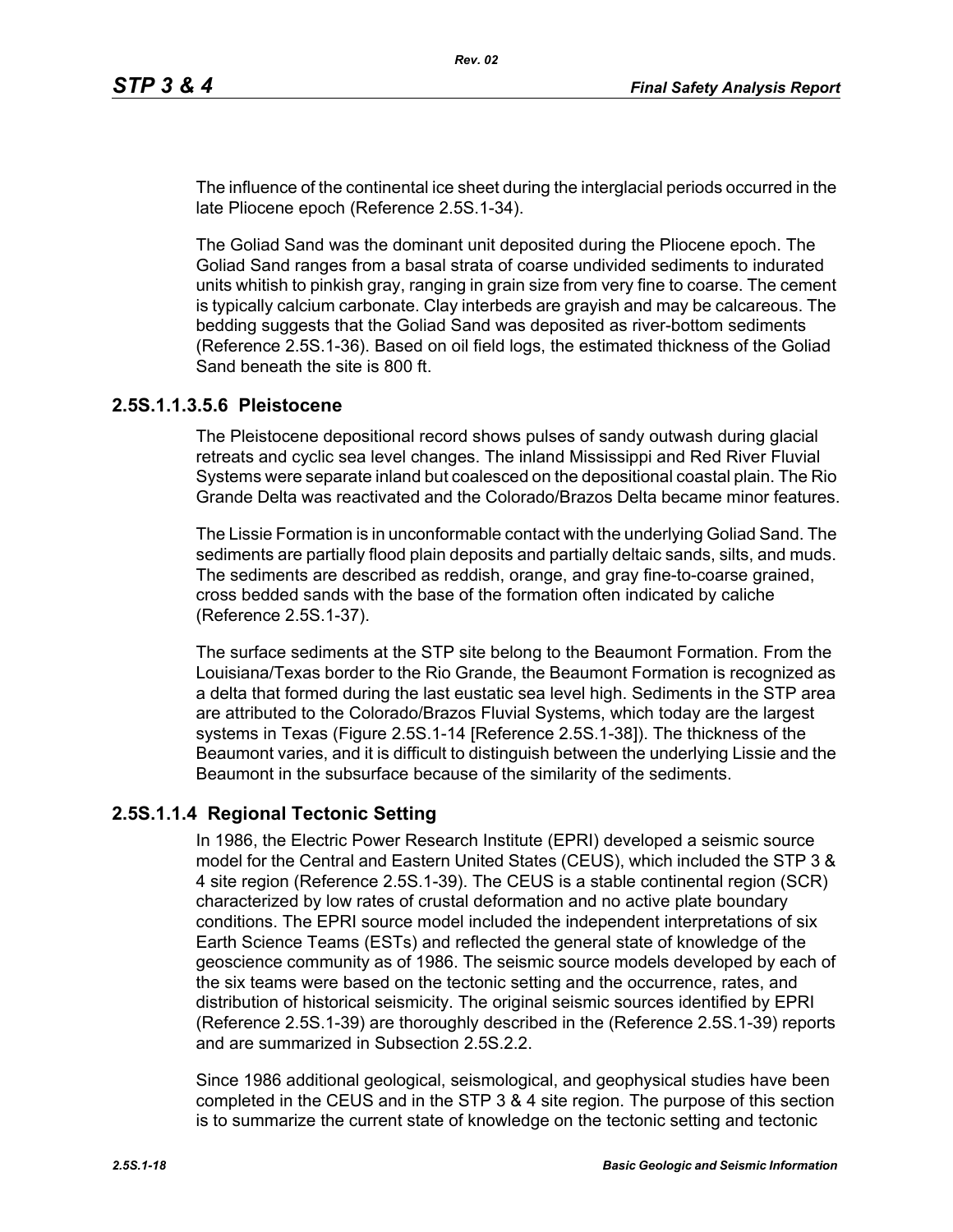The influence of the continental ice sheet during the interglacial periods occurred in the late Pliocene epoch (Reference 2.5S.1-34).

The Goliad Sand was the dominant unit deposited during the Pliocene epoch. The Goliad Sand ranges from a basal strata of coarse undivided sediments to indurated units whitish to pinkish gray, ranging in grain size from very fine to coarse. The cement is typically calcium carbonate. Clay interbeds are grayish and may be calcareous. The bedding suggests that the Goliad Sand was deposited as river-bottom sediments (Reference 2.5S.1-36). Based on oil field logs, the estimated thickness of the Goliad Sand beneath the site is 800 ft.

#### 2.5S.1.1.3.5.6 Pleistocene

The Pleistocene depositional record shows pulses of sandy outwash during glacial retreats and cyclic sea level changes. The inland Mississippi and Red River Fluvial Systems were separate inland but coalesced on the depositional coastal plain. The Rio Grande Delta was reactivated and the Colorado/Brazos Delta became minor features.

The Lissie Formation is in unconformable contact with the underlying Goliad Sand. The sediments are partially flood plain deposits and partially deltaic sands, silts, and muds. The sediments are described as reddish, orange, and gray fine-to-coarse grained, cross bedded sands with the base of the formation often indicated by caliche (Reference 2.5S.1-37).

The surface sediments at the STP site belong to the Beaumont Formation. From the Louisiana/Texas border to the Rio Grande, the Beaumont Formation is recognized as a delta that formed during the last eustatic sea level high. Sediments in the STP area are attributed to the Colorado/Brazos Fluvial Systems, which today are the largest systems in Texas (Figure 2.5S.1-14 [Reference 2.5S.1-38]). The thickness of the Beaumont varies, and it is difficult to distinguish between the underlying Lissie and the Beaumont in the subsurface because of the similarity of the sediments.

### 2.5S.1.1.4 Regional Tectonic Setting

In 1986, the Electric Power Research Institute (EPRI) developed a seismic source model for the Central and Eastern United States (CEUS), which included the STP 3 & 4 site region (Reference 2.5S.1-39). The CEUS is a stable continental region (SCR) characterized by low rates of crustal deformation and no active plate boundary conditions. The EPRI source model included the independent interpretations of six Earth Science Teams (ESTs) and reflected the general state of knowledge of the geoscience community as of 1986. The seismic source models developed by each of the six teams were based on the tectonic setting and the occurrence, rates, and distribution of historical seismicity. The original seismic sources identified by EPRI (Reference 2.5S.1-39) are thoroughly described in the (Reference 2.5S.1-39) reports and are summarized in Subsection 2.5S.2.2.

Since 1986 additional geological, seismological, and geophysical studies have been completed in the CEUS and in the STP 3 & 4 site region. The purpose of this section is to summarize the current state of knowledge on the tectonic setting and tectonic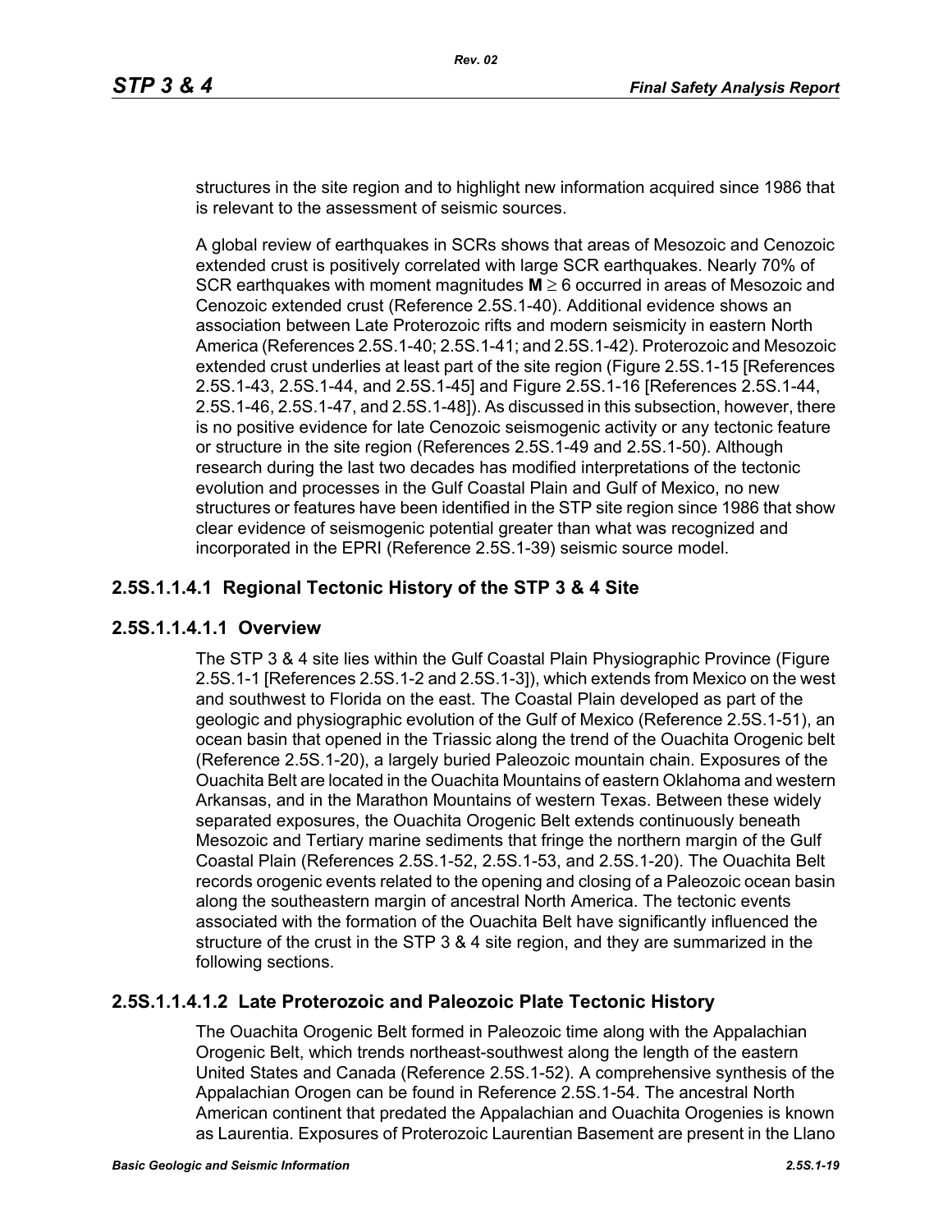structures in the site region and to highlight new information acquired since 1986 that is relevant to the assessment of seismic sources.

A global review of earthquakes in SCRs shows that areas of Mesozoic and Cenozoic extended crust is positively correlated with large SCR earthquakes. Nearly 70% of SCR earthquakes with moment magnitudes **M** ≥ 6 occurred in areas of Mesozoic and Cenozoic extended crust (Reference 2.5S.1-40). Additional evidence shows an association between Late Proterozoic rifts and modern seismicity in eastern North America (References 2.5S.1-40; 2.5S.1-41; and 2.5S.1-42). Proterozoic and Mesozoic extended crust underlies at least part of the site region (Figure 2.5S.1-15 [References 2.5S.1-43, 2.5S.1-44, and 2.5S.1-45] and Figure 2.5S.1-16 [References 2.5S.1-44, 2.5S.1-46, 2.5S.1-47, and 2.5S.1-48]). As discussed in this subsection, however, there is no positive evidence for late Cenozoic seismogenic activity or any tectonic feature or structure in the site region (References 2.5S.1-49 and 2.5S.1-50). Although research during the last two decades has modified interpretations of the tectonic evolution and processes in the Gulf Coastal Plain and Gulf of Mexico, no new structures or features have been identified in the STP site region since 1986 that show clear evidence of seismogenic potential greater than what was recognized and incorporated in the EPRI (Reference 2.5S.1-39) seismic source model.

### 2.5S.1.1.4.1 Regional Tectonic History of the STP 3 & 4 Site

#### 2.5S.1.1.4.1.1 Overview

The STP 3 & 4 site lies within the Gulf Coastal Plain Physiographic Province (Figure 2.5S.1-1 [References 2.5S.1-2 and 2.5S.1-3]), which extends from Mexico on the west and southwest to Florida on the east. The Coastal Plain developed as part of the geologic and physiographic evolution of the Gulf of Mexico (Reference 2.5S.1-51), an ocean basin that opened in the Triassic along the trend of the Ouachita Orogenic belt (Reference 2.5S.1-20), a largely buried Paleozoic mountain chain. Exposures of the Ouachita Belt are located in the Ouachita Mountains of eastern Oklahoma and western Arkansas, and in the Marathon Mountains of western Texas. Between these widely separated exposures, the Ouachita Orogenic Belt extends continuously beneath Mesozoic and Tertiary marine sediments that fringe the northern margin of the Gulf Coastal Plain (References 2.5S.1-52, 2.5S.1-53, and 2.5S.1-20). The Ouachita Belt records orogenic events related to the opening and closing of a Paleozoic ocean basin along the southeastern margin of ancestral North America. The tectonic events associated with the formation of the Ouachita Belt have significantly influenced the structure of the crust in the STP 3 & 4 site region, and they are summarized in the following sections.

#### 2.5S.1.1.4.1.2 Late Proterozoic and Paleozoic Plate Tectonic History

The Ouachita Orogenic Belt formed in Paleozoic time along with the Appalachian Orogenic Belt, which trends northeast-southwest along the length of the eastern United States and Canada (Reference 2.5S.1-52). A comprehensive synthesis of the Appalachian Orogen can be found in Reference 2.5S.1-54. The ancestral North American continent that predated the Appalachian and Ouachita Orogenies is known as Laurentia. Exposures of Proterozoic Laurentian Basement are present in the Llano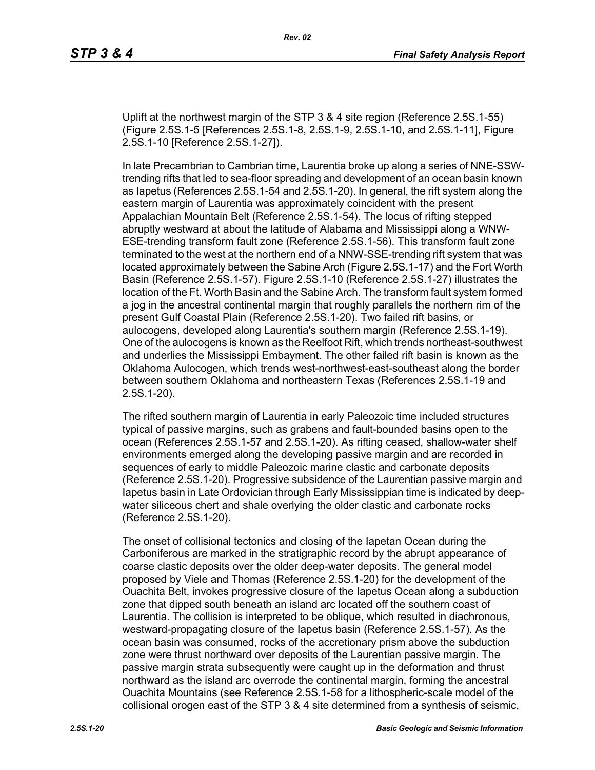Uplift at the northwest margin of the STP 3 & 4 site region (Reference 2.5S.1-55) (Figure 2.5S.1-5 [References 2.5S.1-8, 2.5S.1-9, 2.5S.1-10, and 2.5S.1-11], Figure 2.5S.1-10 [Reference 2.5S.1-27]).

In late Precambrian to Cambrian time, Laurentia broke up along a series of NNE-SSW-trending rifts that led to sea-floor spreading and development of an ocean basin known as Iapetus (References 2.5S.1-54 and 2.5S.1-20). In general, the rift system along the eastern margin of Laurentia was approximately coincident with the present Appalachian Mountain Belt (Reference 2.5S.1-54). The locus of rifting stepped abruptly westward at about the latitude of Alabama and Mississippi along a WNW-ESE-trending transform fault zone (Reference 2.5S.1-56). This transform fault zone terminated to the west at the northern end of a NNW-SSE-trending rift system that was located approximately between the Sabine Arch (Figure 2.5S.1-17) and the Fort Worth Basin (Reference 2.5S.1-57). Figure 2.5S.1-10 (Reference 2.5S.1-27) illustrates the location of the Ft. Worth Basin and the Sabine Arch. The transform fault system formed a jog in the ancestral continental margin that roughly parallels the northern rim of the present Gulf Coastal Plain (Reference 2.5S.1-20). Two failed rift basins, or aulocogens, developed along Laurentia's southern margin (Reference 2.5S.1-19). One of the aulocogens is known as the Reelfoot Rift, which trends northeast-southwest and underlies the Mississippi Embayment. The other failed rift basin is known as the Oklahoma Aulocogen, which trends west-northwest-east-southeast along the border between southern Oklahoma and northeastern Texas (References 2.5S.1-19 and 2.5S.1-20).

The rifted southern margin of Laurentia in early Paleozoic time included structures typical of passive margins, such as grabens and fault-bounded basins open to the ocean (References 2.5S.1-57 and 2.5S.1-20). As rifting ceased, shallow-water shelf environments emerged along the developing passive margin and are recorded in sequences of early to middle Paleozoic marine clastic and carbonate deposits (Reference 2.5S.1-20). Progressive subsidence of the Laurentian passive margin and Iapetus basin in Late Ordovician through Early Mississippian time is indicated by deep-water siliceous chert and shale overlying the older clastic and carbonate rocks (Reference 2.5S.1-20).

The onset of collisional tectonics and closing of the Iapetan Ocean during the Carboniferous are marked in the stratigraphic record by the abrupt appearance of coarse clastic deposits over the older deep-water deposits. The general model proposed by Viele and Thomas (Reference 2.5S.1-20) for the development of the Ouachita Belt, invokes progressive closure of the Iapetus Ocean along a subduction zone that dipped south beneath an island arc located off the southern coast of Laurentia. The collision is interpreted to be oblique, which resulted in diachronous, westward-propagating closure of the Iapetus basin (Reference 2.5S.1-57). As the ocean basin was consumed, rocks of the accretionary prism above the subduction zone were thrust northward over deposits of the Laurentian passive margin. The passive margin strata subsequently were caught up in the deformation and thrust northward as the island arc overrode the continental margin, forming the ancestral Ouachita Mountains (see Reference 2.5S.1-58 for a lithospheric-scale model of the collisional orogen east of the STP 3 & 4 site determined from a synthesis of seismic,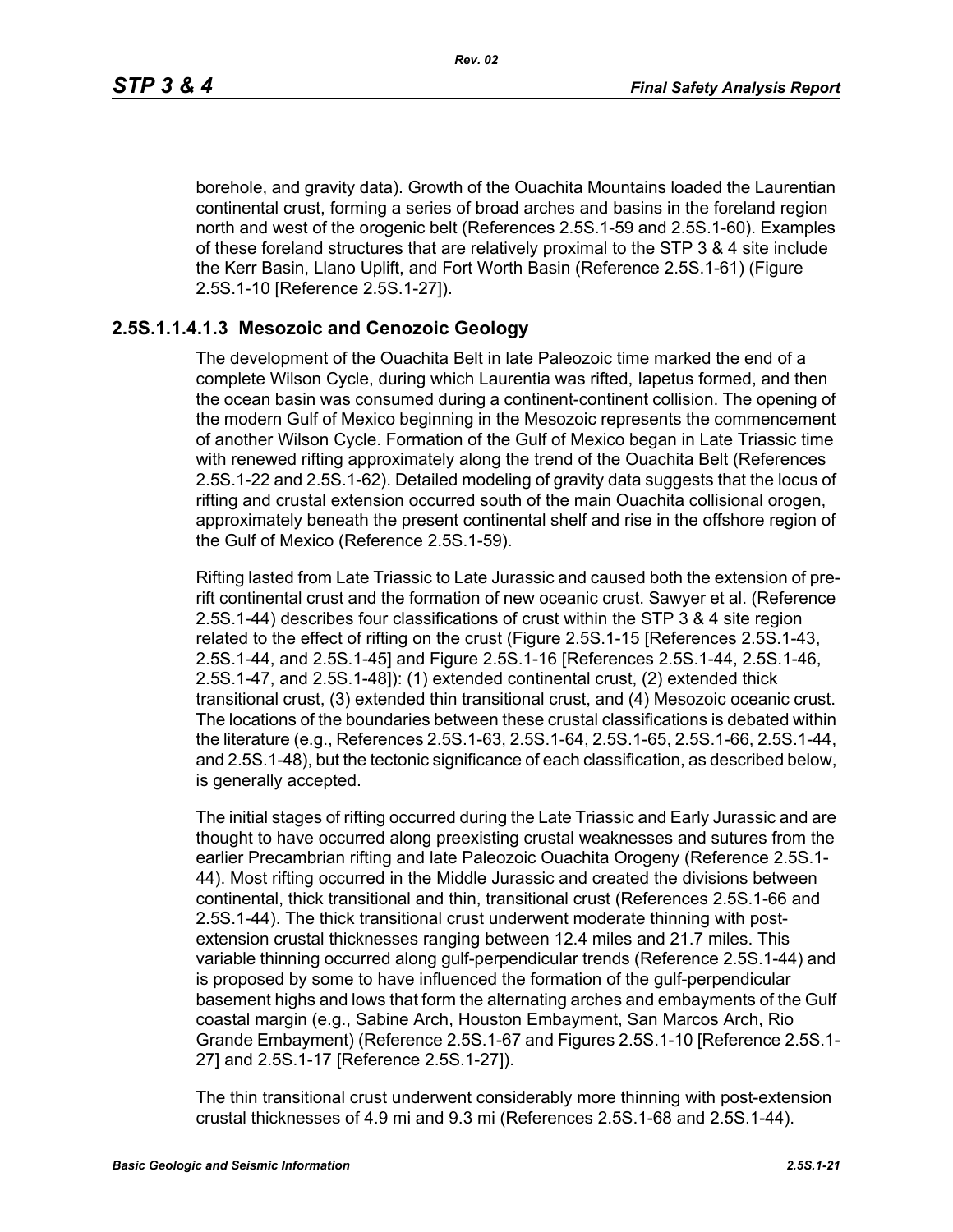borehole, and gravity data). Growth of the Ouachita Mountains loaded the Laurentian continental crust, forming a series of broad arches and basins in the foreland region north and west of the orogenic belt (References 2.5S.1-59 and 2.5S.1-60). Examples of these foreland structures that are relatively proximal to the STP 3 & 4 site include the Kerr Basin, Llano Uplift, and Fort Worth Basin (Reference 2.5S.1-61) (Figure 2.5S.1-10 [Reference 2.5S.1-27]).

### 2.5S.1.1.4.1.3 Mesozoic and Cenozoic Geology

The development of the Ouachita Belt in late Paleozoic time marked the end of a complete Wilson Cycle, during which Laurentia was rifted, Iapetus formed, and then the ocean basin was consumed during a continent-continent collision. The opening of the modern Gulf of Mexico beginning in the Mesozoic represents the commencement of another Wilson Cycle. Formation of the Gulf of Mexico began in Late Triassic time with renewed rifting approximately along the trend of the Ouachita Belt (References 2.5S.1-22 and 2.5S.1-62). Detailed modeling of gravity data suggests that the locus of rifting and crustal extension occurred south of the main Ouachita collisional orogen, approximately beneath the present continental shelf and rise in the offshore region of the Gulf of Mexico (Reference 2.5S.1-59).

Rifting lasted from Late Triassic to Late Jurassic and caused both the extension of pre-rift continental crust and the formation of new oceanic crust. Sawyer et al. (Reference 2.5S.1-44) describes four classifications of crust within the STP 3 & 4 site region related to the effect of rifting on the crust (Figure 2.5S.1-15 [References 2.5S.1-43, 2.5S.1-44, and 2.5S.1-45] and Figure 2.5S.1-16 [References 2.5S.1-44, 2.5S.1-46, 2.5S.1-47, and 2.5S.1-48]): (1) extended continental crust, (2) extended thick transitional crust, (3) extended thin transitional crust, and (4) Mesozoic oceanic crust. The locations of the boundaries between these crustal classifications is debated within the literature (e.g., References 2.5S.1-63, 2.5S.1-64, 2.5S.1-65, 2.5S.1-66, 2.5S.1-44, and 2.5S.1-48), but the tectonic significance of each classification, as described below, is generally accepted.

The initial stages of rifting occurred during the Late Triassic and Early Jurassic and are thought to have occurred along preexisting crustal weaknesses and sutures from the earlier Precambrian rifting and late Paleozoic Ouachita Orogeny (Reference 2.5S.1-44). Most rifting occurred in the Middle Jurassic and created the divisions between continental, thick transitional and thin, transitional crust (References 2.5S.1-66 and 2.5S.1-44). The thick transitional crust underwent moderate thinning with post-extension crustal thicknesses ranging between 12.4 miles and 21.7 miles. This variable thinning occurred along gulf-perpendicular trends (Reference 2.5S.1-44) and is proposed by some to have influenced the formation of the gulf-perpendicular basement highs and lows that form the alternating arches and embayments of the Gulf coastal margin (e.g., Sabine Arch, Houston Embayment, San Marcos Arch, Rio Grande Embayment) (Reference 2.5S.1-67 and Figures 2.5S.1-10 [Reference 2.5S.1-27] and 2.5S.1-17 [Reference 2.5S.1-27]).

The thin transitional crust underwent considerably more thinning with post-extension crustal thicknesses of 4.9 mi and 9.3 mi (References 2.5S.1-68 and 2.5S.1-44).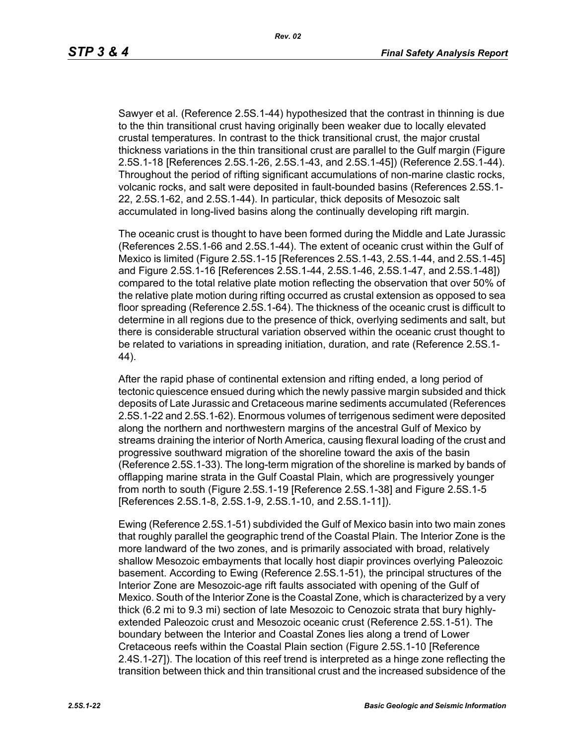Sawyer et al. (Reference 2.5S.1-44) hypothesized that the contrast in thinning is due to the thin transitional crust having originally been weaker due to locally elevated crustal temperatures. In contrast to the thick transitional crust, the major crustal thickness variations in the thin transitional crust are parallel to the Gulf margin (Figure 2.5S.1-18 [References 2.5S.1-26, 2.5S.1-43, and 2.5S.1-45]) (Reference 2.5S.1-44). Throughout the period of rifting significant accumulations of non-marine clastic rocks, volcanic rocks, and salt were deposited in fault-bounded basins (References 2.5S.1-22, 2.5S.1-62, and 2.5S.1-44). In particular, thick deposits of Mesozoic salt accumulated in long-lived basins along the continually developing rift margin.

The oceanic crust is thought to have been formed during the Middle and Late Jurassic (References 2.5S.1-66 and 2.5S.1-44). The extent of oceanic crust within the Gulf of Mexico is limited (Figure 2.5S.1-15 [References 2.5S.1-43, 2.5S.1-44, and 2.5S.1-45] and Figure 2.5S.1-16 [References 2.5S.1-44, 2.5S.1-46, 2.5S.1-47, and 2.5S.1-48]) compared to the total relative plate motion reflecting the observation that over 50% of the relative plate motion during rifting occurred as crustal extension as opposed to sea floor spreading (Reference 2.5S.1-64). The thickness of the oceanic crust is difficult to determine in all regions due to the presence of thick, overlying sediments and salt, but there is considerable structural variation observed within the oceanic crust thought to be related to variations in spreading initiation, duration, and rate (Reference 2.5S.1-44).

After the rapid phase of continental extension and rifting ended, a long period of tectonic quiescence ensued during which the newly passive margin subsided and thick deposits of Late Jurassic and Cretaceous marine sediments accumulated (References 2.5S.1-22 and 2.5S.1-62). Enormous volumes of terrigenous sediment were deposited along the northern and northwestern margins of the ancestral Gulf of Mexico by streams draining the interior of North America, causing flexural loading of the crust and progressive southward migration of the shoreline toward the axis of the basin (Reference 2.5S.1-33). The long-term migration of the shoreline is marked by bands of offlapping marine strata in the Gulf Coastal Plain, which are progressively younger from north to south (Figure 2.5S.1-19 [Reference 2.5S.1-38] and Figure 2.5S.1-5 [References 2.5S.1-8, 2.5S.1-9, 2.5S.1-10, and 2.5S.1-11]).

Ewing (Reference 2.5S.1-51) subdivided the Gulf of Mexico basin into two main zones that roughly parallel the geographic trend of the Coastal Plain. The Interior Zone is the more landward of the two zones, and is primarily associated with broad, relatively shallow Mesozoic embayments that locally host diapir provinces overlying Paleozoic basement. According to Ewing (Reference 2.5S.1-51), the principal structures of the Interior Zone are Mesozoic-age rift faults associated with opening of the Gulf of Mexico. South of the Interior Zone is the Coastal Zone, which is characterized by a very thick (6.2 mi to 9.3 mi) section of late Mesozoic to Cenozoic strata that bury highly-extended Paleozoic crust and Mesozoic oceanic crust (Reference 2.5S.1-51). The boundary between the Interior and Coastal Zones lies along a trend of Lower Cretaceous reefs within the Coastal Plain section (Figure 2.5S.1-10 [Reference 2.4S.1-27]). The location of this reef trend is interpreted as a hinge zone reflecting the transition between thick and thin transitional crust and the increased subsidence of the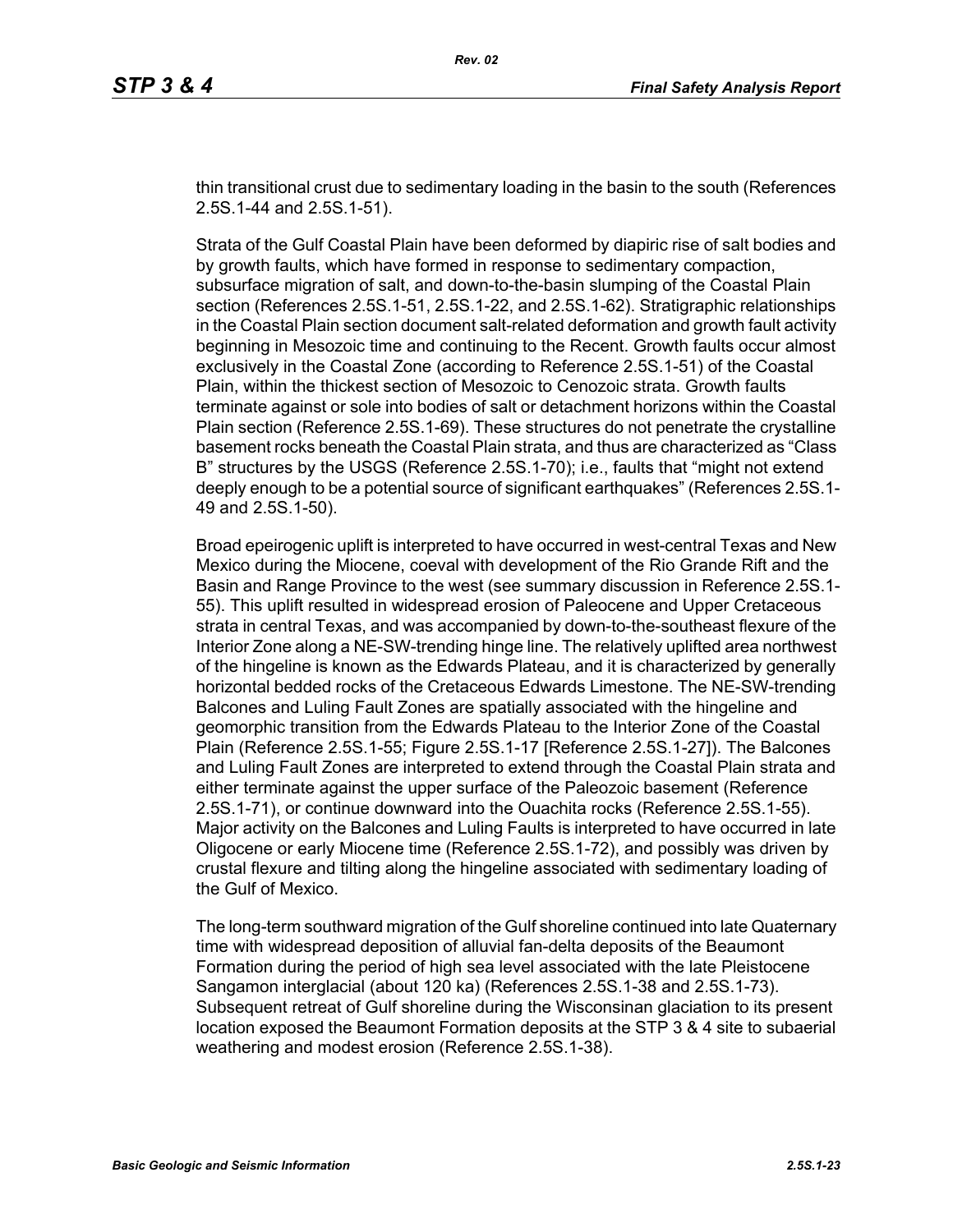thin transitional crust due to sedimentary loading in the basin to the south (References 2.5S.1-44 and 2.5S.1-51).

Strata of the Gulf Coastal Plain have been deformed by diapiric rise of salt bodies and by growth faults, which have formed in response to sedimentary compaction, subsurface migration of salt, and down-to-the-basin slumping of the Coastal Plain section (References 2.5S.1-51, 2.5S.1-22, and 2.5S.1-62). Stratigraphic relationships in the Coastal Plain section document salt-related deformation and growth fault activity beginning in Mesozoic time and continuing to the Recent. Growth faults occur almost exclusively in the Coastal Zone (according to Reference 2.5S.1-51) of the Coastal Plain, within the thickest section of Mesozoic to Cenozoic strata. Growth faults terminate against or sole into bodies of salt or detachment horizons within the Coastal Plain section (Reference 2.5S.1-69). These structures do not penetrate the crystalline basement rocks beneath the Coastal Plain strata, and thus are characterized as "Class B" structures by the USGS (Reference 2.5S.1-70); i.e., faults that "might not extend deeply enough to be a potential source of significant earthquakes" (References 2.5S.1-49 and 2.5S.1-50).

Broad epeirogenic uplift is interpreted to have occurred in west-central Texas and New Mexico during the Miocene, coeval with development of the Rio Grande Rift and the Basin and Range Province to the west (see summary discussion in Reference 2.5S.1-55). This uplift resulted in widespread erosion of Paleocene and Upper Cretaceous strata in central Texas, and was accompanied by down-to-the-southeast flexure of the Interior Zone along a NE-SW-trending hinge line. The relatively uplifted area northwest of the hingeline is known as the Edwards Plateau, and it is characterized by generally horizontal bedded rocks of the Cretaceous Edwards Limestone. The NE-SW-trending Balcones and Luling Fault Zones are spatially associated with the hingeline and geomorphic transition from the Edwards Plateau to the Interior Zone of the Coastal Plain (Reference 2.5S.1-55; Figure 2.5S.1-17 [Reference 2.5S.1-27]). The Balcones and Luling Fault Zones are interpreted to extend through the Coastal Plain strata and either terminate against the upper surface of the Paleozoic basement (Reference 2.5S.1-71), or continue downward into the Ouachita rocks (Reference 2.5S.1-55). Major activity on the Balcones and Luling Faults is interpreted to have occurred in late Oligocene or early Miocene time (Reference 2.5S.1-72), and possibly was driven by crustal flexure and tilting along the hingeline associated with sedimentary loading of the Gulf of Mexico.

The long-term southward migration of the Gulf shoreline continued into late Quaternary time with widespread deposition of alluvial fan-delta deposits of the Beaumont Formation during the period of high sea level associated with the late Pleistocene Sangamon interglacial (about 120 ka) (References 2.5S.1-38 and 2.5S.1-73). Subsequent retreat of Gulf shoreline during the Wisconsinan glaciation to its present location exposed the Beaumont Formation deposits at the STP 3 & 4 site to subaerial weathering and modest erosion (Reference 2.5S.1-38).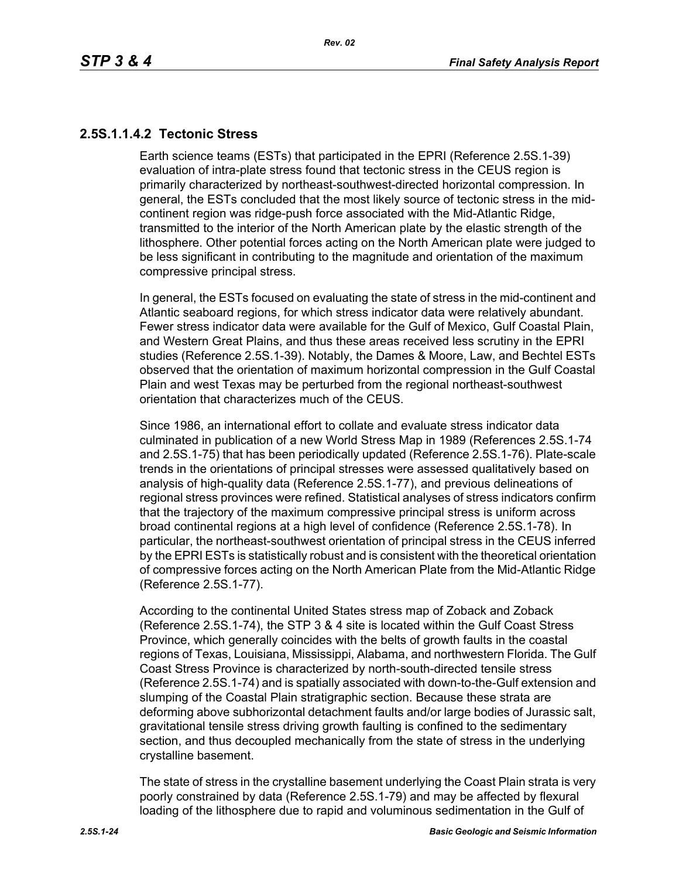### 2.5S.1.1.4.2 Tectonic Stress

Earth science teams (ESTs) that participated in the EPRI (Reference 2.5S.1-39) evaluation of intra-plate stress found that tectonic stress in the CEUS region is primarily characterized by northeast-southwest-directed horizontal compression. In general, the ESTs concluded that the most likely source of tectonic stress in the mid-continent region was ridge-push force associated with the Mid-Atlantic Ridge, transmitted to the interior of the North American plate by the elastic strength of the lithosphere. Other potential forces acting on the North American plate were judged to be less significant in contributing to the magnitude and orientation of the maximum compressive principal stress.

In general, the ESTs focused on evaluating the state of stress in the mid-continent and Atlantic seaboard regions, for which stress indicator data were relatively abundant. Fewer stress indicator data were available for the Gulf of Mexico, Gulf Coastal Plain, and Western Great Plains, and thus these areas received less scrutiny in the EPRI studies (Reference 2.5S.1-39). Notably, the Dames & Moore, Law, and Bechtel ESTs observed that the orientation of maximum horizontal compression in the Gulf Coastal Plain and west Texas may be perturbed from the regional northeast-southwest orientation that characterizes much of the CEUS.

Since 1986, an international effort to collate and evaluate stress indicator data culminated in publication of a new World Stress Map in 1989 (References 2.5S.1-74 and 2.5S.1-75) that has been periodically updated (Reference 2.5S.1-76). Plate-scale trends in the orientations of principal stresses were assessed qualitatively based on analysis of high-quality data (Reference 2.5S.1-77), and previous delineations of regional stress provinces were refined. Statistical analyses of stress indicators confirm that the trajectory of the maximum compressive principal stress is uniform across broad continental regions at a high level of confidence (Reference 2.5S.1-78). In particular, the northeast-southwest orientation of principal stress in the CEUS inferred by the EPRI ESTs is statistically robust and is consistent with the theoretical orientation of compressive forces acting on the North American Plate from the Mid-Atlantic Ridge (Reference 2.5S.1-77).

According to the continental United States stress map of Zoback and Zoback (Reference 2.5S.1-74), the STP 3 & 4 site is located within the Gulf Coast Stress Province, which generally coincides with the belts of growth faults in the coastal regions of Texas, Louisiana, Mississippi, Alabama, and northwestern Florida. The Gulf Coast Stress Province is characterized by north-south-directed tensile stress (Reference 2.5S.1-74) and is spatially associated with down-to-the-Gulf extension and slumping of the Coastal Plain stratigraphic section. Because these strata are deforming above subhorizontal detachment faults and/or large bodies of Jurassic salt, gravitational tensile stress driving growth faulting is confined to the sedimentary section, and thus decoupled mechanically from the state of stress in the underlying crystalline basement.

The state of stress in the crystalline basement underlying the Coast Plain strata is very poorly constrained by data (Reference 2.5S.1-79) and may be affected by flexural loading of the lithosphere due to rapid and voluminous sedimentation in the Gulf of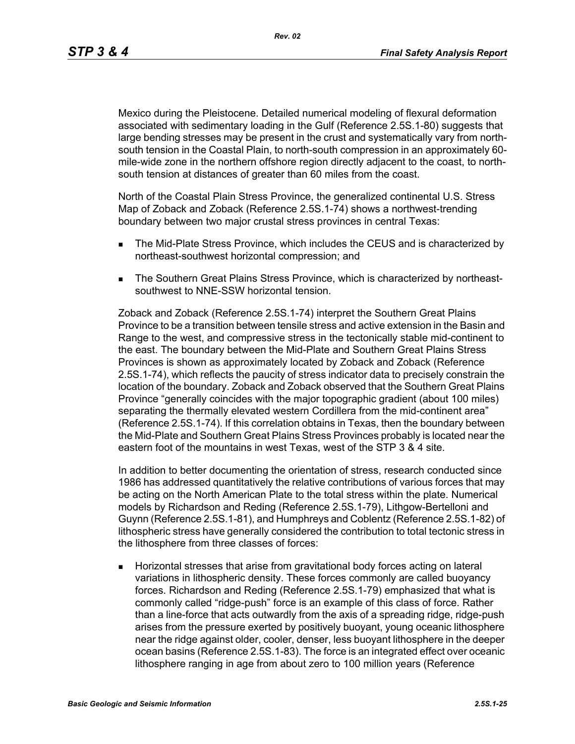Mexico during the Pleistocene. Detailed numerical modeling of flexural deformation associated with sedimentary loading in the Gulf (Reference 2.5S.1-80) suggests that large bending stresses may be present in the crust and systematically vary from north-south tension in the Coastal Plain, to north-south compression in an approximately 60-mile-wide zone in the northern offshore region directly adjacent to the coast, to north-south tension at distances of greater than 60 miles from the coast.

North of the Coastal Plain Stress Province, the generalized continental U.S. Stress Map of Zoback and Zoback (Reference 2.5S.1-74) shows a northwest-trending boundary between two major crustal stress provinces in central Texas:

- The Mid-Plate Stress Province, which includes the CEUS and is characterized by northeast-southwest horizontal compression; and
- The Southern Great Plains Stress Province, which is characterized by northeast-southwest to NNE-SSW horizontal tension.

Zoback and Zoback (Reference 2.5S.1-74) interpret the Southern Great Plains Province to be a transition between tensile stress and active extension in the Basin and Range to the west, and compressive stress in the tectonically stable mid-continent to the east. The boundary between the Mid-Plate and Southern Great Plains Stress Provinces is shown as approximately located by Zoback and Zoback (Reference 2.5S.1-74), which reflects the paucity of stress indicator data to precisely constrain the location of the boundary. Zoback and Zoback observed that the Southern Great Plains Province "generally coincides with the major topographic gradient (about 100 miles) separating the thermally elevated western Cordillera from the mid-continent area" (Reference 2.5S.1-74). If this correlation obtains in Texas, then the boundary between the Mid-Plate and Southern Great Plains Stress Provinces probably is located near the eastern foot of the mountains in west Texas, west of the STP 3 & 4 site.

In addition to better documenting the orientation of stress, research conducted since 1986 has addressed quantitatively the relative contributions of various forces that may be acting on the North American Plate to the total stress within the plate. Numerical models by Richardson and Reding (Reference 2.5S.1-79), Lithgow-Bertelloni and Guynn (Reference 2.5S.1-81), and Humphreys and Coblentz (Reference 2.5S.1-82) of lithospheric stress have generally considered the contribution to total tectonic stress in the lithosphere from three classes of forces:

- Horizontal stresses that arise from gravitational body forces acting on lateral variations in lithospheric density. These forces commonly are called buoyancy forces. Richardson and Reding (Reference 2.5S.1-79) emphasized that what is commonly called "ridge-push" force is an example of this class of force. Rather than a line-force that acts outwardly from the axis of a spreading ridge, ridge-push arises from the pressure exerted by positively buoyant, young oceanic lithosphere near the ridge against older, cooler, denser, less buoyant lithosphere in the deeper ocean basins (Reference 2.5S.1-83). The force is an integrated effect over oceanic lithosphere ranging in age from about zero to 100 million years (Reference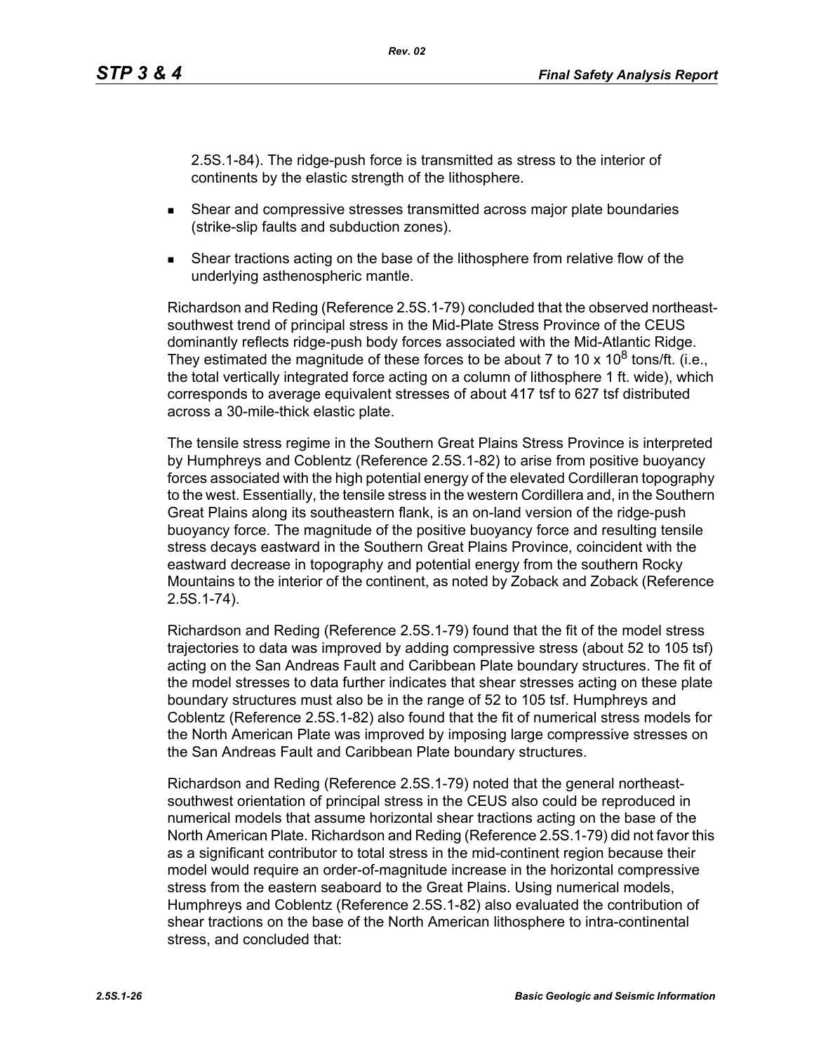2.5S.1-84). The ridge-push force is transmitted as stress to the interior of continents by the elastic strength of the lithosphere.

- Shear and compressive stresses transmitted across major plate boundaries (strike-slip faults and subduction zones).
- Shear tractions acting on the base of the lithosphere from relative flow of the underlying asthenospheric mantle.

Richardson and Reding (Reference 2.5S.1-79) concluded that the observed northeast-southwest trend of principal stress in the Mid-Plate Stress Province of the CEUS dominantly reflects ridge-push body forces associated with the Mid-Atlantic Ridge. They estimated the magnitude of these forces to be about 7 to 10 x $10^8$ tons/ft. (i.e., the total vertically integrated force acting on a column of lithosphere 1 ft. wide), which corresponds to average equivalent stresses of about 417 tsf to 627 tsf distributed across a 30-mile-thick elastic plate.

The tensile stress regime in the Southern Great Plains Stress Province is interpreted by Humphreys and Coblentz (Reference 2.5S.1-82) to arise from positive buoyancy forces associated with the high potential energy of the elevated Cordilleran topography to the west. Essentially, the tensile stress in the western Cordillera and, in the Southern Great Plains along its southeastern flank, is an on-land version of the ridge-push buoyancy force. The magnitude of the positive buoyancy force and resulting tensile stress decays eastward in the Southern Great Plains Province, coincident with the eastward decrease in topography and potential energy from the southern Rocky Mountains to the interior of the continent, as noted by Zoback and Zoback (Reference 2.5S.1-74).

Richardson and Reding (Reference 2.5S.1-79) found that the fit of the model stress trajectories to data was improved by adding compressive stress (about 52 to 105 tsf) acting on the San Andreas Fault and Caribbean Plate boundary structures. The fit of the model stresses to data further indicates that shear stresses acting on these plate boundary structures must also be in the range of 52 to 105 tsf. Humphreys and Coblentz (Reference 2.5S.1-82) also found that the fit of numerical stress models for the North American Plate was improved by imposing large compressive stresses on the San Andreas Fault and Caribbean Plate boundary structures.

Richardson and Reding (Reference 2.5S.1-79) noted that the general northeast-southwest orientation of principal stress in the CEUS also could be reproduced in numerical models that assume horizontal shear tractions acting on the base of the North American Plate. Richardson and Reding (Reference 2.5S.1-79) did not favor this as a significant contributor to total stress in the mid-continent region because their model would require an order-of-magnitude increase in the horizontal compressive stress from the eastern seaboard to the Great Plains. Using numerical models, Humphreys and Coblentz (Reference 2.5S.1-82) also evaluated the contribution of shear tractions on the base of the North American lithosphere to intra-continental stress, and concluded that: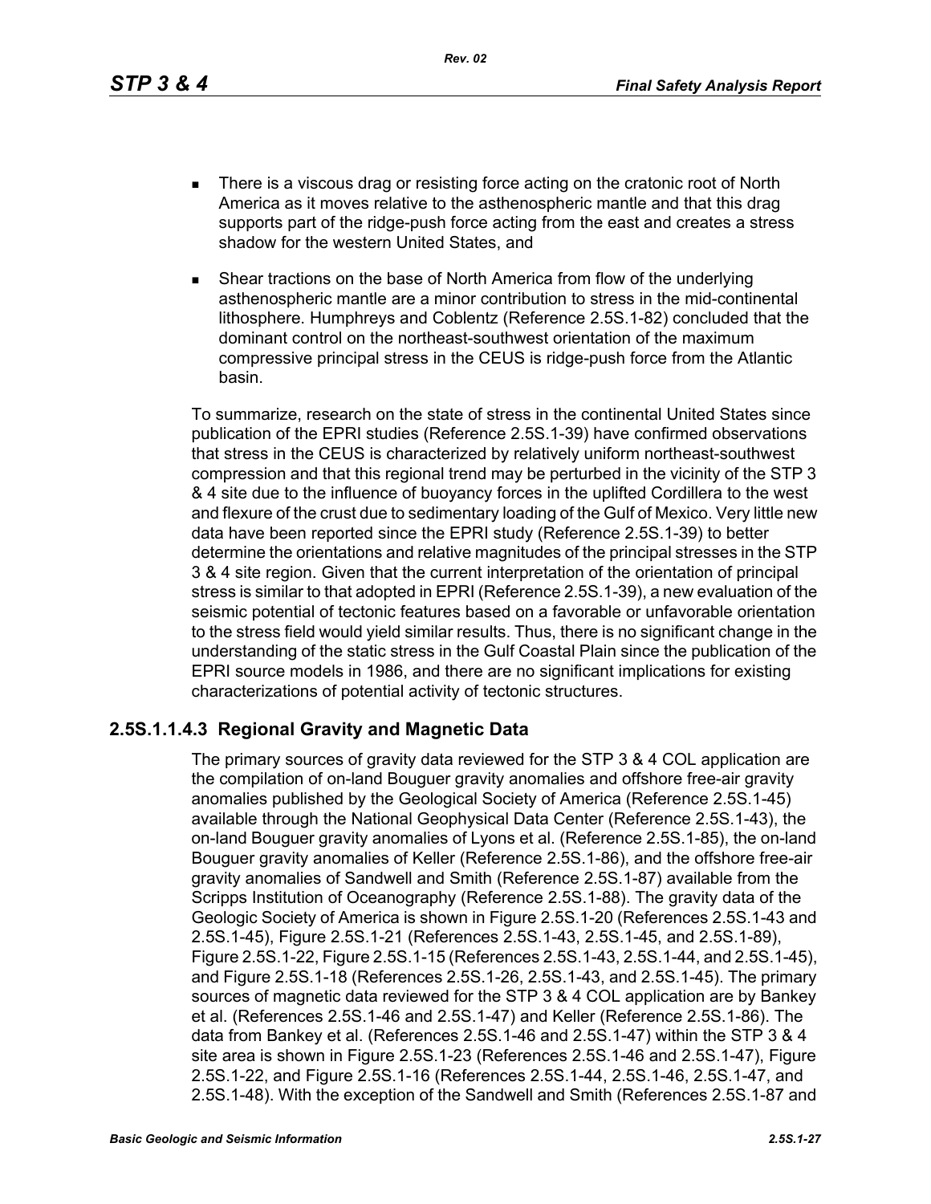- There is a viscous drag or resisting force acting on the cratonic root of North America as it moves relative to the asthenospheric mantle and that this drag supports part of the ridge-push force acting from the east and creates a stress shadow for the western United States, and
- Shear tractions on the base of North America from flow of the underlying asthenospheric mantle are a minor contribution to stress in the mid-continental lithosphere. Humphreys and Coblentz (Reference 2.5S.1-82) concluded that the dominant control on the northeast-southwest orientation of the maximum compressive principal stress in the CEUS is ridge-push force from the Atlantic basin.

To summarize, research on the state of stress in the continental United States since publication of the EPRI studies (Reference 2.5S.1-39) have confirmed observations that stress in the CEUS is characterized by relatively uniform northeast-southwest compression and that this regional trend may be perturbed in the vicinity of the STP 3 & 4 site due to the influence of buoyancy forces in the uplifted Cordillera to the west and flexure of the crust due to sedimentary loading of the Gulf of Mexico. Very little new data have been reported since the EPRI study (Reference 2.5S.1-39) to better determine the orientations and relative magnitudes of the principal stresses in the STP 3 & 4 site region. Given that the current interpretation of the orientation of principal stress is similar to that adopted in EPRI (Reference 2.5S.1-39), a new evaluation of the seismic potential of tectonic features based on a favorable or unfavorable orientation to the stress field would yield similar results. Thus, there is no significant change in the understanding of the static stress in the Gulf Coastal Plain since the publication of the EPRI source models in 1986, and there are no significant implications for existing characterizations of potential activity of tectonic structures.

### 2.5S.1.1.4.3 Regional Gravity and Magnetic Data

The primary sources of gravity data reviewed for the STP 3 & 4 COL application are the compilation of on-land Bouguer gravity anomalies and offshore free-air gravity anomalies published by the Geological Society of America (Reference 2.5S.1-45) available through the National Geophysical Data Center (Reference 2.5S.1-43), the on-land Bouguer gravity anomalies of Lyons et al. (Reference 2.5S.1-85), the on-land Bouguer gravity anomalies of Keller (Reference 2.5S.1-86), and the offshore free-air gravity anomalies of Sandwell and Smith (Reference 2.5S.1-87) available from the Scripps Institution of Oceanography (Reference 2.5S.1-88). The gravity data of the Geologic Society of America is shown in Figure 2.5S.1-20 (References 2.5S.1-43 and 2.5S.1-45), Figure 2.5S.1-21 (References 2.5S.1-43, 2.5S.1-45, and 2.5S.1-89), Figure 2.5S.1-22, Figure 2.5S.1-15 (References 2.5S.1-43, 2.5S.1-44, and 2.5S.1-45), and Figure 2.5S.1-18 (References 2.5S.1-26, 2.5S.1-43, and 2.5S.1-45). The primary sources of magnetic data reviewed for the STP 3 & 4 COL application are by Bankey et al. (References 2.5S.1-46 and 2.5S.1-47) and Keller (Reference 2.5S.1-86). The data from Bankey et al. (References 2.5S.1-46 and 2.5S.1-47) within the STP 3 & 4 site area is shown in Figure 2.5S.1-23 (References 2.5S.1-46 and 2.5S.1-47), Figure 2.5S.1-22, and Figure 2.5S.1-16 (References 2.5S.1-44, 2.5S.1-46, 2.5S.1-47, and 2.5S.1-48). With the exception of the Sandwell and Smith (References 2.5S.1-87 and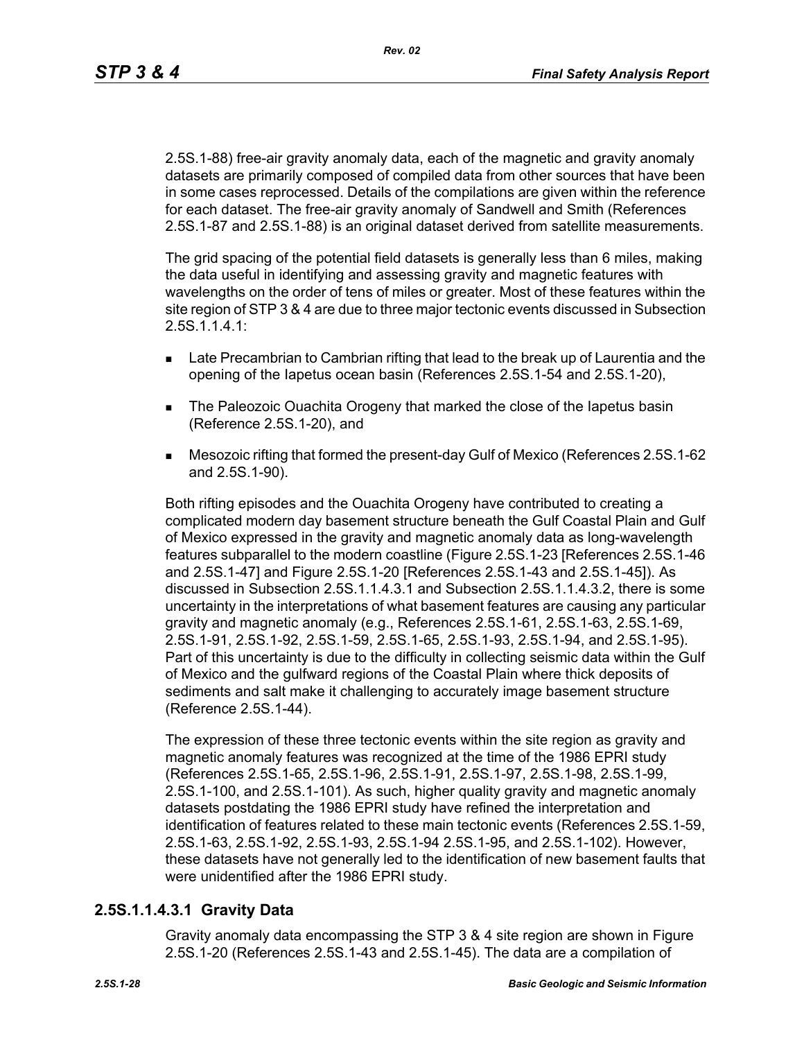2.5S.1-88) free-air gravity anomaly data, each of the magnetic and gravity anomaly datasets are primarily composed of compiled data from other sources that have been in some cases reprocessed. Details of the compilations are given within the reference for each dataset. The free-air gravity anomaly of Sandwell and Smith (References 2.5S.1-87 and 2.5S.1-88) is an original dataset derived from satellite measurements.

The grid spacing of the potential field datasets is generally less than 6 miles, making the data useful in identifying and assessing gravity and magnetic features with wavelengths on the order of tens of miles or greater. Most of these features within the site region of STP 3 & 4 are due to three major tectonic events discussed in Subsection 2.5S.1.1.4.1:

- Late Precambrian to Cambrian rifting that lead to the break up of Laurentia and the opening of the Iapetus ocean basin (References 2.5S.1-54 and 2.5S.1-20),
- The Paleozoic Ouachita Orogeny that marked the close of the Iapetus basin (Reference 2.5S.1-20), and
- Mesozoic rifting that formed the present-day Gulf of Mexico (References 2.5S.1-62 and 2.5S.1-90).

Both rifting episodes and the Ouachita Orogeny have contributed to creating a complicated modern day basement structure beneath the Gulf Coastal Plain and Gulf of Mexico expressed in the gravity and magnetic anomaly data as long-wavelength features subparallel to the modern coastline (Figure 2.5S.1-23 [References 2.5S.1-46 and 2.5S.1-47] and Figure 2.5S.1-20 [References 2.5S.1-43 and 2.5S.1-45]). As discussed in Subsection 2.5S.1.1.4.3.1 and Subsection 2.5S.1.1.4.3.2, there is some uncertainty in the interpretations of what basement features are causing any particular gravity and magnetic anomaly (e.g., References 2.5S.1-61, 2.5S.1-63, 2.5S.1-69, 2.5S.1-91, 2.5S.1-92, 2.5S.1-59, 2.5S.1-65, 2.5S.1-93, 2.5S.1-94, and 2.5S.1-95). Part of this uncertainty is due to the difficulty in collecting seismic data within the Gulf of Mexico and the gulfward regions of the Coastal Plain where thick deposits of sediments and salt make it challenging to accurately image basement structure (Reference 2.5S.1-44).

The expression of these three tectonic events within the site region as gravity and magnetic anomaly features was recognized at the time of the 1986 EPRI study (References 2.5S.1-65, 2.5S.1-96, 2.5S.1-91, 2.5S.1-97, 2.5S.1-98, 2.5S.1-99, 2.5S.1-100, and 2.5S.1-101). As such, higher quality gravity and magnetic anomaly datasets postdating the 1986 EPRI study have refined the interpretation and identification of features related to these main tectonic events (References 2.5S.1-59, 2.5S.1-63, 2.5S.1-92, 2.5S.1-93, 2.5S.1-94 2.5S.1-95, and 2.5S.1-102). However, these datasets have not generally led to the identification of new basement faults that were unidentified after the 1986 EPRI study.

### 2.5S.1.1.4.3.1 Gravity Data

Gravity anomaly data encompassing the STP 3 & 4 site region are shown in Figure 2.5S.1-20 (References 2.5S.1-43 and 2.5S.1-45). The data are a compilation of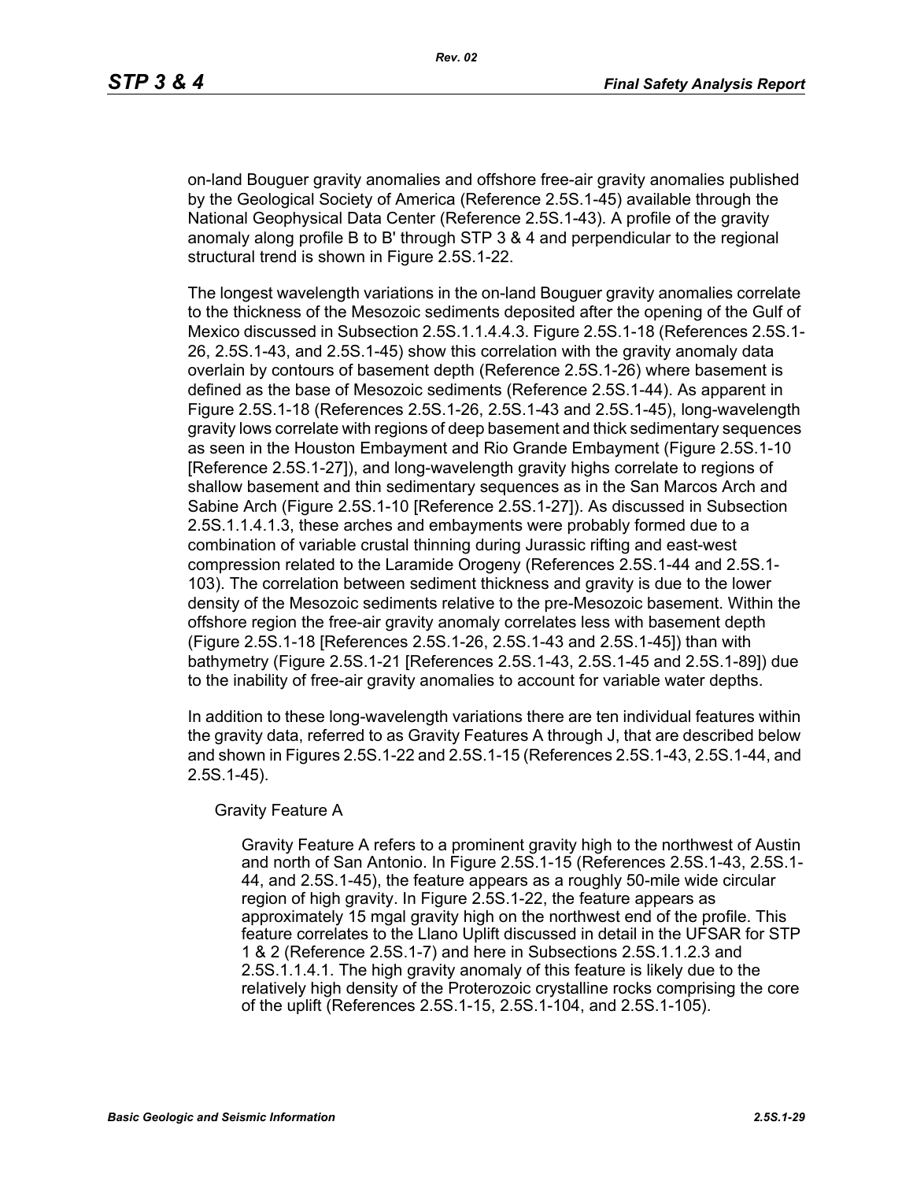on-land Bouguer gravity anomalies and offshore free-air gravity anomalies published by the Geological Society of America (Reference 2.5S.1-45) available through the National Geophysical Data Center (Reference 2.5S.1-43). A profile of the gravity anomaly along profile B to B' through STP 3 & 4 and perpendicular to the regional structural trend is shown in Figure 2.5S.1-22.

The longest wavelength variations in the on-land Bouguer gravity anomalies correlate to the thickness of the Mesozoic sediments deposited after the opening of the Gulf of Mexico discussed in Subsection 2.5S.1.1.4.4.3. Figure 2.5S.1-18 (References 2.5S.1-26, 2.5S.1-43, and 2.5S.1-45) show this correlation with the gravity anomaly data overlain by contours of basement depth (Reference 2.5S.1-26) where basement is defined as the base of Mesozoic sediments (Reference 2.5S.1-44). As apparent in Figure 2.5S.1-18 (References 2.5S.1-26, 2.5S.1-43 and 2.5S.1-45), long-wavelength gravity lows correlate with regions of deep basement and thick sedimentary sequences as seen in the Houston Embayment and Rio Grande Embayment (Figure 2.5S.1-10 [Reference 2.5S.1-27]), and long-wavelength gravity highs correlate to regions of shallow basement and thin sedimentary sequences as in the San Marcos Arch and Sabine Arch (Figure 2.5S.1-10 [Reference 2.5S.1-27]). As discussed in Subsection 2.5S.1.1.4.1.3, these arches and embayments were probably formed due to a combination of variable crustal thinning during Jurassic rifting and east-west compression related to the Laramide Orogeny (References 2.5S.1-44 and 2.5S.1-103). The correlation between sediment thickness and gravity is due to the lower density of the Mesozoic sediments relative to the pre-Mesozoic basement. Within the offshore region the free-air gravity anomaly correlates less with basement depth (Figure 2.5S.1-18 [References 2.5S.1-26, 2.5S.1-43 and 2.5S.1-45]) than with bathymetry (Figure 2.5S.1-21 [References 2.5S.1-43, 2.5S.1-45 and 2.5S.1-89]) due to the inability of free-air gravity anomalies to account for variable water depths.

In addition to these long-wavelength variations there are ten individual features within the gravity data, referred to as Gravity Features A through J, that are described below and shown in Figures 2.5S.1-22 and 2.5S.1-15 (References 2.5S.1-43, 2.5S.1-44, and 2.5S.1-45).

Gravity Feature A

Gravity Feature A refers to a prominent gravity high to the northwest of Austin and north of San Antonio. In Figure 2.5S.1-15 (References 2.5S.1-43, 2.5S.1-44, and 2.5S.1-45), the feature appears as a roughly 50-mile wide circular region of high gravity. In Figure 2.5S.1-22, the feature appears as approximately 15 mgal gravity high on the northwest end of the profile. This feature correlates to the Llano Uplift discussed in detail in the UFSAR for STP 1 & 2 (Reference 2.5S.1-7) and here in Subsections 2.5S.1.1.2.3 and 2.5S.1.1.4.1. The high gravity anomaly of this feature is likely due to the relatively high density of the Proterozoic crystalline rocks comprising the core of the uplift (References 2.5S.1-15, 2.5S.1-104, and 2.5S.1-105).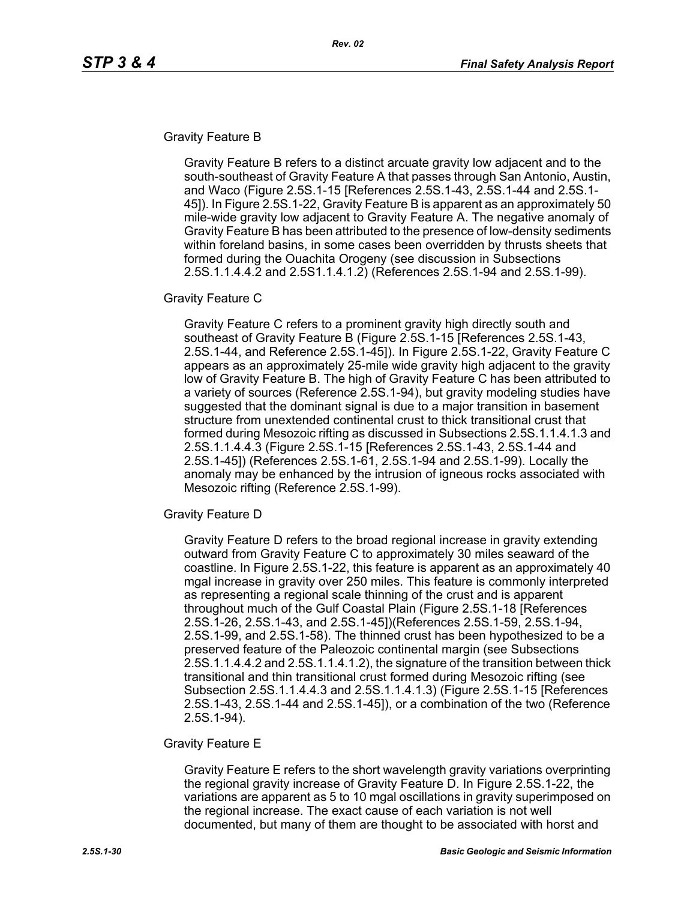Gravity Feature B

Gravity Feature B refers to a distinct arcuate gravity low adjacent and to the south-southeast of Gravity Feature A that passes through San Antonio, Austin, and Waco (Figure 2.5S.1-15 [References 2.5S.1-43, 2.5S.1-44 and 2.5S.1-45]). In Figure 2.5S.1-22, Gravity Feature B is apparent as an approximately 50 mile-wide gravity low adjacent to Gravity Feature A. The negative anomaly of Gravity Feature B has been attributed to the presence of low-density sediments within foreland basins, in some cases been overridden by thrusts sheets that formed during the Ouachita Orogeny (see discussion in Subsections 2.5S.1.1.4.4.2 and 2.5S1.1.4.1.2) (References 2.5S.1-94 and 2.5S.1-99).

Gravity Feature C

Gravity Feature C refers to a prominent gravity high directly south and southeast of Gravity Feature B (Figure 2.5S.1-15 [References 2.5S.1-43, 2.5S.1-44, and Reference 2.5S.1-45]). In Figure 2.5S.1-22, Gravity Feature C appears as an approximately 25-mile wide gravity high adjacent to the gravity low of Gravity Feature B. The high of Gravity Feature C has been attributed to a variety of sources (Reference 2.5S.1-94), but gravity modeling studies have suggested that the dominant signal is due to a major transition in basement structure from unextended continental crust to thick transitional crust that formed during Mesozoic rifting as discussed in Subsections 2.5S.1.1.4.1.3 and 2.5S.1.1.4.4.3 (Figure 2.5S.1-15 [References 2.5S.1-43, 2.5S.1-44 and 2.5S.1-45]) (References 2.5S.1-61, 2.5S.1-94 and 2.5S.1-99). Locally the anomaly may be enhanced by the intrusion of igneous rocks associated with Mesozoic rifting (Reference 2.5S.1-99).

Gravity Feature D

Gravity Feature D refers to the broad regional increase in gravity extending outward from Gravity Feature C to approximately 30 miles seaward of the coastline. In Figure 2.5S.1-22, this feature is apparent as an approximately 40 mgal increase in gravity over 250 miles. This feature is commonly interpreted as representing a regional scale thinning of the crust and is apparent throughout much of the Gulf Coastal Plain (Figure 2.5S.1-18 [References 2.5S.1-26, 2.5S.1-43, and 2.5S.1-45])(References 2.5S.1-59, 2.5S.1-94, 2.5S.1-99, and 2.5S.1-58). The thinned crust has been hypothesized to be a preserved feature of the Paleozoic continental margin (see Subsections 2.5S.1.1.4.4.2 and 2.5S.1.1.4.1.2), the signature of the transition between thick transitional and thin transitional crust formed during Mesozoic rifting (see Subsection 2.5S.1.1.4.4.3 and 2.5S.1.1.4.1.3) (Figure 2.5S.1-15 [References 2.5S.1-43, 2.5S.1-44 and 2.5S.1-45]), or a combination of the two (Reference 2.5S.1-94).

Gravity Feature E

Gravity Feature E refers to the short wavelength gravity variations overprinting the regional gravity increase of Gravity Feature D. In Figure 2.5S.1-22, the variations are apparent as 5 to 10 mgal oscillations in gravity superimposed on the regional increase. The exact cause of each variation is not well documented, but many of them are thought to be associated with horst and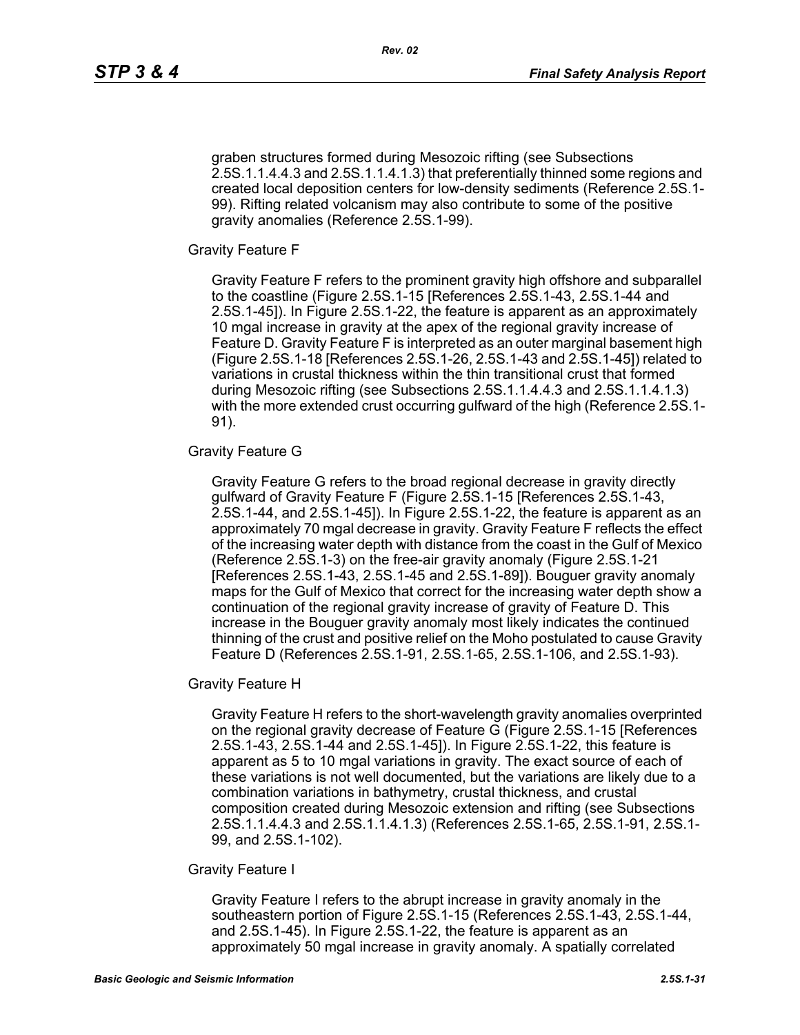graben structures formed during Mesozoic rifting (see Subsections 2.5S.1.1.4.4.3 and 2.5S.1.1.4.1.3) that preferentially thinned some regions and created local deposition centers for low-density sediments (Reference 2.5S.1-99). Rifting related volcanism may also contribute to some of the positive gravity anomalies (Reference 2.5S.1-99).

Gravity Feature F

Gravity Feature F refers to the prominent gravity high offshore and subparallel to the coastline (Figure 2.5S.1-15 [References 2.5S.1-43, 2.5S.1-44 and 2.5S.1-45]). In Figure 2.5S.1-22, the feature is apparent as an approximately 10 mgal increase in gravity at the apex of the regional gravity increase of Feature D. Gravity Feature F is interpreted as an outer marginal basement high (Figure 2.5S.1-18 [References 2.5S.1-26, 2.5S.1-43 and 2.5S.1-45]) related to variations in crustal thickness within the thin transitional crust that formed during Mesozoic rifting (see Subsections 2.5S.1.1.4.4.3 and 2.5S.1.1.4.1.3) with the more extended crust occurring gulfward of the high (Reference 2.5S.1-91).

Gravity Feature G

Gravity Feature G refers to the broad regional decrease in gravity directly gulfward of Gravity Feature F (Figure 2.5S.1-15 [References 2.5S.1-43, 2.5S.1-44, and 2.5S.1-45]). In Figure 2.5S.1-22, the feature is apparent as an approximately 70 mgal decrease in gravity. Gravity Feature F reflects the effect of the increasing water depth with distance from the coast in the Gulf of Mexico (Reference 2.5S.1-3) on the free-air gravity anomaly (Figure 2.5S.1-21 [References 2.5S.1-43, 2.5S.1-45 and 2.5S.1-89]). Bouguer gravity anomaly maps for the Gulf of Mexico that correct for the increasing water depth show a continuation of the regional gravity increase of gravity of Feature D. This increase in the Bouguer gravity anomaly most likely indicates the continued thinning of the crust and positive relief on the Moho postulated to cause Gravity Feature D (References 2.5S.1-91, 2.5S.1-65, 2.5S.1-106, and 2.5S.1-93).

Gravity Feature H

Gravity Feature H refers to the short-wavelength gravity anomalies overprinted on the regional gravity decrease of Feature G (Figure 2.5S.1-15 [References 2.5S.1-43, 2.5S.1-44 and 2.5S.1-45]). In Figure 2.5S.1-22, this feature is apparent as 5 to 10 mgal variations in gravity. The exact source of each of these variations is not well documented, but the variations are likely due to a combination variations in bathymetry, crustal thickness, and crustal composition created during Mesozoic extension and rifting (see Subsections 2.5S.1.1.4.4.3 and 2.5S.1.1.4.1.3) (References 2.5S.1-65, 2.5S.1-91, 2.5S.1-99, and 2.5S.1-102).

Gravity Feature I

Gravity Feature I refers to the abrupt increase in gravity anomaly in the southeastern portion of Figure 2.5S.1-15 (References 2.5S.1-43, 2.5S.1-44, and 2.5S.1-45). In Figure 2.5S.1-22, the feature is apparent as an approximately 50 mgal increase in gravity anomaly. A spatially correlated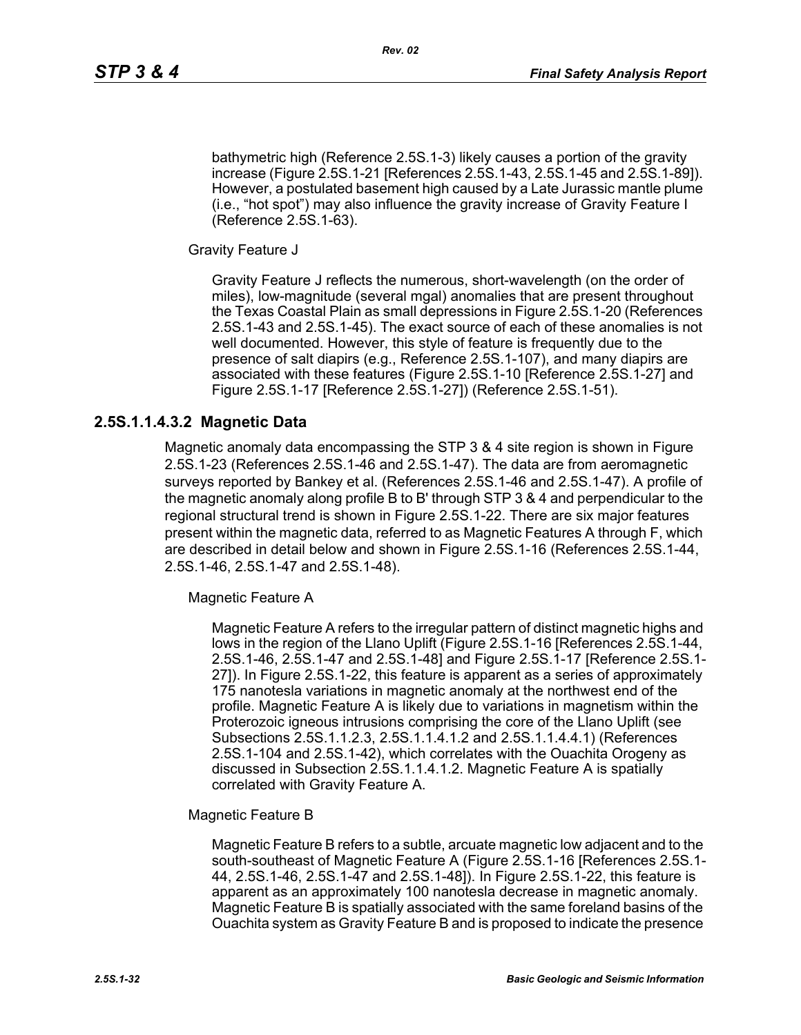bathymetric high (Reference 2.5S.1-3) likely causes a portion of the gravity increase (Figure 2.5S.1-21 [References 2.5S.1-43, 2.5S.1-45 and 2.5S.1-89]). However, a postulated basement high caused by a Late Jurassic mantle plume (i.e., “hot spot”) may also influence the gravity increase of Gravity Feature I (Reference 2.5S.1-63).

Gravity Feature J

Gravity Feature J reflects the numerous, short-wavelength (on the order of miles), low-magnitude (several mgal) anomalies that are present throughout the Texas Coastal Plain as small depressions in Figure 2.5S.1-20 (References 2.5S.1-43 and 2.5S.1-45). The exact source of each of these anomalies is not well documented. However, this style of feature is frequently due to the presence of salt diapirs (e.g., Reference 2.5S.1-107), and many diapirs are associated with these features (Figure 2.5S.1-10 [Reference 2.5S.1-27] and Figure 2.5S.1-17 [Reference 2.5S.1-27]) (Reference 2.5S.1-51).

### 2.5S.1.1.4.3.2 Magnetic Data

Magnetic anomaly data encompassing the STP 3 & 4 site region is shown in Figure 2.5S.1-23 (References 2.5S.1-46 and 2.5S.1-47). The data are from aeromagnetic surveys reported by Bankey et al. (References 2.5S.1-46 and 2.5S.1-47). A profile of the magnetic anomaly along profile B to B' through STP 3 & 4 and perpendicular to the regional structural trend is shown in Figure 2.5S.1-22. There are six major features present within the magnetic data, referred to as Magnetic Features A through F, which are described in detail below and shown in Figure 2.5S.1-16 (References 2.5S.1-44, 2.5S.1-46, 2.5S.1-47 and 2.5S.1-48).

Magnetic Feature A

Magnetic Feature A refers to the irregular pattern of distinct magnetic highs and lows in the region of the Llano Uplift (Figure 2.5S.1-16 [References 2.5S.1-44, 2.5S.1-46, 2.5S.1-47 and 2.5S.1-48] and Figure 2.5S.1-17 [Reference 2.5S.1-27]). In Figure 2.5S.1-22, this feature is apparent as a series of approximately 175 nanotesla variations in magnetic anomaly at the northwest end of the profile. Magnetic Feature A is likely due to variations in magnetism within the Proterozoic igneous intrusions comprising the core of the Llano Uplift (see Subsections 2.5S.1.1.2.3, 2.5S.1.1.4.1.2 and 2.5S.1.1.4.4.1) (References 2.5S.1-104 and 2.5S.1-42), which correlates with the Ouachita Orogeny as discussed in Subsection 2.5S.1.1.4.1.2. Magnetic Feature A is spatially correlated with Gravity Feature A.

Magnetic Feature B

Magnetic Feature B refers to a subtle, arcuate magnetic low adjacent and to the south-southeast of Magnetic Feature A (Figure 2.5S.1-16 [References 2.5S.1-44, 2.5S.1-46, 2.5S.1-47 and 2.5S.1-48]). In Figure 2.5S.1-22, this feature is apparent as an approximately 100 nanotesla decrease in magnetic anomaly. Magnetic Feature B is spatially associated with the same foreland basins of the Ouachita system as Gravity Feature B and is proposed to indicate the presence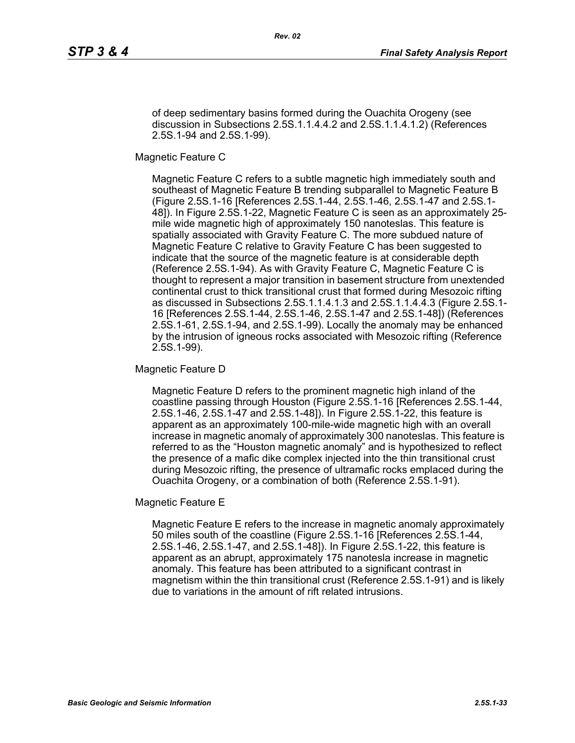of deep sedimentary basins formed during the Ouachita Orogeny (see discussion in Subsections 2.5S.1.1.4.4.2 and 2.5S.1.1.4.1.2) (References 2.5S.1-94 and 2.5S.1-99).

Magnetic Feature C

Magnetic Feature C refers to a subtle magnetic high immediately south and southeast of Magnetic Feature B trending subparallel to Magnetic Feature B (Figure 2.5S.1-16 [References 2.5S.1-44, 2.5S.1-46, 2.5S.1-47 and 2.5S.1-48]). In Figure 2.5S.1-22, Magnetic Feature C is seen as an approximately 25-mile wide magnetic high of approximately 150 nanoteslas. This feature is spatially associated with Gravity Feature C. The more subdued nature of Magnetic Feature C relative to Gravity Feature C has been suggested to indicate that the source of the magnetic feature is at considerable depth (Reference 2.5S.1-94). As with Gravity Feature C, Magnetic Feature C is thought to represent a major transition in basement structure from unextended continental crust to thick transitional crust that formed during Mesozoic rifting as discussed in Subsections 2.5S.1.1.4.1.3 and 2.5S.1.1.4.4.3 (Figure 2.5S.1-16 [References 2.5S.1-44, 2.5S.1-46, 2.5S.1-47 and 2.5S.1-48]) (References 2.5S.1-61, 2.5S.1-94, and 2.5S.1-99). Locally the anomaly may be enhanced by the intrusion of igneous rocks associated with Mesozoic rifting (Reference 2.5S.1-99).

Magnetic Feature D

Magnetic Feature D refers to the prominent magnetic high inland of the coastline passing through Houston (Figure 2.5S.1-16 [References 2.5S.1-44, 2.5S.1-46, 2.5S.1-47 and 2.5S.1-48]). In Figure 2.5S.1-22, this feature is apparent as an approximately 100-mile-wide magnetic high with an overall increase in magnetic anomaly of approximately 300 nanoteslas. This feature is referred to as the "Houston magnetic anomaly" and is hypothesized to reflect the presence of a mafic dike complex injected into the thin transitional crust during Mesozoic rifting, the presence of ultramafic rocks emplaced during the Ouachita Orogeny, or a combination of both (Reference 2.5S.1-91).

Magnetic Feature E

Magnetic Feature E refers to the increase in magnetic anomaly approximately 50 miles south of the coastline (Figure 2.5S.1-16 [References 2.5S.1-44, 2.5S.1-46, 2.5S.1-47, and 2.5S.1-48]). In Figure 2.5S.1-22, this feature is apparent as an abrupt, approximately 175 nanotesla increase in magnetic anomaly. This feature has been attributed to a significant contrast in magnetism within the thin transitional crust (Reference 2.5S.1-91) and is likely due to variations in the amount of rift related intrusions.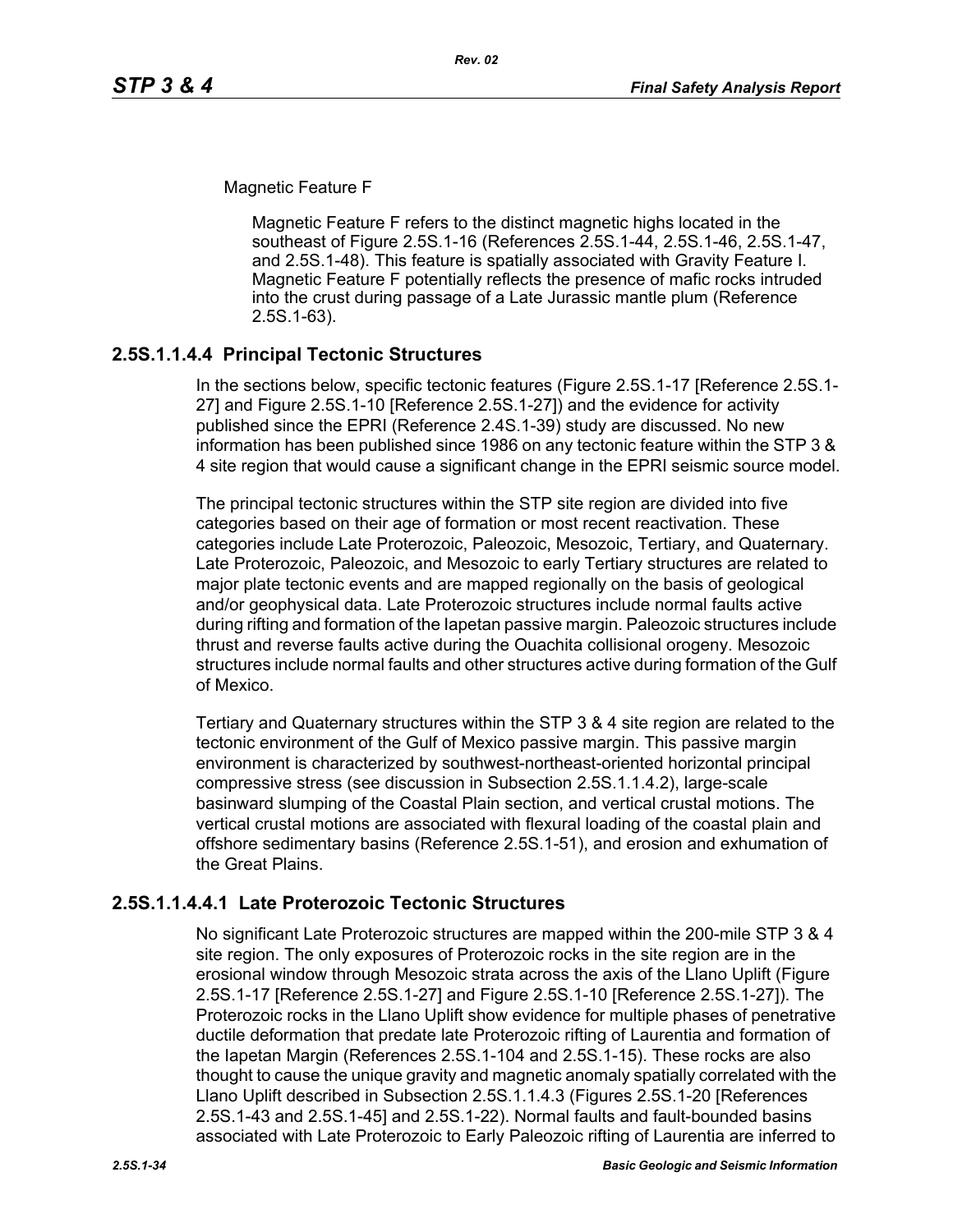Magnetic Feature F

Magnetic Feature F refers to the distinct magnetic highs located in the southeast of Figure 2.5S.1-16 (References 2.5S.1-44, 2.5S.1-46, 2.5S.1-47, and 2.5S.1-48). This feature is spatially associated with Gravity Feature I. Magnetic Feature F potentially reflects the presence of mafic rocks intruded into the crust during passage of a Late Jurassic mantle plum (Reference 2.5S.1-63).

## 2.5S.1.1.4.4 Principal Tectonic Structures

In the sections below, specific tectonic features (Figure 2.5S.1-17 [Reference 2.5S.1-27] and Figure 2.5S.1-10 [Reference 2.5S.1-27]) and the evidence for activity published since the EPRI (Reference 2.4S.1-39) study are discussed. No new information has been published since 1986 on any tectonic feature within the STP 3 & 4 site region that would cause a significant change in the EPRI seismic source model.

The principal tectonic structures within the STP site region are divided into five categories based on their age of formation or most recent reactivation. These categories include Late Proterozoic, Paleozoic, Mesozoic, Tertiary, and Quaternary. Late Proterozoic, Paleozoic, and Mesozoic to early Tertiary structures are related to major plate tectonic events and are mapped regionally on the basis of geological and/or geophysical data. Late Proterozoic structures include normal faults active during rifting and formation of the Iapetan passive margin. Paleozoic structures include thrust and reverse faults active during the Ouachita collisional orogeny. Mesozoic structures include normal faults and other structures active during formation of the Gulf of Mexico.

Tertiary and Quaternary structures within the STP 3 & 4 site region are related to the tectonic environment of the Gulf of Mexico passive margin. This passive margin environment is characterized by southwest-northeast-oriented horizontal principal compressive stress (see discussion in Subsection 2.5S.1.1.4.2), large-scale basinward slumping of the Coastal Plain section, and vertical crustal motions. The vertical crustal motions are associated with flexural loading of the coastal plain and offshore sedimentary basins (Reference 2.5S.1-51), and erosion and exhumation of the Great Plains.

## 2.5S.1.1.4.4.1 Late Proterozoic Tectonic Structures

No significant Late Proterozoic structures are mapped within the 200-mile STP 3 & 4 site region. The only exposures of Proterozoic rocks in the site region are in the erosional window through Mesozoic strata across the axis of the Llano Uplift (Figure 2.5S.1-17 [Reference 2.5S.1-27] and Figure 2.5S.1-10 [Reference 2.5S.1-27]). The Proterozoic rocks in the Llano Uplift show evidence for multiple phases of penetrative ductile deformation that predate late Proterozoic rifting of Laurentia and formation of the Iapetan Margin (References 2.5S.1-104 and 2.5S.1-15). These rocks are also thought to cause the unique gravity and magnetic anomaly spatially correlated with the Llano Uplift described in Subsection 2.5S.1.1.4.3 (Figures 2.5S.1-20 [References 2.5S.1-43 and 2.5S.1-45] and 2.5S.1-22). Normal faults and fault-bounded basins associated with Late Proterozoic to Early Paleozoic rifting of Laurentia are inferred to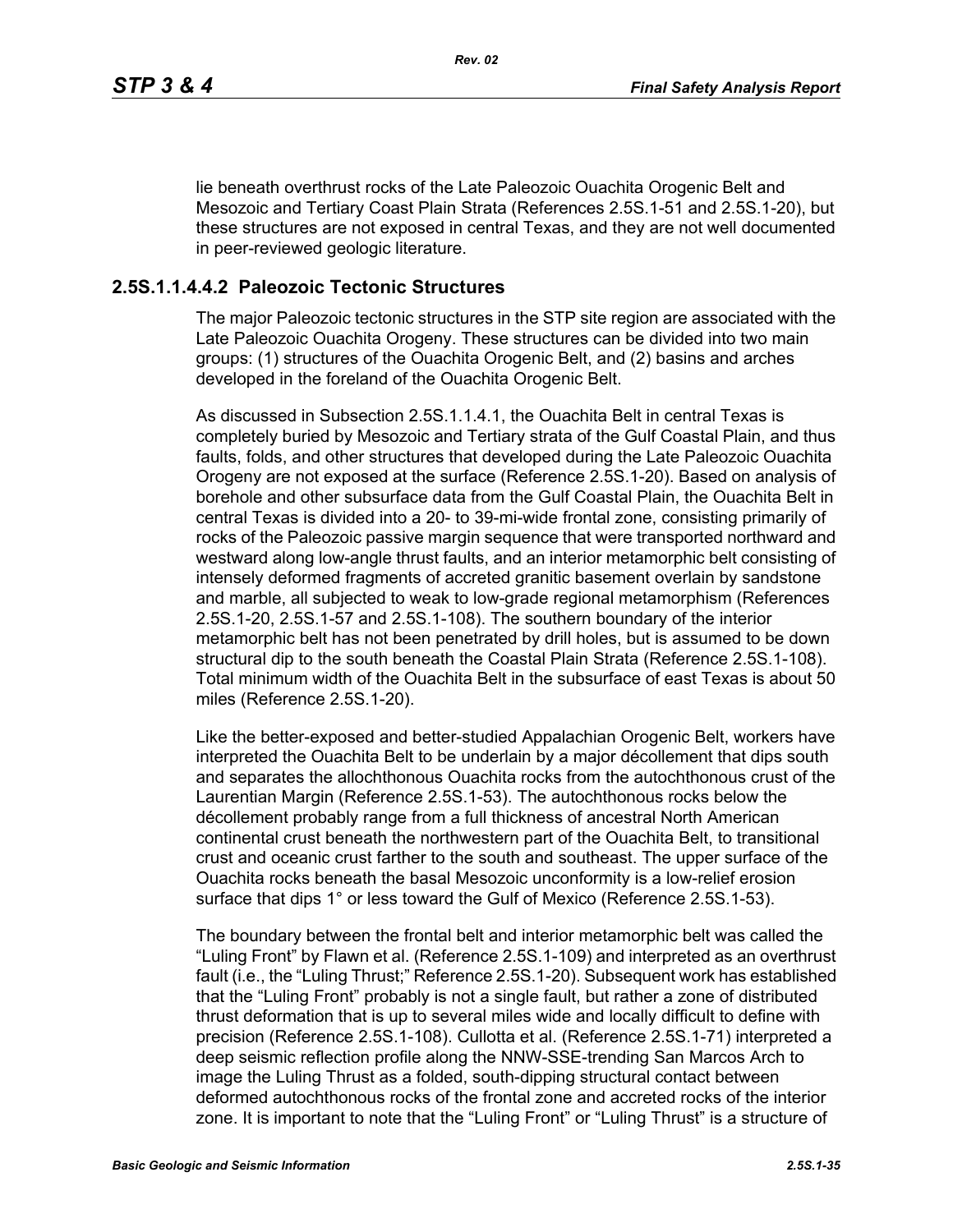lie beneath overthrust rocks of the Late Paleozoic Ouachita Orogenic Belt and Mesozoic and Tertiary Coast Plain Strata (References 2.5S.1-51 and 2.5S.1-20), but these structures are not exposed in central Texas, and they are not well documented in peer-reviewed geologic literature.

### 2.5S.1.1.4.4.2 Paleozoic Tectonic Structures

The major Paleozoic tectonic structures in the STP site region are associated with the Late Paleozoic Ouachita Orogeny. These structures can be divided into two main groups: (1) structures of the Ouachita Orogenic Belt, and (2) basins and arches developed in the foreland of the Ouachita Orogenic Belt.

As discussed in Subsection 2.5S.1.1.4.1, the Ouachita Belt in central Texas is completely buried by Mesozoic and Tertiary strata of the Gulf Coastal Plain, and thus faults, folds, and other structures that developed during the Late Paleozoic Ouachita Orogeny are not exposed at the surface (Reference 2.5S.1-20). Based on analysis of borehole and other subsurface data from the Gulf Coastal Plain, the Ouachita Belt in central Texas is divided into a 20- to 39-mi-wide frontal zone, consisting primarily of rocks of the Paleozoic passive margin sequence that were transported northward and westward along low-angle thrust faults, and an interior metamorphic belt consisting of intensely deformed fragments of accreted granitic basement overlain by sandstone and marble, all subjected to weak to low-grade regional metamorphism (References 2.5S.1-20, 2.5S.1-57 and 2.5S.1-108). The southern boundary of the interior metamorphic belt has not been penetrated by drill holes, but is assumed to be down structural dip to the south beneath the Coastal Plain Strata (Reference 2.5S.1-108). Total minimum width of the Ouachita Belt in the subsurface of east Texas is about 50 miles (Reference 2.5S.1-20).

Like the better-exposed and better-studied Appalachian Orogenic Belt, workers have interpreted the Ouachita Belt to be underlain by a major décollement that dips south and separates the allochthonous Ouachita rocks from the autochthonous crust of the Laurentian Margin (Reference 2.5S.1-53). The autochthonous rocks below the décollement probably range from a full thickness of ancestral North American continental crust beneath the northwestern part of the Ouachita Belt, to transitional crust and oceanic crust farther to the south and southeast. The upper surface of the Ouachita rocks beneath the basal Mesozoic unconformity is a low-relief erosion surface that dips 1° or less toward the Gulf of Mexico (Reference 2.5S.1-53).

The boundary between the frontal belt and interior metamorphic belt was called the "Luling Front" by Flawn et al. (Reference 2.5S.1-109) and interpreted as an overthrust fault (i.e., the "Luling Thrust;" Reference 2.5S.1-20). Subsequent work has established that the "Luling Front" probably is not a single fault, but rather a zone of distributed thrust deformation that is up to several miles wide and locally difficult to define with precision (Reference 2.5S.1-108). Cullotta et al. (Reference 2.5S.1-71) interpreted a deep seismic reflection profile along the NNW-SSE-trending San Marcos Arch to image the Luling Thrust as a folded, south-dipping structural contact between deformed autochthonous rocks of the frontal zone and accreted rocks of the interior zone. It is important to note that the "Luling Front" or "Luling Thrust" is a structure of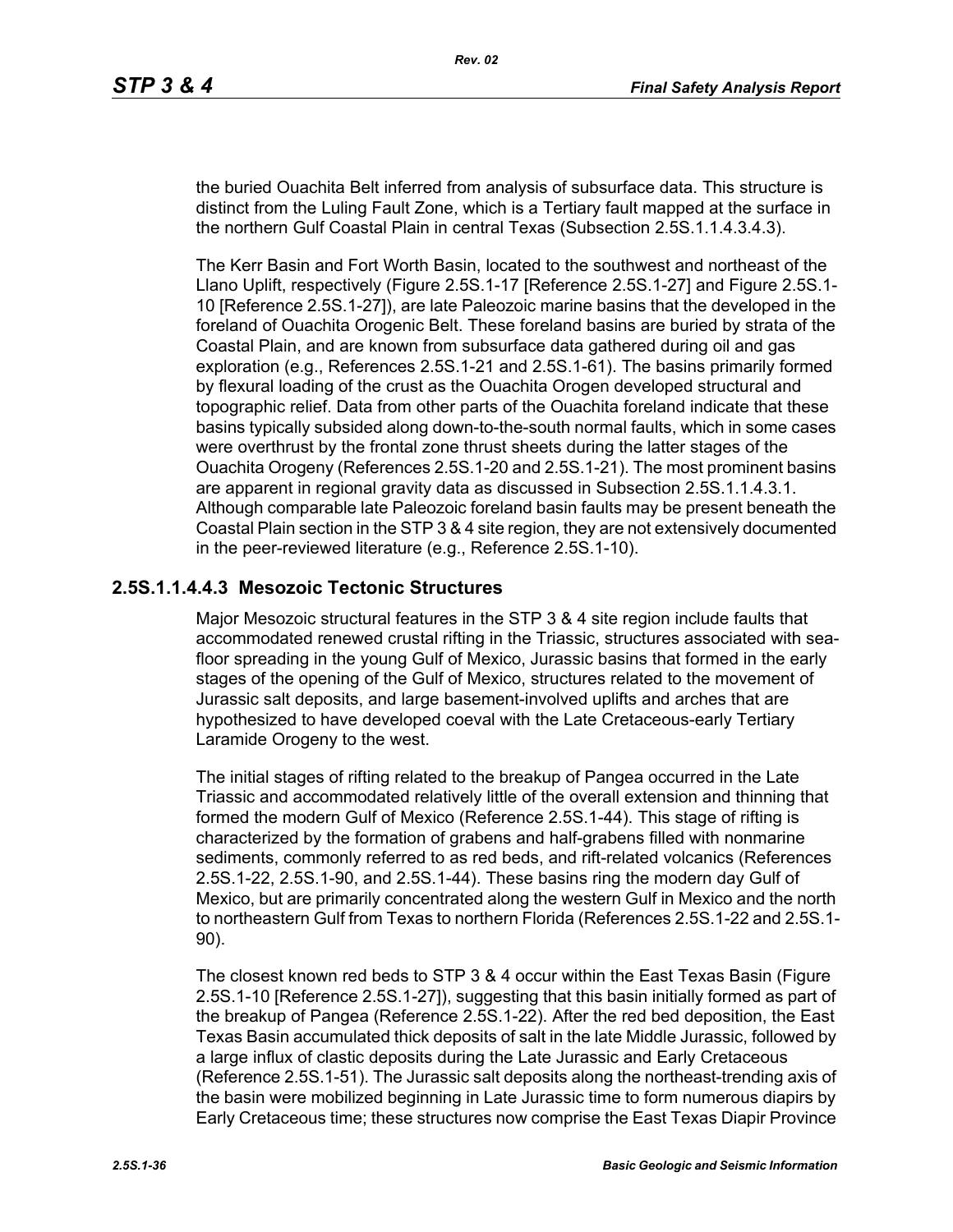the buried Ouachita Belt inferred from analysis of subsurface data. This structure is distinct from the Luling Fault Zone, which is a Tertiary fault mapped at the surface in the northern Gulf Coastal Plain in central Texas (Subsection 2.5S.1.1.4.3.4.3).

The Kerr Basin and Fort Worth Basin, located to the southwest and northeast of the Llano Uplift, respectively (Figure 2.5S.1-17 [Reference 2.5S.1-27] and Figure 2.5S.1-10 [Reference 2.5S.1-27]), are late Paleozoic marine basins that the developed in the foreland of Ouachita Orogenic Belt. These foreland basins are buried by strata of the Coastal Plain, and are known from subsurface data gathered during oil and gas exploration (e.g., References 2.5S.1-21 and 2.5S.1-61). The basins primarily formed by flexural loading of the crust as the Ouachita Orogen developed structural and topographic relief. Data from other parts of the Ouachita foreland indicate that these basins typically subsided along down-to-the-south normal faults, which in some cases were overthrust by the frontal zone thrust sheets during the latter stages of the Ouachita Orogeny (References 2.5S.1-20 and 2.5S.1-21). The most prominent basins are apparent in regional gravity data as discussed in Subsection 2.5S.1.1.4.3.1. Although comparable late Paleozoic foreland basin faults may be present beneath the Coastal Plain section in the STP 3 & 4 site region, they are not extensively documented in the peer-reviewed literature (e.g., Reference 2.5S.1-10).

### 2.5S.1.1.4.4.3 Mesozoic Tectonic Structures

Major Mesozoic structural features in the STP 3 & 4 site region include faults that accommodated renewed crustal rifting in the Triassic, structures associated with sea-floor spreading in the young Gulf of Mexico, Jurassic basins that formed in the early stages of the opening of the Gulf of Mexico, structures related to the movement of Jurassic salt deposits, and large basement-involved uplifts and arches that are hypothesized to have developed coeval with the Late Cretaceous-early Tertiary Laramide Orogeny to the west.

The initial stages of rifting related to the breakup of Pangea occurred in the Late Triassic and accommodated relatively little of the overall extension and thinning that formed the modern Gulf of Mexico (Reference 2.5S.1-44). This stage of rifting is characterized by the formation of grabens and half-grabens filled with nonmarine sediments, commonly referred to as red beds, and rift-related volcanics (References 2.5S.1-22, 2.5S.1-90, and 2.5S.1-44). These basins ring the modern day Gulf of Mexico, but are primarily concentrated along the western Gulf in Mexico and the north to northeastern Gulf from Texas to northern Florida (References 2.5S.1-22 and 2.5S.1-90).

The closest known red beds to STP 3 & 4 occur within the East Texas Basin (Figure 2.5S.1-10 [Reference 2.5S.1-27]), suggesting that this basin initially formed as part of the breakup of Pangea (Reference 2.5S.1-22). After the red bed deposition, the East Texas Basin accumulated thick deposits of salt in the late Middle Jurassic, followed by a large influx of clastic deposits during the Late Jurassic and Early Cretaceous (Reference 2.5S.1-51). The Jurassic salt deposits along the northeast-trending axis of the basin were mobilized beginning in Late Jurassic time to form numerous diapirs by Early Cretaceous time; these structures now comprise the East Texas Diapir Province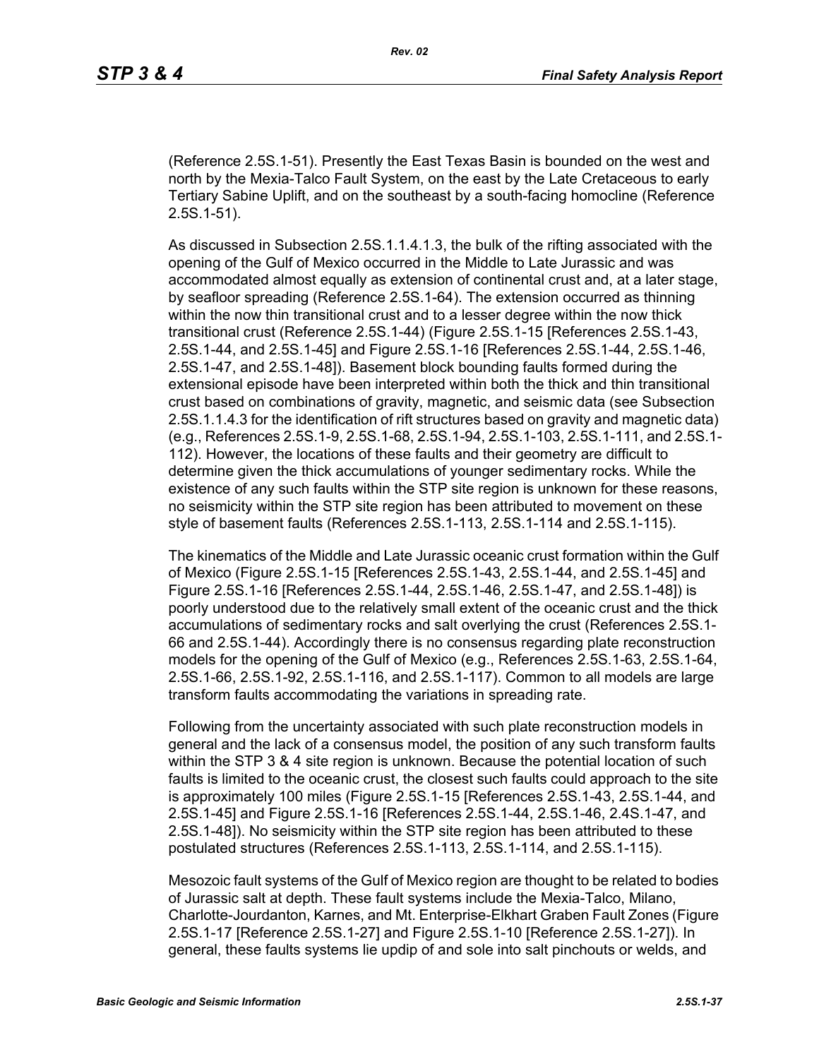(Reference 2.5S.1-51). Presently the East Texas Basin is bounded on the west and north by the Mexia-Talco Fault System, on the east by the Late Cretaceous to early Tertiary Sabine Uplift, and on the southeast by a south-facing homocline (Reference 2.5S.1-51).

As discussed in Subsection 2.5S.1.1.4.1.3, the bulk of the rifting associated with the opening of the Gulf of Mexico occurred in the Middle to Late Jurassic and was accommodated almost equally as extension of continental crust and, at a later stage, by seafloor spreading (Reference 2.5S.1-64). The extension occurred as thinning within the now thin transitional crust and to a lesser degree within the now thick transitional crust (Reference 2.5S.1-44) (Figure 2.5S.1-15 [References 2.5S.1-43, 2.5S.1-44, and 2.5S.1-45] and Figure 2.5S.1-16 [References 2.5S.1-44, 2.5S.1-46, 2.5S.1-47, and 2.5S.1-48]). Basement block bounding faults formed during the extensional episode have been interpreted within both the thick and thin transitional crust based on combinations of gravity, magnetic, and seismic data (see Subsection 2.5S.1.1.4.3 for the identification of rift structures based on gravity and magnetic data) (e.g., References 2.5S.1-9, 2.5S.1-68, 2.5S.1-94, 2.5S.1-103, 2.5S.1-111, and 2.5S.1-112). However, the locations of these faults and their geometry are difficult to determine given the thick accumulations of younger sedimentary rocks. While the existence of any such faults within the STP site region is unknown for these reasons, no seismicity within the STP site region has been attributed to movement on these style of basement faults (References 2.5S.1-113, 2.5S.1-114 and 2.5S.1-115).

The kinematics of the Middle and Late Jurassic oceanic crust formation within the Gulf of Mexico (Figure 2.5S.1-15 [References 2.5S.1-43, 2.5S.1-44, and 2.5S.1-45] and Figure 2.5S.1-16 [References 2.5S.1-44, 2.5S.1-46, 2.5S.1-47, and 2.5S.1-48]) is poorly understood due to the relatively small extent of the oceanic crust and the thick accumulations of sedimentary rocks and salt overlying the crust (References 2.5S.1-66 and 2.5S.1-44). Accordingly there is no consensus regarding plate reconstruction models for the opening of the Gulf of Mexico (e.g., References 2.5S.1-63, 2.5S.1-64, 2.5S.1-66, 2.5S.1-92, 2.5S.1-116, and 2.5S.1-117). Common to all models are large transform faults accommodating the variations in spreading rate.

Following from the uncertainty associated with such plate reconstruction models in general and the lack of a consensus model, the position of any such transform faults within the STP 3 & 4 site region is unknown. Because the potential location of such faults is limited to the oceanic crust, the closest such faults could approach to the site is approximately 100 miles (Figure 2.5S.1-15 [References 2.5S.1-43, 2.5S.1-44, and 2.5S.1-45] and Figure 2.5S.1-16 [References 2.5S.1-44, 2.5S.1-46, 2.4S.1-47, and 2.5S.1-48]). No seismicity within the STP site region has been attributed to these postulated structures (References 2.5S.1-113, 2.5S.1-114, and 2.5S.1-115).

Mesozoic fault systems of the Gulf of Mexico region are thought to be related to bodies of Jurassic salt at depth. These fault systems include the Mexia-Talco, Milano, Charlotte-Jourdanton, Karnes, and Mt. Enterprise-Elkhart Graben Fault Zones (Figure 2.5S.1-17 [Reference 2.5S.1-27] and Figure 2.5S.1-10 [Reference 2.5S.1-27]). In general, these faults systems lie updip of and sole into salt pinchouts or welds, and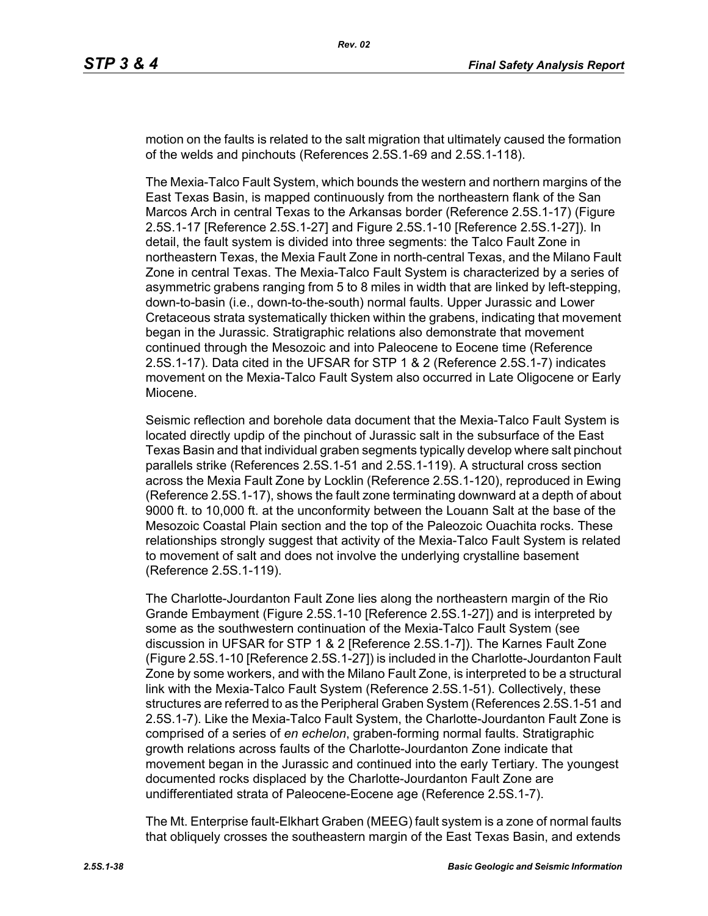motion on the faults is related to the salt migration that ultimately caused the formation of the welds and pinchouts (References 2.5S.1-69 and 2.5S.1-118).

The Mexia-Talco Fault System, which bounds the western and northern margins of the East Texas Basin, is mapped continuously from the northeastern flank of the San Marcos Arch in central Texas to the Arkansas border (Reference 2.5S.1-17) (Figure 2.5S.1-17 [Reference 2.5S.1-27] and Figure 2.5S.1-10 [Reference 2.5S.1-27]). In detail, the fault system is divided into three segments: the Talco Fault Zone in northeastern Texas, the Mexia Fault Zone in north-central Texas, and the Milano Fault Zone in central Texas. The Mexia-Talco Fault System is characterized by a series of asymmetric grabens ranging from 5 to 8 miles in width that are linked by left-stepping, down-to-basin (i.e., down-to-the-south) normal faults. Upper Jurassic and Lower Cretaceous strata systematically thicken within the grabens, indicating that movement began in the Jurassic. Stratigraphic relations also demonstrate that movement continued through the Mesozoic and into Paleocene to Eocene time (Reference 2.5S.1-17). Data cited in the UFSAR for STP 1 & 2 (Reference 2.5S.1-7) indicates movement on the Mexia-Talco Fault System also occurred in Late Oligocene or Early Miocene.

Seismic reflection and borehole data document that the Mexia-Talco Fault System is located directly updip of the pinchout of Jurassic salt in the subsurface of the East Texas Basin and that individual graben segments typically develop where salt pinchout parallels strike (References 2.5S.1-51 and 2.5S.1-119). A structural cross section across the Mexia Fault Zone by Locklin (Reference 2.5S.1-120), reproduced in Ewing (Reference 2.5S.1-17), shows the fault zone terminating downward at a depth of about 9000 ft. to 10,000 ft. at the unconformity between the Louann Salt at the base of the Mesozoic Coastal Plain section and the top of the Paleozoic Ouachita rocks. These relationships strongly suggest that activity of the Mexia-Talco Fault System is related to movement of salt and does not involve the underlying crystalline basement (Reference 2.5S.1-119).

The Charlotte-Jourdanton Fault Zone lies along the northeastern margin of the Rio Grande Embayment (Figure 2.5S.1-10 [Reference 2.5S.1-27]) and is interpreted by some as the southwestern continuation of the Mexia-Talco Fault System (see discussion in UFSAR for STP 1 & 2 [Reference 2.5S.1-7]). The Karnes Fault Zone (Figure 2.5S.1-10 [Reference 2.5S.1-27]) is included in the Charlotte-Jourdanton Fault Zone by some workers, and with the Milano Fault Zone, is interpreted to be a structural link with the Mexia-Talco Fault System (Reference 2.5S.1-51). Collectively, these structures are referred to as the Peripheral Graben System (References 2.5S.1-51 and 2.5S.1-7). Like the Mexia-Talco Fault System, the Charlotte-Jourdanton Fault Zone is comprised of a series of *en echelon*, graben-forming normal faults. Stratigraphic growth relations across faults of the Charlotte-Jourdanton Zone indicate that movement began in the Jurassic and continued into the early Tertiary. The youngest documented rocks displaced by the Charlotte-Jourdanton Fault Zone are undifferentiated strata of Paleocene-Eocene age (Reference 2.5S.1-7).

The Mt. Enterprise fault-Elkhart Graben (MEEG) fault system is a zone of normal faults that obliquely crosses the southeastern margin of the East Texas Basin, and extends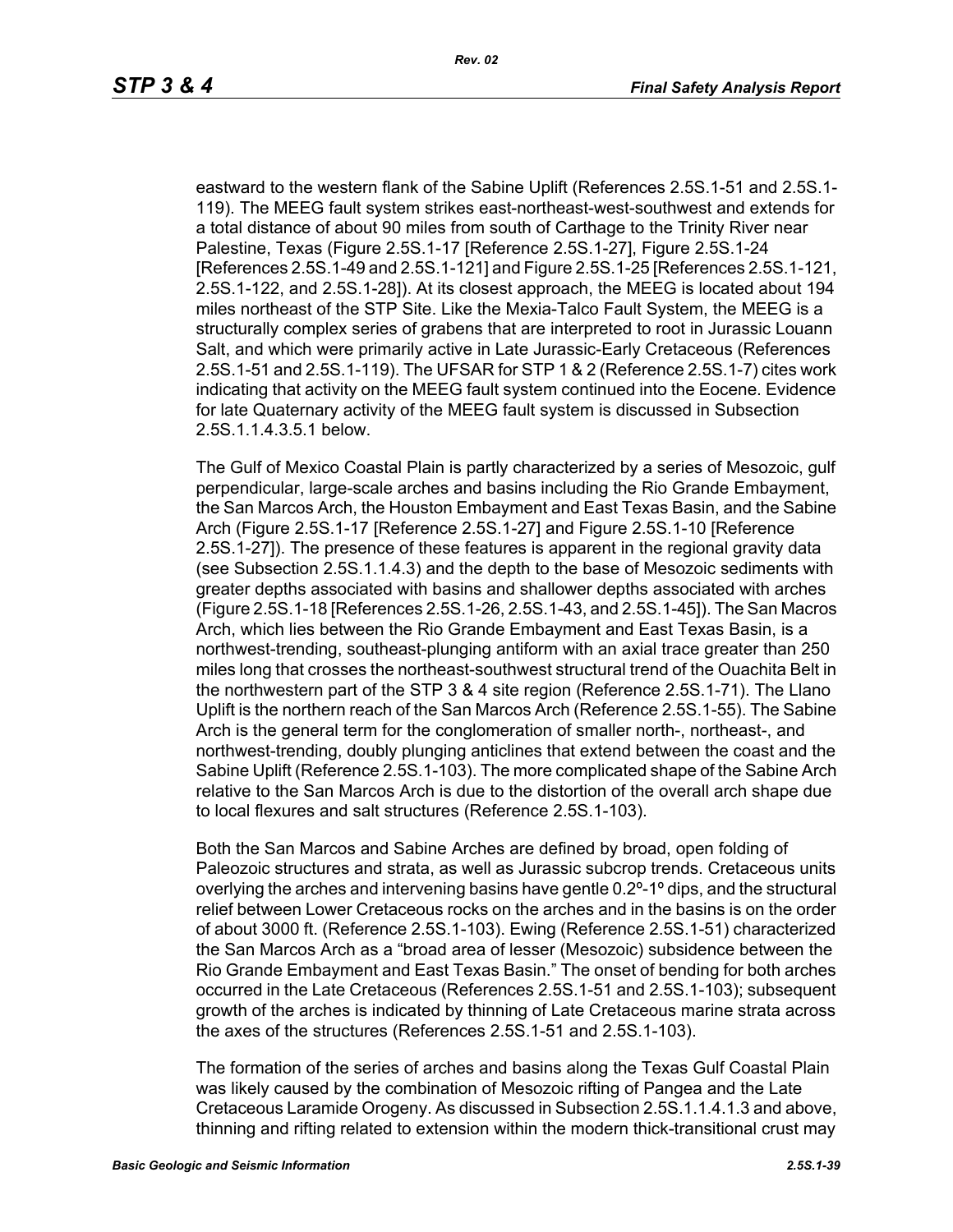eastward to the western flank of the Sabine Uplift (References 2.5S.1-51 and 2.5S.1-119). The MEEG fault system strikes east-northeast-west-southwest and extends for a total distance of about 90 miles from south of Carthage to the Trinity River near Palestine, Texas (Figure 2.5S.1-17 [Reference 2.5S.1-27], Figure 2.5S.1-24 [References 2.5S.1-49 and 2.5S.1-121] and Figure 2.5S.1-25 [References 2.5S.1-121, 2.5S.1-122, and 2.5S.1-28]). At its closest approach, the MEEG is located about 194 miles northeast of the STP Site. Like the Mexia-Talco Fault System, the MEEG is a structurally complex series of grabens that are interpreted to root in Jurassic Louann Salt, and which were primarily active in Late Jurassic-Early Cretaceous (References 2.5S.1-51 and 2.5S.1-119). The UFSAR for STP 1 & 2 (Reference 2.5S.1-7) cites work indicating that activity on the MEEG fault system continued into the Eocene. Evidence for late Quaternary activity of the MEEG fault system is discussed in Subsection 2.5S.1.1.4.3.5.1 below.

The Gulf of Mexico Coastal Plain is partly characterized by a series of Mesozoic, gulf perpendicular, large-scale arches and basins including the Rio Grande Embayment, the San Marcos Arch, the Houston Embayment and East Texas Basin, and the Sabine Arch (Figure 2.5S.1-17 [Reference 2.5S.1-27] and Figure 2.5S.1-10 [Reference 2.5S.1-27]). The presence of these features is apparent in the regional gravity data (see Subsection 2.5S.1.1.4.3) and the depth to the base of Mesozoic sediments with greater depths associated with basins and shallower depths associated with arches (Figure 2.5S.1-18 [References 2.5S.1-26, 2.5S.1-43, and 2.5S.1-45]). The San Macros Arch, which lies between the Rio Grande Embayment and East Texas Basin, is a northwest-trending, southeast-plunging antiform with an axial trace greater than 250 miles long that crosses the northeast-southwest structural trend of the Ouachita Belt in the northwestern part of the STP 3 & 4 site region (Reference 2.5S.1-71). The Llano Uplift is the northern reach of the San Marcos Arch (Reference 2.5S.1-55). The Sabine Arch is the general term for the conglomeration of smaller north-, northeast-, and northwest-trending, doubly plunging anticlines that extend between the coast and the Sabine Uplift (Reference 2.5S.1-103). The more complicated shape of the Sabine Arch relative to the San Marcos Arch is due to the distortion of the overall arch shape due to local flexures and salt structures (Reference 2.5S.1-103).

Both the San Marcos and Sabine Arches are defined by broad, open folding of Paleozoic structures and strata, as well as Jurassic subcrop trends. Cretaceous units overlying the arches and intervening basins have gentle 0.2º-1º dips, and the structural relief between Lower Cretaceous rocks on the arches and in the basins is on the order of about 3000 ft. (Reference 2.5S.1-103). Ewing (Reference 2.5S.1-51) characterized the San Marcos Arch as a "broad area of lesser (Mesozoic) subsidence between the Rio Grande Embayment and East Texas Basin." The onset of bending for both arches occurred in the Late Cretaceous (References 2.5S.1-51 and 2.5S.1-103); subsequent growth of the arches is indicated by thinning of Late Cretaceous marine strata across the axes of the structures (References 2.5S.1-51 and 2.5S.1-103).

The formation of the series of arches and basins along the Texas Gulf Coastal Plain was likely caused by the combination of Mesozoic rifting of Pangea and the Late Cretaceous Laramide Orogeny. As discussed in Subsection 2.5S.1.1.4.1.3 and above, thinning and rifting related to extension within the modern thick-transitional crust may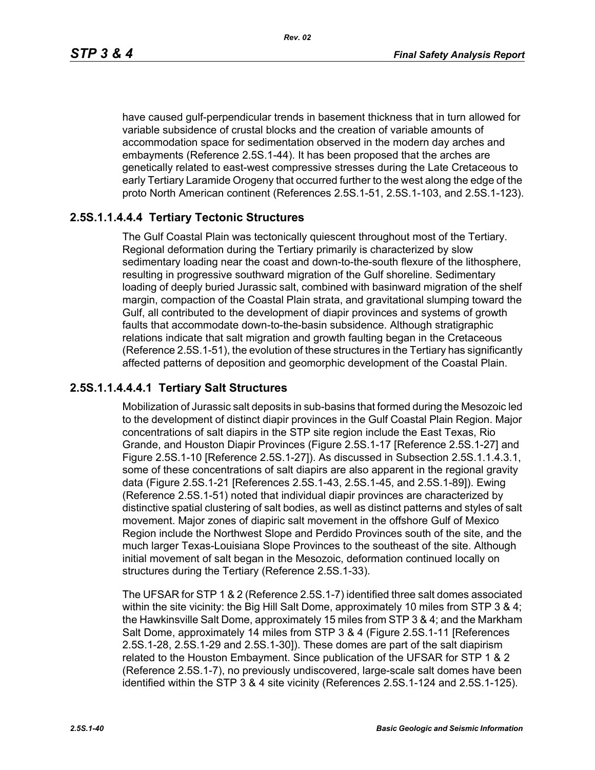have caused gulf-perpendicular trends in basement thickness that in turn allowed for variable subsidence of crustal blocks and the creation of variable amounts of accommodation space for sedimentation observed in the modern day arches and embayments (Reference 2.5S.1-44). It has been proposed that the arches are genetically related to east-west compressive stresses during the Late Cretaceous to early Tertiary Laramide Orogeny that occurred further to the west along the edge of the proto North American continent (References 2.5S.1-51, 2.5S.1-103, and 2.5S.1-123).

## 2.5S.1.1.4.4.4 Tertiary Tectonic Structures

The Gulf Coastal Plain was tectonically quiescent throughout most of the Tertiary. Regional deformation during the Tertiary primarily is characterized by slow sedimentary loading near the coast and down-to-the-south flexure of the lithosphere, resulting in progressive southward migration of the Gulf shoreline. Sedimentary loading of deeply buried Jurassic salt, combined with basinward migration of the shelf margin, compaction of the Coastal Plain strata, and gravitational slumping toward the Gulf, all contributed to the development of diapir provinces and systems of growth faults that accommodate down-to-the-basin subsidence. Although stratigraphic relations indicate that salt migration and growth faulting began in the Cretaceous (Reference 2.5S.1-51), the evolution of these structures in the Tertiary has significantly affected patterns of deposition and geomorphic development of the Coastal Plain.

## 2.5S.1.1.4.4.4.1 Tertiary Salt Structures

Mobilization of Jurassic salt deposits in sub-basins that formed during the Mesozoic led to the development of distinct diapir provinces in the Gulf Coastal Plain Region. Major concentrations of salt diapirs in the STP site region include the East Texas, Rio Grande, and Houston Diapir Provinces (Figure 2.5S.1-17 [Reference 2.5S.1-27] and Figure 2.5S.1-10 [Reference 2.5S.1-27]). As discussed in Subsection 2.5S.1.1.4.3.1, some of these concentrations of salt diapirs are also apparent in the regional gravity data (Figure 2.5S.1-21 [References 2.5S.1-43, 2.5S.1-45, and 2.5S.1-89]). Ewing (Reference 2.5S.1-51) noted that individual diapir provinces are characterized by distinctive spatial clustering of salt bodies, as well as distinct patterns and styles of salt movement. Major zones of diapiric salt movement in the offshore Gulf of Mexico Region include the Northwest Slope and Perdido Provinces south of the site, and the much larger Texas-Louisiana Slope Provinces to the southeast of the site. Although initial movement of salt began in the Mesozoic, deformation continued locally on structures during the Tertiary (Reference 2.5S.1-33).

The UFSAR for STP 1 & 2 (Reference 2.5S.1-7) identified three salt domes associated within the site vicinity: the Big Hill Salt Dome, approximately 10 miles from STP 3 & 4; the Hawkinsville Salt Dome, approximately 15 miles from STP 3 & 4; and the Markham Salt Dome, approximately 14 miles from STP 3 & 4 (Figure 2.5S.1-11 [References 2.5S.1-28, 2.5S.1-29 and 2.5S.1-30]). These domes are part of the salt diapirism related to the Houston Embayment. Since publication of the UFSAR for STP 1 & 2 (Reference 2.5S.1-7), no previously undiscovered, large-scale salt domes have been identified within the STP 3 & 4 site vicinity (References 2.5S.1-124 and 2.5S.1-125).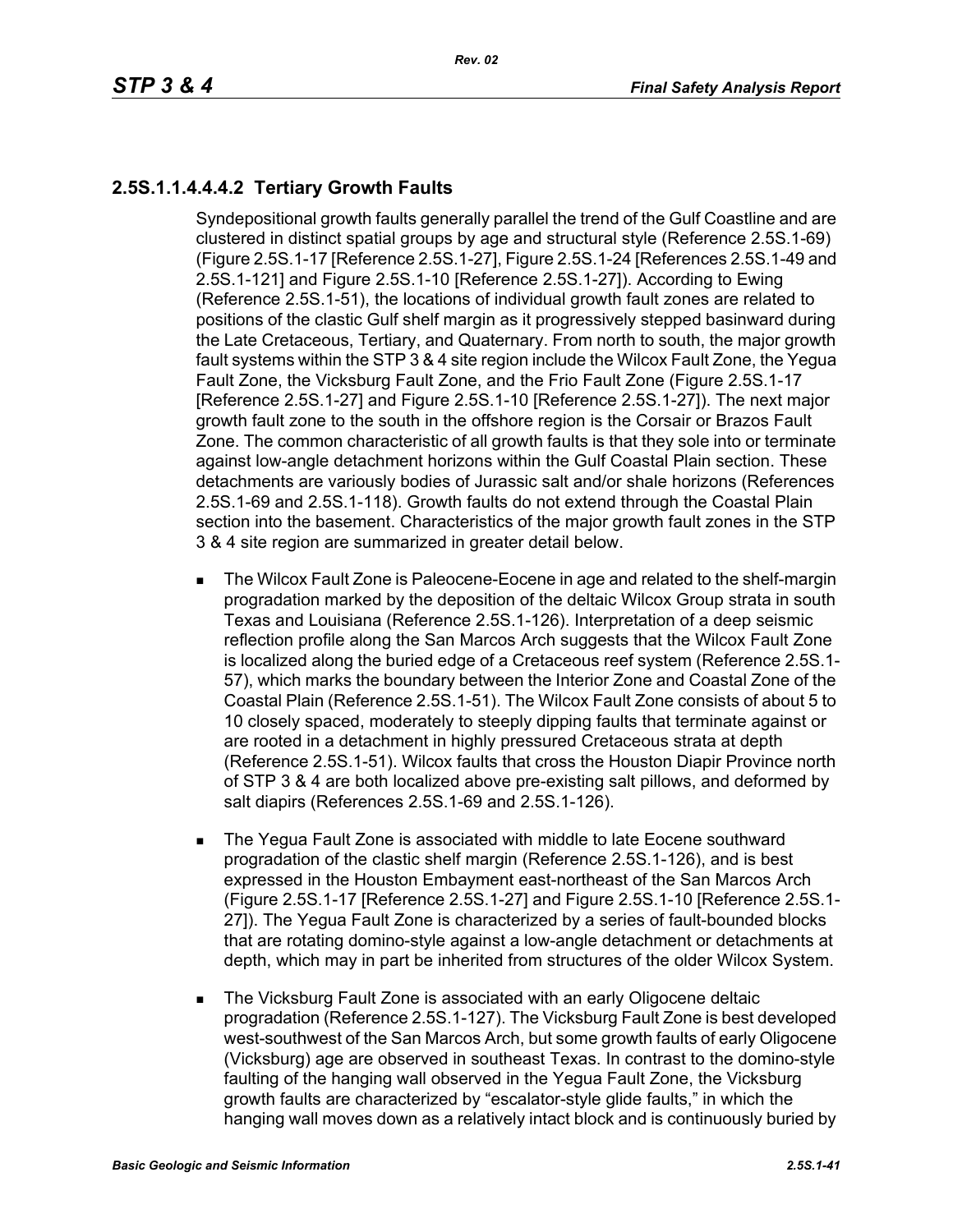### 2.5S.1.1.4.4.4.2 Tertiary Growth Faults

Syndepositional growth faults generally parallel the trend of the Gulf Coastline and are clustered in distinct spatial groups by age and structural style (Reference 2.5S.1-69) (Figure 2.5S.1-17 [Reference 2.5S.1-27], Figure 2.5S.1-24 [References 2.5S.1-49 and 2.5S.1-121] and Figure 2.5S.1-10 [Reference 2.5S.1-27]). According to Ewing (Reference 2.5S.1-51), the locations of individual growth fault zones are related to positions of the clastic Gulf shelf margin as it progressively stepped basinward during the Late Cretaceous, Tertiary, and Quaternary. From north to south, the major growth fault systems within the STP 3 & 4 site region include the Wilcox Fault Zone, the Yegua Fault Zone, the Vicksburg Fault Zone, and the Frio Fault Zone (Figure 2.5S.1-17 [Reference 2.5S.1-27] and Figure 2.5S.1-10 [Reference 2.5S.1-27]). The next major growth fault zone to the south in the offshore region is the Corsair or Brazos Fault Zone. The common characteristic of all growth faults is that they sole into or terminate against low-angle detachment horizons within the Gulf Coastal Plain section. These detachments are variously bodies of Jurassic salt and/or shale horizons (References 2.5S.1-69 and 2.5S.1-118). Growth faults do not extend through the Coastal Plain section into the basement. Characteristics of the major growth fault zones in the STP 3 & 4 site region are summarized in greater detail below.

- The Wilcox Fault Zone is Paleocene-Eocene in age and related to the shelf-margin progradation marked by the deposition of the deltaic Wilcox Group strata in south Texas and Louisiana (Reference 2.5S.1-126). Interpretation of a deep seismic reflection profile along the San Marcos Arch suggests that the Wilcox Fault Zone is localized along the buried edge of a Cretaceous reef system (Reference 2.5S.1-57), which marks the boundary between the Interior Zone and Coastal Zone of the Coastal Plain (Reference 2.5S.1-51). The Wilcox Fault Zone consists of about 5 to 10 closely spaced, moderately to steeply dipping faults that terminate against or are rooted in a detachment in highly pressured Cretaceous strata at depth (Reference 2.5S.1-51). Wilcox faults that cross the Houston Diapir Province north of STP 3 & 4 are both localized above pre-existing salt pillows, and deformed by salt diapirs (References 2.5S.1-69 and 2.5S.1-126).

- The Yegua Fault Zone is associated with middle to late Eocene southward progradation of the clastic shelf margin (Reference 2.5S.1-126), and is best expressed in the Houston Embayment east-northeast of the San Marcos Arch (Figure 2.5S.1-17 [Reference 2.5S.1-27] and Figure 2.5S.1-10 [Reference 2.5S.1-27]). The Yegua Fault Zone is characterized by a series of fault-bounded blocks that are rotating domino-style against a low-angle detachment or detachments at depth, which may in part be inherited from structures of the older Wilcox System.

- The Vicksburg Fault Zone is associated with an early Oligocene deltaic progradation (Reference 2.5S.1-127). The Vicksburg Fault Zone is best developed west-southwest of the San Marcos Arch, but some growth faults of early Oligocene (Vicksburg) age are observed in southeast Texas. In contrast to the domino-style faulting of the hanging wall observed in the Yegua Fault Zone, the Vicksburg growth faults are characterized by "escalator-style glide faults," in which the hanging wall moves down as a relatively intact block and is continuously buried by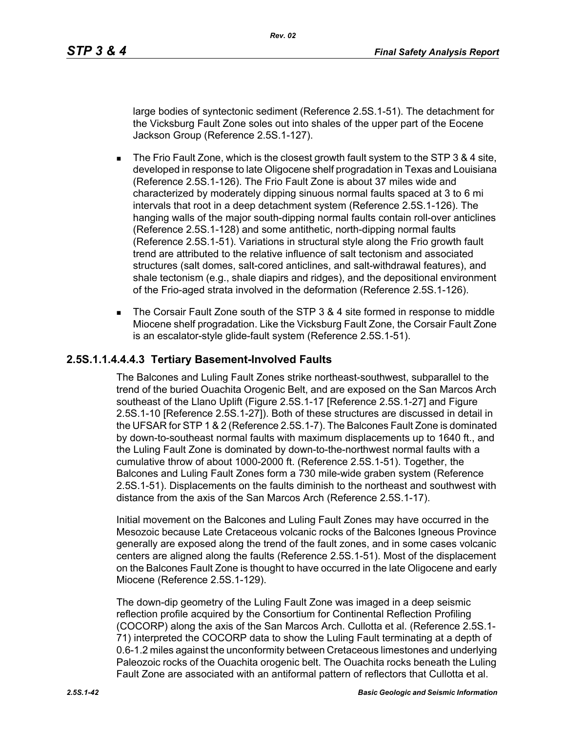large bodies of syntectonic sediment (Reference 2.5S.1-51). The detachment for the Vicksburg Fault Zone soles out into shales of the upper part of the Eocene Jackson Group (Reference 2.5S.1-127).

- The Frio Fault Zone, which is the closest growth fault system to the STP 3 & 4 site, developed in response to late Oligocene shelf progradation in Texas and Louisiana (Reference 2.5S.1-126). The Frio Fault Zone is about 37 miles wide and characterized by moderately dipping sinuous normal faults spaced at 3 to 6 mi intervals that root in a deep detachment system (Reference 2.5S.1-126). The hanging walls of the major south-dipping normal faults contain roll-over anticlines (Reference 2.5S.1-128) and some antithetic, north-dipping normal faults (Reference 2.5S.1-51). Variations in structural style along the Frio growth fault trend are attributed to the relative influence of salt tectonism and associated structures (salt domes, salt-cored anticlines, and salt-withdrawal features), and shale tectonism (e.g., shale diapirs and ridges), and the depositional environment of the Frio-aged strata involved in the deformation (Reference 2.5S.1-126).
- The Corsair Fault Zone south of the STP 3 & 4 site formed in response to middle Miocene shelf progradation. Like the Vicksburg Fault Zone, the Corsair Fault Zone is an escalator-style glide-fault system (Reference 2.5S.1-51).

## 2.5S.1.1.4.4.4.3 Tertiary Basement-Involved Faults

The Balcones and Luling Fault Zones strike northeast-southwest, subparallel to the trend of the buried Ouachita Orogenic Belt, and are exposed on the San Marcos Arch southeast of the Llano Uplift (Figure 2.5S.1-17 [Reference 2.5S.1-27] and Figure 2.5S.1-10 [Reference 2.5S.1-27]). Both of these structures are discussed in detail in the UFSAR for STP 1 & 2 (Reference 2.5S.1-7). The Balcones Fault Zone is dominated by down-to-southeast normal faults with maximum displacements up to 1640 ft., and the Luling Fault Zone is dominated by down-to-the-northwest normal faults with a cumulative throw of about 1000-2000 ft. (Reference 2.5S.1-51). Together, the Balcones and Luling Fault Zones form a 730 mile-wide graben system (Reference 2.5S.1-51). Displacements on the faults diminish to the northeast and southwest with distance from the axis of the San Marcos Arch (Reference 2.5S.1-17).

Initial movement on the Balcones and Luling Fault Zones may have occurred in the Mesozoic because Late Cretaceous volcanic rocks of the Balcones Igneous Province generally are exposed along the trend of the fault zones, and in some cases volcanic centers are aligned along the faults (Reference 2.5S.1-51). Most of the displacement on the Balcones Fault Zone is thought to have occurred in the late Oligocene and early Miocene (Reference 2.5S.1-129).

The down-dip geometry of the Luling Fault Zone was imaged in a deep seismic reflection profile acquired by the Consortium for Continental Reflection Profiling (COCORP) along the axis of the San Marcos Arch. Cullotta et al. (Reference 2.5S.1-71) interpreted the COCORP data to show the Luling Fault terminating at a depth of 0.6-1.2 miles against the unconformity between Cretaceous limestones and underlying Paleozoic rocks of the Ouachita orogenic belt. The Ouachita rocks beneath the Luling Fault Zone are associated with an antiformal pattern of reflectors that Cullotta et al.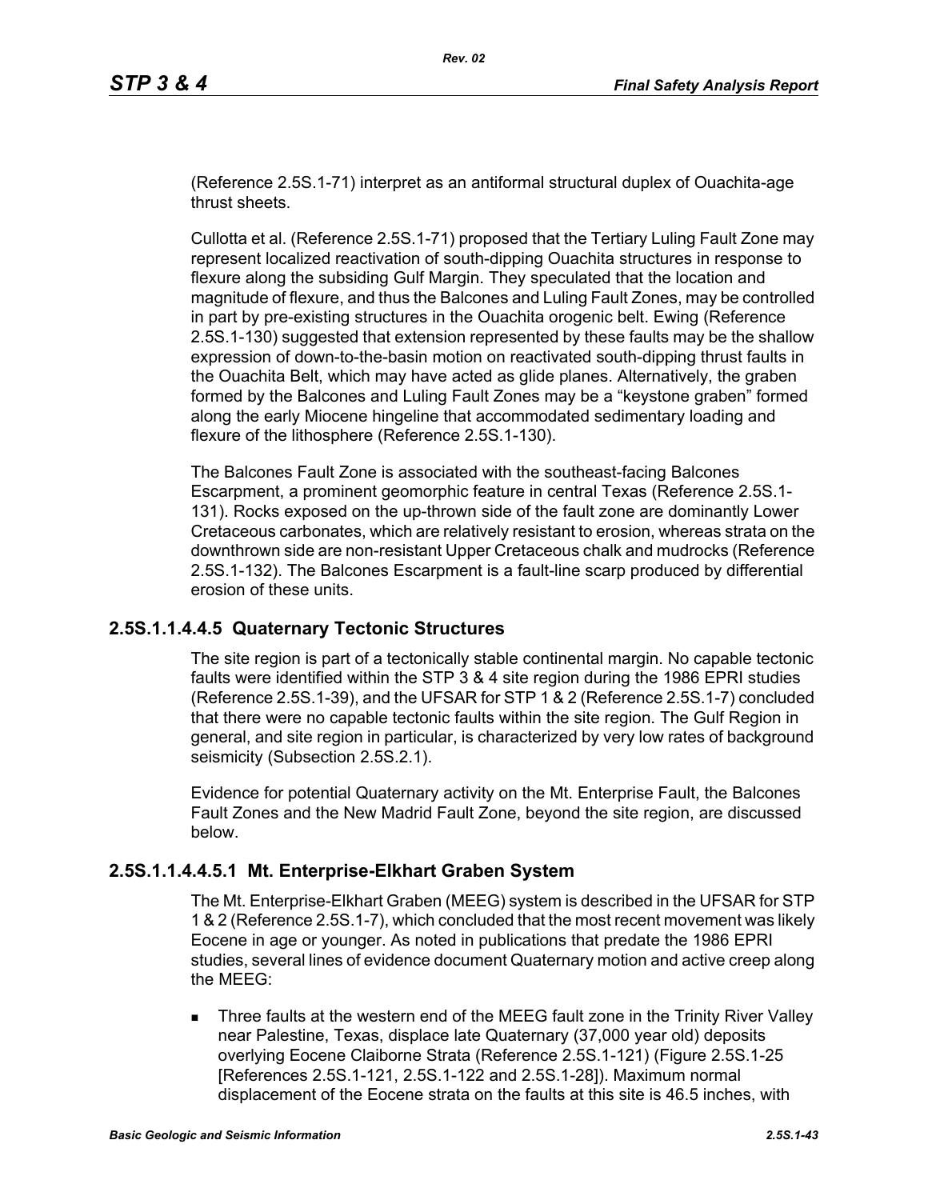(Reference 2.5S.1-71) interpret as an antiformal structural duplex of Ouachita-age thrust sheets.

Cullotta et al. (Reference 2.5S.1-71) proposed that the Tertiary Luling Fault Zone may represent localized reactivation of south-dipping Ouachita structures in response to flexure along the subsiding Gulf Margin. They speculated that the location and magnitude of flexure, and thus the Balcones and Luling Fault Zones, may be controlled in part by pre-existing structures in the Ouachita orogenic belt. Ewing (Reference 2.5S.1-130) suggested that extension represented by these faults may be the shallow expression of down-to-the-basin motion on reactivated south-dipping thrust faults in the Ouachita Belt, which may have acted as glide planes. Alternatively, the graben formed by the Balcones and Luling Fault Zones may be a "keystone graben" formed along the early Miocene hingeline that accommodated sedimentary loading and flexure of the lithosphere (Reference 2.5S.1-130).

The Balcones Fault Zone is associated with the southeast-facing Balcones Escarpment, a prominent geomorphic feature in central Texas (Reference 2.5S.1-131). Rocks exposed on the up-thrown side of the fault zone are dominantly Lower Cretaceous carbonates, which are relatively resistant to erosion, whereas strata on the downthrown side are non-resistant Upper Cretaceous chalk and mudrocks (Reference 2.5S.1-132). The Balcones Escarpment is a fault-line scarp produced by differential erosion of these units.

## 2.5S.1.1.4.4.5 Quaternary Tectonic Structures

The site region is part of a tectonically stable continental margin. No capable tectonic faults were identified within the STP 3 & 4 site region during the 1986 EPRI studies (Reference 2.5S.1-39), and the UFSAR for STP 1 & 2 (Reference 2.5S.1-7) concluded that there were no capable tectonic faults within the site region. The Gulf Region in general, and site region in particular, is characterized by very low rates of background seismicity (Subsection 2.5S.2.1).

Evidence for potential Quaternary activity on the Mt. Enterprise Fault, the Balcones Fault Zones and the New Madrid Fault Zone, beyond the site region, are discussed below.

## 2.5S.1.1.4.4.5.1 Mt. Enterprise-Elkhart Graben System

The Mt. Enterprise-Elkhart Graben (MEEG) system is described in the UFSAR for STP 1 & 2 (Reference 2.5S.1-7), which concluded that the most recent movement was likely Eocene in age or younger. As noted in publications that predate the 1986 EPRI studies, several lines of evidence document Quaternary motion and active creep along the MEEG:

- Three faults at the western end of the MEEG fault zone in the Trinity River Valley near Palestine, Texas, displace late Quaternary (37,000 year old) deposits overlying Eocene Claiborne Strata (Reference 2.5S.1-121) (Figure 2.5S.1-25 [References 2.5S.1-121, 2.5S.1-122 and 2.5S.1-28]). Maximum normal displacement of the Eocene strata on the faults at this site is 46.5 inches, with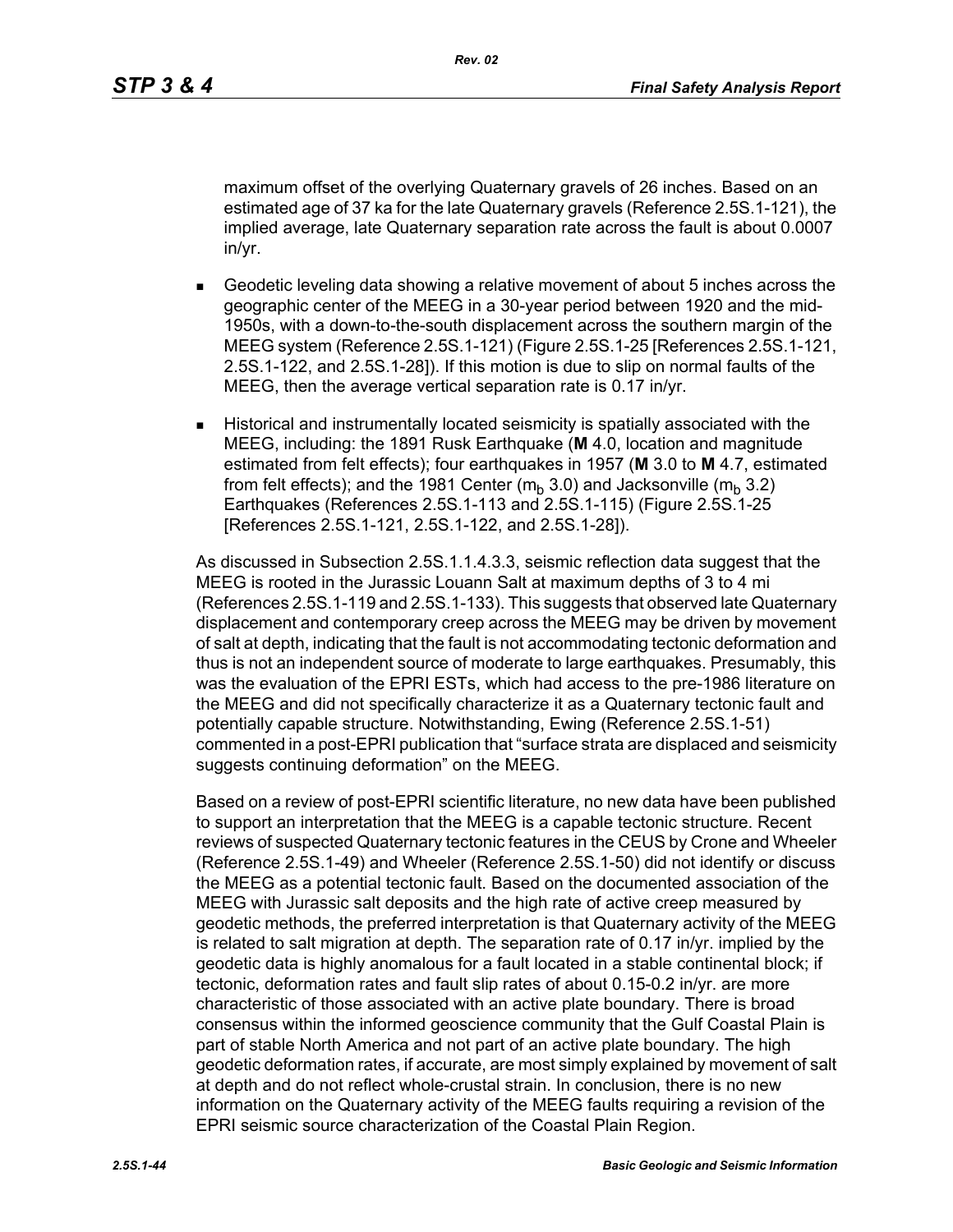maximum offset of the overlying Quaternary gravels of 26 inches. Based on an estimated age of 37 ka for the late Quaternary gravels (Reference 2.5S.1-121), the implied average, late Quaternary separation rate across the fault is about 0.0007 in/yr.

- Geodetic leveling data showing a relative movement of about 5 inches across the geographic center of the MEEG in a 30-year period between 1920 and the mid-1950s, with a down-to-the-south displacement across the southern margin of the MEEG system (Reference 2.5S.1-121) (Figure 2.5S.1-25 [References 2.5S.1-121, 2.5S.1-122, and 2.5S.1-28]). If this motion is due to slip on normal faults of the MEEG, then the average vertical separation rate is 0.17 in/yr.
- Historical and instrumentally located seismicity is spatially associated with the MEEG, including: the 1891 Rusk Earthquake (**M** 4.0, location and magnitude estimated from felt effects); four earthquakes in 1957 (**M** 3.0 to **M** 4.7, estimated from felt effects); and the 1981 Center ($m_b$ 3.0) and Jacksonville ($m_b$ 3.2) Earthquakes (References 2.5S.1-113 and 2.5S.1-115) (Figure 2.5S.1-25 [References 2.5S.1-121, 2.5S.1-122, and 2.5S.1-28]).

As discussed in Subsection 2.5S.1.1.4.3.3, seismic reflection data suggest that the MEEG is rooted in the Jurassic Louann Salt at maximum depths of 3 to 4 mi (References 2.5S.1-119 and 2.5S.1-133). This suggests that observed late Quaternary displacement and contemporary creep across the MEEG may be driven by movement of salt at depth, indicating that the fault is not accommodating tectonic deformation and thus is not an independent source of moderate to large earthquakes. Presumably, this was the evaluation of the EPRI ESTs, which had access to the pre-1986 literature on the MEEG and did not specifically characterize it as a Quaternary tectonic fault and potentially capable structure. Notwithstanding, Ewing (Reference 2.5S.1-51) commented in a post-EPRI publication that "surface strata are displaced and seismicity suggests continuing deformation" on the MEEG.

Based on a review of post-EPRI scientific literature, no new data have been published to support an interpretation that the MEEG is a capable tectonic structure. Recent reviews of suspected Quaternary tectonic features in the CEUS by Crone and Wheeler (Reference 2.5S.1-49) and Wheeler (Reference 2.5S.1-50) did not identify or discuss the MEEG as a potential tectonic fault. Based on the documented association of the MEEG with Jurassic salt deposits and the high rate of active creep measured by geodetic methods, the preferred interpretation is that Quaternary activity of the MEEG is related to salt migration at depth. The separation rate of 0.17 in/yr. implied by the geodetic data is highly anomalous for a fault located in a stable continental block; if tectonic, deformation rates and fault slip rates of about 0.15-0.2 in/yr. are more characteristic of those associated with an active plate boundary. There is broad consensus within the informed geoscience community that the Gulf Coastal Plain is part of stable North America and not part of an active plate boundary. The high geodetic deformation rates, if accurate, are most simply explained by movement of salt at depth and do not reflect whole-crustal strain. In conclusion, there is no new information on the Quaternary activity of the MEEG faults requiring a revision of the EPRI seismic source characterization of the Coastal Plain Region.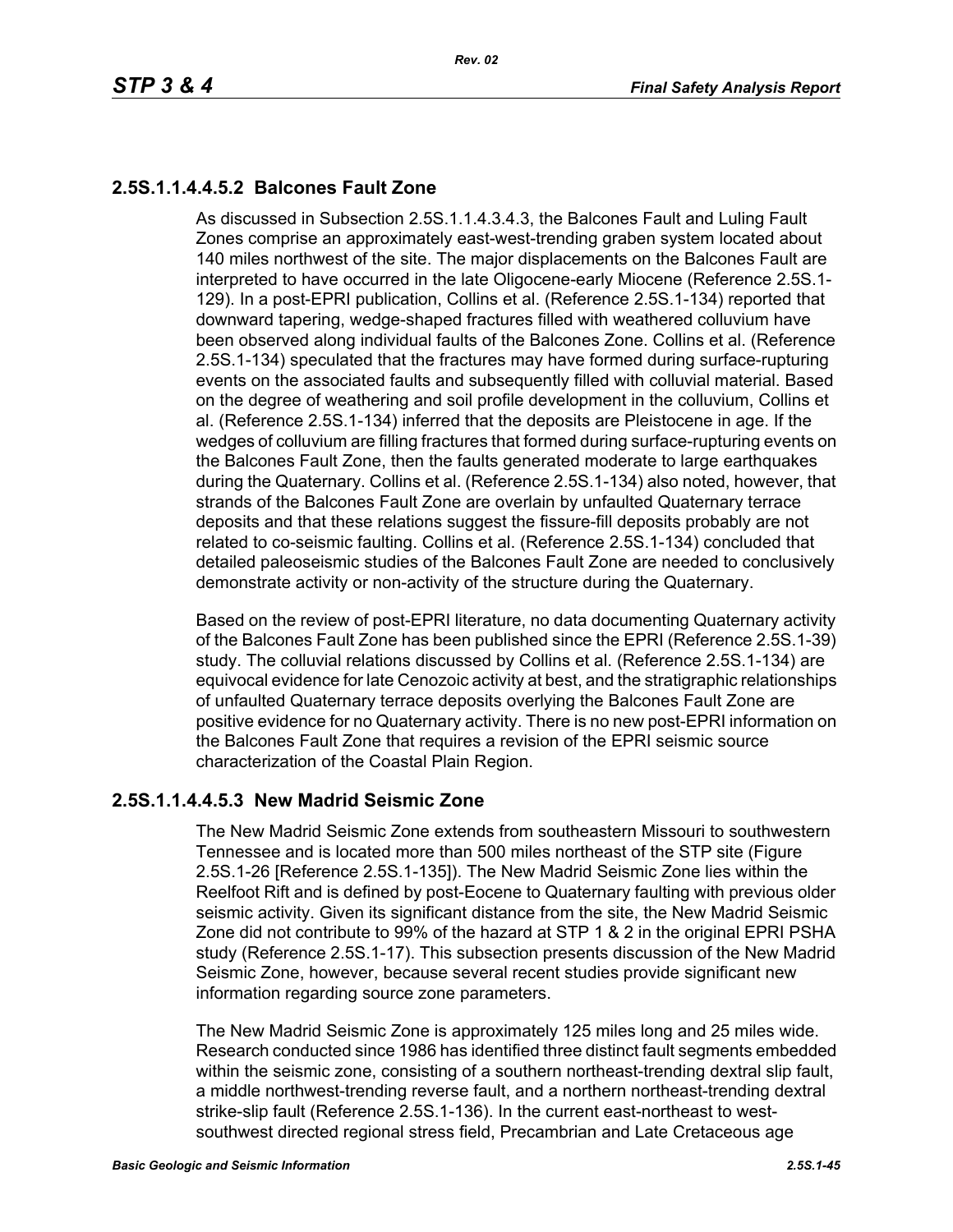### 2.5S.1.1.4.4.5.2 Balcones Fault Zone

As discussed in Subsection 2.5S.1.1.4.3.4.3, the Balcones Fault and Luling Fault Zones comprise an approximately east-west-trending graben system located about 140 miles northwest of the site. The major displacements on the Balcones Fault are interpreted to have occurred in the late Oligocene-early Miocene (Reference 2.5S.1-129). In a post-EPRI publication, Collins et al. (Reference 2.5S.1-134) reported that downward tapering, wedge-shaped fractures filled with weathered colluvium have been observed along individual faults of the Balcones Zone. Collins et al. (Reference 2.5S.1-134) speculated that the fractures may have formed during surface-rupturing events on the associated faults and subsequently filled with colluvial material. Based on the degree of weathering and soil profile development in the colluvium, Collins et al. (Reference 2.5S.1-134) inferred that the deposits are Pleistocene in age. If the wedges of colluvium are filling fractures that formed during surface-rupturing events on the Balcones Fault Zone, then the faults generated moderate to large earthquakes during the Quaternary. Collins et al. (Reference 2.5S.1-134) also noted, however, that strands of the Balcones Fault Zone are overlain by unfaulted Quaternary terrace deposits and that these relations suggest the fissure-fill deposits probably are not related to co-seismic faulting. Collins et al. (Reference 2.5S.1-134) concluded that detailed paleoseismic studies of the Balcones Fault Zone are needed to conclusively demonstrate activity or non-activity of the structure during the Quaternary.

Based on the review of post-EPRI literature, no data documenting Quaternary activity of the Balcones Fault Zone has been published since the EPRI (Reference 2.5S.1-39) study. The colluvial relations discussed by Collins et al. (Reference 2.5S.1-134) are equivocal evidence for late Cenozoic activity at best, and the stratigraphic relationships of unfaulted Quaternary terrace deposits overlying the Balcones Fault Zone are positive evidence for no Quaternary activity. There is no new post-EPRI information on the Balcones Fault Zone that requires a revision of the EPRI seismic source characterization of the Coastal Plain Region.

### 2.5S.1.1.4.4.5.3 New Madrid Seismic Zone

The New Madrid Seismic Zone extends from southeastern Missouri to southwestern Tennessee and is located more than 500 miles northeast of the STP site (Figure 2.5S.1-26 [Reference 2.5S.1-135]). The New Madrid Seismic Zone lies within the Reelfoot Rift and is defined by post-Eocene to Quaternary faulting with previous older seismic activity. Given its significant distance from the site, the New Madrid Seismic Zone did not contribute to 99% of the hazard at STP 1 & 2 in the original EPRI PSHA study (Reference 2.5S.1-17). This subsection presents discussion of the New Madrid Seismic Zone, however, because several recent studies provide significant new information regarding source zone parameters.

The New Madrid Seismic Zone is approximately 125 miles long and 25 miles wide. Research conducted since 1986 has identified three distinct fault segments embedded within the seismic zone, consisting of a southern northeast-trending dextral slip fault, a middle northwest-trending reverse fault, and a northern northeast-trending dextral strike-slip fault (Reference 2.5S.1-136). In the current east-northeast to west-southwest directed regional stress field, Precambrian and Late Cretaceous age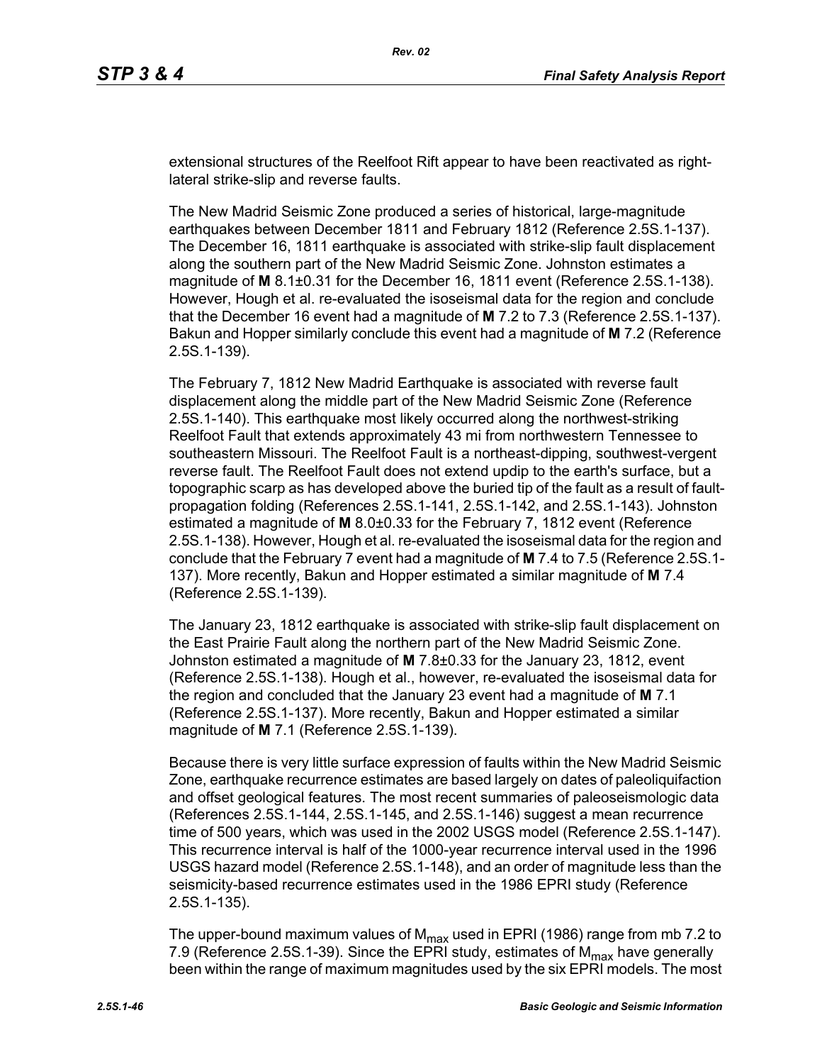extensional structures of the Reelfoot Rift appear to have been reactivated as right-lateral strike-slip and reverse faults.

The New Madrid Seismic Zone produced a series of historical, large-magnitude earthquakes between December 1811 and February 1812 (Reference 2.5S.1-137). The December 16, 1811 earthquake is associated with strike-slip fault displacement along the southern part of the New Madrid Seismic Zone. Johnston estimates a magnitude of **M** 8.1±0.31 for the December 16, 1811 event (Reference 2.5S.1-138). However, Hough et al. re-evaluated the isoseismal data for the region and conclude that the December 16 event had a magnitude of **M** 7.2 to 7.3 (Reference 2.5S.1-137). Bakun and Hopper similarly conclude this event had a magnitude of **M** 7.2 (Reference 2.5S.1-139).

The February 7, 1812 New Madrid Earthquake is associated with reverse fault displacement along the middle part of the New Madrid Seismic Zone (Reference 2.5S.1-140). This earthquake most likely occurred along the northwest-striking Reelfoot Fault that extends approximately 43 mi from northwestern Tennessee to southeastern Missouri. The Reelfoot Fault is a northeast-dipping, southwest-vergent reverse fault. The Reelfoot Fault does not extend updip to the earth's surface, but a topographic scarp as has developed above the buried tip of the fault as a result of fault-propagation folding (References 2.5S.1-141, 2.5S.1-142, and 2.5S.1-143). Johnston estimated a magnitude of **M** 8.0±0.33 for the February 7, 1812 event (Reference 2.5S.1-138). However, Hough et al. re-evaluated the isoseismal data for the region and conclude that the February 7 event had a magnitude of **M** 7.4 to 7.5 (Reference 2.5S.1-137). More recently, Bakun and Hopper estimated a similar magnitude of **M** 7.4 (Reference 2.5S.1-139).

The January 23, 1812 earthquake is associated with strike-slip fault displacement on the East Prairie Fault along the northern part of the New Madrid Seismic Zone. Johnston estimated a magnitude of **M** 7.8±0.33 for the January 23, 1812, event (Reference 2.5S.1-138). Hough et al., however, re-evaluated the isoseismal data for the region and concluded that the January 23 event had a magnitude of **M** 7.1 (Reference 2.5S.1-137). More recently, Bakun and Hopper estimated a similar magnitude of **M** 7.1 (Reference 2.5S.1-139).

Because there is very little surface expression of faults within the New Madrid Seismic Zone, earthquake recurrence estimates are based largely on dates of paleoliquifaction and offset geological features. The most recent summaries of paleoseismologic data (References 2.5S.1-144, 2.5S.1-145, and 2.5S.1-146) suggest a mean recurrence time of 500 years, which was used in the 2002 USGS model (Reference 2.5S.1-147). This recurrence interval is half of the 1000-year recurrence interval used in the 1996 USGS hazard model (Reference 2.5S.1-148), and an order of magnitude less than the seismicity-based recurrence estimates used in the 1986 EPRI study (Reference 2.5S.1-135).

The upper-bound maximum values of $M_{max}$ used in EPRI (1986) range from mb 7.2 to 7.9 (Reference 2.5S.1-39). Since the EPRI study, estimates of $M_{max}$ have generally been within the range of maximum magnitudes used by the six EPRI models. The most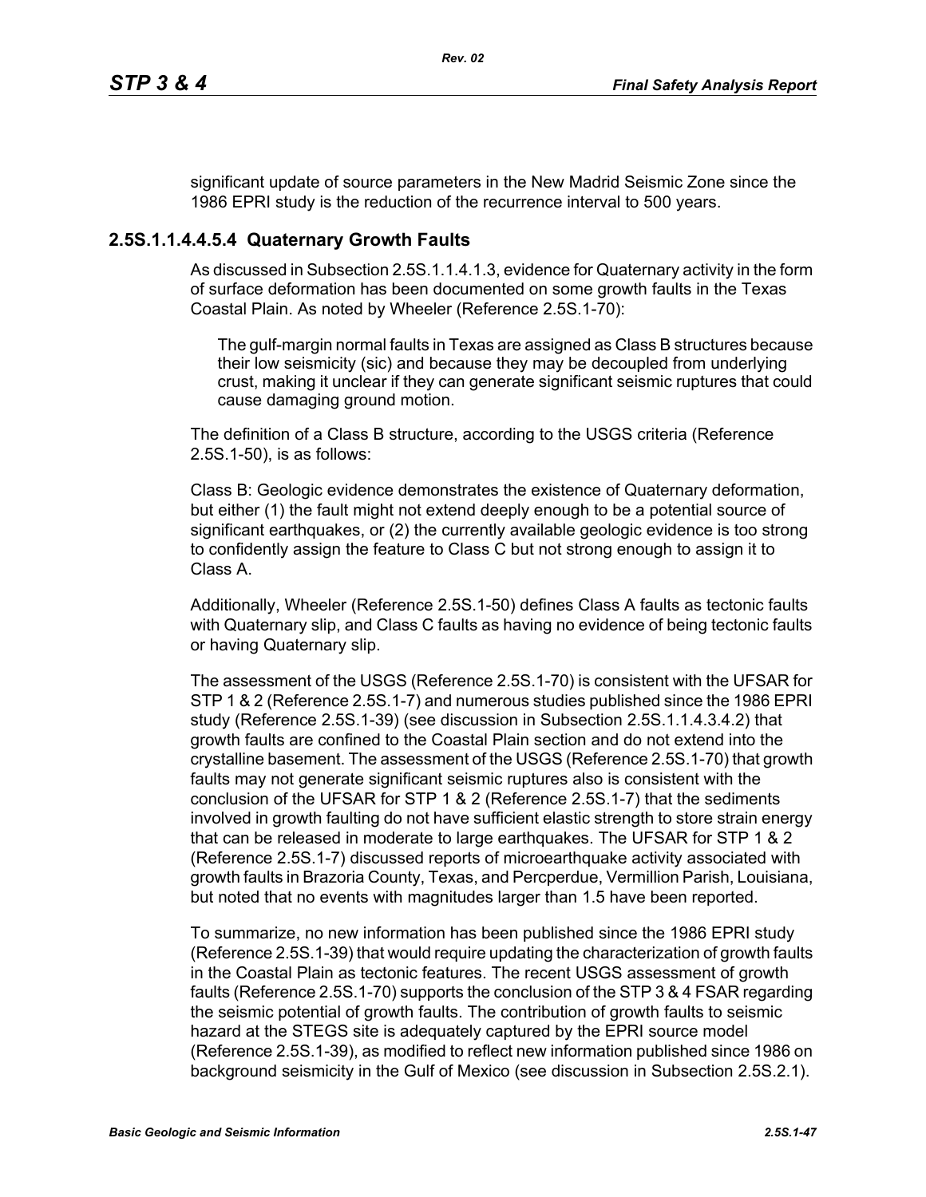significant update of source parameters in the New Madrid Seismic Zone since the 1986 EPRI study is the reduction of the recurrence interval to 500 years.

### 2.5S.1.1.4.4.5.4 Quaternary Growth Faults

As discussed in Subsection 2.5S.1.1.4.1.3, evidence for Quaternary activity in the form of surface deformation has been documented on some growth faults in the Texas Coastal Plain. As noted by Wheeler (Reference 2.5S.1-70):

> The gulf-margin normal faults in Texas are assigned as Class B structures because their low seismicity (sic) and because they may be decoupled from underlying crust, making it unclear if they can generate significant seismic ruptures that could cause damaging ground motion.

The definition of a Class B structure, according to the USGS criteria (Reference 2.5S.1-50), is as follows:

Class B: Geologic evidence demonstrates the existence of Quaternary deformation, but either (1) the fault might not extend deeply enough to be a potential source of significant earthquakes, or (2) the currently available geologic evidence is too strong to confidently assign the feature to Class C but not strong enough to assign it to Class A.

Additionally, Wheeler (Reference 2.5S.1-50) defines Class A faults as tectonic faults with Quaternary slip, and Class C faults as having no evidence of being tectonic faults or having Quaternary slip.

The assessment of the USGS (Reference 2.5S.1-70) is consistent with the UFSAR for STP 1 & 2 (Reference 2.5S.1-7) and numerous studies published since the 1986 EPRI study (Reference 2.5S.1-39) (see discussion in Subsection 2.5S.1.1.4.3.4.2) that growth faults are confined to the Coastal Plain section and do not extend into the crystalline basement. The assessment of the USGS (Reference 2.5S.1-70) that growth faults may not generate significant seismic ruptures also is consistent with the conclusion of the UFSAR for STP 1 & 2 (Reference 2.5S.1-7) that the sediments involved in growth faulting do not have sufficient elastic strength to store strain energy that can be released in moderate to large earthquakes. The UFSAR for STP 1 & 2 (Reference 2.5S.1-7) discussed reports of microearthquake activity associated with growth faults in Brazoria County, Texas, and Percperdue, Vermillion Parish, Louisiana, but noted that no events with magnitudes larger than 1.5 have been reported.

To summarize, no new information has been published since the 1986 EPRI study (Reference 2.5S.1-39) that would require updating the characterization of growth faults in the Coastal Plain as tectonic features. The recent USGS assessment of growth faults (Reference 2.5S.1-70) supports the conclusion of the STP 3 & 4 FSAR regarding the seismic potential of growth faults. The contribution of growth faults to seismic hazard at the STEGS site is adequately captured by the EPRI source model (Reference 2.5S.1-39), as modified to reflect new information published since 1986 on background seismicity in the Gulf of Mexico (see discussion in Subsection 2.5S.2.1).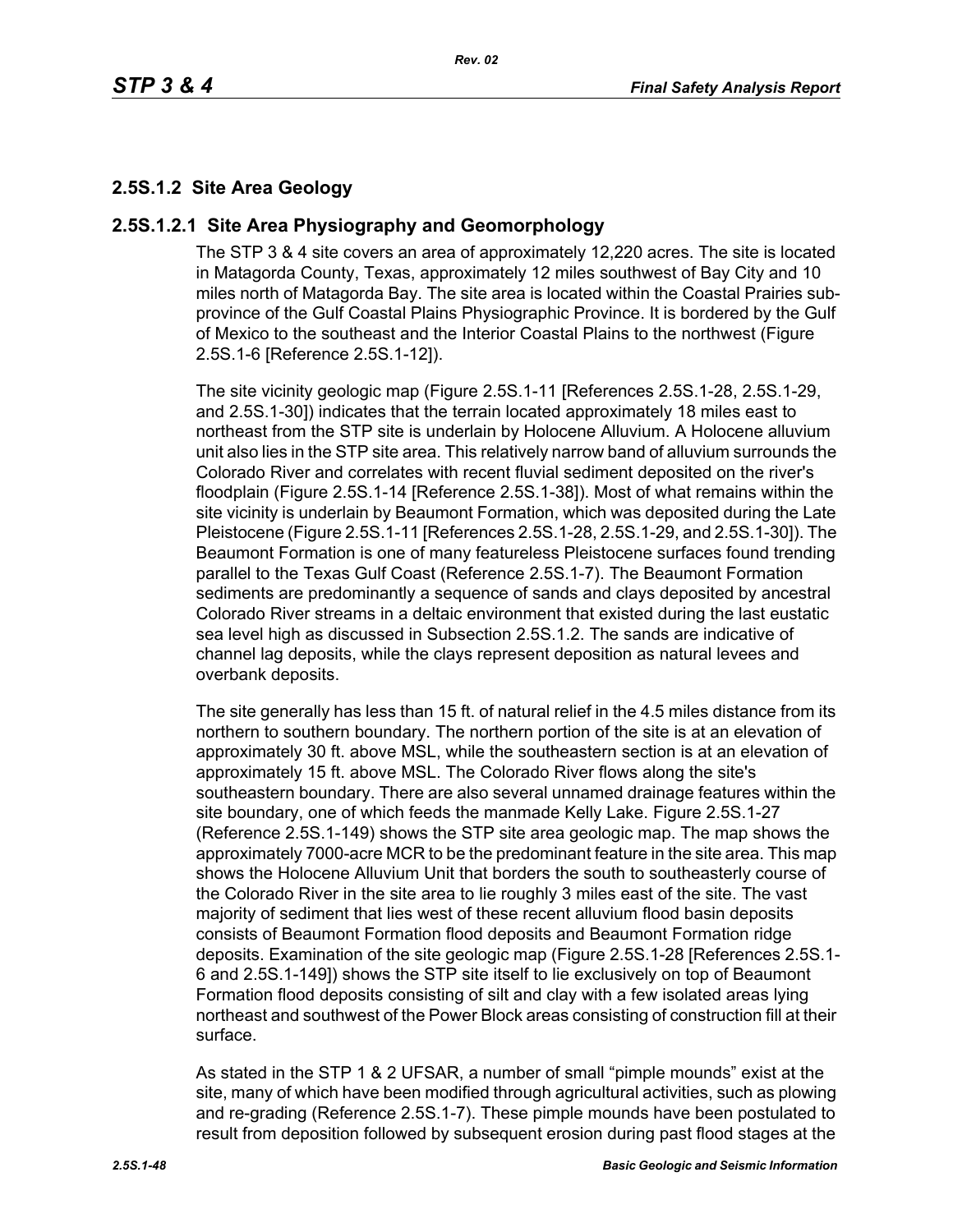## 2.5S.1.2 Site Area Geology

### 2.5S.1.2.1 Site Area Physiography and Geomorphology

The STP 3 & 4 site covers an area of approximately 12,220 acres. The site is located in Matagorda County, Texas, approximately 12 miles southwest of Bay City and 10 miles north of Matagorda Bay. The site area is located within the Coastal Prairies sub-province of the Gulf Coastal Plains Physiographic Province. It is bordered by the Gulf of Mexico to the southeast and the Interior Coastal Plains to the northwest (Figure 2.5S.1-6 [Reference 2.5S.1-12]).

The site vicinity geologic map (Figure 2.5S.1-11 [References 2.5S.1-28, 2.5S.1-29, and 2.5S.1-30]) indicates that the terrain located approximately 18 miles east to northeast from the STP site is underlain by Holocene Alluvium. A Holocene alluvium unit also lies in the STP site area. This relatively narrow band of alluvium surrounds the Colorado River and correlates with recent fluvial sediment deposited on the river's floodplain (Figure 2.5S.1-14 [Reference 2.5S.1-38]). Most of what remains within the site vicinity is underlain by Beaumont Formation, which was deposited during the Late Pleistocene (Figure 2.5S.1-11 [References 2.5S.1-28, 2.5S.1-29, and 2.5S.1-30]). The Beaumont Formation is one of many featureless Pleistocene surfaces found trending parallel to the Texas Gulf Coast (Reference 2.5S.1-7). The Beaumont Formation sediments are predominantly a sequence of sands and clays deposited by ancestral Colorado River streams in a deltaic environment that existed during the last eustatic sea level high as discussed in Subsection 2.5S.1.2. The sands are indicative of channel lag deposits, while the clays represent deposition as natural levees and overbank deposits.

The site generally has less than 15 ft. of natural relief in the 4.5 miles distance from its northern to southern boundary. The northern portion of the site is at an elevation of approximately 30 ft. above MSL, while the southeastern section is at an elevation of approximately 15 ft. above MSL. The Colorado River flows along the site's southeastern boundary. There are also several unnamed drainage features within the site boundary, one of which feeds the manmade Kelly Lake. Figure 2.5S.1-27 (Reference 2.5S.1-149) shows the STP site area geologic map. The map shows the approximately 7000-acre MCR to be the predominant feature in the site area. This map shows the Holocene Alluvium Unit that borders the south to southeasterly course of the Colorado River in the site area to lie roughly 3 miles east of the site. The vast majority of sediment that lies west of these recent alluvium flood basin deposits consists of Beaumont Formation flood deposits and Beaumont Formation ridge deposits. Examination of the site geologic map (Figure 2.5S.1-28 [References 2.5S.1-6 and 2.5S.1-149]) shows the STP site itself to lie exclusively on top of Beaumont Formation flood deposits consisting of silt and clay with a few isolated areas lying northeast and southwest of the Power Block areas consisting of construction fill at their surface.

As stated in the STP 1 & 2 UFSAR, a number of small "pimple mounds" exist at the site, many of which have been modified through agricultural activities, such as plowing and re-grading (Reference 2.5S.1-7). These pimple mounds have been postulated to result from deposition followed by subsequent erosion during past flood stages at the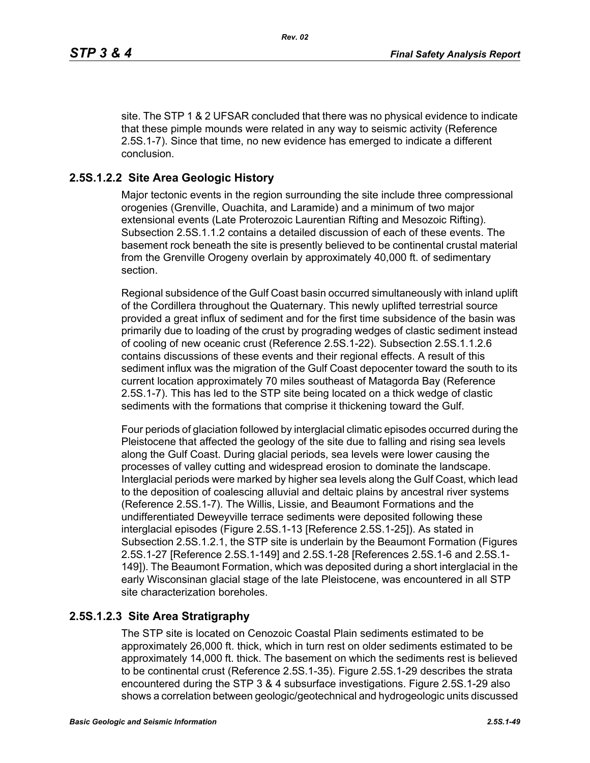site. The STP 1 & 2 UFSAR concluded that there was no physical evidence to indicate that these pimple mounds were related in any way to seismic activity (Reference 2.5S.1-7). Since that time, no new evidence has emerged to indicate a different conclusion.

### 2.5S.1.2.2 Site Area Geologic History

Major tectonic events in the region surrounding the site include three compressional orogenies (Grenville, Ouachita, and Laramide) and a minimum of two major extensional events (Late Proterozoic Laurentian Rifting and Mesozoic Rifting). Subsection 2.5S.1.1.2 contains a detailed discussion of each of these events. The basement rock beneath the site is presently believed to be continental crustal material from the Grenville Orogeny overlain by approximately 40,000 ft. of sedimentary section.

Regional subsidence of the Gulf Coast basin occurred simultaneously with inland uplift of the Cordillera throughout the Quaternary. This newly uplifted terrestrial source provided a great influx of sediment and for the first time subsidence of the basin was primarily due to loading of the crust by prograding wedges of clastic sediment instead of cooling of new oceanic crust (Reference 2.5S.1-22). Subsection 2.5S.1.1.2.6 contains discussions of these events and their regional effects. A result of this sediment influx was the migration of the Gulf Coast depocenter toward the south to its current location approximately 70 miles southeast of Matagorda Bay (Reference 2.5S.1-7). This has led to the STP site being located on a thick wedge of clastic sediments with the formations that comprise it thickening toward the Gulf.

Four periods of glaciation followed by interglacial climatic episodes occurred during the Pleistocene that affected the geology of the site due to falling and rising sea levels along the Gulf Coast. During glacial periods, sea levels were lower causing the processes of valley cutting and widespread erosion to dominate the landscape. Interglacial periods were marked by higher sea levels along the Gulf Coast, which lead to the deposition of coalescing alluvial and deltaic plains by ancestral river systems (Reference 2.5S.1-7). The Willis, Lissie, and Beaumont Formations and the undifferentiated Deweyville terrace sediments were deposited following these interglacial episodes (Figure 2.5S.1-13 [Reference 2.5S.1-25]). As stated in Subsection 2.5S.1.2.1, the STP site is underlain by the Beaumont Formation (Figures 2.5S.1-27 [Reference 2.5S.1-149] and 2.5S.1-28 [References 2.5S.1-6 and 2.5S.1-149]). The Beaumont Formation, which was deposited during a short interglacial in the early Wisconsinan glacial stage of the late Pleistocene, was encountered in all STP site characterization boreholes.

### 2.5S.1.2.3 Site Area Stratigraphy

The STP site is located on Cenozoic Coastal Plain sediments estimated to be approximately 26,000 ft. thick, which in turn rest on older sediments estimated to be approximately 14,000 ft. thick. The basement on which the sediments rest is believed to be continental crust (Reference 2.5S.1-35). Figure 2.5S.1-29 describes the strata encountered during the STP 3 & 4 subsurface investigations. Figure 2.5S.1-29 also shows a correlation between geologic/geotechnical and hydrogeologic units discussed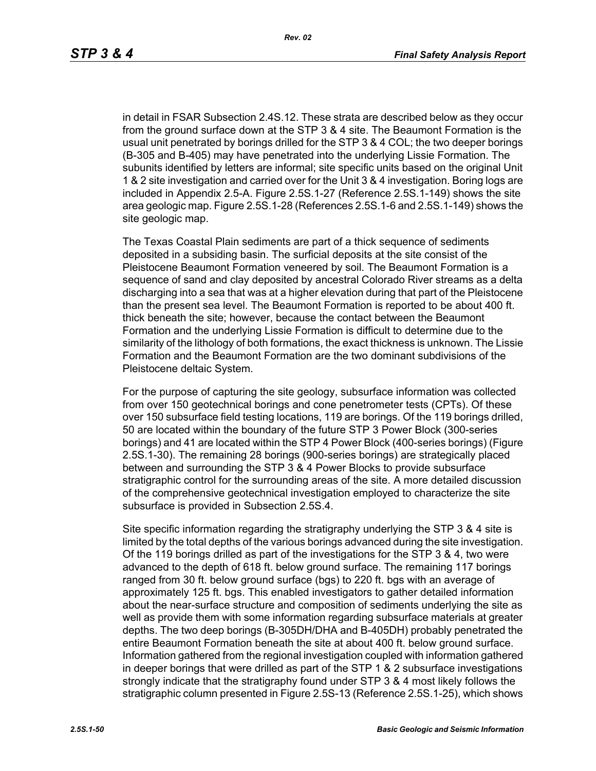in detail in FSAR Subsection 2.4S.12. These strata are described below as they occur from the ground surface down at the STP 3 & 4 site. The Beaumont Formation is the usual unit penetrated by borings drilled for the STP 3 & 4 COL; the two deeper borings (B-305 and B-405) may have penetrated into the underlying Lissie Formation. The subunits identified by letters are informal; site specific units based on the original Unit 1 & 2 site investigation and carried over for the Unit 3 & 4 investigation. Boring logs are included in Appendix 2.5-A. Figure 2.5S.1-27 (Reference 2.5S.1-149) shows the site area geologic map. Figure 2.5S.1-28 (References 2.5S.1-6 and 2.5S.1-149) shows the site geologic map.

The Texas Coastal Plain sediments are part of a thick sequence of sediments deposited in a subsiding basin. The surficial deposits at the site consist of the Pleistocene Beaumont Formation veneered by soil. The Beaumont Formation is a sequence of sand and clay deposited by ancestral Colorado River streams as a delta discharging into a sea that was at a higher elevation during that part of the Pleistocene than the present sea level. The Beaumont Formation is reported to be about 400 ft. thick beneath the site; however, because the contact between the Beaumont Formation and the underlying Lissie Formation is difficult to determine due to the similarity of the lithology of both formations, the exact thickness is unknown. The Lissie Formation and the Beaumont Formation are the two dominant subdivisions of the Pleistocene deltaic System.

For the purpose of capturing the site geology, subsurface information was collected from over 150 geotechnical borings and cone penetrometer tests (CPTs). Of these over 150 subsurface field testing locations, 119 are borings. Of the 119 borings drilled, 50 are located within the boundary of the future STP 3 Power Block (300-series borings) and 41 are located within the STP 4 Power Block (400-series borings) (Figure 2.5S.1-30). The remaining 28 borings (900-series borings) are strategically placed between and surrounding the STP 3 & 4 Power Blocks to provide subsurface stratigraphic control for the surrounding areas of the site. A more detailed discussion of the comprehensive geotechnical investigation employed to characterize the site subsurface is provided in Subsection 2.5S.4.

Site specific information regarding the stratigraphy underlying the STP 3 & 4 site is limited by the total depths of the various borings advanced during the site investigation. Of the 119 borings drilled as part of the investigations for the STP 3 & 4, two were advanced to the depth of 618 ft. below ground surface. The remaining 117 borings ranged from 30 ft. below ground surface (bgs) to 220 ft. bgs with an average of approximately 125 ft. bgs. This enabled investigators to gather detailed information about the near-surface structure and composition of sediments underlying the site as well as provide them with some information regarding subsurface materials at greater depths. The two deep borings (B-305DH/DHA and B-405DH) probably penetrated the entire Beaumont Formation beneath the site at about 400 ft. below ground surface. Information gathered from the regional investigation coupled with information gathered in deeper borings that were drilled as part of the STP 1 & 2 subsurface investigations strongly indicate that the stratigraphy found under STP 3 & 4 most likely follows the stratigraphic column presented in Figure 2.5S-13 (Reference 2.5S.1-25), which shows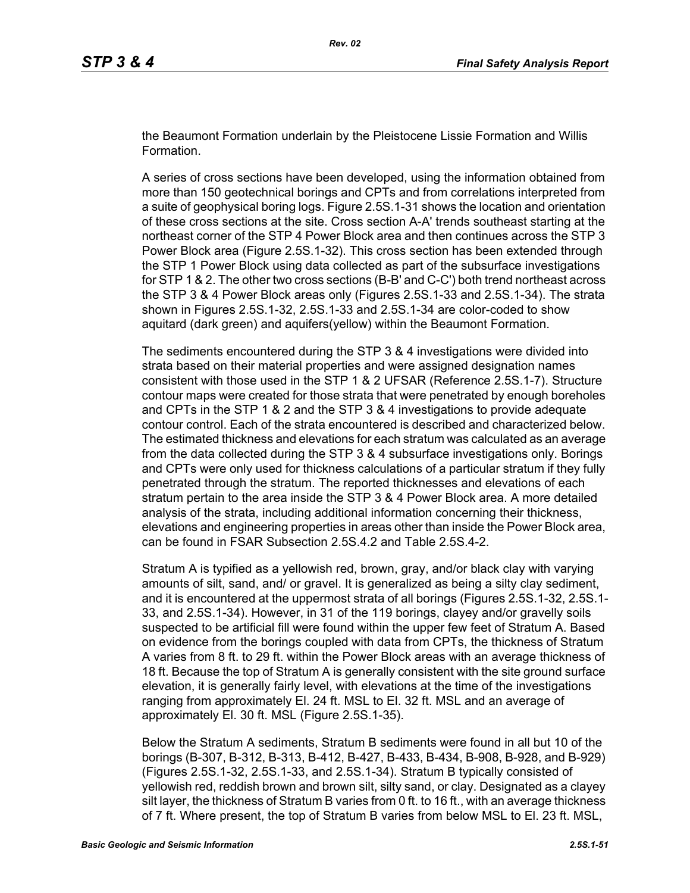the Beaumont Formation underlain by the Pleistocene Lissie Formation and Willis Formation.

A series of cross sections have been developed, using the information obtained from more than 150 geotechnical borings and CPTs and from correlations interpreted from a suite of geophysical boring logs. Figure 2.5S.1-31 shows the location and orientation of these cross sections at the site. Cross section A-A' trends southeast starting at the northeast corner of the STP 4 Power Block area and then continues across the STP 3 Power Block area (Figure 2.5S.1-32). This cross section has been extended through the STP 1 Power Block using data collected as part of the subsurface investigations for STP 1 & 2. The other two cross sections (B-B' and C-C') both trend northeast across the STP 3 & 4 Power Block areas only (Figures 2.5S.1-33 and 2.5S.1-34). The strata shown in Figures 2.5S.1-32, 2.5S.1-33 and 2.5S.1-34 are color-coded to show aquitard (dark green) and aquifers(yellow) within the Beaumont Formation.

The sediments encountered during the STP 3 & 4 investigations were divided into strata based on their material properties and were assigned designation names consistent with those used in the STP 1 & 2 UFSAR (Reference 2.5S.1-7). Structure contour maps were created for those strata that were penetrated by enough boreholes and CPTs in the STP 1 & 2 and the STP 3 & 4 investigations to provide adequate contour control. Each of the strata encountered is described and characterized below. The estimated thickness and elevations for each stratum was calculated as an average from the data collected during the STP 3 & 4 subsurface investigations only. Borings and CPTs were only used for thickness calculations of a particular stratum if they fully penetrated through the stratum. The reported thicknesses and elevations of each stratum pertain to the area inside the STP 3 & 4 Power Block area. A more detailed analysis of the strata, including additional information concerning their thickness, elevations and engineering properties in areas other than inside the Power Block area, can be found in FSAR Subsection 2.5S.4.2 and Table 2.5S.4-2.

Stratum A is typified as a yellowish red, brown, gray, and/or black clay with varying amounts of silt, sand, and/ or gravel. It is generalized as being a silty clay sediment, and it is encountered at the uppermost strata of all borings (Figures 2.5S.1-32, 2.5S.1-33, and 2.5S.1-34). However, in 31 of the 119 borings, clayey and/or gravelly soils suspected to be artificial fill were found within the upper few feet of Stratum A. Based on evidence from the borings coupled with data from CPTs, the thickness of Stratum A varies from 8 ft. to 29 ft. within the Power Block areas with an average thickness of 18 ft. Because the top of Stratum A is generally consistent with the site ground surface elevation, it is generally fairly level, with elevations at the time of the investigations ranging from approximately El. 24 ft. MSL to El. 32 ft. MSL and an average of approximately El. 30 ft. MSL (Figure 2.5S.1-35).

Below the Stratum A sediments, Stratum B sediments were found in all but 10 of the borings (B-307, B-312, B-313, B-412, B-427, B-433, B-434, B-908, B-928, and B-929) (Figures 2.5S.1-32, 2.5S.1-33, and 2.5S.1-34). Stratum B typically consisted of yellowish red, reddish brown and brown silt, silty sand, or clay. Designated as a clayey silt layer, the thickness of Stratum B varies from 0 ft. to 16 ft., with an average thickness of 7 ft. Where present, the top of Stratum B varies from below MSL to El. 23 ft. MSL,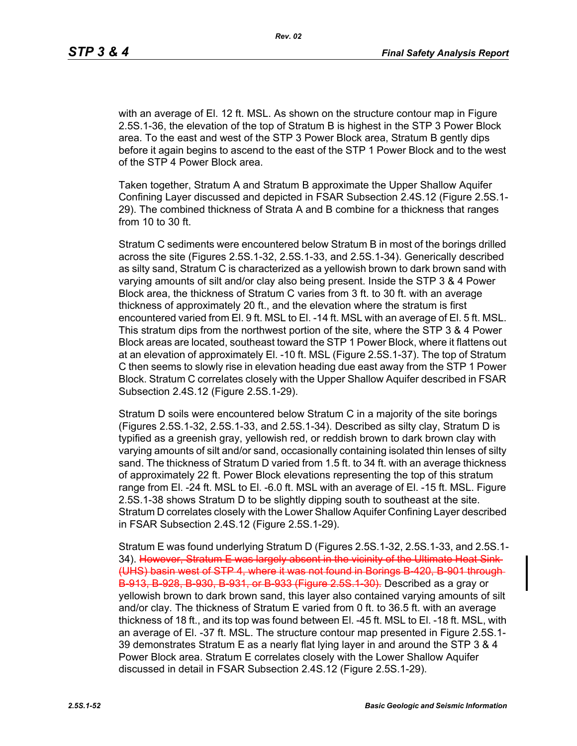with an average of El. 12 ft. MSL. As shown on the structure contour map in Figure 2.5S.1-36, the elevation of the top of Stratum B is highest in the STP 3 Power Block area. To the east and west of the STP 3 Power Block area, Stratum B gently dips before it again begins to ascend to the east of the STP 1 Power Block and to the west of the STP 4 Power Block area.

Taken together, Stratum A and Stratum B approximate the Upper Shallow Aquifer Confining Layer discussed and depicted in FSAR Subsection 2.4S.12 (Figure 2.5S.1-29). The combined thickness of Strata A and B combine for a thickness that ranges from 10 to 30 ft.

Stratum C sediments were encountered below Stratum B in most of the borings drilled across the site (Figures 2.5S.1-32, 2.5S.1-33, and 2.5S.1-34). Generically described as silty sand, Stratum C is characterized as a yellowish brown to dark brown sand with varying amounts of silt and/or clay also being present. Inside the STP 3 & 4 Power Block area, the thickness of Stratum C varies from 3 ft. to 30 ft. with an average thickness of approximately 20 ft., and the elevation where the stratum is first encountered varied from El. 9 ft. MSL to El. -14 ft. MSL with an average of El. 5 ft. MSL. This stratum dips from the northwest portion of the site, where the STP 3 & 4 Power Block areas are located, southeast toward the STP 1 Power Block, where it flattens out at an elevation of approximately El. -10 ft. MSL (Figure 2.5S.1-37). The top of Stratum C then seems to slowly rise in elevation heading due east away from the STP 1 Power Block. Stratum C correlates closely with the Upper Shallow Aquifer described in FSAR Subsection 2.4S.12 (Figure 2.5S.1-29).

Stratum D soils were encountered below Stratum C in a majority of the site borings (Figures 2.5S.1-32, 2.5S.1-33, and 2.5S.1-34). Described as silty clay, Stratum D is typified as a greenish gray, yellowish red, or reddish brown to dark brown clay with varying amounts of silt and/or sand, occasionally containing isolated thin lenses of silty sand. The thickness of Stratum D varied from 1.5 ft. to 34 ft. with an average thickness of approximately 22 ft. Power Block elevations representing the top of this stratum range from El. -24 ft. MSL to El. -6.0 ft. MSL with an average of El. -15 ft. MSL. Figure 2.5S.1-38 shows Stratum D to be slightly dipping south to southeast at the site. Stratum D correlates closely with the Lower Shallow Aquifer Confining Layer described in FSAR Subsection 2.4S.12 (Figure 2.5S.1-29).

Stratum E was found underlying Stratum D (Figures 2.5S.1-32, 2.5S.1-33, and 2.5S.1-34). ~~However, Stratum E was largely absent in the vicinity of the Ultimate Heat Sink (UHS) basin west of STP 4, where it was not found in Borings B-420, B-901 through B-913, B-928, B-930, B-931, or B-933 (Figure 2.5S.1-30).~~ Described as a gray or yellowish brown to dark brown sand, this layer also contained varying amounts of silt and/or clay. The thickness of Stratum E varied from 0 ft. to 36.5 ft. with an average thickness of 18 ft., and its top was found between El. -45 ft. MSL to El. -18 ft. MSL, with an average of El. -37 ft. MSL. The structure contour map presented in Figure 2.5S.1-39 demonstrates Stratum E as a nearly flat lying layer in and around the STP 3 & 4 Power Block area. Stratum E correlates closely with the Lower Shallow Aquifer discussed in detail in FSAR Subsection 2.4S.12 (Figure 2.5S.1-29).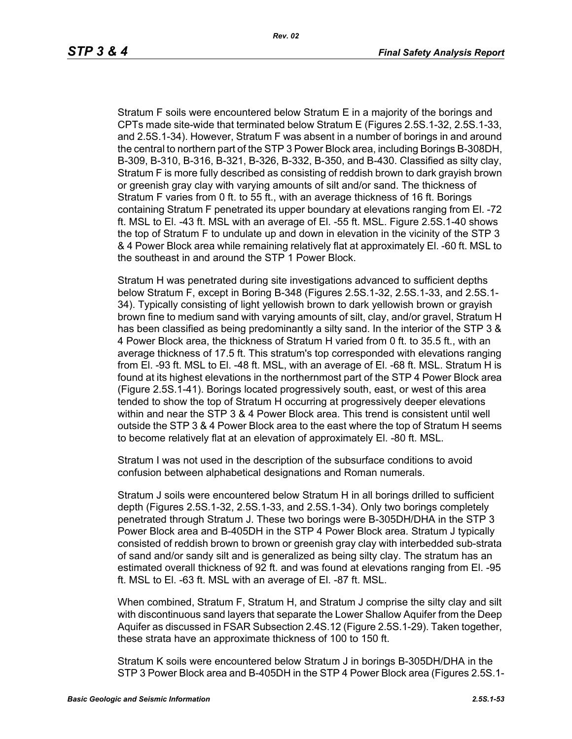Stratum F soils were encountered below Stratum E in a majority of the borings and CPTs made site-wide that terminated below Stratum E (Figures 2.5S.1-32, 2.5S.1-33, and 2.5S.1-34). However, Stratum F was absent in a number of borings in and around the central to northern part of the STP 3 Power Block area, including Borings B-308DH, B-309, B-310, B-316, B-321, B-326, B-332, B-350, and B-430. Classified as silty clay, Stratum F is more fully described as consisting of reddish brown to dark grayish brown or greenish gray clay with varying amounts of silt and/or sand. The thickness of Stratum F varies from 0 ft. to 55 ft., with an average thickness of 16 ft. Borings containing Stratum F penetrated its upper boundary at elevations ranging from El. -72 ft. MSL to El. -43 ft. MSL with an average of El. -55 ft. MSL. Figure 2.5S.1-40 shows the top of Stratum F to undulate up and down in elevation in the vicinity of the STP 3 & 4 Power Block area while remaining relatively flat at approximately El. -60 ft. MSL to the southeast in and around the STP 1 Power Block.

Stratum H was penetrated during site investigations advanced to sufficient depths below Stratum F, except in Boring B-348 (Figures 2.5S.1-32, 2.5S.1-33, and 2.5S.1-34). Typically consisting of light yellowish brown to dark yellowish brown or grayish brown fine to medium sand with varying amounts of silt, clay, and/or gravel, Stratum H has been classified as being predominantly a silty sand. In the interior of the STP 3 & 4 Power Block area, the thickness of Stratum H varied from 0 ft. to 35.5 ft., with an average thickness of 17.5 ft. This stratum's top corresponded with elevations ranging from El. -93 ft. MSL to El. -48 ft. MSL, with an average of El. -68 ft. MSL. Stratum H is found at its highest elevations in the northernmost part of the STP 4 Power Block area (Figure 2.5S.1-41). Borings located progressively south, east, or west of this area tended to show the top of Stratum H occurring at progressively deeper elevations within and near the STP 3 & 4 Power Block area. This trend is consistent until well outside the STP 3 & 4 Power Block area to the east where the top of Stratum H seems to become relatively flat at an elevation of approximately El. -80 ft. MSL.

Stratum I was not used in the description of the subsurface conditions to avoid confusion between alphabetical designations and Roman numerals.

Stratum J soils were encountered below Stratum H in all borings drilled to sufficient depth (Figures 2.5S.1-32, 2.5S.1-33, and 2.5S.1-34). Only two borings completely penetrated through Stratum J. These two borings were B-305DH/DHA in the STP 3 Power Block area and B-405DH in the STP 4 Power Block area. Stratum J typically consisted of reddish brown to brown or greenish gray clay with interbedded sub-strata of sand and/or sandy silt and is generalized as being silty clay. The stratum has an estimated overall thickness of 92 ft. and was found at elevations ranging from El. -95 ft. MSL to El. -63 ft. MSL with an average of El. -87 ft. MSL.

When combined, Stratum F, Stratum H, and Stratum J comprise the silty clay and silt with discontinuous sand layers that separate the Lower Shallow Aquifer from the Deep Aquifer as discussed in FSAR Subsection 2.4S.12 (Figure 2.5S.1-29). Taken together, these strata have an approximate thickness of 100 to 150 ft.

Stratum K soils were encountered below Stratum J in borings B-305DH/DHA in the STP 3 Power Block area and B-405DH in the STP 4 Power Block area (Figures 2.5S.1-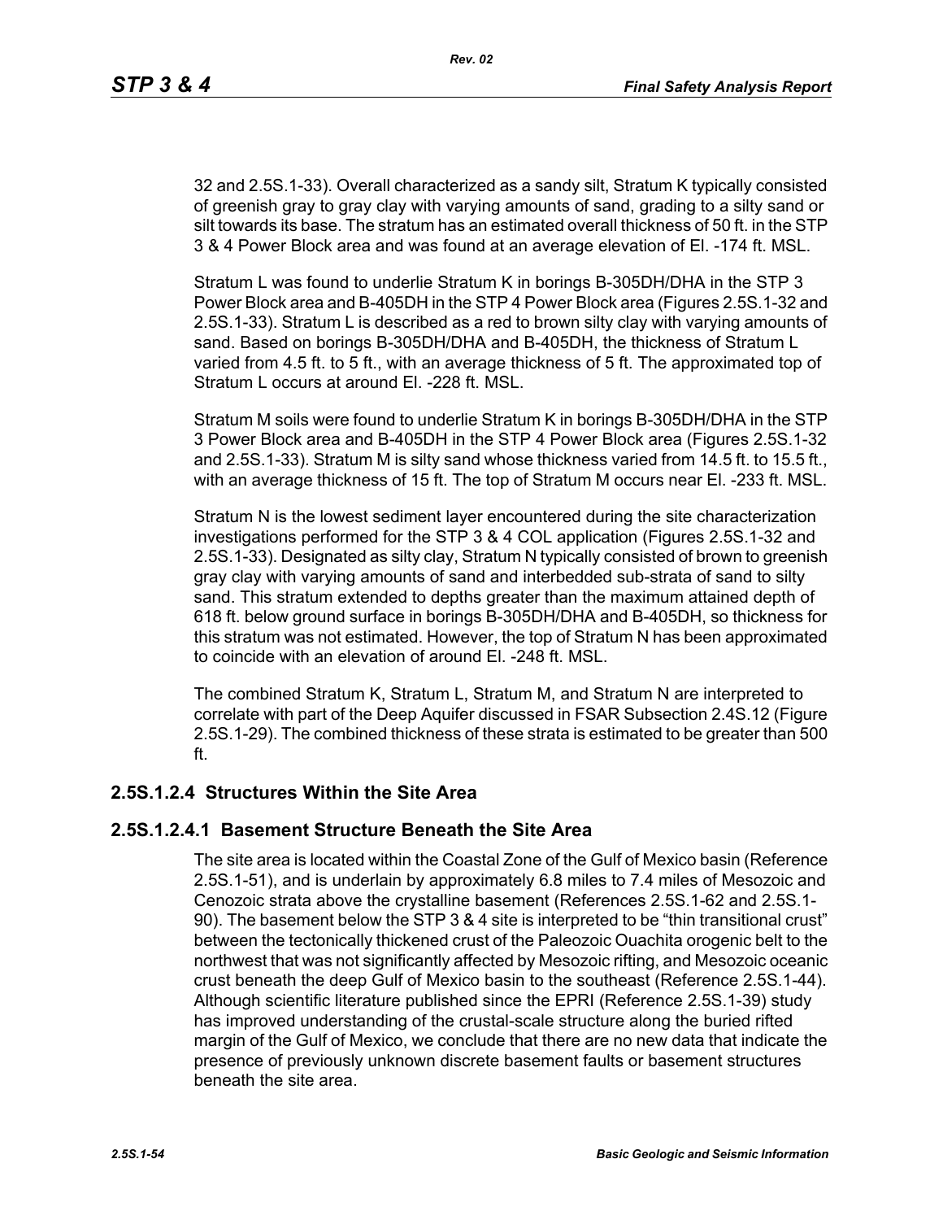32 and 2.5S.1-33). Overall characterized as a sandy silt, Stratum K typically consisted of greenish gray to gray clay with varying amounts of sand, grading to a silty sand or silt towards its base. The stratum has an estimated overall thickness of 50 ft. in the STP 3 & 4 Power Block area and was found at an average elevation of El. -174 ft. MSL.

Stratum L was found to underlie Stratum K in borings B-305DH/DHA in the STP 3 Power Block area and B-405DH in the STP 4 Power Block area (Figures 2.5S.1-32 and 2.5S.1-33). Stratum L is described as a red to brown silty clay with varying amounts of sand. Based on borings B-305DH/DHA and B-405DH, the thickness of Stratum L varied from 4.5 ft. to 5 ft., with an average thickness of 5 ft. The approximated top of Stratum L occurs at around El. -228 ft. MSL.

Stratum M soils were found to underlie Stratum K in borings B-305DH/DHA in the STP 3 Power Block area and B-405DH in the STP 4 Power Block area (Figures 2.5S.1-32 and 2.5S.1-33). Stratum M is silty sand whose thickness varied from 14.5 ft. to 15.5 ft., with an average thickness of 15 ft. The top of Stratum M occurs near El. -233 ft. MSL.

Stratum N is the lowest sediment layer encountered during the site characterization investigations performed for the STP 3 & 4 COL application (Figures 2.5S.1-32 and 2.5S.1-33). Designated as silty clay, Stratum N typically consisted of brown to greenish gray clay with varying amounts of sand and interbedded sub-strata of sand to silty sand. This stratum extended to depths greater than the maximum attained depth of 618 ft. below ground surface in borings B-305DH/DHA and B-405DH, so thickness for this stratum was not estimated. However, the top of Stratum N has been approximated to coincide with an elevation of around El. -248 ft. MSL.

The combined Stratum K, Stratum L, Stratum M, and Stratum N are interpreted to correlate with part of the Deep Aquifer discussed in FSAR Subsection 2.4S.12 (Figure 2.5S.1-29). The combined thickness of these strata is estimated to be greater than 500 ft.

### 2.5S.1.2.4 Structures Within the Site Area

#### 2.5S.1.2.4.1 Basement Structure Beneath the Site Area

The site area is located within the Coastal Zone of the Gulf of Mexico basin (Reference 2.5S.1-51), and is underlain by approximately 6.8 miles to 7.4 miles of Mesozoic and Cenozoic strata above the crystalline basement (References 2.5S.1-62 and 2.5S.1-90). The basement below the STP 3 & 4 site is interpreted to be "thin transitional crust" between the tectonically thickened crust of the Paleozoic Ouachita orogenic belt to the northwest that was not significantly affected by Mesozoic rifting, and Mesozoic oceanic crust beneath the deep Gulf of Mexico basin to the southeast (Reference 2.5S.1-44). Although scientific literature published since the EPRI (Reference 2.5S.1-39) study has improved understanding of the crustal-scale structure along the buried rifted margin of the Gulf of Mexico, we conclude that there are no new data that indicate the presence of previously unknown discrete basement faults or basement structures beneath the site area.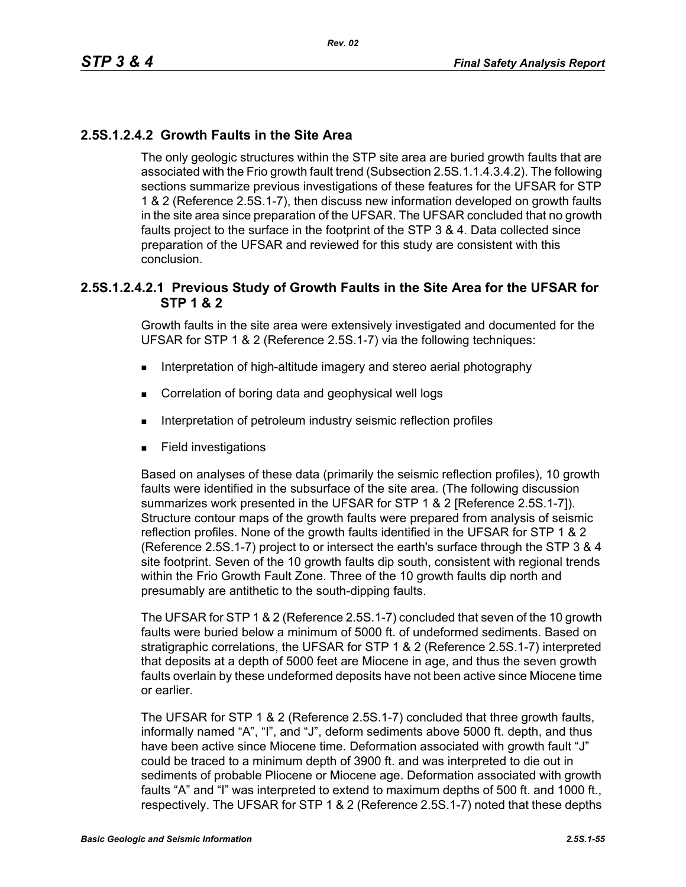## 2.5S.1.2.4.2 Growth Faults in the Site Area

The only geologic structures within the STP site area are buried growth faults that are associated with the Frio growth fault trend (Subsection 2.5S.1.1.4.3.4.2). The following sections summarize previous investigations of these features for the UFSAR for STP 1 & 2 (Reference 2.5S.1-7), then discuss new information developed on growth faults in the site area since preparation of the UFSAR. The UFSAR concluded that no growth faults project to the surface in the footprint of the STP 3 & 4. Data collected since preparation of the UFSAR and reviewed for this study are consistent with this conclusion.

### 2.5S.1.2.4.2.1 Previous Study of Growth Faults in the Site Area for the UFSAR for STP 1 & 2

Growth faults in the site area were extensively investigated and documented for the UFSAR for STP 1 & 2 (Reference 2.5S.1-7) via the following techniques:

- Interpretation of high-altitude imagery and stereo aerial photography
- Correlation of boring data and geophysical well logs
- Interpretation of petroleum industry seismic reflection profiles
- Field investigations

Based on analyses of these data (primarily the seismic reflection profiles), 10 growth faults were identified in the subsurface of the site area. (The following discussion summarizes work presented in the UFSAR for STP 1 & 2 [Reference 2.5S.1-7]). Structure contour maps of the growth faults were prepared from analysis of seismic reflection profiles. None of the growth faults identified in the UFSAR for STP 1 & 2 (Reference 2.5S.1-7) project to or intersect the earth's surface through the STP 3 & 4 site footprint. Seven of the 10 growth faults dip south, consistent with regional trends within the Frio Growth Fault Zone. Three of the 10 growth faults dip north and presumably are antithetic to the south-dipping faults.

The UFSAR for STP 1 & 2 (Reference 2.5S.1-7) concluded that seven of the 10 growth faults were buried below a minimum of 5000 ft. of undeformed sediments. Based on stratigraphic correlations, the UFSAR for STP 1 & 2 (Reference 2.5S.1-7) interpreted that deposits at a depth of 5000 feet are Miocene in age, and thus the seven growth faults overlain by these undeformed deposits have not been active since Miocene time or earlier.

The UFSAR for STP 1 & 2 (Reference 2.5S.1-7) concluded that three growth faults, informally named "A", "I", and "J", deform sediments above 5000 ft. depth, and thus have been active since Miocene time. Deformation associated with growth fault "J" could be traced to a minimum depth of 3900 ft. and was interpreted to die out in sediments of probable Pliocene or Miocene age. Deformation associated with growth faults "A" and "I" was interpreted to extend to maximum depths of 500 ft. and 1000 ft., respectively. The UFSAR for STP 1 & 2 (Reference 2.5S.1-7) noted that these depths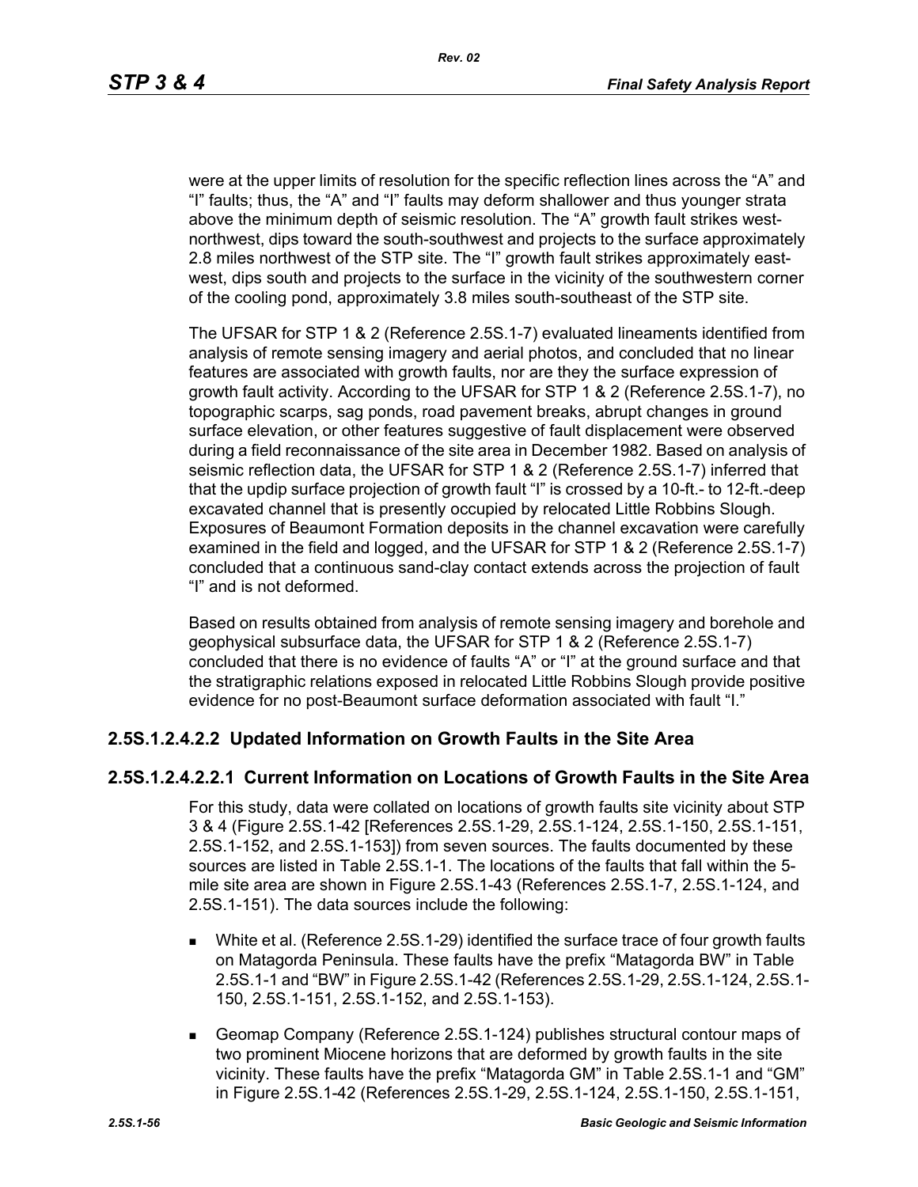were at the upper limits of resolution for the specific reflection lines across the “A” and “I” faults; thus, the “A” and “I” faults may deform shallower and thus younger strata above the minimum depth of seismic resolution. The “A” growth fault strikes west-northwest, dips toward the south-southwest and projects to the surface approximately 2.8 miles northwest of the STP site. The “I” growth fault strikes approximately east-west, dips south and projects to the surface in the vicinity of the southwestern corner of the cooling pond, approximately 3.8 miles south-southeast of the STP site.

The UFSAR for STP 1 & 2 (Reference 2.5S.1-7) evaluated lineaments identified from analysis of remote sensing imagery and aerial photos, and concluded that no linear features are associated with growth faults, nor are they the surface expression of growth fault activity. According to the UFSAR for STP 1 & 2 (Reference 2.5S.1-7), no topographic scarps, sag ponds, road pavement breaks, abrupt changes in ground surface elevation, or other features suggestive of fault displacement were observed during a field reconnaissance of the site area in December 1982. Based on analysis of seismic reflection data, the UFSAR for STP 1 & 2 (Reference 2.5S.1-7) inferred that that the updip surface projection of growth fault “I” is crossed by a 10-ft.- to 12-ft.-deep excavated channel that is presently occupied by relocated Little Robbins Slough. Exposures of Beaumont Formation deposits in the channel excavation were carefully examined in the field and logged, and the UFSAR for STP 1 & 2 (Reference 2.5S.1-7) concluded that a continuous sand-clay contact extends across the projection of fault “I” and is not deformed.

Based on results obtained from analysis of remote sensing imagery and borehole and geophysical subsurface data, the UFSAR for STP 1 & 2 (Reference 2.5S.1-7) concluded that there is no evidence of faults “A” or “I” at the ground surface and that the stratigraphic relations exposed in relocated Little Robbins Slough provide positive evidence for no post-Beaumont surface deformation associated with fault “I.”

## 2.5S.1.2.4.2.2 Updated Information on Growth Faults in the Site Area

## 2.5S.1.2.4.2.2.1 Current Information on Locations of Growth Faults in the Site Area

For this study, data were collated on locations of growth faults site vicinity about STP 3 & 4 (Figure 2.5S.1-42 [References 2.5S.1-29, 2.5S.1-124, 2.5S.1-150, 2.5S.1-151, 2.5S.1-152, and 2.5S.1-153]) from seven sources. The faults documented by these sources are listed in Table 2.5S.1-1. The locations of the faults that fall within the 5-mile site area are shown in Figure 2.5S.1-43 (References 2.5S.1-7, 2.5S.1-124, and 2.5S.1-151). The data sources include the following:

- White et al. (Reference 2.5S.1-29) identified the surface trace of four growth faults on Matagorda Peninsula. These faults have the prefix “Matagorda BW” in Table 2.5S.1-1 and “BW” in Figure 2.5S.1-42 (References 2.5S.1-29, 2.5S.1-124, 2.5S.1-150, 2.5S.1-151, 2.5S.1-152, and 2.5S.1-153).
- Geomap Company (Reference 2.5S.1-124) publishes structural contour maps of two prominent Miocene horizons that are deformed by growth faults in the site vicinity. These faults have the prefix “Matagorda GM” in Table 2.5S.1-1 and “GM” in Figure 2.5S.1-42 (References 2.5S.1-29, 2.5S.1-124, 2.5S.1-150, 2.5S.1-151,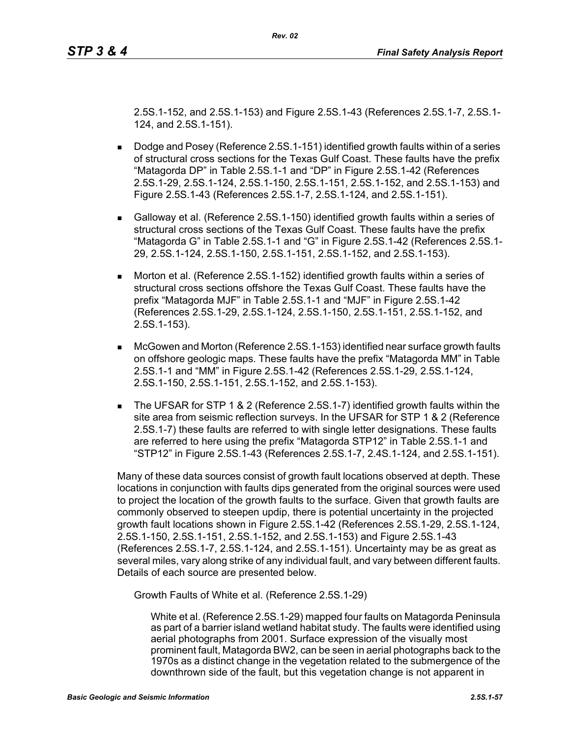2.5S.1-152, and 2.5S.1-153) and Figure 2.5S.1-43 (References 2.5S.1-7, 2.5S.1-124, and 2.5S.1-151).

- Dodge and Posey (Reference 2.5S.1-151) identified growth faults within of a series of structural cross sections for the Texas Gulf Coast. These faults have the prefix "Matagorda DP" in Table 2.5S.1-1 and "DP" in Figure 2.5S.1-42 (References 2.5S.1-29, 2.5S.1-124, 2.5S.1-150, 2.5S.1-151, 2.5S.1-152, and 2.5S.1-153) and Figure 2.5S.1-43 (References 2.5S.1-7, 2.5S.1-124, and 2.5S.1-151).
- Galloway et al. (Reference 2.5S.1-150) identified growth faults within a series of structural cross sections of the Texas Gulf Coast. These faults have the prefix "Matagorda G" in Table 2.5S.1-1 and "G" in Figure 2.5S.1-42 (References 2.5S.1-29, 2.5S.1-124, 2.5S.1-150, 2.5S.1-151, 2.5S.1-152, and 2.5S.1-153).
- Morton et al. (Reference 2.5S.1-152) identified growth faults within a series of structural cross sections offshore the Texas Gulf Coast. These faults have the prefix "Matagorda MJF" in Table 2.5S.1-1 and "MJF" in Figure 2.5S.1-42 (References 2.5S.1-29, 2.5S.1-124, 2.5S.1-150, 2.5S.1-151, 2.5S.1-152, and 2.5S.1-153).
- McGowen and Morton (Reference 2.5S.1-153) identified near surface growth faults on offshore geologic maps. These faults have the prefix "Matagorda MM" in Table 2.5S.1-1 and "MM" in Figure 2.5S.1-42 (References 2.5S.1-29, 2.5S.1-124, 2.5S.1-150, 2.5S.1-151, 2.5S.1-152, and 2.5S.1-153).
- The UFSAR for STP 1 & 2 (Reference 2.5S.1-7) identified growth faults within the site area from seismic reflection surveys. In the UFSAR for STP 1 & 2 (Reference 2.5S.1-7) these faults are referred to with single letter designations. These faults are referred to here using the prefix "Matagorda STP12" in Table 2.5S.1-1 and "STP12" in Figure 2.5S.1-43 (References 2.5S.1-7, 2.4S.1-124, and 2.5S.1-151).

Many of these data sources consist of growth fault locations observed at depth. These locations in conjunction with faults dips generated from the original sources were used to project the location of the growth faults to the surface. Given that growth faults are commonly observed to steepen updip, there is potential uncertainty in the projected growth fault locations shown in Figure 2.5S.1-42 (References 2.5S.1-29, 2.5S.1-124, 2.5S.1-150, 2.5S.1-151, 2.5S.1-152, and 2.5S.1-153) and Figure 2.5S.1-43 (References 2.5S.1-7, 2.5S.1-124, and 2.5S.1-151). Uncertainty may be as great as several miles, vary along strike of any individual fault, and vary between different faults. Details of each source are presented below.

Growth Faults of White et al. (Reference 2.5S.1-29)

White et al. (Reference 2.5S.1-29) mapped four faults on Matagorda Peninsula as part of a barrier island wetland habitat study. The faults were identified using aerial photographs from 2001. Surface expression of the visually most prominent fault, Matagorda BW2, can be seen in aerial photographs back to the 1970s as a distinct change in the vegetation related to the submergence of the downthrown side of the fault, but this vegetation change is not apparent in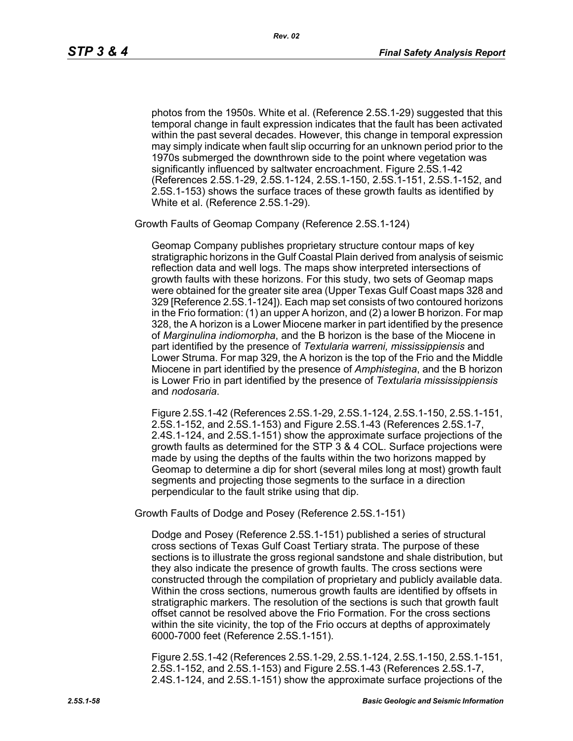photos from the 1950s. White et al. (Reference 2.5S.1-29) suggested that this temporal change in fault expression indicates that the fault has been activated within the past several decades. However, this change in temporal expression may simply indicate when fault slip occurring for an unknown period prior to the 1970s submerged the downthrown side to the point where vegetation was significantly influenced by saltwater encroachment. Figure 2.5S.1-42 (References 2.5S.1-29, 2.5S.1-124, 2.5S.1-150, 2.5S.1-151, 2.5S.1-152, and 2.5S.1-153) shows the surface traces of these growth faults as identified by White et al. (Reference 2.5S.1-29).

Growth Faults of Geomap Company (Reference 2.5S.1-124)

Geomap Company publishes proprietary structure contour maps of key stratigraphic horizons in the Gulf Coastal Plain derived from analysis of seismic reflection data and well logs. The maps show interpreted intersections of growth faults with these horizons. For this study, two sets of Geomap maps were obtained for the greater site area (Upper Texas Gulf Coast maps 328 and 329 [Reference 2.5S.1-124]). Each map set consists of two contoured horizons in the Frio formation: (1) an upper A horizon, and (2) a lower B horizon. For map 328, the A horizon is a Lower Miocene marker in part identified by the presence of *Marginulina indiomorpha*, and the B horizon is the base of the Miocene in part identified by the presence of *Textularia warreni, mississippiensis* and Lower Struma. For map 329, the A horizon is the top of the Frio and the Middle Miocene in part identified by the presence of *Amphistegina*, and the B horizon is Lower Frio in part identified by the presence of *Textularia mississippiensis* and *nodosaria*.

Figure 2.5S.1-42 (References 2.5S.1-29, 2.5S.1-124, 2.5S.1-150, 2.5S.1-151, 2.5S.1-152, and 2.5S.1-153) and Figure 2.5S.1-43 (References 2.5S.1-7, 2.4S.1-124, and 2.5S.1-151) show the approximate surface projections of the growth faults as determined for the STP 3 & 4 COL. Surface projections were made by using the depths of the faults within the two horizons mapped by Geomap to determine a dip for short (several miles long at most) growth fault segments and projecting those segments to the surface in a direction perpendicular to the fault strike using that dip.

Growth Faults of Dodge and Posey (Reference 2.5S.1-151)

Dodge and Posey (Reference 2.5S.1-151) published a series of structural cross sections of Texas Gulf Coast Tertiary strata. The purpose of these sections is to illustrate the gross regional sandstone and shale distribution, but they also indicate the presence of growth faults. The cross sections were constructed through the compilation of proprietary and publicly available data. Within the cross sections, numerous growth faults are identified by offsets in stratigraphic markers. The resolution of the sections is such that growth fault offset cannot be resolved above the Frio Formation. For the cross sections within the site vicinity, the top of the Frio occurs at depths of approximately 6000-7000 feet (Reference 2.5S.1-151).

Figure 2.5S.1-42 (References 2.5S.1-29, 2.5S.1-124, 2.5S.1-150, 2.5S.1-151, 2.5S.1-152, and 2.5S.1-153) and Figure 2.5S.1-43 (References 2.5S.1-7, 2.4S.1-124, and 2.5S.1-151) show the approximate surface projections of the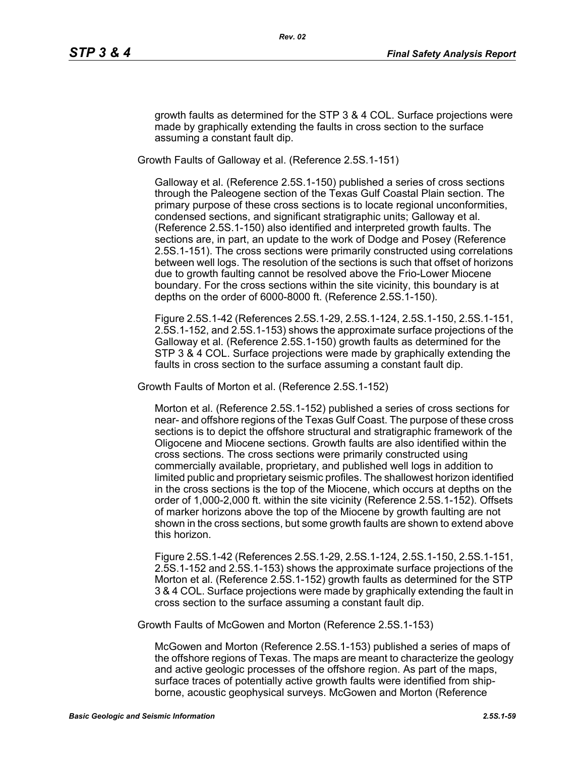growth faults as determined for the STP 3 & 4 COL. Surface projections were made by graphically extending the faults in cross section to the surface assuming a constant fault dip.

Growth Faults of Galloway et al. (Reference 2.5S.1-151)

Galloway et al. (Reference 2.5S.1-150) published a series of cross sections through the Paleogene section of the Texas Gulf Coastal Plain section. The primary purpose of these cross sections is to locate regional unconformities, condensed sections, and significant stratigraphic units; Galloway et al. (Reference 2.5S.1-150) also identified and interpreted growth faults. The sections are, in part, an update to the work of Dodge and Posey (Reference 2.5S.1-151). The cross sections were primarily constructed using correlations between well logs. The resolution of the sections is such that offset of horizons due to growth faulting cannot be resolved above the Frio-Lower Miocene boundary. For the cross sections within the site vicinity, this boundary is at depths on the order of 6000-8000 ft. (Reference 2.5S.1-150).

Figure 2.5S.1-42 (References 2.5S.1-29, 2.5S.1-124, 2.5S.1-150, 2.5S.1-151, 2.5S.1-152, and 2.5S.1-153) shows the approximate surface projections of the Galloway et al. (Reference 2.5S.1-150) growth faults as determined for the STP 3 & 4 COL. Surface projections were made by graphically extending the faults in cross section to the surface assuming a constant fault dip.

Growth Faults of Morton et al. (Reference 2.5S.1-152)

Morton et al. (Reference 2.5S.1-152) published a series of cross sections for near- and offshore regions of the Texas Gulf Coast. The purpose of these cross sections is to depict the offshore structural and stratigraphic framework of the Oligocene and Miocene sections. Growth faults are also identified within the cross sections. The cross sections were primarily constructed using commercially available, proprietary, and published well logs in addition to limited public and proprietary seismic profiles. The shallowest horizon identified in the cross sections is the top of the Miocene, which occurs at depths on the order of 1,000-2,000 ft. within the site vicinity (Reference 2.5S.1-152). Offsets of marker horizons above the top of the Miocene by growth faulting are not shown in the cross sections, but some growth faults are shown to extend above this horizon.

Figure 2.5S.1-42 (References 2.5S.1-29, 2.5S.1-124, 2.5S.1-150, 2.5S.1-151, 2.5S.1-152 and 2.5S.1-153) shows the approximate surface projections of the Morton et al. (Reference 2.5S.1-152) growth faults as determined for the STP 3 & 4 COL. Surface projections were made by graphically extending the fault in cross section to the surface assuming a constant fault dip.

Growth Faults of McGowen and Morton (Reference 2.5S.1-153)

McGowen and Morton (Reference 2.5S.1-153) published a series of maps of the offshore regions of Texas. The maps are meant to characterize the geology and active geologic processes of the offshore region. As part of the maps, surface traces of potentially active growth faults were identified from ship-borne, acoustic geophysical surveys. McGowen and Morton (Reference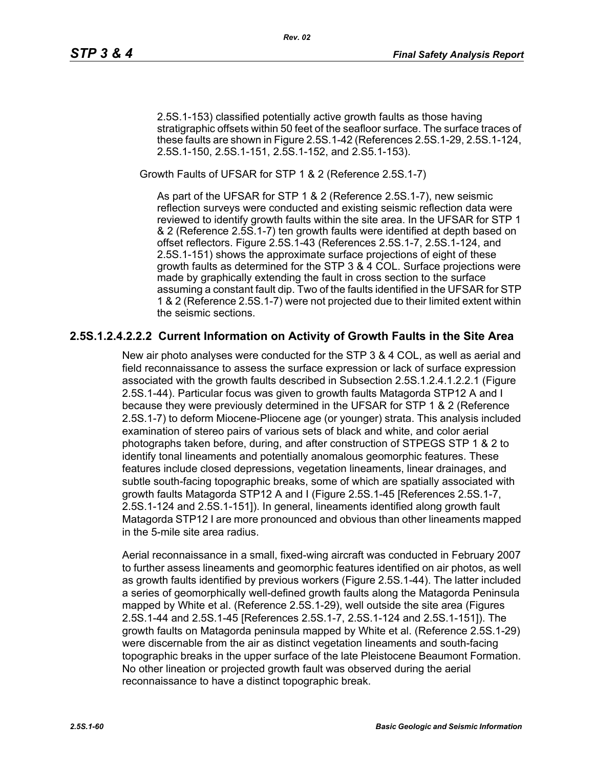2.5S.1-153) classified potentially active growth faults as those having stratigraphic offsets within 50 feet of the seafloor surface. The surface traces of these faults are shown in Figure 2.5S.1-42 (References 2.5S.1-29, 2.5S.1-124, 2.5S.1-150, 2.5S.1-151, 2.5S.1-152, and 2.S5.1-153).

Growth Faults of UFSAR for STP 1 & 2 (Reference 2.5S.1-7)

As part of the UFSAR for STP 1 & 2 (Reference 2.5S.1-7), new seismic reflection surveys were conducted and existing seismic reflection data were reviewed to identify growth faults within the site area. In the UFSAR for STP 1 & 2 (Reference 2.5S.1-7) ten growth faults were identified at depth based on offset reflectors. Figure 2.5S.1-43 (References 2.5S.1-7, 2.5S.1-124, and 2.5S.1-151) shows the approximate surface projections of eight of these growth faults as determined for the STP 3 & 4 COL. Surface projections were made by graphically extending the fault in cross section to the surface assuming a constant fault dip. Two of the faults identified in the UFSAR for STP 1 & 2 (Reference 2.5S.1-7) were not projected due to their limited extent within the seismic sections.

## 2.5S.1.2.4.2.2.2 Current Information on Activity of Growth Faults in the Site Area

New air photo analyses were conducted for the STP 3 & 4 COL, as well as aerial and field reconnaissance to assess the surface expression or lack of surface expression associated with the growth faults described in Subsection 2.5S.1.2.4.1.2.2.1 (Figure 2.5S.1-44). Particular focus was given to growth faults Matagorda STP12 A and I because they were previously determined in the UFSAR for STP 1 & 2 (Reference 2.5S.1-7) to deform Miocene-Pliocene age (or younger) strata. This analysis included examination of stereo pairs of various sets of black and white, and color aerial photographs taken before, during, and after construction of STPEGS STP 1 & 2 to identify tonal lineaments and potentially anomalous geomorphic features. These features include closed depressions, vegetation lineaments, linear drainages, and subtle south-facing topographic breaks, some of which are spatially associated with growth faults Matagorda STP12 A and I (Figure 2.5S.1-45 [References 2.5S.1-7, 2.5S.1-124 and 2.5S.1-151]). In general, lineaments identified along growth fault Matagorda STP12 I are more pronounced and obvious than other lineaments mapped in the 5-mile site area radius.

Aerial reconnaissance in a small, fixed-wing aircraft was conducted in February 2007 to further assess lineaments and geomorphic features identified on air photos, as well as growth faults identified by previous workers (Figure 2.5S.1-44). The latter included a series of geomorphically well-defined growth faults along the Matagorda Peninsula mapped by White et al. (Reference 2.5S.1-29), well outside the site area (Figures 2.5S.1-44 and 2.5S.1-45 [References 2.5S.1-7, 2.5S.1-124 and 2.5S.1-151]). The growth faults on Matagorda peninsula mapped by White et al. (Reference 2.5S.1-29) were discernable from the air as distinct vegetation lineaments and south-facing topographic breaks in the upper surface of the late Pleistocene Beaumont Formation. No other lineation or projected growth fault was observed during the aerial reconnaissance to have a distinct topographic break.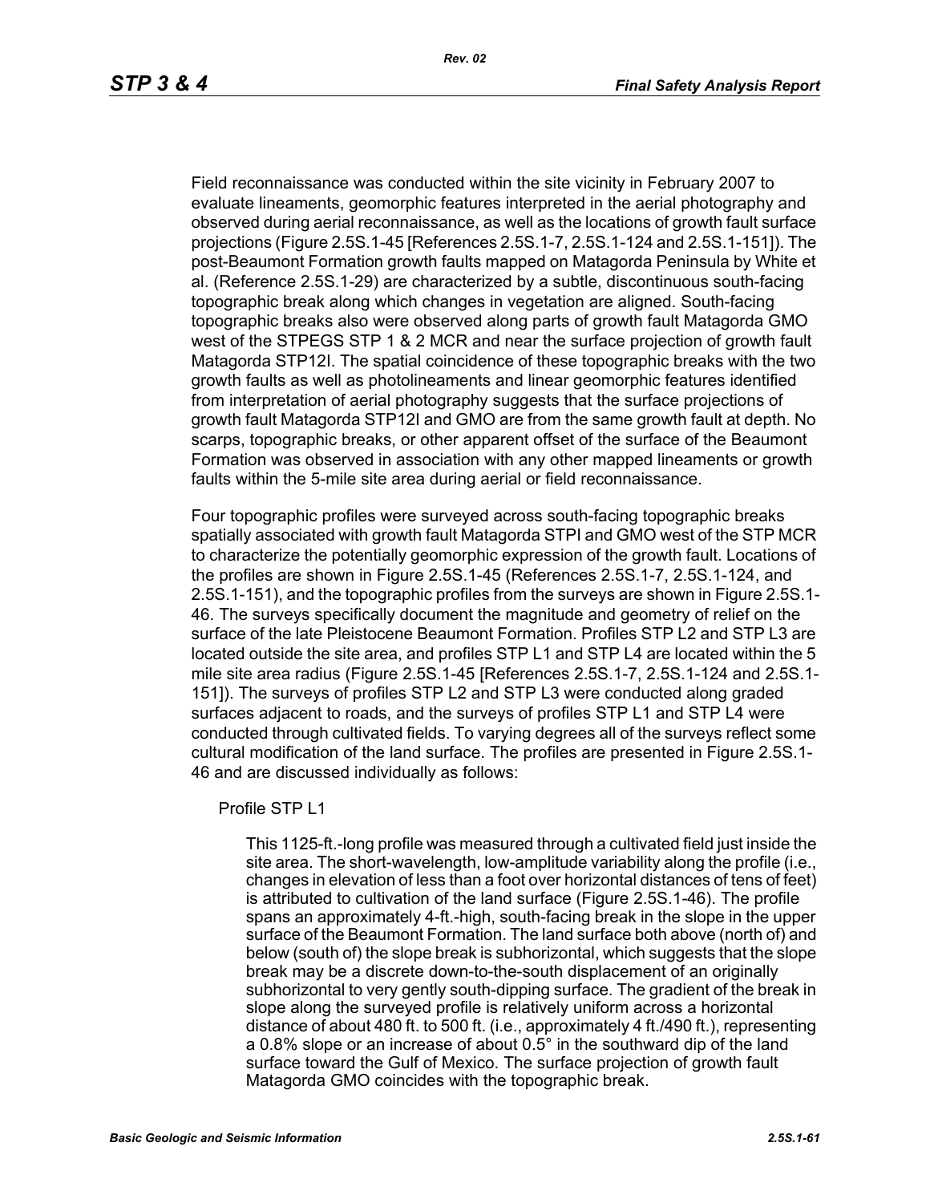Field reconnaissance was conducted within the site vicinity in February 2007 to evaluate lineaments, geomorphic features interpreted in the aerial photography and observed during aerial reconnaissance, as well as the locations of growth fault surface projections (Figure 2.5S.1-45 [References 2.5S.1-7, 2.5S.1-124 and 2.5S.1-151]). The post-Beaumont Formation growth faults mapped on Matagorda Peninsula by White et al. (Reference 2.5S.1-29) are characterized by a subtle, discontinuous south-facing topographic break along which changes in vegetation are aligned. South-facing topographic breaks also were observed along parts of growth fault Matagorda GMO west of the STPEGS STP 1 & 2 MCR and near the surface projection of growth fault Matagorda STP12I. The spatial coincidence of these topographic breaks with the two growth faults as well as photolineaments and linear geomorphic features identified from interpretation of aerial photography suggests that the surface projections of growth fault Matagorda STP12I and GMO are from the same growth fault at depth. No scarps, topographic breaks, or other apparent offset of the surface of the Beaumont Formation was observed in association with any other mapped lineaments or growth faults within the 5-mile site area during aerial or field reconnaissance.

Four topographic profiles were surveyed across south-facing topographic breaks spatially associated with growth fault Matagorda STPI and GMO west of the STP MCR to characterize the potentially geomorphic expression of the growth fault. Locations of the profiles are shown in Figure 2.5S.1-45 (References 2.5S.1-7, 2.5S.1-124, and 2.5S.1-151), and the topographic profiles from the surveys are shown in Figure 2.5S.1-46. The surveys specifically document the magnitude and geometry of relief on the surface of the late Pleistocene Beaumont Formation. Profiles STP L2 and STP L3 are located outside the site area, and profiles STP L1 and STP L4 are located within the 5 mile site area radius (Figure 2.5S.1-45 [References 2.5S.1-7, 2.5S.1-124 and 2.5S.1-151]). The surveys of profiles STP L2 and STP L3 were conducted along graded surfaces adjacent to roads, and the surveys of profiles STP L1 and STP L4 were conducted through cultivated fields. To varying degrees all of the surveys reflect some cultural modification of the land surface. The profiles are presented in Figure 2.5S.1-46 and are discussed individually as follows:

Profile STP L1

This 1125-ft.-long profile was measured through a cultivated field just inside the site area. The short-wavelength, low-amplitude variability along the profile (i.e., changes in elevation of less than a foot over horizontal distances of tens of feet) is attributed to cultivation of the land surface (Figure 2.5S.1-46). The profile spans an approximately 4-ft.-high, south-facing break in the slope in the upper surface of the Beaumont Formation. The land surface both above (north of) and below (south of) the slope break is subhorizontal, which suggests that the slope break may be a discrete down-to-the-south displacement of an originally subhorizontal to very gently south-dipping surface. The gradient of the break in slope along the surveyed profile is relatively uniform across a horizontal distance of about 480 ft. to 500 ft. (i.e., approximately 4 ft./490 ft.), representing a 0.8% slope or an increase of about 0.5° in the southward dip of the land surface toward the Gulf of Mexico. The surface projection of growth fault Matagorda GMO coincides with the topographic break.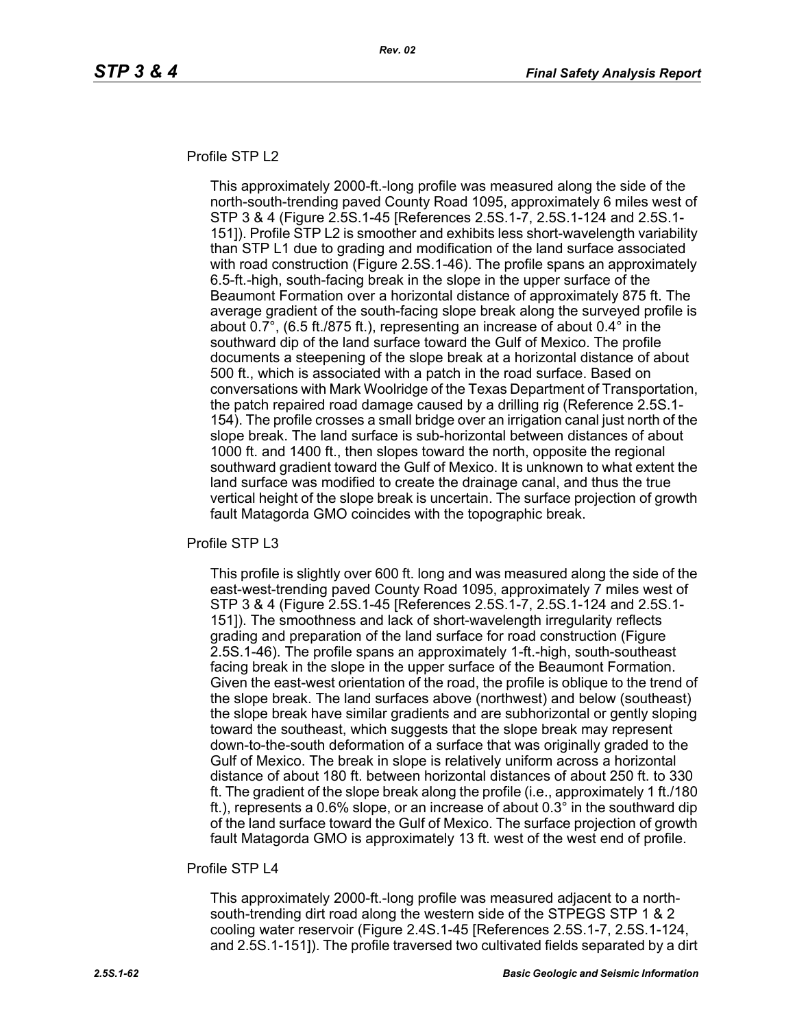Profile STP L2

This approximately 2000-ft.-long profile was measured along the side of the north-south-trending paved County Road 1095, approximately 6 miles west of STP 3 & 4 (Figure 2.5S.1-45 [References 2.5S.1-7, 2.5S.1-124 and 2.5S.1-151]). Profile STP L2 is smoother and exhibits less short-wavelength variability than STP L1 due to grading and modification of the land surface associated with road construction (Figure 2.5S.1-46). The profile spans an approximately 6.5-ft.-high, south-facing break in the slope in the upper surface of the Beaumont Formation over a horizontal distance of approximately 875 ft. The average gradient of the south-facing slope break along the surveyed profile is about 0.7°, (6.5 ft./875 ft.), representing an increase of about 0.4° in the southward dip of the land surface toward the Gulf of Mexico. The profile documents a steepening of the slope break at a horizontal distance of about 500 ft., which is associated with a patch in the road surface. Based on conversations with Mark Woolridge of the Texas Department of Transportation, the patch repaired road damage caused by a drilling rig (Reference 2.5S.1-154). The profile crosses a small bridge over an irrigation canal just north of the slope break. The land surface is sub-horizontal between distances of about 1000 ft. and 1400 ft., then slopes toward the north, opposite the regional southward gradient toward the Gulf of Mexico. It is unknown to what extent the land surface was modified to create the drainage canal, and thus the true vertical height of the slope break is uncertain. The surface projection of growth fault Matagorda GMO coincides with the topographic break.

Profile STP L3

This profile is slightly over 600 ft. long and was measured along the side of the east-west-trending paved County Road 1095, approximately 7 miles west of STP 3 & 4 (Figure 2.5S.1-45 [References 2.5S.1-7, 2.5S.1-124 and 2.5S.1-151]). The smoothness and lack of short-wavelength irregularity reflects grading and preparation of the land surface for road construction (Figure 2.5S.1-46). The profile spans an approximately 1-ft.-high, south-southeast facing break in the slope in the upper surface of the Beaumont Formation. Given the east-west orientation of the road, the profile is oblique to the trend of the slope break. The land surfaces above (northwest) and below (southeast) the slope break have similar gradients and are subhorizontal or gently sloping toward the southeast, which suggests that the slope break may represent down-to-the-south deformation of a surface that was originally graded to the Gulf of Mexico. The break in slope is relatively uniform across a horizontal distance of about 180 ft. between horizontal distances of about 250 ft. to 330 ft. The gradient of the slope break along the profile (i.e., approximately 1 ft./180 ft.), represents a 0.6% slope, or an increase of about 0.3° in the southward dip of the land surface toward the Gulf of Mexico. The surface projection of growth fault Matagorda GMO is approximately 13 ft. west of the west end of profile.

Profile STP L4

This approximately 2000-ft.-long profile was measured adjacent to a north-south-trending dirt road along the western side of the STPEGS STP 1 & 2 cooling water reservoir (Figure 2.4S.1-45 [References 2.5S.1-7, 2.5S.1-124, and 2.5S.1-151]). The profile traversed two cultivated fields separated by a dirt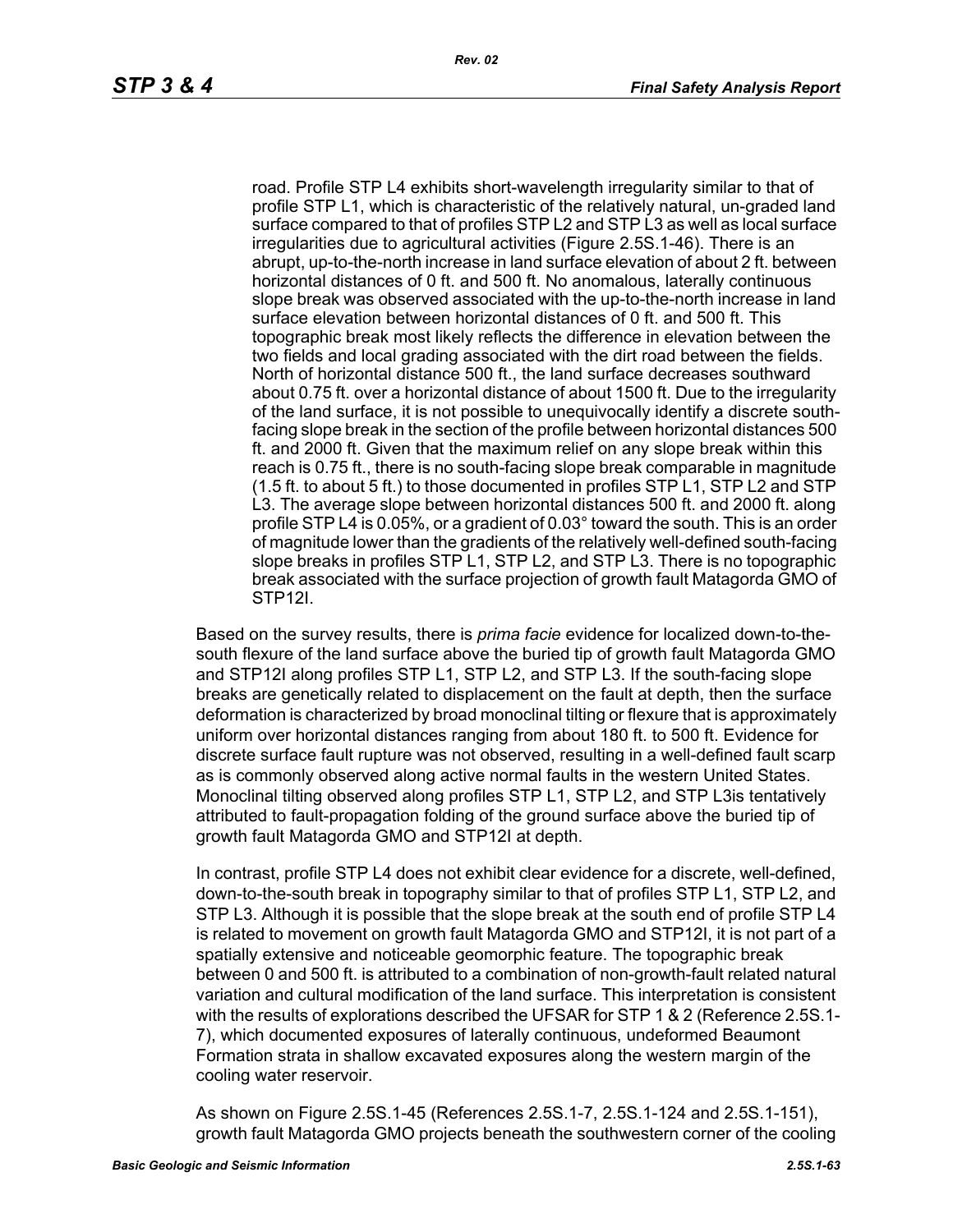road. Profile STP L4 exhibits short-wavelength irregularity similar to that of profile STP L1, which is characteristic of the relatively natural, un-graded land surface compared to that of profiles STP L2 and STP L3 as well as local surface irregularities due to agricultural activities (Figure 2.5S.1-46). There is an abrupt, up-to-the-north increase in land surface elevation of about 2 ft. between horizontal distances of 0 ft. and 500 ft. No anomalous, laterally continuous slope break was observed associated with the up-to-the-north increase in land surface elevation between horizontal distances of 0 ft. and 500 ft. This topographic break most likely reflects the difference in elevation between the two fields and local grading associated with the dirt road between the fields. North of horizontal distance 500 ft., the land surface decreases southward about 0.75 ft. over a horizontal distance of about 1500 ft. Due to the irregularity of the land surface, it is not possible to unequivocally identify a discrete south-facing slope break in the section of the profile between horizontal distances 500 ft. and 2000 ft. Given that the maximum relief on any slope break within this reach is 0.75 ft., there is no south-facing slope break comparable in magnitude (1.5 ft. to about 5 ft.) to those documented in profiles STP L1, STP L2 and STP L3. The average slope between horizontal distances 500 ft. and 2000 ft. along profile STP L4 is 0.05%, or a gradient of 0.03° toward the south. This is an order of magnitude lower than the gradients of the relatively well-defined south-facing slope breaks in profiles STP L1, STP L2, and STP L3. There is no topographic break associated with the surface projection of growth fault Matagorda GMO of STP12I.

Based on the survey results, there is *prima facie* evidence for localized down-to-the-south flexure of the land surface above the buried tip of growth fault Matagorda GMO and STP12I along profiles STP L1, STP L2, and STP L3. If the south-facing slope breaks are genetically related to displacement on the fault at depth, then the surface deformation is characterized by broad monoclinal tilting or flexure that is approximately uniform over horizontal distances ranging from about 180 ft. to 500 ft. Evidence for discrete surface fault rupture was not observed, resulting in a well-defined fault scarp as is commonly observed along active normal faults in the western United States. Monoclinal tilting observed along profiles STP L1, STP L2, and STP L3is tentatively attributed to fault-propagation folding of the ground surface above the buried tip of growth fault Matagorda GMO and STP12I at depth.

In contrast, profile STP L4 does not exhibit clear evidence for a discrete, well-defined, down-to-the-south break in topography similar to that of profiles STP L1, STP L2, and STP L3. Although it is possible that the slope break at the south end of profile STP L4 is related to movement on growth fault Matagorda GMO and STP12I, it is not part of a spatially extensive and noticeable geomorphic feature. The topographic break between 0 and 500 ft. is attributed to a combination of non-growth-fault related natural variation and cultural modification of the land surface. This interpretation is consistent with the results of explorations described the UFSAR for STP 1 & 2 (Reference 2.5S.1-7), which documented exposures of laterally continuous, undeformed Beaumont Formation strata in shallow excavated exposures along the western margin of the cooling water reservoir.

As shown on Figure 2.5S.1-45 (References 2.5S.1-7, 2.5S.1-124 and 2.5S.1-151), growth fault Matagorda GMO projects beneath the southwestern corner of the cooling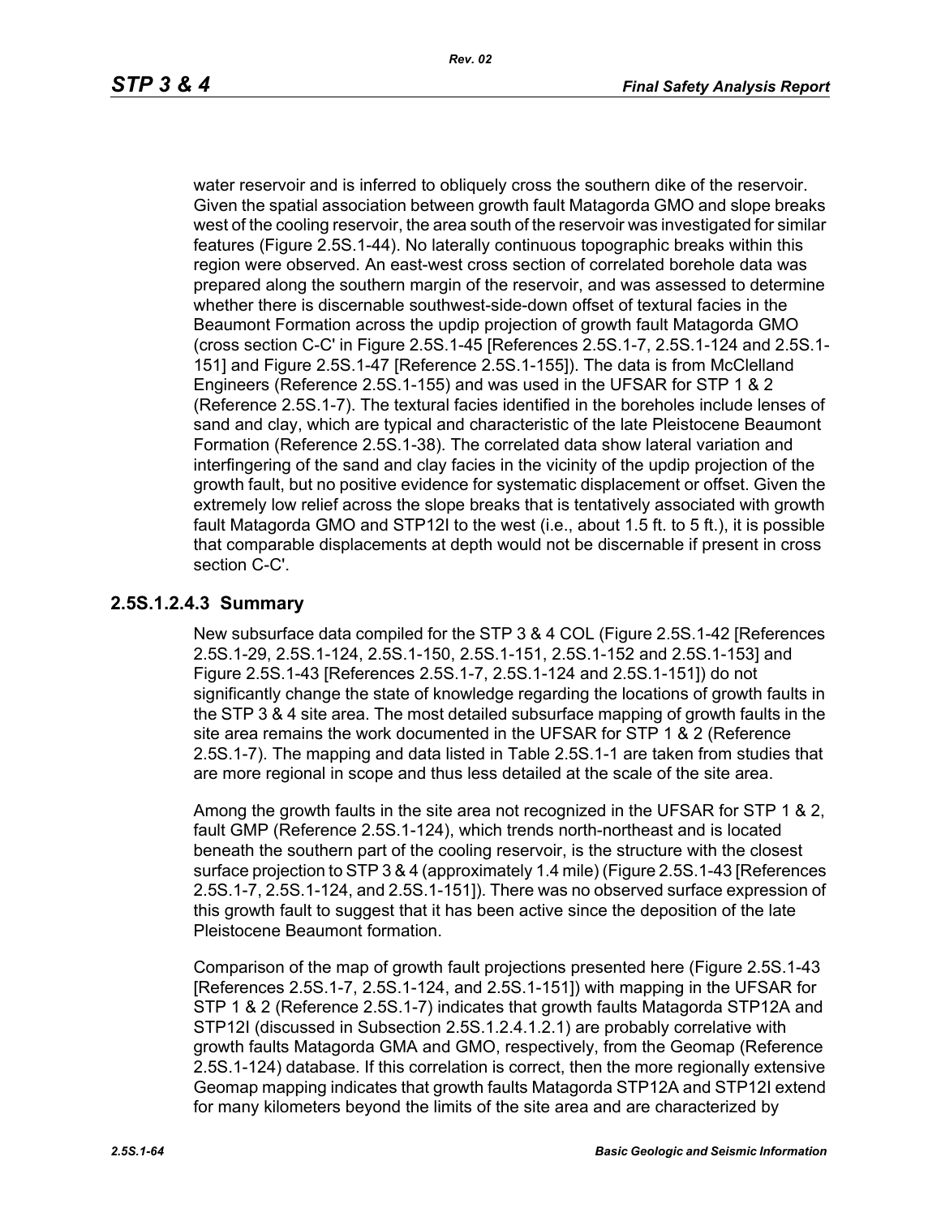water reservoir and is inferred to obliquely cross the southern dike of the reservoir. Given the spatial association between growth fault Matagorda GMO and slope breaks west of the cooling reservoir, the area south of the reservoir was investigated for similar features (Figure 2.5S.1-44). No laterally continuous topographic breaks within this region were observed. An east-west cross section of correlated borehole data was prepared along the southern margin of the reservoir, and was assessed to determine whether there is discernable southwest-side-down offset of textural facies in the Beaumont Formation across the updip projection of growth fault Matagorda GMO (cross section C-C' in Figure 2.5S.1-45 [References 2.5S.1-7, 2.5S.1-124 and 2.5S.1-151] and Figure 2.5S.1-47 [Reference 2.5S.1-155]). The data is from McClelland Engineers (Reference 2.5S.1-155) and was used in the UFSAR for STP 1 & 2 (Reference 2.5S.1-7). The textural facies identified in the boreholes include lenses of sand and clay, which are typical and characteristic of the late Pleistocene Beaumont Formation (Reference 2.5S.1-38). The correlated data show lateral variation and interfingering of the sand and clay facies in the vicinity of the updip projection of the growth fault, but no positive evidence for systematic displacement or offset. Given the extremely low relief across the slope breaks that is tentatively associated with growth fault Matagorda GMO and STP12I to the west (i.e., about 1.5 ft. to 5 ft.), it is possible that comparable displacements at depth would not be discernable if present in cross section C-C'.

### 2.5S.1.2.4.3 Summary

New subsurface data compiled for the STP 3 & 4 COL (Figure 2.5S.1-42 [References 2.5S.1-29, 2.5S.1-124, 2.5S.1-150, 2.5S.1-151, 2.5S.1-152 and 2.5S.1-153] and Figure 2.5S.1-43 [References 2.5S.1-7, 2.5S.1-124 and 2.5S.1-151]) do not significantly change the state of knowledge regarding the locations of growth faults in the STP 3 & 4 site area. The most detailed subsurface mapping of growth faults in the site area remains the work documented in the UFSAR for STP 1 & 2 (Reference 2.5S.1-7). The mapping and data listed in Table 2.5S.1-1 are taken from studies that are more regional in scope and thus less detailed at the scale of the site area.

Among the growth faults in the site area not recognized in the UFSAR for STP 1 & 2, fault GMP (Reference 2.5S.1-124), which trends north-northeast and is located beneath the southern part of the cooling reservoir, is the structure with the closest surface projection to STP 3 & 4 (approximately 1.4 mile) (Figure 2.5S.1-43 [References 2.5S.1-7, 2.5S.1-124, and 2.5S.1-151]). There was no observed surface expression of this growth fault to suggest that it has been active since the deposition of the late Pleistocene Beaumont formation.

Comparison of the map of growth fault projections presented here (Figure 2.5S.1-43 [References 2.5S.1-7, 2.5S.1-124, and 2.5S.1-151]) with mapping in the UFSAR for STP 1 & 2 (Reference 2.5S.1-7) indicates that growth faults Matagorda STP12A and STP12I (discussed in Subsection 2.5S.1.2.4.1.2.1) are probably correlative with growth faults Matagorda GMA and GMO, respectively, from the Geomap (Reference 2.5S.1-124) database. If this correlation is correct, then the more regionally extensive Geomap mapping indicates that growth faults Matagorda STP12A and STP12I extend for many kilometers beyond the limits of the site area and are characterized by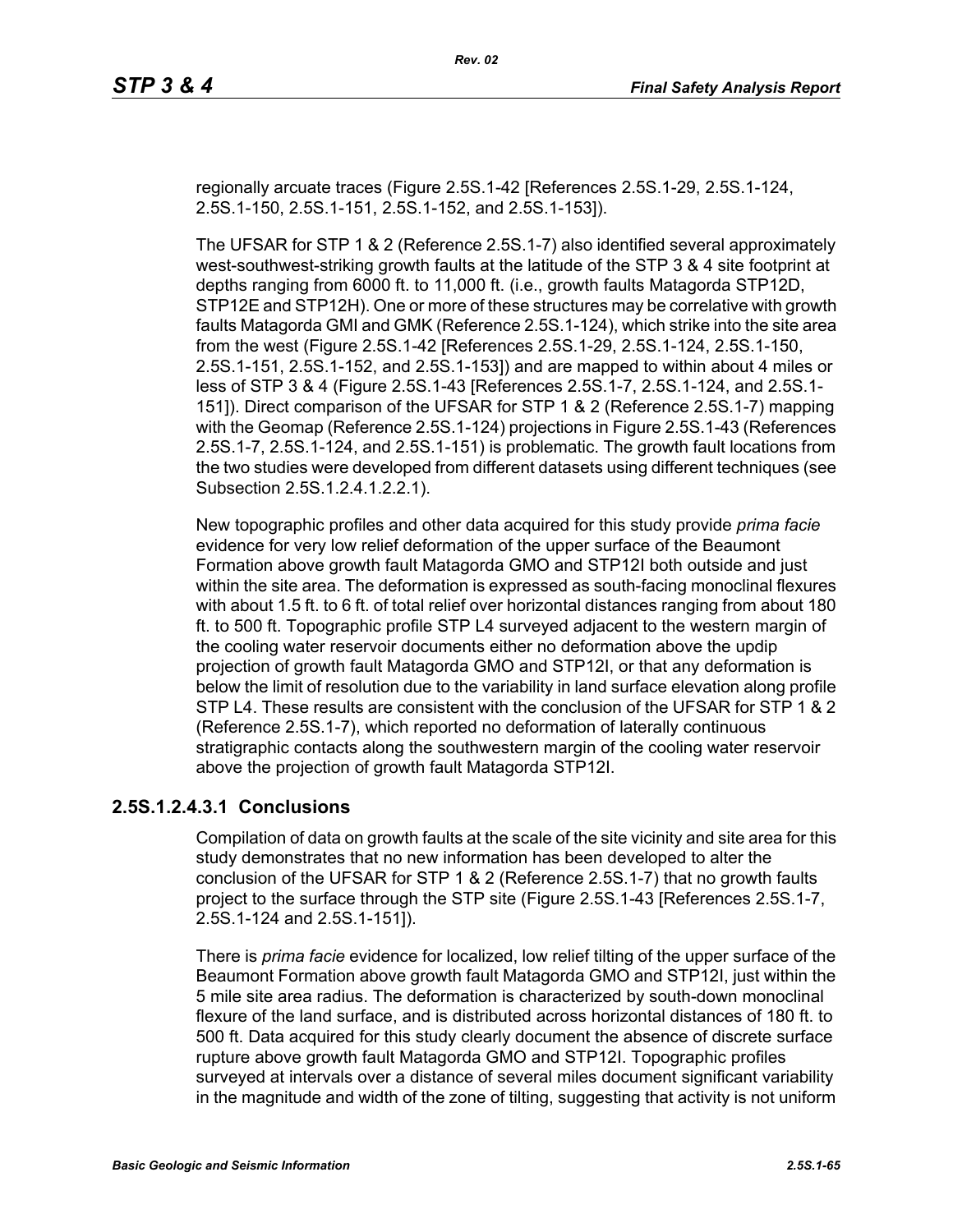regionally arcuate traces (Figure 2.5S.1-42 [References 2.5S.1-29, 2.5S.1-124, 2.5S.1-150, 2.5S.1-151, 2.5S.1-152, and 2.5S.1-153]).

The UFSAR for STP 1 & 2 (Reference 2.5S.1-7) also identified several approximately west-southwest-striking growth faults at the latitude of the STP 3 & 4 site footprint at depths ranging from 6000 ft. to 11,000 ft. (i.e., growth faults Matagorda STP12D, STP12E and STP12H). One or more of these structures may be correlative with growth faults Matagorda GMI and GMK (Reference 2.5S.1-124), which strike into the site area from the west (Figure 2.5S.1-42 [References 2.5S.1-29, 2.5S.1-124, 2.5S.1-150, 2.5S.1-151, 2.5S.1-152, and 2.5S.1-153]) and are mapped to within about 4 miles or less of STP 3 & 4 (Figure 2.5S.1-43 [References 2.5S.1-7, 2.5S.1-124, and 2.5S.1-151]). Direct comparison of the UFSAR for STP 1 & 2 (Reference 2.5S.1-7) mapping with the Geomap (Reference 2.5S.1-124) projections in Figure 2.5S.1-43 (References 2.5S.1-7, 2.5S.1-124, and 2.5S.1-151) is problematic. The growth fault locations from the two studies were developed from different datasets using different techniques (see Subsection 2.5S.1.2.4.1.2.2.1).

New topographic profiles and other data acquired for this study provide *prima facie* evidence for very low relief deformation of the upper surface of the Beaumont Formation above growth fault Matagorda GMO and STP12I both outside and just within the site area. The deformation is expressed as south-facing monoclinal flexures with about 1.5 ft. to 6 ft. of total relief over horizontal distances ranging from about 180 ft. to 500 ft. Topographic profile STP L4 surveyed adjacent to the western margin of the cooling water reservoir documents either no deformation above the updip projection of growth fault Matagorda GMO and STP12I, or that any deformation is below the limit of resolution due to the variability in land surface elevation along profile STP L4. These results are consistent with the conclusion of the UFSAR for STP 1 & 2 (Reference 2.5S.1-7), which reported no deformation of laterally continuous stratigraphic contacts along the southwestern margin of the cooling water reservoir above the projection of growth fault Matagorda STP12I.

### 2.5S.1.2.4.3.1 Conclusions

Compilation of data on growth faults at the scale of the site vicinity and site area for this study demonstrates that no new information has been developed to alter the conclusion of the UFSAR for STP 1 & 2 (Reference 2.5S.1-7) that no growth faults project to the surface through the STP site (Figure 2.5S.1-43 [References 2.5S.1-7, 2.5S.1-124 and 2.5S.1-151]).

There is *prima facie* evidence for localized, low relief tilting of the upper surface of the Beaumont Formation above growth fault Matagorda GMO and STP12I, just within the 5 mile site area radius. The deformation is characterized by south-down monoclinal flexure of the land surface, and is distributed across horizontal distances of 180 ft. to 500 ft. Data acquired for this study clearly document the absence of discrete surface rupture above growth fault Matagorda GMO and STP12I. Topographic profiles surveyed at intervals over a distance of several miles document significant variability in the magnitude and width of the zone of tilting, suggesting that activity is not uniform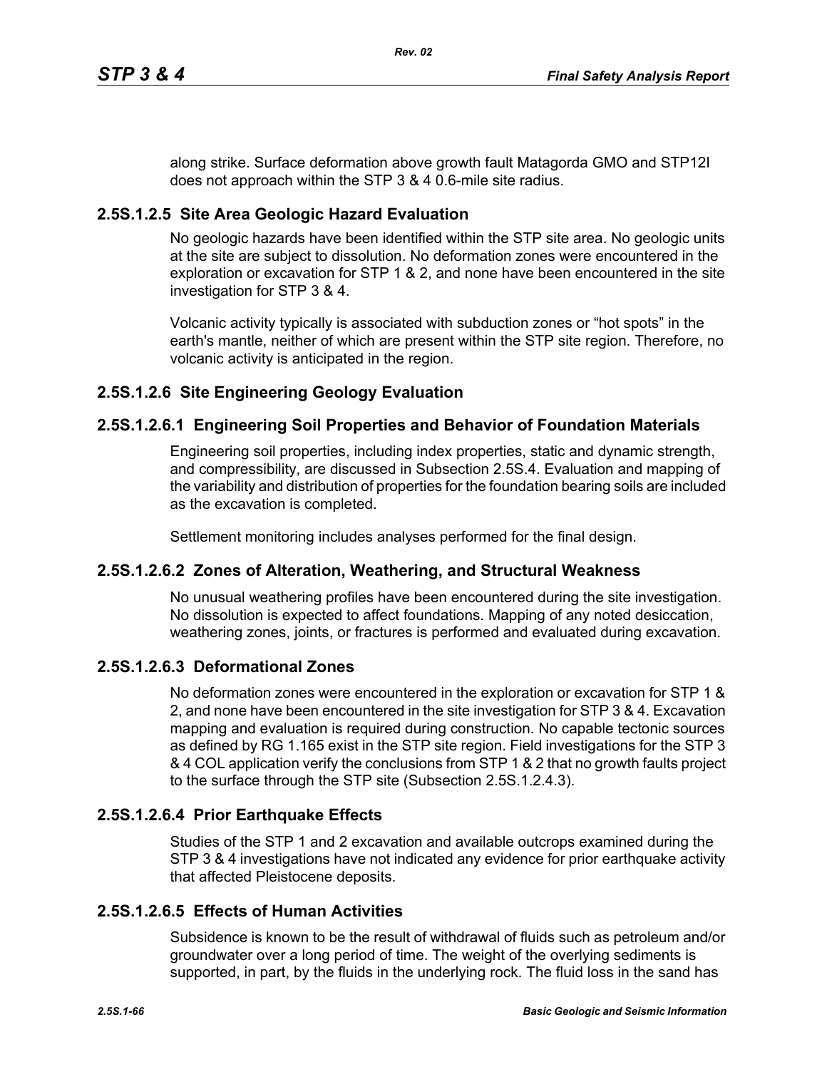along strike. Surface deformation above growth fault Matagorda GMO and STP12I does not approach within the STP 3 & 4 0.6-mile site radius.

### 2.5S.1.2.5 Site Area Geologic Hazard Evaluation

No geologic hazards have been identified within the STP site area. No geologic units at the site are subject to dissolution. No deformation zones were encountered in the exploration or excavation for STP 1 & 2, and none have been encountered in the site investigation for STP 3 & 4.

Volcanic activity typically is associated with subduction zones or "hot spots" in the earth's mantle, neither of which are present within the STP site region. Therefore, no volcanic activity is anticipated in the region.

### 2.5S.1.2.6 Site Engineering Geology Evaluation

#### 2.5S.1.2.6.1 Engineering Soil Properties and Behavior of Foundation Materials

Engineering soil properties, including index properties, static and dynamic strength, and compressibility, are discussed in Subsection 2.5S.4. Evaluation and mapping of the variability and distribution of properties for the foundation bearing soils are included as the excavation is completed.

Settlement monitoring includes analyses performed for the final design.

#### 2.5S.1.2.6.2 Zones of Alteration, Weathering, and Structural Weakness

No unusual weathering profiles have been encountered during the site investigation. No dissolution is expected to affect foundations. Mapping of any noted desiccation, weathering zones, joints, or fractures is performed and evaluated during excavation.

#### 2.5S.1.2.6.3 Deformational Zones

No deformation zones were encountered in the exploration or excavation for STP 1 & 2, and none have been encountered in the site investigation for STP 3 & 4. Excavation mapping and evaluation is required during construction. No capable tectonic sources as defined by RG 1.165 exist in the STP site region. Field investigations for the STP 3 & 4 COL application verify the conclusions from STP 1 & 2 that no growth faults project to the surface through the STP site (Subsection 2.5S.1.2.4.3).

#### 2.5S.1.2.6.4 Prior Earthquake Effects

Studies of the STP 1 and 2 excavation and available outcrops examined during the STP 3 & 4 investigations have not indicated any evidence for prior earthquake activity that affected Pleistocene deposits.

#### 2.5S.1.2.6.5 Effects of Human Activities

Subsidence is known to be the result of withdrawal of fluids such as petroleum and/or groundwater over a long period of time. The weight of the overlying sediments is supported, in part, by the fluids in the underlying rock. The fluid loss in the sand has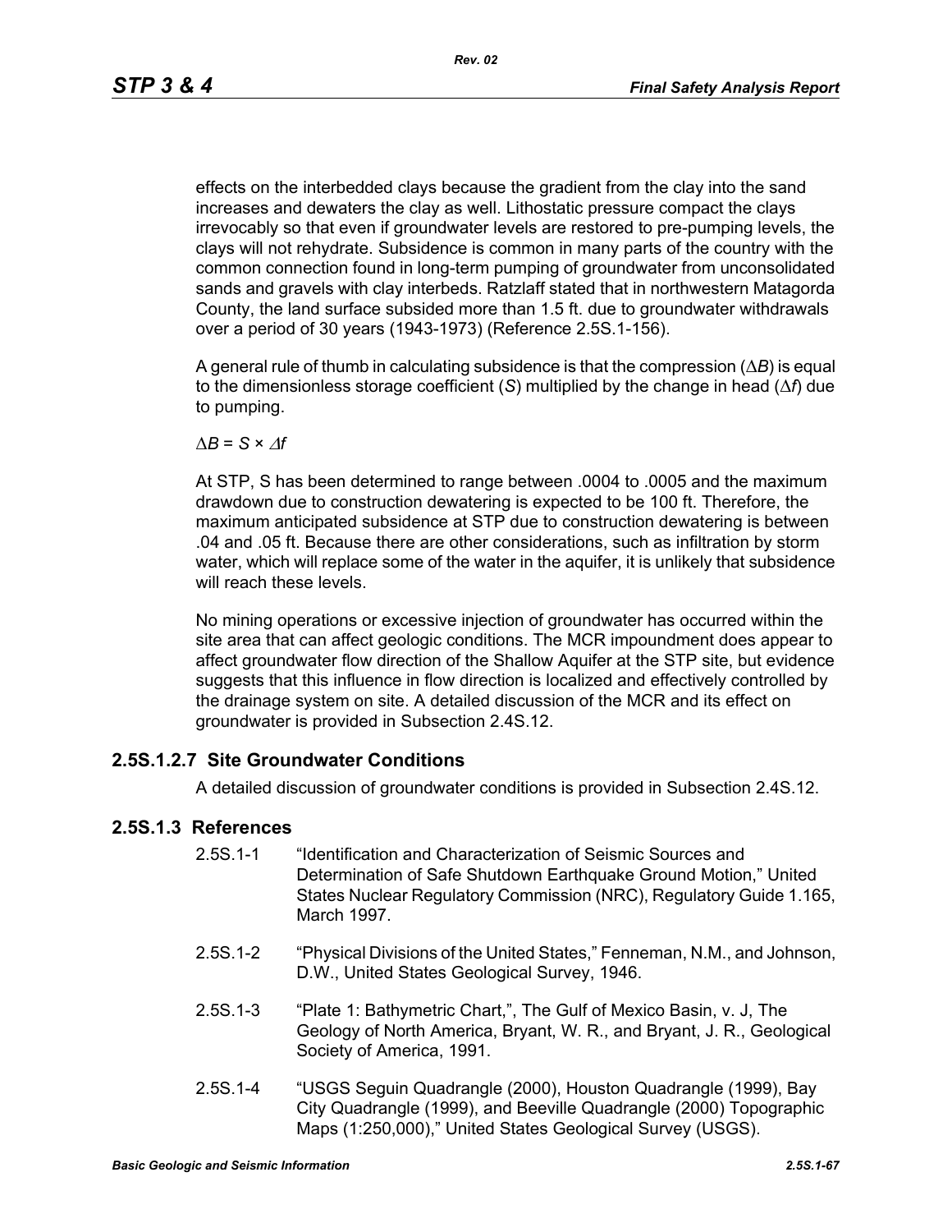effects on the interbedded clays because the gradient from the clay into the sand increases and dewaters the clay as well. Lithostatic pressure compact the clays irrevocably so that even if groundwater levels are restored to pre-pumping levels, the clays will not rehydrate. Subsidence is common in many parts of the country with the common connection found in long-term pumping of groundwater from unconsolidated sands and gravels with clay interbeds. Ratzlaff stated that in northwestern Matagorda County, the land surface subsided more than 1.5 ft. due to groundwater withdrawals over a period of 30 years (1943-1973) (Reference 2.5S.1-156).

A general rule of thumb in calculating subsidence is that the compression ($\Delta B$) is equal to the dimensionless storage coefficient ($S$) multiplied by the change in head ($\Delta f$) due to pumping.

$$\Delta B = S \times \Delta f$$

At STP, S has been determined to range between .0004 to .0005 and the maximum drawdown due to construction dewatering is expected to be 100 ft. Therefore, the maximum anticipated subsidence at STP due to construction dewatering is between .04 and .05 ft. Because there are other considerations, such as infiltration by storm water, which will replace some of the water in the aquifer, it is unlikely that subsidence will reach these levels.

No mining operations or excessive injection of groundwater has occurred within the site area that can affect geologic conditions. The MCR impoundment does appear to affect groundwater flow direction of the Shallow Aquifer at the STP site, but evidence suggests that this influence in flow direction is localized and effectively controlled by the drainage system on site. A detailed discussion of the MCR and its effect on groundwater is provided in Subsection 2.4S.12.

### 2.5S.1.2.7 Site Groundwater Conditions

A detailed discussion of groundwater conditions is provided in Subsection 2.4S.12.

## 2.5S.1.3 References

2.5S.1-1 "Identification and Characterization of Seismic Sources and Determination of Safe Shutdown Earthquake Ground Motion," United States Nuclear Regulatory Commission (NRC), Regulatory Guide 1.165, March 1997.

2.5S.1-2 "Physical Divisions of the United States," Fenneman, N.M., and Johnson, D.W., United States Geological Survey, 1946.

2.5S.1-3 "Plate 1: Bathymetric Chart,", The Gulf of Mexico Basin, v. J, The Geology of North America, Bryant, W. R., and Bryant, J. R., Geological Society of America, 1991.

2.5S.1-4 "USGS Seguin Quadrangle (2000), Houston Quadrangle (1999), Bay City Quadrangle (1999), and Beeville Quadrangle (2000) Topographic Maps (1:250,000)," United States Geological Survey (USGS).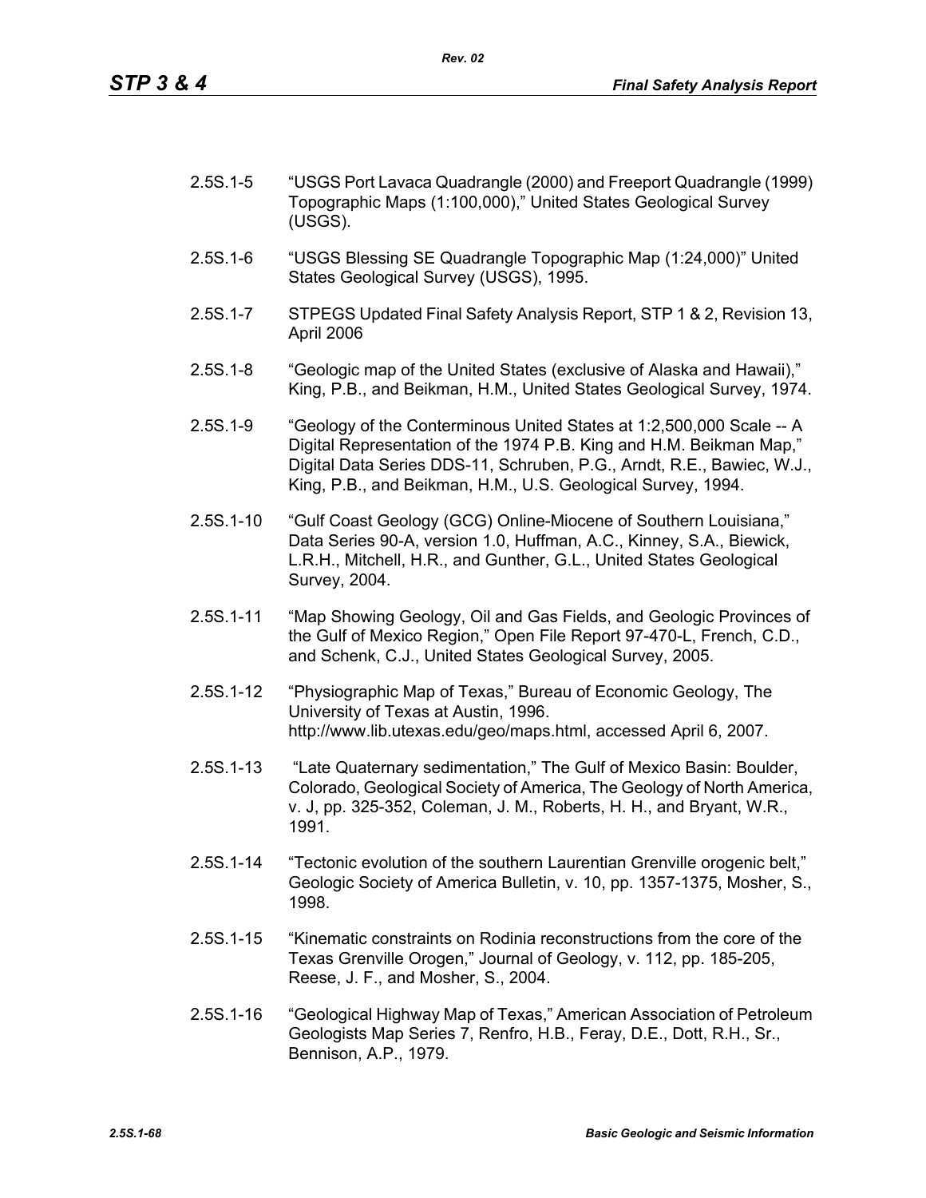2.5S.1-5 "USGS Port Lavaca Quadrangle (2000) and Freeport Quadrangle (1999) Topographic Maps (1:100,000)," United States Geological Survey (USGS).

2.5S.1-6 "USGS Blessing SE Quadrangle Topographic Map (1:24,000)" United States Geological Survey (USGS), 1995.

2.5S.1-7 STPEGS Updated Final Safety Analysis Report, STP 1 & 2, Revision 13, April 2006

2.5S.1-8 "Geologic map of the United States (exclusive of Alaska and Hawaii)," King, P.B., and Beikman, H.M., United States Geological Survey, 1974.

2.5S.1-9 "Geology of the Conterminous United States at 1:2,500,000 Scale -- A Digital Representation of the 1974 P.B. King and H.M. Beikman Map," Digital Data Series DDS-11, Schruben, P.G., Arndt, R.E., Bawiec, W.J., King, P.B., and Beikman, H.M., U.S. Geological Survey, 1994.

2.5S.1-10 "Gulf Coast Geology (GCG) Online-Miocene of Southern Louisiana," Data Series 90-A, version 1.0, Huffman, A.C., Kinney, S.A., Biewick, L.R.H., Mitchell, H.R., and Gunther, G.L., United States Geological Survey, 2004.

2.5S.1-11 "Map Showing Geology, Oil and Gas Fields, and Geologic Provinces of the Gulf of Mexico Region," Open File Report 97-470-L, French, C.D., and Schenk, C.J., United States Geological Survey, 2005.

2.5S.1-12 "Physiographic Map of Texas," Bureau of Economic Geology, The University of Texas at Austin, 1996. http://www.lib.utexas.edu/geo/maps.html, accessed April 6, 2007.

2.5S.1-13 "Late Quaternary sedimentation," The Gulf of Mexico Basin: Boulder, Colorado, Geological Society of America, The Geology of North America, v. J, pp. 325-352, Coleman, J. M., Roberts, H. H., and Bryant, W.R., 1991.

2.5S.1-14 "Tectonic evolution of the southern Laurentian Grenville orogenic belt," Geologic Society of America Bulletin, v. 10, pp. 1357-1375, Mosher, S., 1998.

2.5S.1-15 "Kinematic constraints on Rodinia reconstructions from the core of the Texas Grenville Orogen," Journal of Geology, v. 112, pp. 185-205, Reese, J. F., and Mosher, S., 2004.

2.5S.1-16 "Geological Highway Map of Texas," American Association of Petroleum Geologists Map Series 7, Renfro, H.B., Feray, D.E., Dott, R.H., Sr., Bennison, A.P., 1979.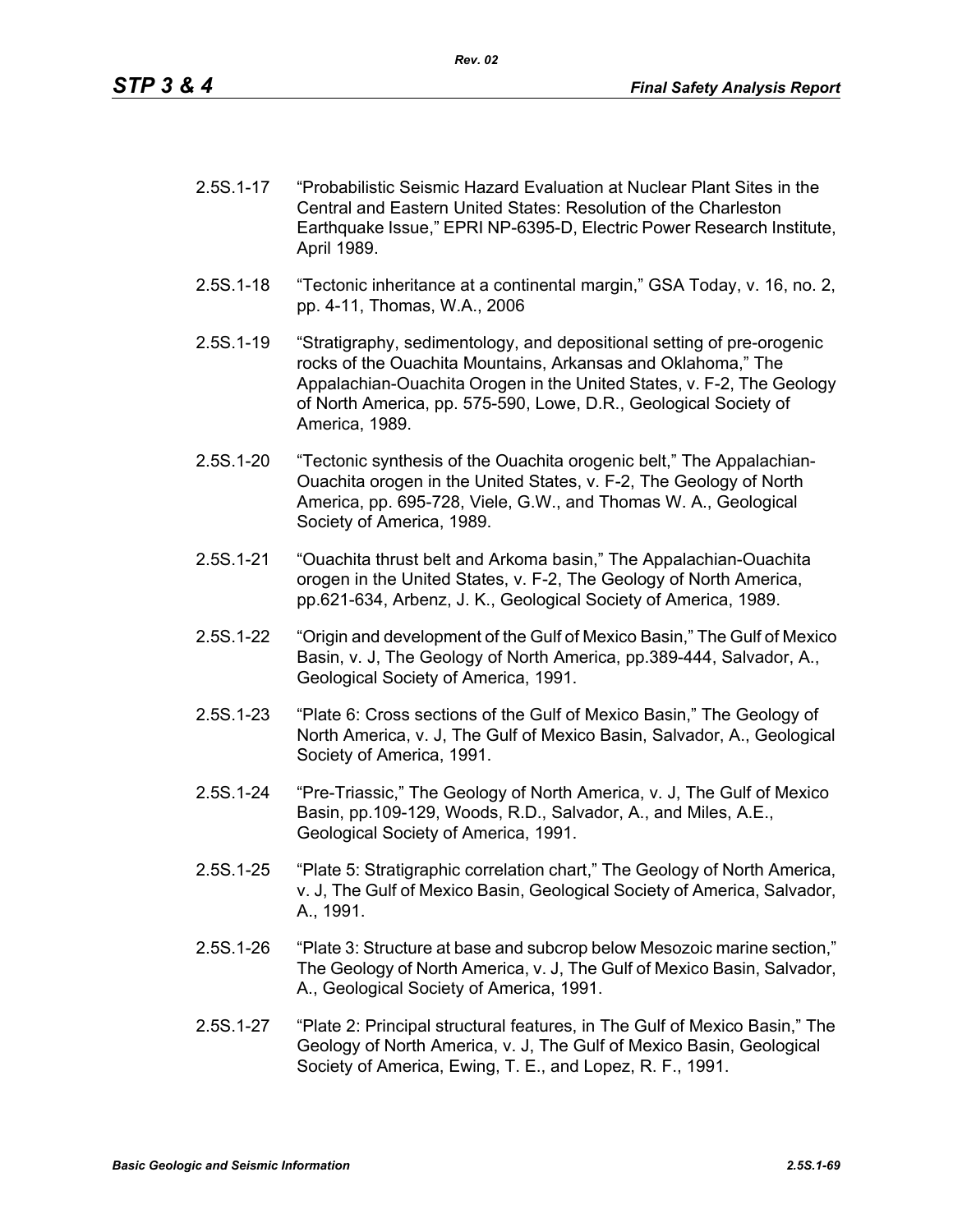2.5S.1-17 "Probabilistic Seismic Hazard Evaluation at Nuclear Plant Sites in the Central and Eastern United States: Resolution of the Charleston Earthquake Issue," EPRI NP-6395-D, Electric Power Research Institute, April 1989.

2.5S.1-18 "Tectonic inheritance at a continental margin," GSA Today, v. 16, no. 2, pp. 4-11, Thomas, W.A., 2006

2.5S.1-19 "Stratigraphy, sedimentology, and depositional setting of pre-orogenic rocks of the Ouachita Mountains, Arkansas and Oklahoma," The Appalachian-Ouachita Orogen in the United States, v. F-2, The Geology of North America, pp. 575-590, Lowe, D.R., Geological Society of America, 1989.

2.5S.1-20 "Tectonic synthesis of the Ouachita orogenic belt," The Appalachian-Ouachita orogen in the United States, v. F-2, The Geology of North America, pp. 695-728, Viele, G.W., and Thomas W. A., Geological Society of America, 1989.

2.5S.1-21 "Ouachita thrust belt and Arkoma basin," The Appalachian-Ouachita orogen in the United States, v. F-2, The Geology of North America, pp.621-634, Arbenz, J. K., Geological Society of America, 1989.

2.5S.1-22 "Origin and development of the Gulf of Mexico Basin," The Gulf of Mexico Basin, v. J, The Geology of North America, pp.389-444, Salvador, A., Geological Society of America, 1991.

2.5S.1-23 "Plate 6: Cross sections of the Gulf of Mexico Basin," The Geology of North America, v. J, The Gulf of Mexico Basin, Salvador, A., Geological Society of America, 1991.

2.5S.1-24 "Pre-Triassic," The Geology of North America, v. J, The Gulf of Mexico Basin, pp.109-129, Woods, R.D., Salvador, A., and Miles, A.E., Geological Society of America, 1991.

2.5S.1-25 "Plate 5: Stratigraphic correlation chart," The Geology of North America, v. J, The Gulf of Mexico Basin, Geological Society of America, Salvador, A., 1991.

2.5S.1-26 "Plate 3: Structure at base and subcrop below Mesozoic marine section," The Geology of North America, v. J, The Gulf of Mexico Basin, Salvador, A., Geological Society of America, 1991.

2.5S.1-27 "Plate 2: Principal structural features, in The Gulf of Mexico Basin," The Geology of North America, v. J, The Gulf of Mexico Basin, Geological Society of America, Ewing, T. E., and Lopez, R. F., 1991.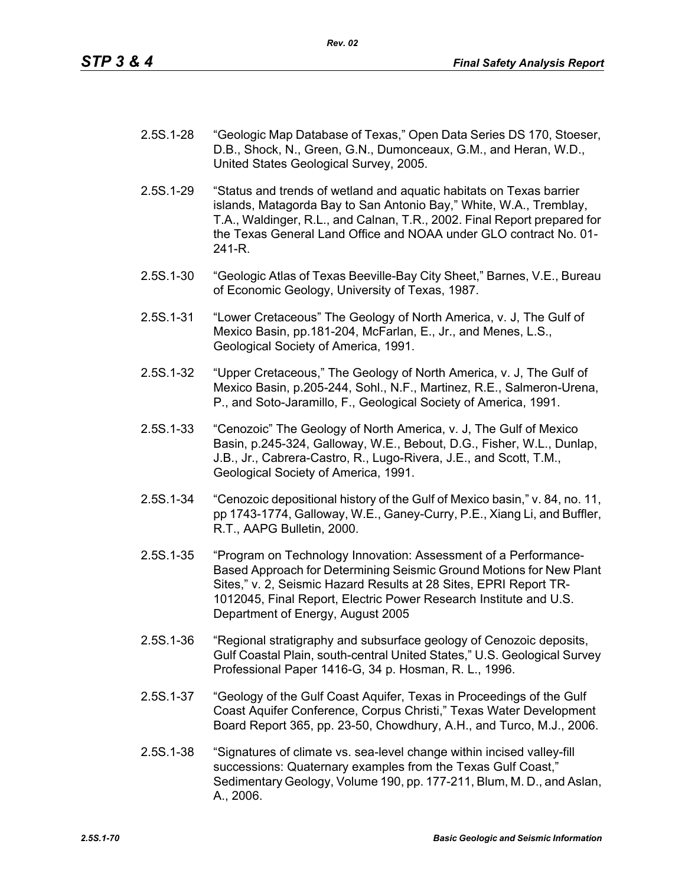2.5S.1-28 "Geologic Map Database of Texas," Open Data Series DS 170, Stoeser, D.B., Shock, N., Green, G.N., Dumonceaux, G.M., and Heran, W.D., United States Geological Survey, 2005.

2.5S.1-29 "Status and trends of wetland and aquatic habitats on Texas barrier islands, Matagorda Bay to San Antonio Bay," White, W.A., Tremblay, T.A., Waldinger, R.L., and Calnan, T.R., 2002. Final Report prepared for the Texas General Land Office and NOAA under GLO contract No. 01-241-R.

2.5S.1-30 "Geologic Atlas of Texas Beeville-Bay City Sheet," Barnes, V.E., Bureau of Economic Geology, University of Texas, 1987.

2.5S.1-31 "Lower Cretaceous" The Geology of North America, v. J, The Gulf of Mexico Basin, pp.181-204, McFarlan, E., Jr., and Menes, L.S., Geological Society of America, 1991.

2.5S.1-32 "Upper Cretaceous," The Geology of North America, v. J, The Gulf of Mexico Basin, p.205-244, Sohl., N.F., Martinez, R.E., Salmeron-Urena, P., and Soto-Jaramillo, F., Geological Society of America, 1991.

2.5S.1-33 "Cenozoic" The Geology of North America, v. J, The Gulf of Mexico Basin, p.245-324, Galloway, W.E., Bebout, D.G., Fisher, W.L., Dunlap, J.B., Jr., Cabrera-Castro, R., Lugo-Rivera, J.E., and Scott, T.M., Geological Society of America, 1991.

2.5S.1-34 "Cenozoic depositional history of the Gulf of Mexico basin," v. 84, no. 11, pp 1743-1774, Galloway, W.E., Ganey-Curry, P.E., Xiang Li, and Buffler, R.T., AAPG Bulletin, 2000.

2.5S.1-35 "Program on Technology Innovation: Assessment of a Performance-Based Approach for Determining Seismic Ground Motions for New Plant Sites," v. 2, Seismic Hazard Results at 28 Sites, EPRI Report TR-1012045, Final Report, Electric Power Research Institute and U.S. Department of Energy, August 2005

2.5S.1-36 "Regional stratigraphy and subsurface geology of Cenozoic deposits, Gulf Coastal Plain, south-central United States," U.S. Geological Survey Professional Paper 1416-G, 34 p. Hosman, R. L., 1996.

2.5S.1-37 "Geology of the Gulf Coast Aquifer, Texas in Proceedings of the Gulf Coast Aquifer Conference, Corpus Christi," Texas Water Development Board Report 365, pp. 23-50, Chowdhury, A.H., and Turco, M.J., 2006.

2.5S.1-38 "Signatures of climate vs. sea-level change within incised valley-fill successions: Quaternary examples from the Texas Gulf Coast," Sedimentary Geology, Volume 190, pp. 177-211, Blum, M. D., and Aslan, A., 2006.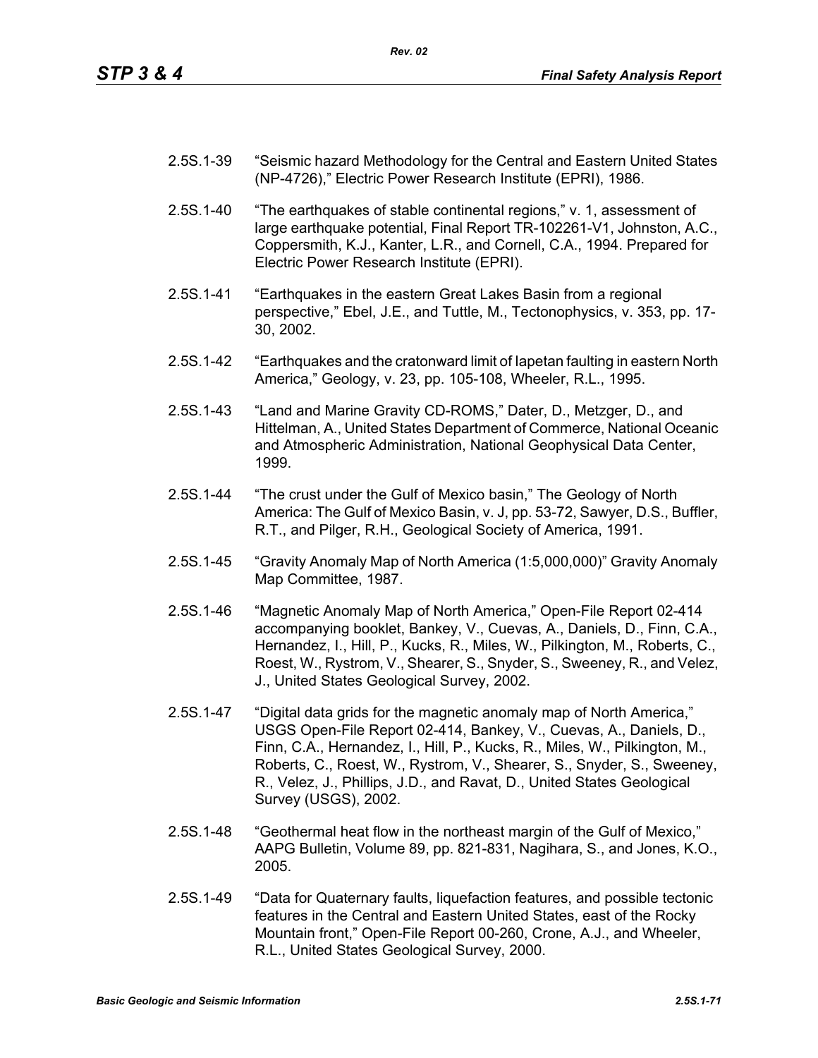2.5S.1-39 "Seismic hazard Methodology for the Central and Eastern United States (NP-4726)," Electric Power Research Institute (EPRI), 1986.

2.5S.1-40 "The earthquakes of stable continental regions," v. 1, assessment of large earthquake potential, Final Report TR-102261-V1, Johnston, A.C., Coppersmith, K.J., Kanter, L.R., and Cornell, C.A., 1994. Prepared for Electric Power Research Institute (EPRI).

2.5S.1-41 "Earthquakes in the eastern Great Lakes Basin from a regional perspective," Ebel, J.E., and Tuttle, M., Tectonophysics, v. 353, pp. 17-30, 2002.

2.5S.1-42 "Earthquakes and the cratonward limit of Iapetan faulting in eastern North America," Geology, v. 23, pp. 105-108, Wheeler, R.L., 1995.

2.5S.1-43 "Land and Marine Gravity CD-ROMS," Dater, D., Metzger, D., and Hittelman, A., United States Department of Commerce, National Oceanic and Atmospheric Administration, National Geophysical Data Center, 1999.

2.5S.1-44 "The crust under the Gulf of Mexico basin," The Geology of North America: The Gulf of Mexico Basin, v. J, pp. 53-72, Sawyer, D.S., Buffler, R.T., and Pilger, R.H., Geological Society of America, 1991.

2.5S.1-45 "Gravity Anomaly Map of North America (1:5,000,000)" Gravity Anomaly Map Committee, 1987.

2.5S.1-46 "Magnetic Anomaly Map of North America," Open-File Report 02-414 accompanying booklet, Bankey, V., Cuevas, A., Daniels, D., Finn, C.A., Hernandez, I., Hill, P., Kucks, R., Miles, W., Pilkington, M., Roberts, C., Roest, W., Rystrom, V., Shearer, S., Snyder, S., Sweeney, R., and Velez, J., United States Geological Survey, 2002.

2.5S.1-47 "Digital data grids for the magnetic anomaly map of North America," USGS Open-File Report 02-414, Bankey, V., Cuevas, A., Daniels, D., Finn, C.A., Hernandez, I., Hill, P., Kucks, R., Miles, W., Pilkington, M., Roberts, C., Roest, W., Rystrom, V., Shearer, S., Snyder, S., Sweeney, R., Velez, J., Phillips, J.D., and Ravat, D., United States Geological Survey (USGS), 2002.

2.5S.1-48 "Geothermal heat flow in the northeast margin of the Gulf of Mexico," AAPG Bulletin, Volume 89, pp. 821-831, Nagihara, S., and Jones, K.O., 2005.

2.5S.1-49 "Data for Quaternary faults, liquefaction features, and possible tectonic features in the Central and Eastern United States, east of the Rocky Mountain front," Open-File Report 00-260, Crone, A.J., and Wheeler, R.L., United States Geological Survey, 2000.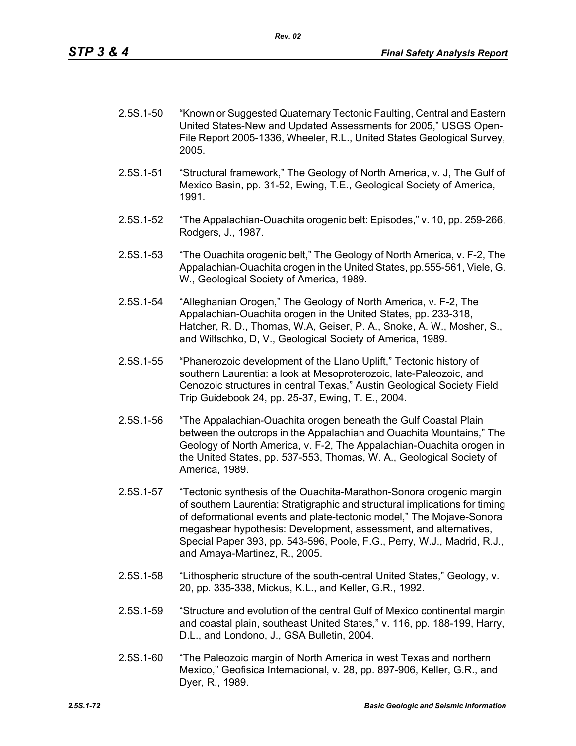2.5S.1-50 "Known or Suggested Quaternary Tectonic Faulting, Central and Eastern United States-New and Updated Assessments for 2005," USGS Open-File Report 2005-1336, Wheeler, R.L., United States Geological Survey, 2005.

2.5S.1-51 "Structural framework," The Geology of North America, v. J, The Gulf of Mexico Basin, pp. 31-52, Ewing, T.E., Geological Society of America, 1991.

2.5S.1-52 "The Appalachian-Ouachita orogenic belt: Episodes," v. 10, pp. 259-266, Rodgers, J., 1987.

2.5S.1-53 "The Ouachita orogenic belt," The Geology of North America, v. F-2, The Appalachian-Ouachita orogen in the United States, pp.555-561, Viele, G. W., Geological Society of America, 1989.

2.5S.1-54 "Alleghanian Orogen," The Geology of North America, v. F-2, The Appalachian-Ouachita orogen in the United States, pp. 233-318, Hatcher, R. D., Thomas, W.A, Geiser, P. A., Snoke, A. W., Mosher, S., and Wiltschko, D, V., Geological Society of America, 1989.

2.5S.1-55 "Phanerozoic development of the Llano Uplift," Tectonic history of southern Laurentia: a look at Mesoproterozoic, late-Paleozoic, and Cenozoic structures in central Texas," Austin Geological Society Field Trip Guidebook 24, pp. 25-37, Ewing, T. E., 2004.

2.5S.1-56 "The Appalachian-Ouachita orogen beneath the Gulf Coastal Plain between the outcrops in the Appalachian and Ouachita Mountains," The Geology of North America, v. F-2, The Appalachian-Ouachita orogen in the United States, pp. 537-553, Thomas, W. A., Geological Society of America, 1989.

2.5S.1-57 "Tectonic synthesis of the Ouachita-Marathon-Sonora orogenic margin of southern Laurentia: Stratigraphic and structural implications for timing of deformational events and plate-tectonic model," The Mojave-Sonora megashear hypothesis: Development, assessment, and alternatives, Special Paper 393, pp. 543-596, Poole, F.G., Perry, W.J., Madrid, R.J., and Amaya-Martinez, R., 2005.

2.5S.1-58 "Lithospheric structure of the south-central United States," Geology, v. 20, pp. 335-338, Mickus, K.L., and Keller, G.R., 1992.

2.5S.1-59 "Structure and evolution of the central Gulf of Mexico continental margin and coastal plain, southeast United States," v. 116, pp. 188-199, Harry, D.L., and Londono, J., GSA Bulletin, 2004.

2.5S.1-60 "The Paleozoic margin of North America in west Texas and northern Mexico," Geofisica Internacional, v. 28, pp. 897-906, Keller, G.R., and Dyer, R., 1989.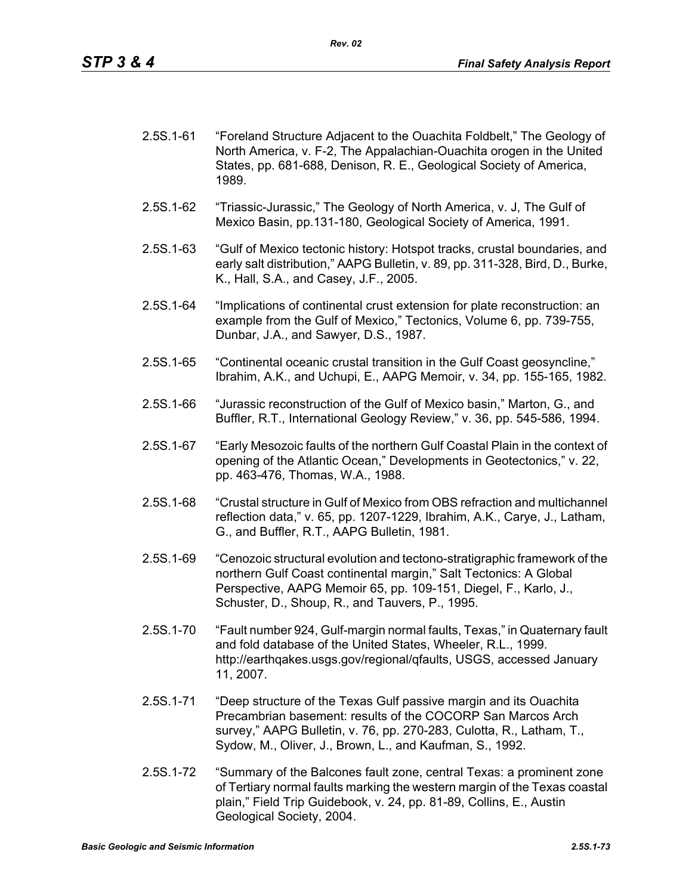2.5S.1-61 “Foreland Structure Adjacent to the Ouachita Foldbelt,” The Geology of North America, v. F-2, The Appalachian-Ouachita orogen in the United States, pp. 681-688, Denison, R. E., Geological Society of America, 1989.

2.5S.1-62 “Triassic-Jurassic,” The Geology of North America, v. J, The Gulf of Mexico Basin, pp.131-180, Geological Society of America, 1991.

2.5S.1-63 “Gulf of Mexico tectonic history: Hotspot tracks, crustal boundaries, and early salt distribution,” AAPG Bulletin, v. 89, pp. 311-328, Bird, D., Burke, K., Hall, S.A., and Casey, J.F., 2005.

2.5S.1-64 “Implications of continental crust extension for plate reconstruction: an example from the Gulf of Mexico,” Tectonics, Volume 6, pp. 739-755, Dunbar, J.A., and Sawyer, D.S., 1987.

2.5S.1-65 “Continental oceanic crustal transition in the Gulf Coast geosyncline,” Ibrahim, A.K., and Uchupi, E., AAPG Memoir, v. 34, pp. 155-165, 1982.

2.5S.1-66 “Jurassic reconstruction of the Gulf of Mexico basin,” Marton, G., and Buffler, R.T., International Geology Review,” v. 36, pp. 545-586, 1994.

2.5S.1-67 “Early Mesozoic faults of the northern Gulf Coastal Plain in the context of opening of the Atlantic Ocean,” Developments in Geotectonics,” v. 22, pp. 463-476, Thomas, W.A., 1988.

2.5S.1-68 “Crustal structure in Gulf of Mexico from OBS refraction and multichannel reflection data,” v. 65, pp. 1207-1229, Ibrahim, A.K., Carye, J., Latham, G., and Buffler, R.T., AAPG Bulletin, 1981.

2.5S.1-69 “Cenozoic structural evolution and tectono-stratigraphic framework of the northern Gulf Coast continental margin,” Salt Tectonics: A Global Perspective, AAPG Memoir 65, pp. 109-151, Diegel, F., Karlo, J., Schuster, D., Shoup, R., and Tauvers, P., 1995.

2.5S.1-70 “Fault number 924, Gulf-margin normal faults, Texas,” in Quaternary fault and fold database of the United States, Wheeler, R.L., 1999. http://earthqakes.usgs.gov/regional/qfaults, USGS, accessed January 11, 2007.

2.5S.1-71 “Deep structure of the Texas Gulf passive margin and its Ouachita Precambrian basement: results of the COCORP San Marcos Arch survey,” AAPG Bulletin, v. 76, pp. 270-283, Culotta, R., Latham, T., Sydow, M., Oliver, J., Brown, L., and Kaufman, S., 1992.

2.5S.1-72 “Summary of the Balcones fault zone, central Texas: a prominent zone of Tertiary normal faults marking the western margin of the Texas coastal plain,” Field Trip Guidebook, v. 24, pp. 81-89, Collins, E., Austin Geological Society, 2004.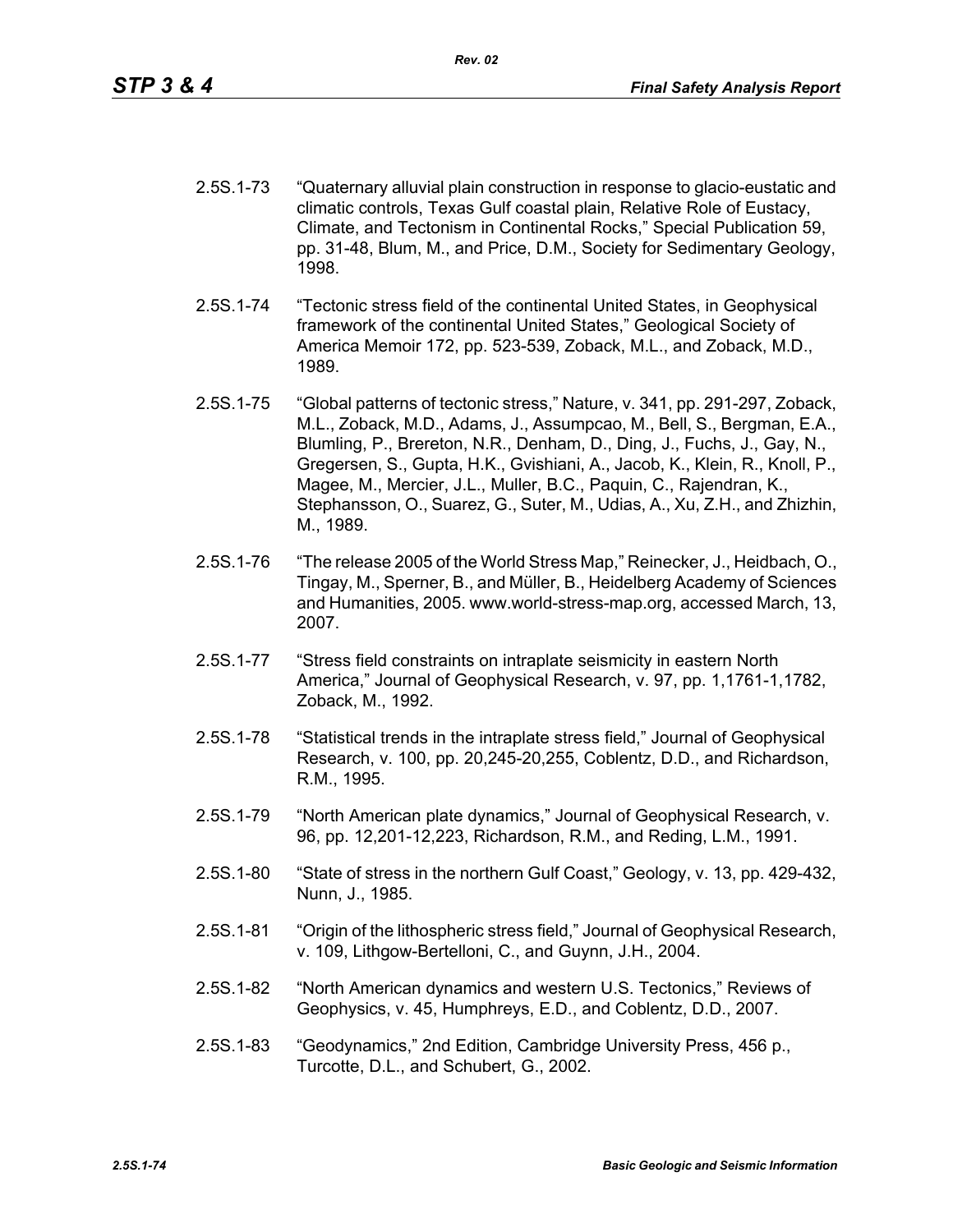2.5S.1-73 "Quaternary alluvial plain construction in response to glacio-eustatic and climatic controls, Texas Gulf coastal plain, Relative Role of Eustacy, Climate, and Tectonism in Continental Rocks," Special Publication 59, pp. 31-48, Blum, M., and Price, D.M., Society for Sedimentary Geology, 1998.

2.5S.1-74 "Tectonic stress field of the continental United States, in Geophysical framework of the continental United States," Geological Society of America Memoir 172, pp. 523-539, Zoback, M.L., and Zoback, M.D., 1989.

2.5S.1-75 "Global patterns of tectonic stress," Nature, v. 341, pp. 291-297, Zoback, M.L., Zoback, M.D., Adams, J., Assumpcao, M., Bell, S., Bergman, E.A., Blumling, P., Brereton, N.R., Denham, D., Ding, J., Fuchs, J., Gay, N., Gregersen, S., Gupta, H.K., Gvishiani, A., Jacob, K., Klein, R., Knoll, P., Magee, M., Mercier, J.L., Muller, B.C., Paquin, C., Rajendran, K., Stephansson, O., Suarez, G., Suter, M., Udias, A., Xu, Z.H., and Zhizhin, M., 1989.

2.5S.1-76 "The release 2005 of the World Stress Map," Reinecker, J., Heidbach, O., Tingay, M., Sperner, B., and Müller, B., Heidelberg Academy of Sciences and Humanities, 2005. www.world-stress-map.org, accessed March, 13, 2007.

2.5S.1-77 "Stress field constraints on intraplate seismicity in eastern North America," Journal of Geophysical Research, v. 97, pp. 1,1761-1,1782, Zoback, M., 1992.

2.5S.1-78 "Statistical trends in the intraplate stress field," Journal of Geophysical Research, v. 100, pp. 20,245-20,255, Coblentz, D.D., and Richardson, R.M., 1995.

2.5S.1-79 "North American plate dynamics," Journal of Geophysical Research, v. 96, pp. 12,201-12,223, Richardson, R.M., and Reding, L.M., 1991.

2.5S.1-80 "State of stress in the northern Gulf Coast," Geology, v. 13, pp. 429-432, Nunn, J., 1985.

2.5S.1-81 "Origin of the lithospheric stress field," Journal of Geophysical Research, v. 109, Lithgow-Bertelloni, C., and Guynn, J.H., 2004.

2.5S.1-82 "North American dynamics and western U.S. Tectonics," Reviews of Geophysics, v. 45, Humphreys, E.D., and Coblentz, D.D., 2007.

2.5S.1-83 "Geodynamics," 2nd Edition, Cambridge University Press, 456 p., Turcotte, D.L., and Schubert, G., 2002.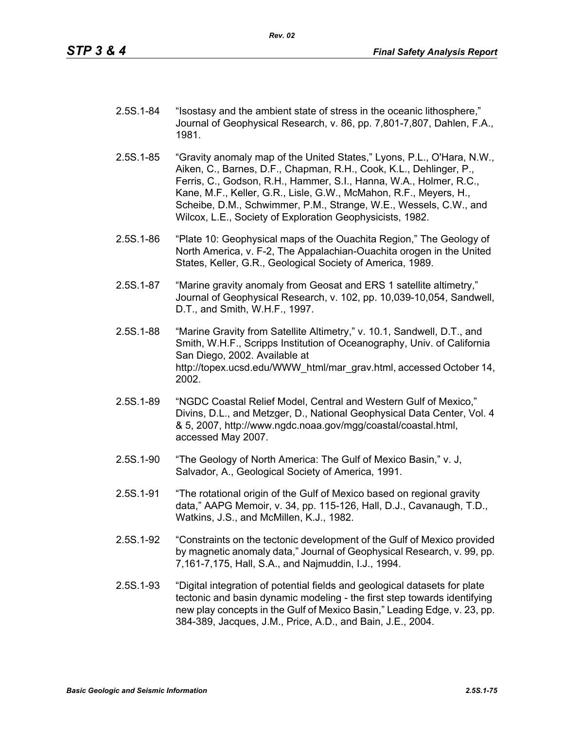2.5S.1-84 “Isostasy and the ambient state of stress in the oceanic lithosphere,” Journal of Geophysical Research, v. 86, pp. 7,801-7,807, Dahlen, F.A., 1981.

2.5S.1-85 “Gravity anomaly map of the United States,” Lyons, P.L., O'Hara, N.W., Aiken, C., Barnes, D.F., Chapman, R.H., Cook, K.L., Dehlinger, P., Ferris, C., Godson, R.H., Hammer, S.I., Hanna, W.A., Holmer, R.C., Kane, M.F., Keller, G.R., Lisle, G.W., McMahon, R.F., Meyers, H., Scheibe, D.M., Schwimmer, P.M., Strange, W.E., Wessels, C.W., and Wilcox, L.E., Society of Exploration Geophysicists, 1982.

2.5S.1-86 “Plate 10: Geophysical maps of the Ouachita Region,” The Geology of North America, v. F-2, The Appalachian-Ouachita orogen in the United States, Keller, G.R., Geological Society of America, 1989.

2.5S.1-87 “Marine gravity anomaly from Geosat and ERS 1 satellite altimetry,” Journal of Geophysical Research, v. 102, pp. 10,039-10,054, Sandwell, D.T., and Smith, W.H.F., 1997.

2.5S.1-88 “Marine Gravity from Satellite Altimetry,” v. 10.1, Sandwell, D.T., and Smith, W.H.F., Scripps Institution of Oceanography, Univ. of California San Diego, 2002. Available at http://topex.ucsd.edu/WWW_html/mar_grav.html, accessed October 14, 2002.

2.5S.1-89 “NGDC Coastal Relief Model, Central and Western Gulf of Mexico,” Divins, D.L., and Metzger, D., National Geophysical Data Center, Vol. 4 & 5, 2007, http://www.ngdc.noaa.gov/mgg/coastal/coastal.html, accessed May 2007.

2.5S.1-90 “The Geology of North America: The Gulf of Mexico Basin,” v. J, Salvador, A., Geological Society of America, 1991.

2.5S.1-91 “The rotational origin of the Gulf of Mexico based on regional gravity data,” AAPG Memoir, v. 34, pp. 115-126, Hall, D.J., Cavanaugh, T.D., Watkins, J.S., and McMillen, K.J., 1982.

2.5S.1-92 “Constraints on the tectonic development of the Gulf of Mexico provided by magnetic anomaly data,” Journal of Geophysical Research, v. 99, pp. 7,161-7,175, Hall, S.A., and Najmuddin, I.J., 1994.

2.5S.1-93 “Digital integration of potential fields and geological datasets for plate tectonic and basin dynamic modeling - the first step towards identifying new play concepts in the Gulf of Mexico Basin,” Leading Edge, v. 23, pp. 384-389, Jacques, J.M., Price, A.D., and Bain, J.E., 2004.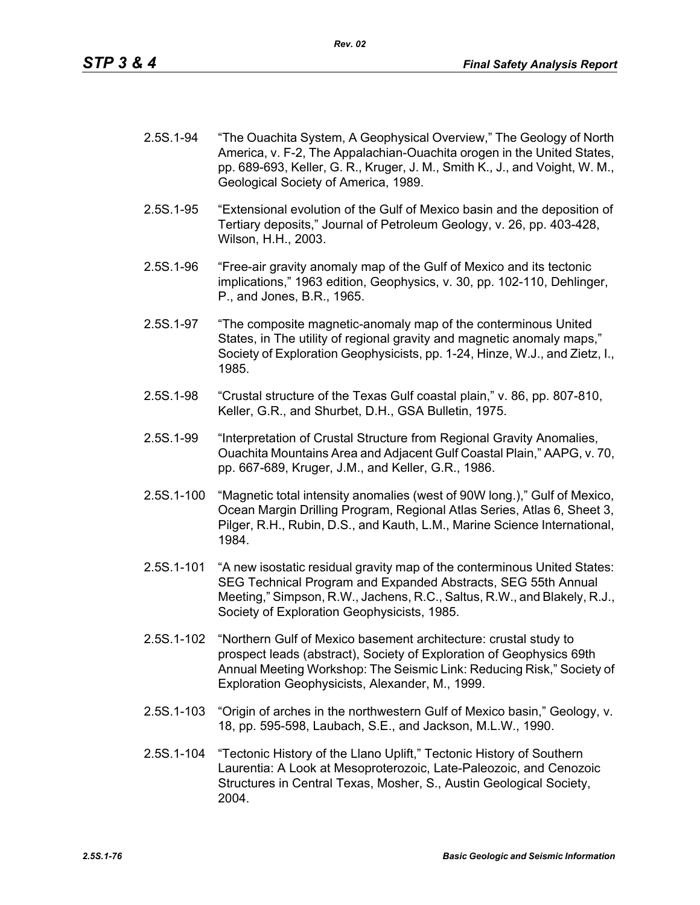2.5S.1-94 "The Ouachita System, A Geophysical Overview," The Geology of North America, v. F-2, The Appalachian-Ouachita orogen in the United States, pp. 689-693, Keller, G. R., Kruger, J. M., Smith K., J., and Voight, W. M., Geological Society of America, 1989.

2.5S.1-95 "Extensional evolution of the Gulf of Mexico basin and the deposition of Tertiary deposits," Journal of Petroleum Geology, v. 26, pp. 403-428, Wilson, H.H., 2003.

2.5S.1-96 "Free-air gravity anomaly map of the Gulf of Mexico and its tectonic implications," 1963 edition, Geophysics, v. 30, pp. 102-110, Dehlinger, P., and Jones, B.R., 1965.

2.5S.1-97 "The composite magnetic-anomaly map of the conterminous United States, in The utility of regional gravity and magnetic anomaly maps," Society of Exploration Geophysicists, pp. 1-24, Hinze, W.J., and Zietz, I., 1985.

2.5S.1-98 "Crustal structure of the Texas Gulf coastal plain," v. 86, pp. 807-810, Keller, G.R., and Shurbet, D.H., GSA Bulletin, 1975.

2.5S.1-99 "Interpretation of Crustal Structure from Regional Gravity Anomalies, Ouachita Mountains Area and Adjacent Gulf Coastal Plain," AAPG, v. 70, pp. 667-689, Kruger, J.M., and Keller, G.R., 1986.

2.5S.1-100 "Magnetic total intensity anomalies (west of 90W long.)," Gulf of Mexico, Ocean Margin Drilling Program, Regional Atlas Series, Atlas 6, Sheet 3, Pilger, R.H., Rubin, D.S., and Kauth, L.M., Marine Science International, 1984.

2.5S.1-101 "A new isostatic residual gravity map of the conterminous United States: SEG Technical Program and Expanded Abstracts, SEG 55th Annual Meeting," Simpson, R.W., Jachens, R.C., Saltus, R.W., and Blakely, R.J., Society of Exploration Geophysicists, 1985.

2.5S.1-102 "Northern Gulf of Mexico basement architecture: crustal study to prospect leads (abstract), Society of Exploration of Geophysics 69th Annual Meeting Workshop: The Seismic Link: Reducing Risk," Society of Exploration Geophysicists, Alexander, M., 1999.

2.5S.1-103 "Origin of arches in the northwestern Gulf of Mexico basin," Geology, v. 18, pp. 595-598, Laubach, S.E., and Jackson, M.L.W., 1990.

2.5S.1-104 "Tectonic History of the Llano Uplift," Tectonic History of Southern Laurentia: A Look at Mesoproterozoic, Late-Paleozoic, and Cenozoic Structures in Central Texas, Mosher, S., Austin Geological Society, 2004.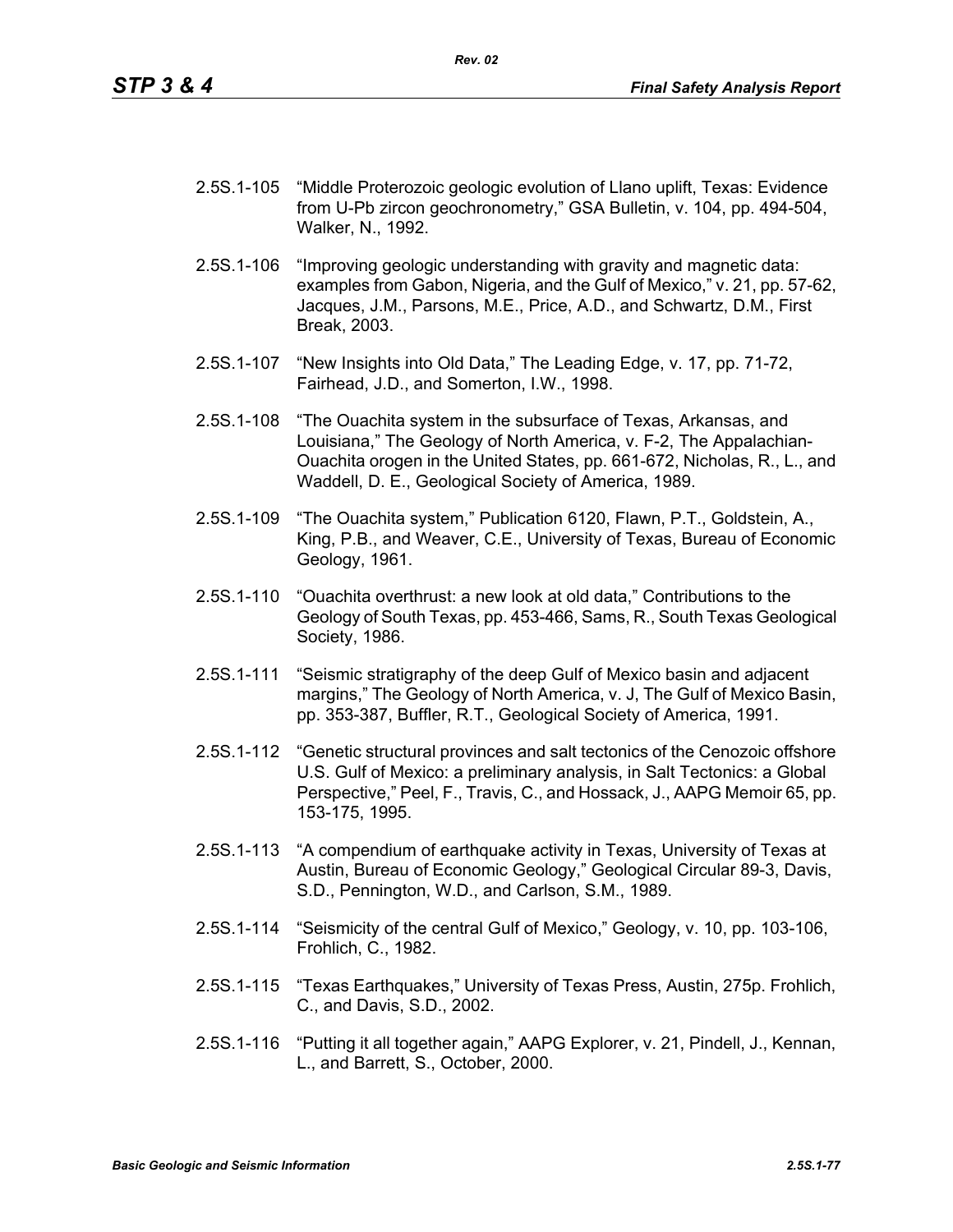2.5S.1-105 "Middle Proterozoic geologic evolution of Llano uplift, Texas: Evidence from U-Pb zircon geochronometry," GSA Bulletin, v. 104, pp. 494-504, Walker, N., 1992.

2.5S.1-106 "Improving geologic understanding with gravity and magnetic data: examples from Gabon, Nigeria, and the Gulf of Mexico," v. 21, pp. 57-62, Jacques, J.M., Parsons, M.E., Price, A.D., and Schwartz, D.M., First Break, 2003.

2.5S.1-107 "New Insights into Old Data," The Leading Edge, v. 17, pp. 71-72, Fairhead, J.D., and Somerton, I.W., 1998.

2.5S.1-108 "The Ouachita system in the subsurface of Texas, Arkansas, and Louisiana," The Geology of North America, v. F-2, The Appalachian-Ouachita orogen in the United States, pp. 661-672, Nicholas, R., L., and Waddell, D. E., Geological Society of America, 1989.

2.5S.1-109 "The Ouachita system," Publication 6120, Flawn, P.T., Goldstein, A., King, P.B., and Weaver, C.E., University of Texas, Bureau of Economic Geology, 1961.

2.5S.1-110 "Ouachita overthrust: a new look at old data," Contributions to the Geology of South Texas, pp. 453-466, Sams, R., South Texas Geological Society, 1986.

2.5S.1-111 "Seismic stratigraphy of the deep Gulf of Mexico basin and adjacent margins," The Geology of North America, v. J, The Gulf of Mexico Basin, pp. 353-387, Buffler, R.T., Geological Society of America, 1991.

2.5S.1-112 "Genetic structural provinces and salt tectonics of the Cenozoic offshore U.S. Gulf of Mexico: a preliminary analysis, in Salt Tectonics: a Global Perspective," Peel, F., Travis, C., and Hossack, J., AAPG Memoir 65, pp. 153-175, 1995.

2.5S.1-113 "A compendium of earthquake activity in Texas, University of Texas at Austin, Bureau of Economic Geology," Geological Circular 89-3, Davis, S.D., Pennington, W.D., and Carlson, S.M., 1989.

2.5S.1-114 "Seismicity of the central Gulf of Mexico," Geology, v. 10, pp. 103-106, Frohlich, C., 1982.

2.5S.1-115 "Texas Earthquakes," University of Texas Press, Austin, 275p. Frohlich, C., and Davis, S.D., 2002.

2.5S.1-116 "Putting it all together again," AAPG Explorer, v. 21, Pindell, J., Kennan, L., and Barrett, S., October, 2000.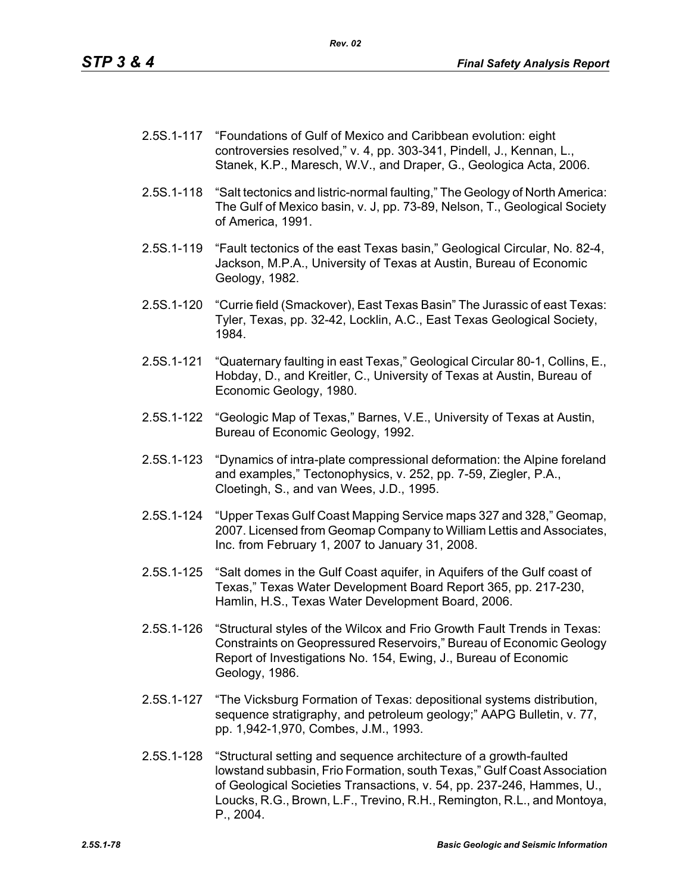2.5S.1-117 "Foundations of Gulf of Mexico and Caribbean evolution: eight controversies resolved," v. 4, pp. 303-341, Pindell, J., Kennan, L., Stanek, K.P., Maresch, W.V., and Draper, G., Geologica Acta, 2006.

2.5S.1-118 "Salt tectonics and listric-normal faulting," The Geology of North America: The Gulf of Mexico basin, v. J, pp. 73-89, Nelson, T., Geological Society of America, 1991.

2.5S.1-119 "Fault tectonics of the east Texas basin," Geological Circular, No. 82-4, Jackson, M.P.A., University of Texas at Austin, Bureau of Economic Geology, 1982.

2.5S.1-120 "Currie field (Smackover), East Texas Basin" The Jurassic of east Texas: Tyler, Texas, pp. 32-42, Locklin, A.C., East Texas Geological Society, 1984.

2.5S.1-121 "Quaternary faulting in east Texas," Geological Circular 80-1, Collins, E., Hobday, D., and Kreitler, C., University of Texas at Austin, Bureau of Economic Geology, 1980.

2.5S.1-122 "Geologic Map of Texas," Barnes, V.E., University of Texas at Austin, Bureau of Economic Geology, 1992.

2.5S.1-123 "Dynamics of intra-plate compressional deformation: the Alpine foreland and examples," Tectonophysics, v. 252, pp. 7-59, Ziegler, P.A., Cloetingh, S., and van Wees, J.D., 1995.

2.5S.1-124 "Upper Texas Gulf Coast Mapping Service maps 327 and 328," Geomap, 2007. Licensed from Geomap Company to William Lettis and Associates, Inc. from February 1, 2007 to January 31, 2008.

2.5S.1-125 "Salt domes in the Gulf Coast aquifer, in Aquifers of the Gulf coast of Texas," Texas Water Development Board Report 365, pp. 217-230, Hamlin, H.S., Texas Water Development Board, 2006.

2.5S.1-126 "Structural styles of the Wilcox and Frio Growth Fault Trends in Texas: Constraints on Geopressured Reservoirs," Bureau of Economic Geology Report of Investigations No. 154, Ewing, J., Bureau of Economic Geology, 1986.

2.5S.1-127 "The Vicksburg Formation of Texas: depositional systems distribution, sequence stratigraphy, and petroleum geology;" AAPG Bulletin, v. 77, pp. 1,942-1,970, Combes, J.M., 1993.

2.5S.1-128 "Structural setting and sequence architecture of a growth-faulted lowstand subbasin, Frio Formation, south Texas," Gulf Coast Association of Geological Societies Transactions, v. 54, pp. 237-246, Hammes, U., Loucks, R.G., Brown, L.F., Trevino, R.H., Remington, R.L., and Montoya, P., 2004.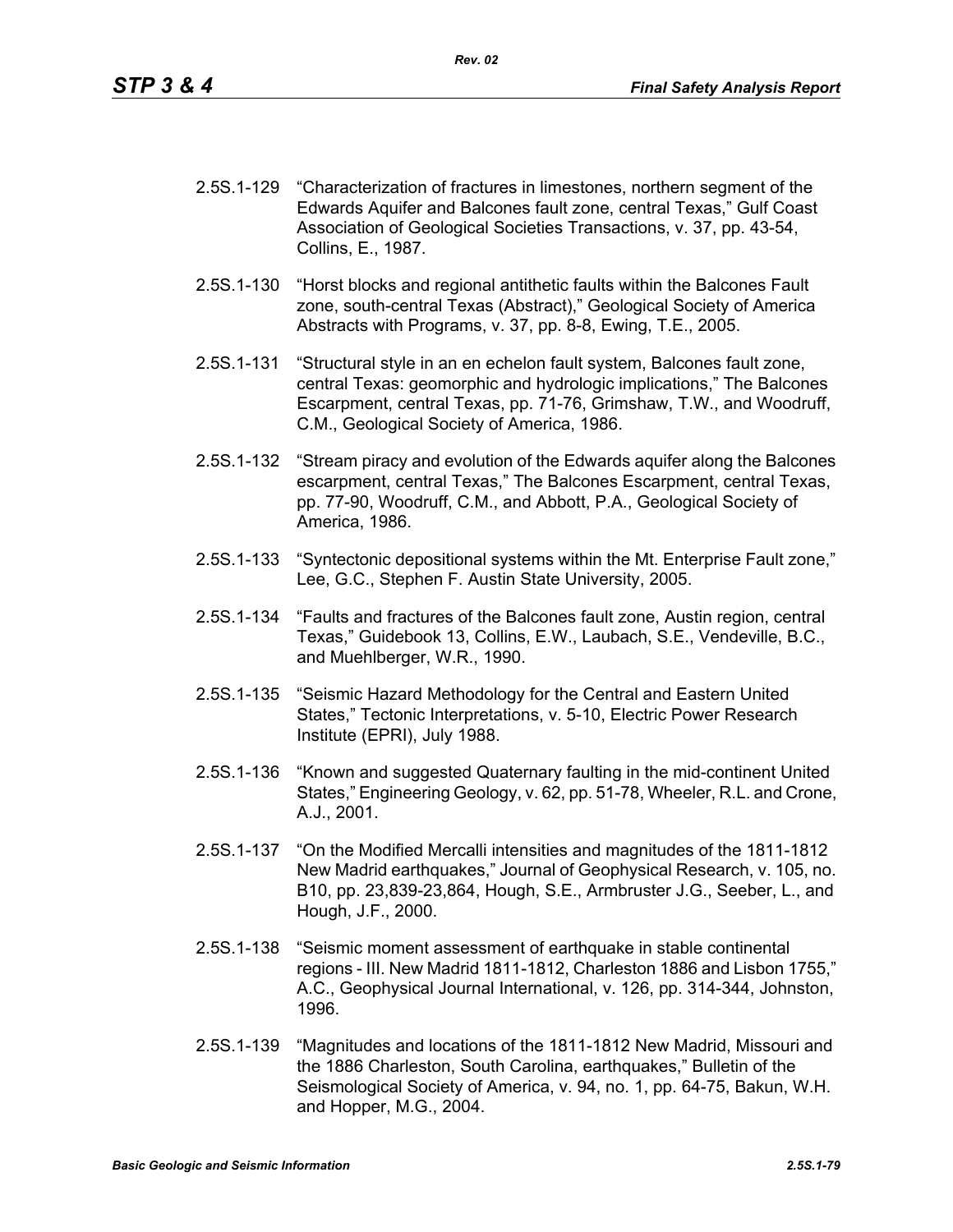2.5S.1-129 "Characterization of fractures in limestones, northern segment of the Edwards Aquifer and Balcones fault zone, central Texas," Gulf Coast Association of Geological Societies Transactions, v. 37, pp. 43-54, Collins, E., 1987.

2.5S.1-130 "Horst blocks and regional antithetic faults within the Balcones Fault zone, south-central Texas (Abstract)," Geological Society of America Abstracts with Programs, v. 37, pp. 8-8, Ewing, T.E., 2005.

2.5S.1-131 "Structural style in an en echelon fault system, Balcones fault zone, central Texas: geomorphic and hydrologic implications," The Balcones Escarpment, central Texas, pp. 71-76, Grimshaw, T.W., and Woodruff, C.M., Geological Society of America, 1986.

2.5S.1-132 "Stream piracy and evolution of the Edwards aquifer along the Balcones escarpment, central Texas," The Balcones Escarpment, central Texas, pp. 77-90, Woodruff, C.M., and Abbott, P.A., Geological Society of America, 1986.

2.5S.1-133 "Syntectonic depositional systems within the Mt. Enterprise Fault zone," Lee, G.C., Stephen F. Austin State University, 2005.

2.5S.1-134 "Faults and fractures of the Balcones fault zone, Austin region, central Texas," Guidebook 13, Collins, E.W., Laubach, S.E., Vendeville, B.C., and Muehlberger, W.R., 1990.

2.5S.1-135 "Seismic Hazard Methodology for the Central and Eastern United States," Tectonic Interpretations, v. 5-10, Electric Power Research Institute (EPRI), July 1988.

2.5S.1-136 "Known and suggested Quaternary faulting in the mid-continent United States," Engineering Geology, v. 62, pp. 51-78, Wheeler, R.L. and Crone, A.J., 2001.

2.5S.1-137 "On the Modified Mercalli intensities and magnitudes of the 1811-1812 New Madrid earthquakes," Journal of Geophysical Research, v. 105, no. B10, pp. 23,839-23,864, Hough, S.E., Armbruster J.G., Seeber, L., and Hough, J.F., 2000.

2.5S.1-138 "Seismic moment assessment of earthquake in stable continental regions - III. New Madrid 1811-1812, Charleston 1886 and Lisbon 1755," A.C., Geophysical Journal International, v. 126, pp. 314-344, Johnston, 1996.

2.5S.1-139 "Magnitudes and locations of the 1811-1812 New Madrid, Missouri and the 1886 Charleston, South Carolina, earthquakes," Bulletin of the Seismological Society of America, v. 94, no. 1, pp. 64-75, Bakun, W.H. and Hopper, M.G., 2004.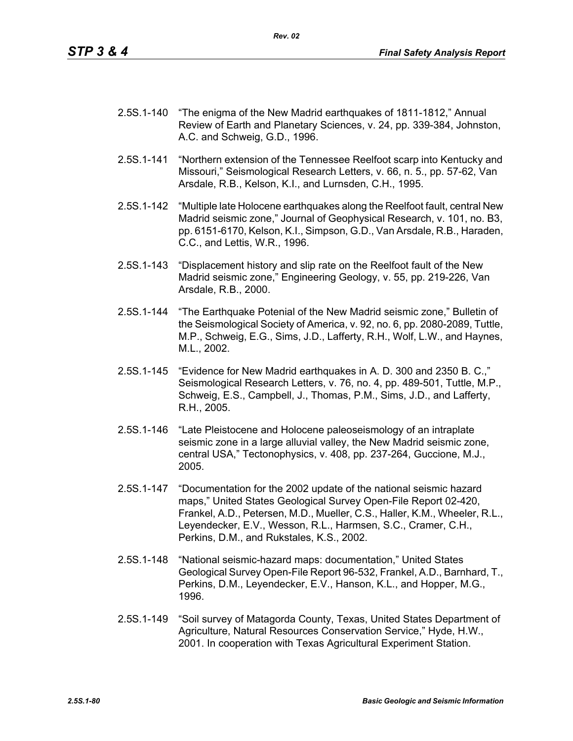2.5S.1-140 "The enigma of the New Madrid earthquakes of 1811-1812," Annual Review of Earth and Planetary Sciences, v. 24, pp. 339-384, Johnston, A.C. and Schweig, G.D., 1996.

2.5S.1-141 "Northern extension of the Tennessee Reelfoot scarp into Kentucky and Missouri," Seismological Research Letters, v. 66, n. 5., pp. 57-62, Van Arsdale, R.B., Kelson, K.I., and Lurnsden, C.H., 1995.

2.5S.1-142 "Multiple late Holocene earthquakes along the Reelfoot fault, central New Madrid seismic zone," Journal of Geophysical Research, v. 101, no. B3, pp. 6151-6170, Kelson, K.I., Simpson, G.D., Van Arsdale, R.B., Haraden, C.C., and Lettis, W.R., 1996.

2.5S.1-143 "Displacement history and slip rate on the Reelfoot fault of the New Madrid seismic zone," Engineering Geology, v. 55, pp. 219-226, Van Arsdale, R.B., 2000.

2.5S.1-144 "The Earthquake Potenial of the New Madrid seismic zone," Bulletin of the Seismological Society of America, v. 92, no. 6, pp. 2080-2089, Tuttle, M.P., Schweig, E.G., Sims, J.D., Lafferty, R.H., Wolf, L.W., and Haynes, M.L., 2002.

2.5S.1-145 "Evidence for New Madrid earthquakes in A. D. 300 and 2350 B. C.," Seismological Research Letters, v. 76, no. 4, pp. 489-501, Tuttle, M.P., Schweig, E.S., Campbell, J., Thomas, P.M., Sims, J.D., and Lafferty, R.H., 2005.

2.5S.1-146 "Late Pleistocene and Holocene paleoseismology of an intraplate seismic zone in a large alluvial valley, the New Madrid seismic zone, central USA," Tectonophysics, v. 408, pp. 237-264, Guccione, M.J., 2005.

2.5S.1-147 "Documentation for the 2002 update of the national seismic hazard maps," United States Geological Survey Open-File Report 02-420, Frankel, A.D., Petersen, M.D., Mueller, C.S., Haller, K.M., Wheeler, R.L., Leyendecker, E.V., Wesson, R.L., Harmsen, S.C., Cramer, C.H., Perkins, D.M., and Rukstales, K.S., 2002.

2.5S.1-148 "National seismic-hazard maps: documentation," United States Geological Survey Open-File Report 96-532, Frankel, A.D., Barnhard, T., Perkins, D.M., Leyendecker, E.V., Hanson, K.L., and Hopper, M.G., 1996.

2.5S.1-149 "Soil survey of Matagorda County, Texas, United States Department of Agriculture, Natural Resources Conservation Service," Hyde, H.W., 2001. In cooperation with Texas Agricultural Experiment Station.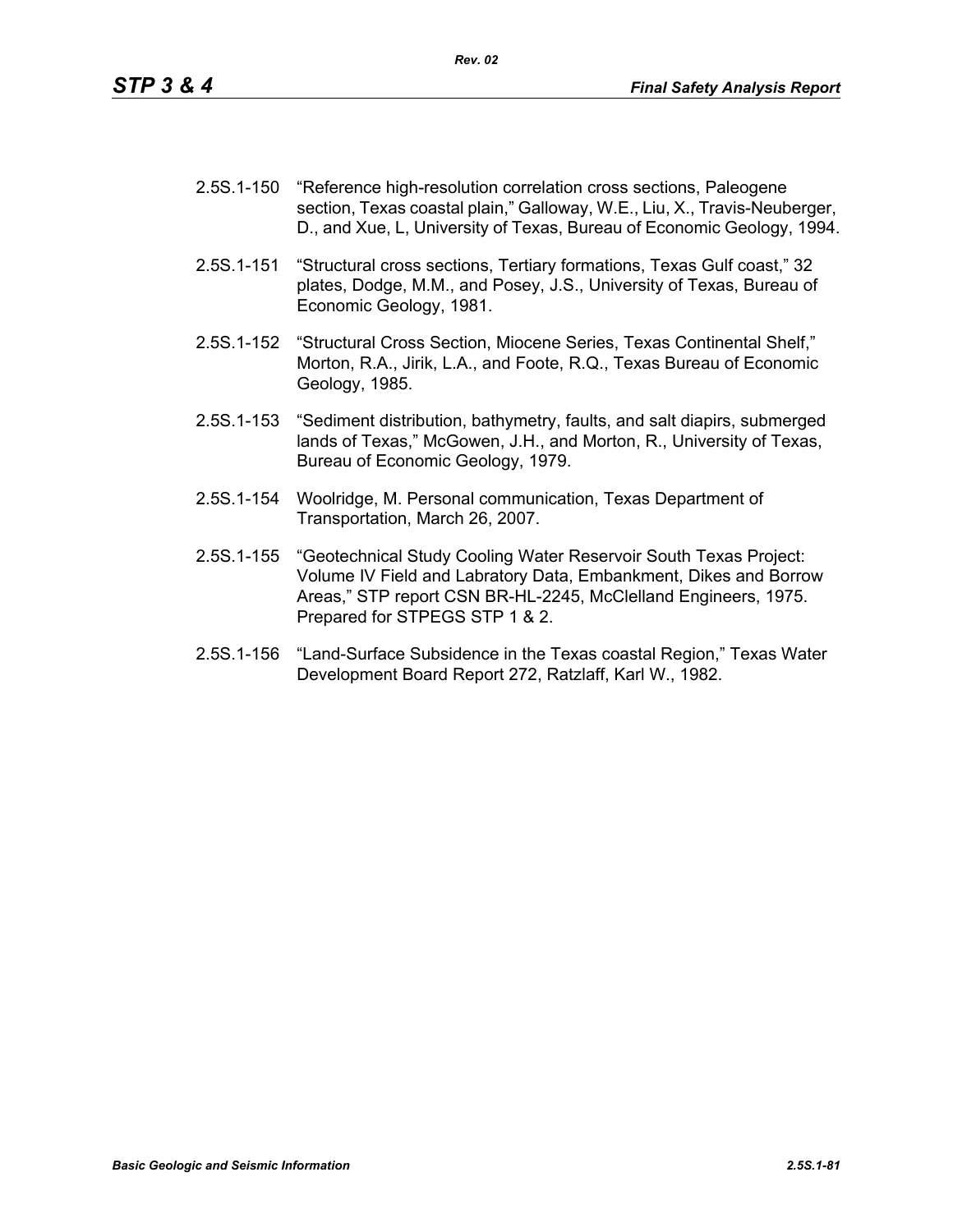2.5S.1-150 "Reference high-resolution correlation cross sections, Paleogene section, Texas coastal plain," Galloway, W.E., Liu, X., Travis-Neuberger, D., and Xue, L, University of Texas, Bureau of Economic Geology, 1994.

2.5S.1-151 "Structural cross sections, Tertiary formations, Texas Gulf coast," 32 plates, Dodge, M.M., and Posey, J.S., University of Texas, Bureau of Economic Geology, 1981.

2.5S.1-152 "Structural Cross Section, Miocene Series, Texas Continental Shelf," Morton, R.A., Jirik, L.A., and Foote, R.Q., Texas Bureau of Economic Geology, 1985.

2.5S.1-153 "Sediment distribution, bathymetry, faults, and salt diapirs, submerged lands of Texas," McGowen, J.H., and Morton, R., University of Texas, Bureau of Economic Geology, 1979.

2.5S.1-154 Woolridge, M. Personal communication, Texas Department of Transportation, March 26, 2007.

2.5S.1-155 "Geotechnical Study Cooling Water Reservoir South Texas Project: Volume IV Field and Labratory Data, Embankment, Dikes and Borrow Areas," STP report CSN BR-HL-2245, McClelland Engineers, 1975. Prepared for STPEGS STP 1 & 2.

2.5S.1-156 "Land-Surface Subsidence in the Texas coastal Region," Texas Water Development Board Report 272, Ratzlaff, Karl W., 1982.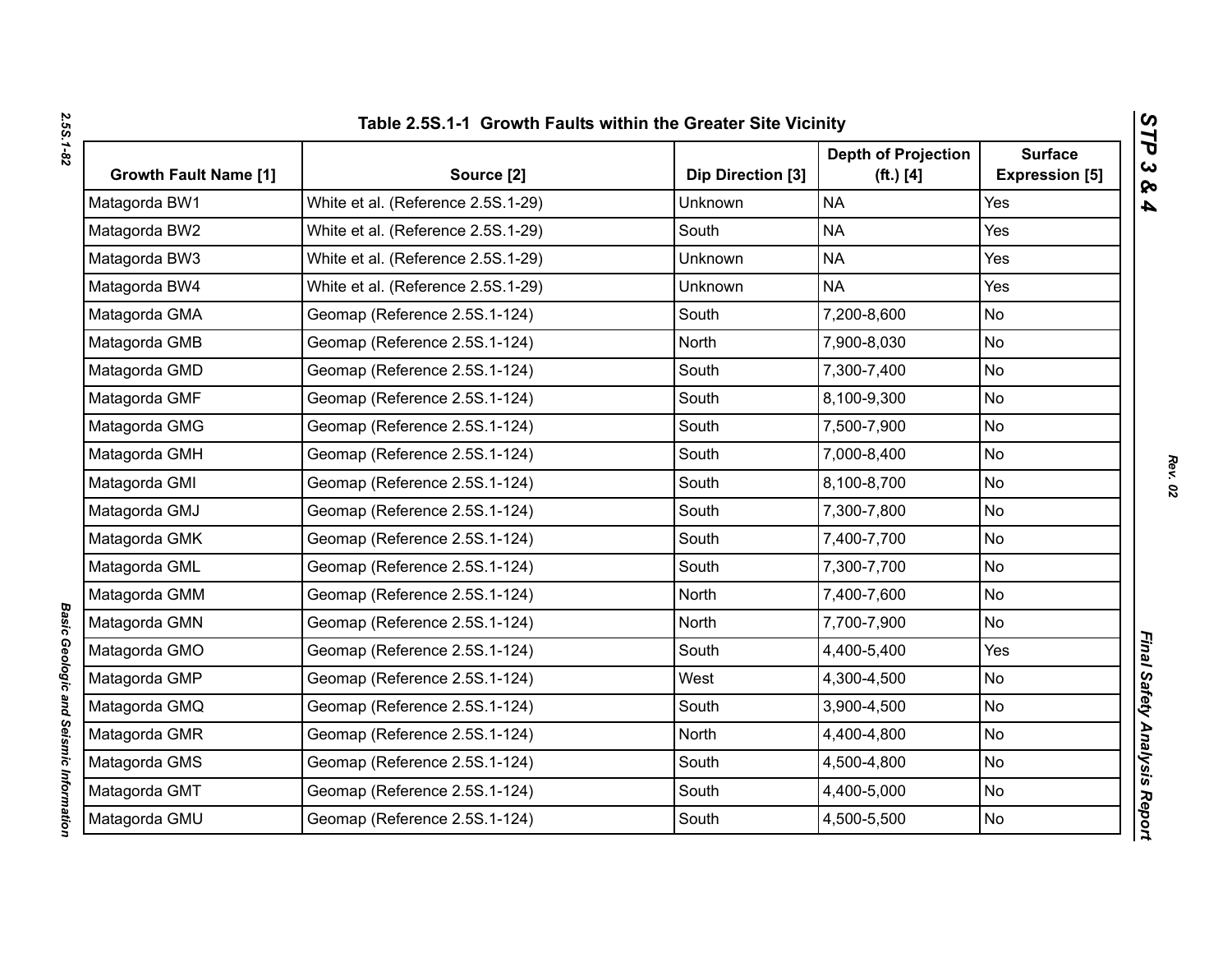## Table 2.5S.1-1 Growth Faults within the Greater Site Vicinity

| Growth Fault Name [1] | Source [2] | Dip Direction [3] | Depth of Projection (ft.) [4] | Surface Expression [5] |
|---|---|---|---|---|
| Matagorda BW1 | White et al. (Reference 2.5S.1-29) | Unknown | NA | Yes |
| Matagorda BW2 | White et al. (Reference 2.5S.1-29) | South | NA | Yes |
| Matagorda BW3 | White et al. (Reference 2.5S.1-29) | Unknown | NA | Yes |
| Matagorda BW4 | White et al. (Reference 2.5S.1-29) | Unknown | NA | Yes |
| Matagorda GMA | Geomap (Reference 2.5S.1-124) | South | 7,200-8,600 | No |
| Matagorda GMB | Geomap (Reference 2.5S.1-124) | North | 7,900-8,030 | No |
| Matagorda GMD | Geomap (Reference 2.5S.1-124) | South | 7,300-7,400 | No |
| Matagorda GMF | Geomap (Reference 2.5S.1-124) | South | 8,100-9,300 | No |
| Matagorda GMG | Geomap (Reference 2.5S.1-124) | South | 7,500-7,900 | No |
| Matagorda GMH | Geomap (Reference 2.5S.1-124) | South | 7,000-8,400 | No |
| Matagorda GMI | Geomap (Reference 2.5S.1-124) | South | 8,100-8,700 | No |
| Matagorda GMJ | Geomap (Reference 2.5S.1-124) | South | 7,300-7,800 | No |
| Matagorda GMK | Geomap (Reference 2.5S.1-124) | South | 7,400-7,700 | No |
| Matagorda GML | Geomap (Reference 2.5S.1-124) | South | 7,300-7,700 | No |
| Matagorda GMM | Geomap (Reference 2.5S.1-124) | North | 7,400-7,600 | No |
| Matagorda GMN | Geomap (Reference 2.5S.1-124) | North | 7,700-7,900 | No |
| Matagorda GMO | Geomap (Reference 2.5S.1-124) | South | 4,400-5,400 | Yes |
| Matagorda GMP | Geomap (Reference 2.5S.1-124) | West | 4,300-4,500 | No |
| Matagorda GMQ | Geomap (Reference 2.5S.1-124) | South | 3,900-4,500 | No |
| Matagorda GMR | Geomap (Reference 2.5S.1-124) | North | 4,400-4,800 | No |
| Matagorda GMS | Geomap (Reference 2.5S.1-124) | South | 4,500-4,800 | No |
| Matagorda GMT | Geomap (Reference 2.5S.1-124) | South | 4,400-5,000 | No |
| Matagorda GMU | Geomap (Reference 2.5S.1-124) | South | 4,500-5,500 | No |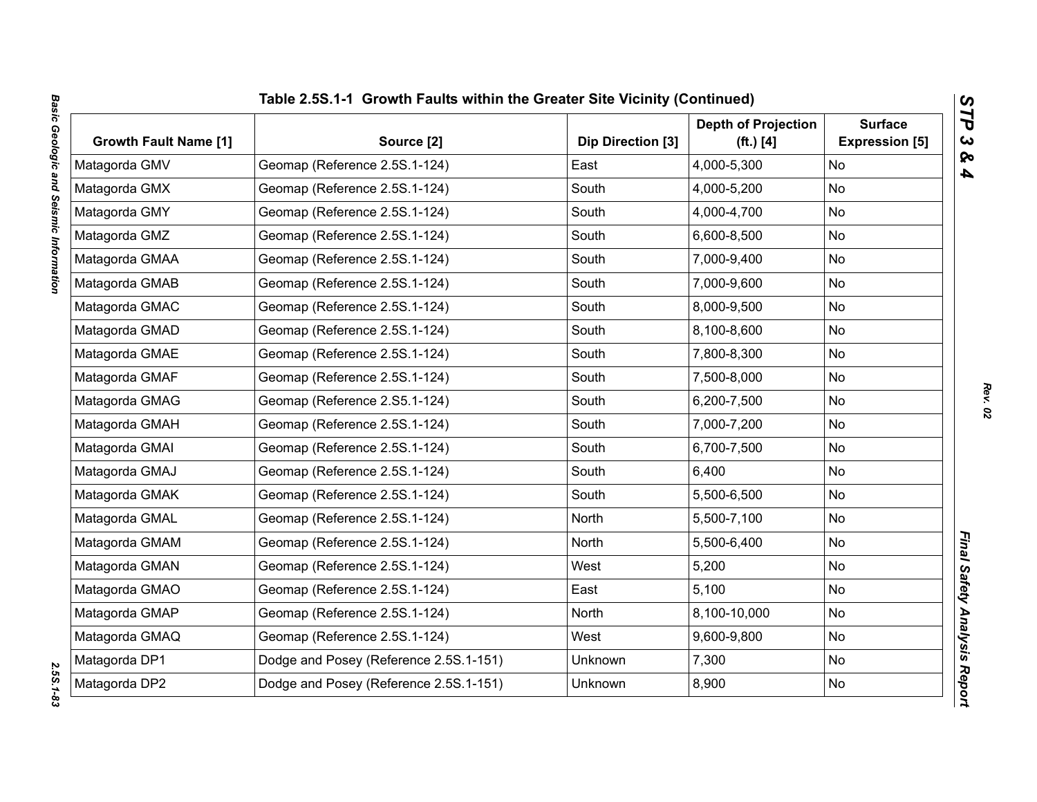**Table 2.5S.1-1 Growth Faults within the Greater Site Vicinity (Continued)**

| Growth Fault Name [1] | Source [2] | Dip Direction [3] | Depth of Projection (ft.) [4] | Surface Expression [5] |
|---|---|---|---|---|
| Matagorda GMV | Geomap (Reference 2.5S.1-124) | East | 4,000-5,300 | No |
| Matagorda GMX | Geomap (Reference 2.5S.1-124) | South | 4,000-5,200 | No |
| Matagorda GMY | Geomap (Reference 2.5S.1-124) | South | 4,000-4,700 | No |
| Matagorda GMZ | Geomap (Reference 2.5S.1-124) | South | 6,600-8,500 | No |
| Matagorda GMAA | Geomap (Reference 2.5S.1-124) | South | 7,000-9,400 | No |
| Matagorda GMAB | Geomap (Reference 2.5S.1-124) | South | 7,000-9,600 | No |
| Matagorda GMAC | Geomap (Reference 2.5S.1-124) | South | 8,000-9,500 | No |
| Matagorda GMAD | Geomap (Reference 2.5S.1-124) | South | 8,100-8,600 | No |
| Matagorda GMAE | Geomap (Reference 2.5S.1-124) | South | 7,800-8,300 | No |
| Matagorda GMAF | Geomap (Reference 2.5S.1-124) | South | 7,500-8,000 | No |
| Matagorda GMAG | Geomap (Reference 2.S5.1-124) | South | 6,200-7,500 | No |
| Matagorda GMAH | Geomap (Reference 2.5S.1-124) | South | 7,000-7,200 | No |
| Matagorda GMAI | Geomap (Reference 2.5S.1-124) | South | 6,700-7,500 | No |
| Matagorda GMAJ | Geomap (Reference 2.5S.1-124) | South | 6,400 | No |
| Matagorda GMAK | Geomap (Reference 2.5S.1-124) | South | 5,500-6,500 | No |
| Matagorda GMAL | Geomap (Reference 2.5S.1-124) | North | 5,500-7,100 | No |
| Matagorda GMAM | Geomap (Reference 2.5S.1-124) | North | 5,500-6,400 | No |
| Matagorda GMAN | Geomap (Reference 2.5S.1-124) | West | 5,200 | No |
| Matagorda GMAO | Geomap (Reference 2.5S.1-124) | East | 5,100 | No |
| Matagorda GMAP | Geomap (Reference 2.5S.1-124) | North | 8,100-10,000 | No |
| Matagorda GMAQ | Geomap (Reference 2.5S.1-124) | West | 9,600-9,800 | No |
| Matagorda DP1 | Dodge and Posey (Reference 2.5S.1-151) | Unknown | 7,300 | No |
| Matagorda DP2 | Dodge and Posey (Reference 2.5S.1-151) | Unknown | 8,900 | No |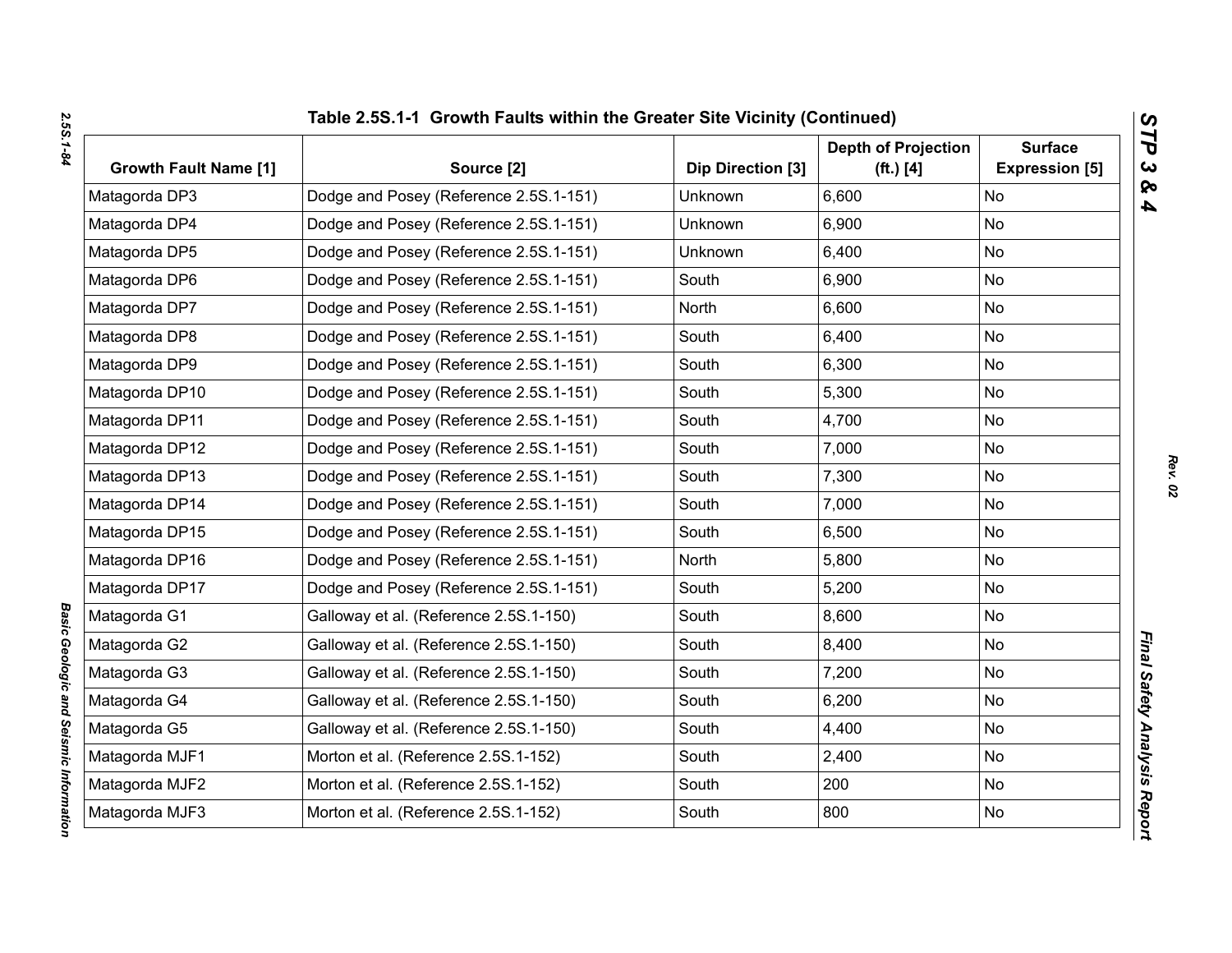## Table 2.5S.1-1 Growth Faults within the Greater Site Vicinity (Continued)

| Growth Fault Name [1] | Source [2] | Dip Direction [3] | Depth of Projection (ft.) [4] | Surface Expression [5] |
|---|---|---|---|---|
| Matagorda DP3 | Dodge and Posey (Reference 2.5S.1-151) | Unknown | 6,600 | No |
| Matagorda DP4 | Dodge and Posey (Reference 2.5S.1-151) | Unknown | 6,900 | No |
| Matagorda DP5 | Dodge and Posey (Reference 2.5S.1-151) | Unknown | 6,400 | No |
| Matagorda DP6 | Dodge and Posey (Reference 2.5S.1-151) | South | 6,900 | No |
| Matagorda DP7 | Dodge and Posey (Reference 2.5S.1-151) | North | 6,600 | No |
| Matagorda DP8 | Dodge and Posey (Reference 2.5S.1-151) | South | 6,400 | No |
| Matagorda DP9 | Dodge and Posey (Reference 2.5S.1-151) | South | 6,300 | No |
| Matagorda DP10 | Dodge and Posey (Reference 2.5S.1-151) | South | 5,300 | No |
| Matagorda DP11 | Dodge and Posey (Reference 2.5S.1-151) | South | 4,700 | No |
| Matagorda DP12 | Dodge and Posey (Reference 2.5S.1-151) | South | 7,000 | No |
| Matagorda DP13 | Dodge and Posey (Reference 2.5S.1-151) | South | 7,300 | No |
| Matagorda DP14 | Dodge and Posey (Reference 2.5S.1-151) | South | 7,000 | No |
| Matagorda DP15 | Dodge and Posey (Reference 2.5S.1-151) | South | 6,500 | No |
| Matagorda DP16 | Dodge and Posey (Reference 2.5S.1-151) | North | 5,800 | No |
| Matagorda DP17 | Dodge and Posey (Reference 2.5S.1-151) | South | 5,200 | No |
| Matagorda G1 | Galloway et al. (Reference 2.5S.1-150) | South | 8,600 | No |
| Matagorda G2 | Galloway et al. (Reference 2.5S.1-150) | South | 8,400 | No |
| Matagorda G3 | Galloway et al. (Reference 2.5S.1-150) | South | 7,200 | No |
| Matagorda G4 | Galloway et al. (Reference 2.5S.1-150) | South | 6,200 | No |
| Matagorda G5 | Galloway et al. (Reference 2.5S.1-150) | South | 4,400 | No |
| Matagorda MJF1 | Morton et al. (Reference 2.5S.1-152) | South | 2,400 | No |
| Matagorda MJF2 | Morton et al. (Reference 2.5S.1-152) | South | 200 | No |
| Matagorda MJF3 | Morton et al. (Reference 2.5S.1-152) | South | 800 | No |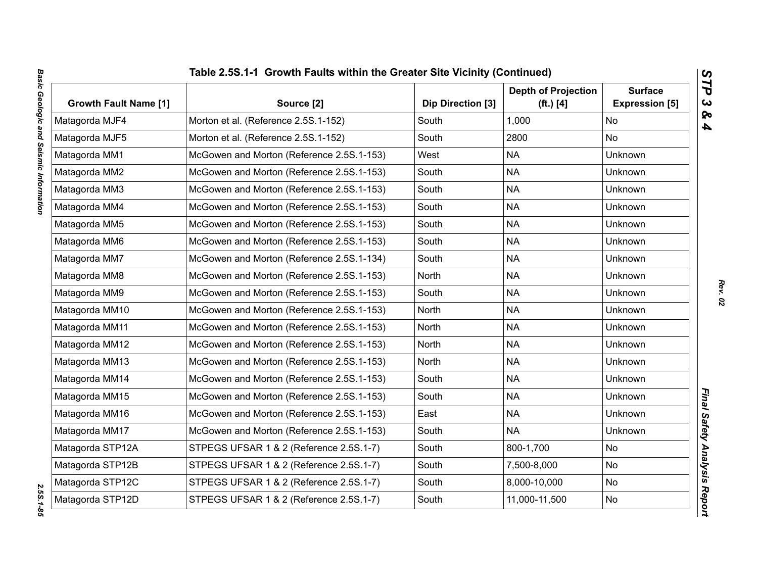**Table 2.5S.1-1 Growth Faults within the Greater Site Vicinity (Continued)**

| Growth Fault Name [1] | Source [2] | Dip Direction [3] | Depth of Projection (ft.) [4] | Surface Expression [5] |
|---|---|---|---|---|
| Matagorda MJF4 | Morton et al. (Reference 2.5S.1-152) | South | 1,000 | No |
| Matagorda MJF5 | Morton et al. (Reference 2.5S.1-152) | South | 2800 | No |
| Matagorda MM1 | McGowen and Morton (Reference 2.5S.1-153) | West | NA | Unknown |
| Matagorda MM2 | McGowen and Morton (Reference 2.5S.1-153) | South | NA | Unknown |
| Matagorda MM3 | McGowen and Morton (Reference 2.5S.1-153) | South | NA | Unknown |
| Matagorda MM4 | McGowen and Morton (Reference 2.5S.1-153) | South | NA | Unknown |
| Matagorda MM5 | McGowen and Morton (Reference 2.5S.1-153) | South | NA | Unknown |
| Matagorda MM6 | McGowen and Morton (Reference 2.5S.1-153) | South | NA | Unknown |
| Matagorda MM7 | McGowen and Morton (Reference 2.5S.1-134) | South | NA | Unknown |
| Matagorda MM8 | McGowen and Morton (Reference 2.5S.1-153) | North | NA | Unknown |
| Matagorda MM9 | McGowen and Morton (Reference 2.5S.1-153) | South | NA | Unknown |
| Matagorda MM10 | McGowen and Morton (Reference 2.5S.1-153) | North | NA | Unknown |
| Matagorda MM11 | McGowen and Morton (Reference 2.5S.1-153) | North | NA | Unknown |
| Matagorda MM12 | McGowen and Morton (Reference 2.5S.1-153) | North | NA | Unknown |
| Matagorda MM13 | McGowen and Morton (Reference 2.5S.1-153) | North | NA | Unknown |
| Matagorda MM14 | McGowen and Morton (Reference 2.5S.1-153) | South | NA | Unknown |
| Matagorda MM15 | McGowen and Morton (Reference 2.5S.1-153) | South | NA | Unknown |
| Matagorda MM16 | McGowen and Morton (Reference 2.5S.1-153) | East | NA | Unknown |
| Matagorda MM17 | McGowen and Morton (Reference 2.5S.1-153) | South | NA | Unknown |
| Matagorda STP12A | STPEGS UFSAR 1 & 2 (Reference 2.5S.1-7) | South | 800-1,700 | No |
| Matagorda STP12B | STPEGS UFSAR 1 & 2 (Reference 2.5S.1-7) | South | 7,500-8,000 | No |
| Matagorda STP12C | STPEGS UFSAR 1 & 2 (Reference 2.5S.1-7) | South | 8,000-10,000 | No |
| Matagorda STP12D | STPEGS UFSAR 1 & 2 (Reference 2.5S.1-7) | South | 11,000-11,500 | No |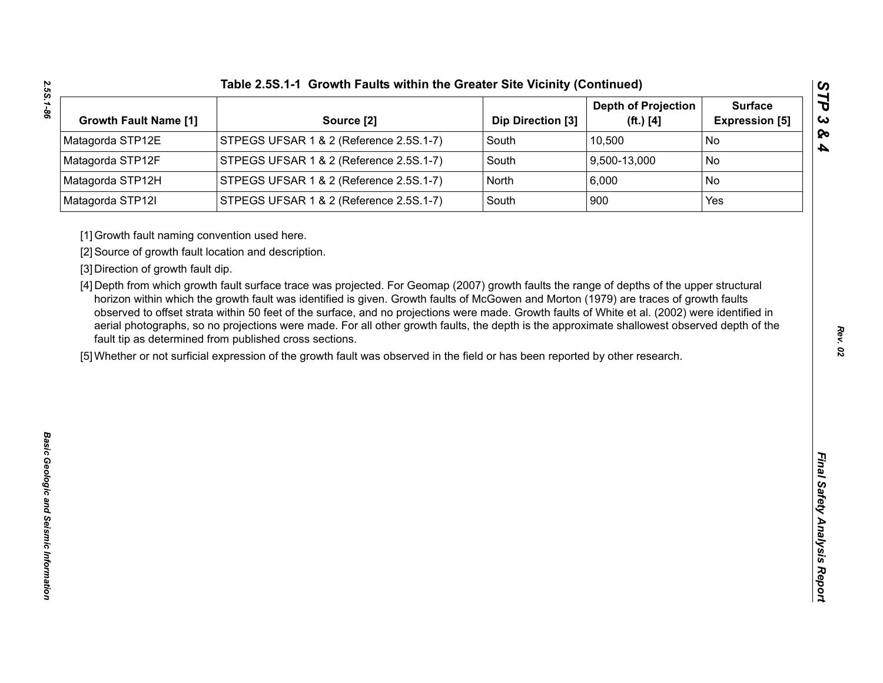## Table 2.5S.1-1 Growth Faults within the Greater Site Vicinity (Continued)

| Growth Fault Name [1] | Source [2] | Dip Direction [3] | Depth of Projection (ft.) [4] | Surface Expression [5] |
|---|---|---|---|---|
| Matagorda STP12E | STPEGS UFSAR 1 & 2 (Reference 2.5S.1-7) | South | 10,500 | No |
| Matagorda STP12F | STPEGS UFSAR 1 & 2 (Reference 2.5S.1-7) | South | 9,500-13,000 | No |
| Matagorda STP12H | STPEGS UFSAR 1 & 2 (Reference 2.5S.1-7) | North | 6,000 | No |
| Matagorda STP12I | STPEGS UFSAR 1 & 2 (Reference 2.5S.1-7) | South | 900 | Yes |

[1] Growth fault naming convention used here.

[2] Source of growth fault location and description.

[3] Direction of growth fault dip.

[4] Depth from which growth fault surface trace was projected. For Geomap (2007) growth faults the range of depths of the upper structural horizon within which the growth fault was identified is given. Growth faults of McGowen and Morton (1979) are traces of growth faults observed to offset strata within 50 feet of the surface, and no projections were made. Growth faults of White et al. (2002) were identified in aerial photographs, so no projections were made. For all other growth faults, the depth is the approximate shallowest observed depth of the fault tip as determined from published cross sections.

[5] Whether or not surficial expression of the growth fault was observed in the field or has been reported by other research.